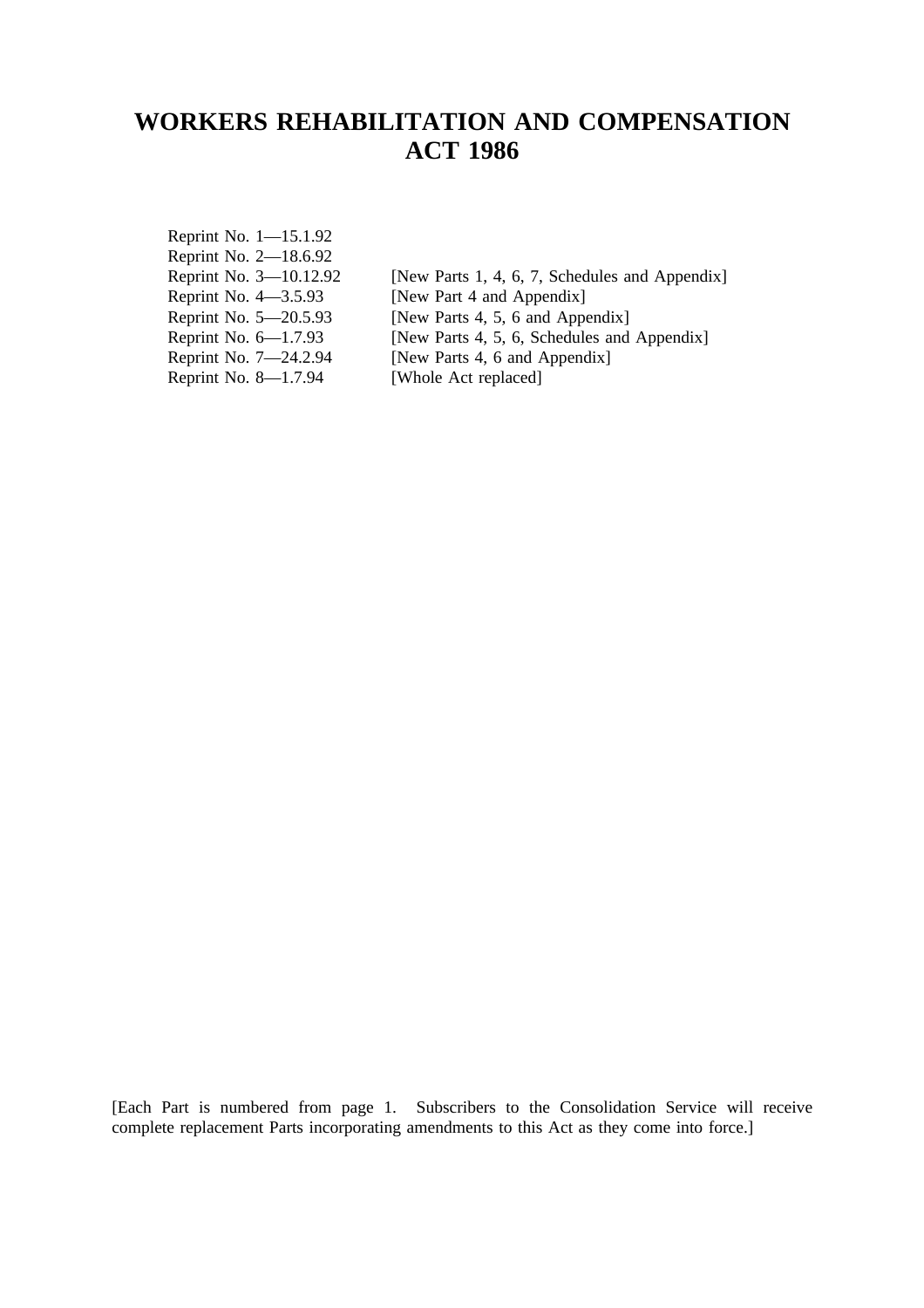# WORKERS REHABILITATION AND COMPENSATION ACT 1986

| | |
|---|---|
| Reprint No. 1—15.1.92 | |
| Reprint No. 2—18.6.92 | |
| Reprint No. 3—10.12.92 | [New Parts 1, 4, 6, 7, Schedules and Appendix] |
| Reprint No. 4—3.5.93 | [New Part 4 and Appendix] |
| Reprint No. 5—20.5.93 | [New Parts 4, 5, 6 and Appendix] |
| Reprint No. 6—1.7.93 | [New Parts 4, 5, 6, Schedules and Appendix] |
| Reprint No. 7—24.2.94 | [New Parts 4, 6 and Appendix] |
| Reprint No. 8—1.7.94 | [Whole Act replaced] |

[Each Part is numbered from page 1. Subscribers to the Consolidation Service will receive complete replacement Parts incorporating amendments to this Act as they come into force.]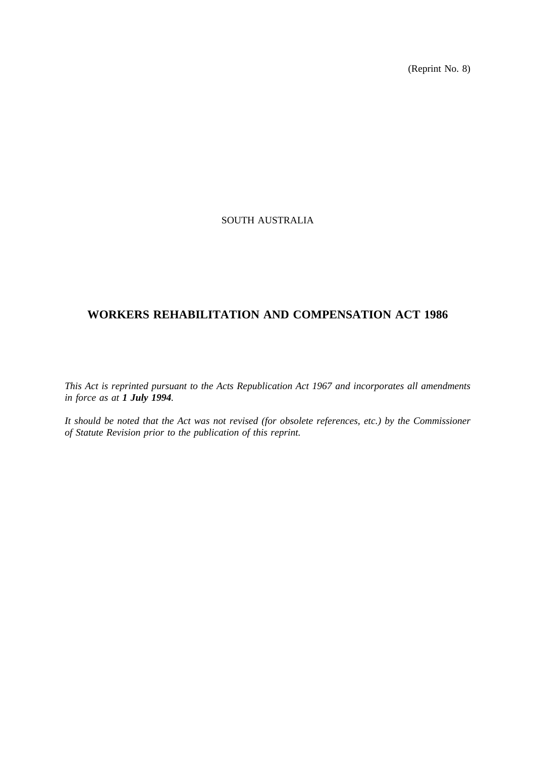(Reprint No. 8)

SOUTH AUSTRALIA

# WORKERS REHABILITATION AND COMPENSATION ACT 1986

*This Act is reprinted pursuant to the Acts Republication Act 1967 and incorporates all amendments in force as at **1 July 1994**.*

*It should be noted that the Act was not revised (for obsolete references, etc.) by the Commissioner of Statute Revision prior to the publication of this reprint.*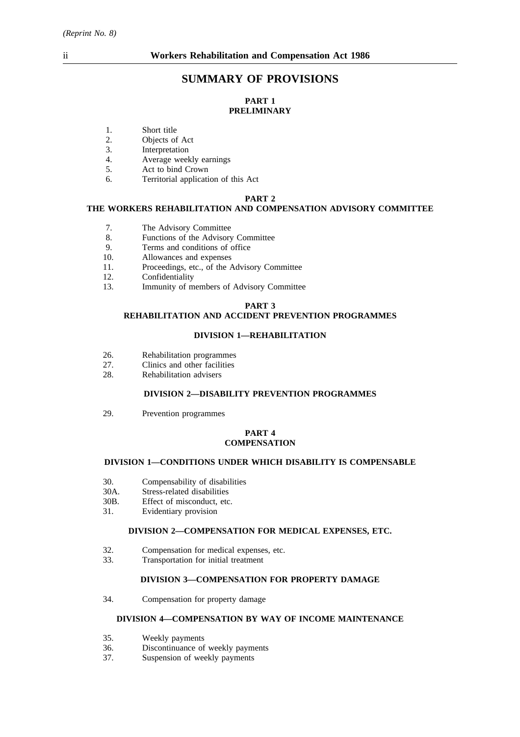# SUMMARY OF PROVISIONS

## PART 1
## PRELIMINARY

1. Short title
2. Objects of Act
3. Interpretation
4. Average weekly earnings
5. Act to bind Crown
6. Territorial application of this Act

## PART 2
## THE WORKERS REHABILITATION AND COMPENSATION ADVISORY COMMITTEE

7. The Advisory Committee
8. Functions of the Advisory Committee
9. Terms and conditions of office
10. Allowances and expenses
11. Proceedings, etc., of the Advisory Committee
12. Confidentiality
13. Immunity of members of Advisory Committee

## PART 3
## REHABILITATION AND ACCIDENT PREVENTION PROGRAMMES

### DIVISION 1—REHABILITATION

26. Rehabilitation programmes
27. Clinics and other facilities
28. Rehabilitation advisers

### DIVISION 2—DISABILITY PREVENTION PROGRAMMES

29. Prevention programmes

## PART 4
## COMPENSATION

### DIVISION 1—CONDITIONS UNDER WHICH DISABILITY IS COMPENSABLE

30. Compensability of disabilities
30A. Stress-related disabilities
30B. Effect of misconduct, etc.
31. Evidentiary provision

### DIVISION 2—COMPENSATION FOR MEDICAL EXPENSES, ETC.

32. Compensation for medical expenses, etc.
33. Transportation for initial treatment

### DIVISION 3—COMPENSATION FOR PROPERTY DAMAGE

34. Compensation for property damage

### DIVISION 4—COMPENSATION BY WAY OF INCOME MAINTENANCE

35. Weekly payments
36. Discontinuance of weekly payments
37. Suspension of weekly payments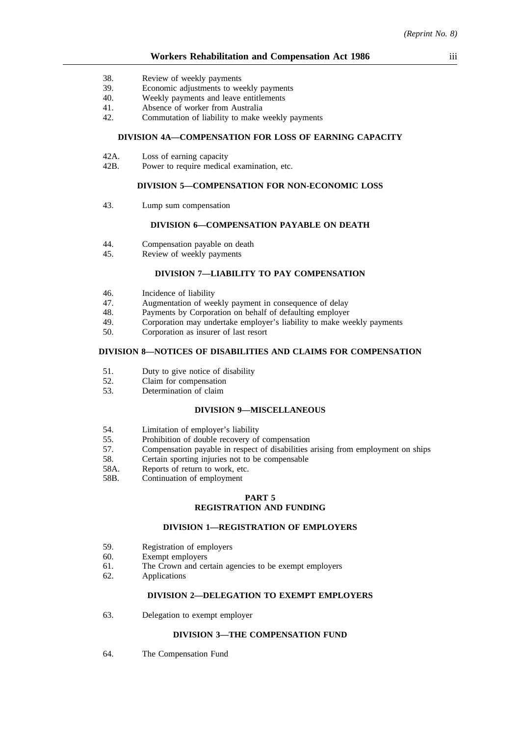38. Review of weekly payments
39. Economic adjustments to weekly payments
40. Weekly payments and leave entitlements
41. Absence of worker from Australia
42. Commutation of liability to make weekly payments

**DIVISION 4A—COMPENSATION FOR LOSS OF EARNING CAPACITY**

42A. Loss of earning capacity
42B. Power to require medical examination, etc.

**DIVISION 5—COMPENSATION FOR NON-ECONOMIC LOSS**

43. Lump sum compensation

**DIVISION 6—COMPENSATION PAYABLE ON DEATH**

44. Compensation payable on death
45. Review of weekly payments

**DIVISION 7—LIABILITY TO PAY COMPENSATION**

46. Incidence of liability
47. Augmentation of weekly payment in consequence of delay
48. Payments by Corporation on behalf of defaulting employer
49. Corporation may undertake employer's liability to make weekly payments
50. Corporation as insurer of last resort

**DIVISION 8—NOTICES OF DISABILITIES AND CLAIMS FOR COMPENSATION**

51. Duty to give notice of disability
52. Claim for compensation
53. Determination of claim

**DIVISION 9—MISCELLANEOUS**

54. Limitation of employer's liability
55. Prohibition of double recovery of compensation
57. Compensation payable in respect of disabilities arising from employment on ships
58. Certain sporting injuries not to be compensable
58A. Reports of return to work, etc.
58B. Continuation of employment

**PART 5**
**REGISTRATION AND FUNDING**

**DIVISION 1—REGISTRATION OF EMPLOYERS**

59. Registration of employers
60. Exempt employers
61. The Crown and certain agencies to be exempt employers
62. Applications

**DIVISION 2—DELEGATION TO EXEMPT EMPLOYERS**

63. Delegation to exempt employer

**DIVISION 3—THE COMPENSATION FUND**

64. The Compensation Fund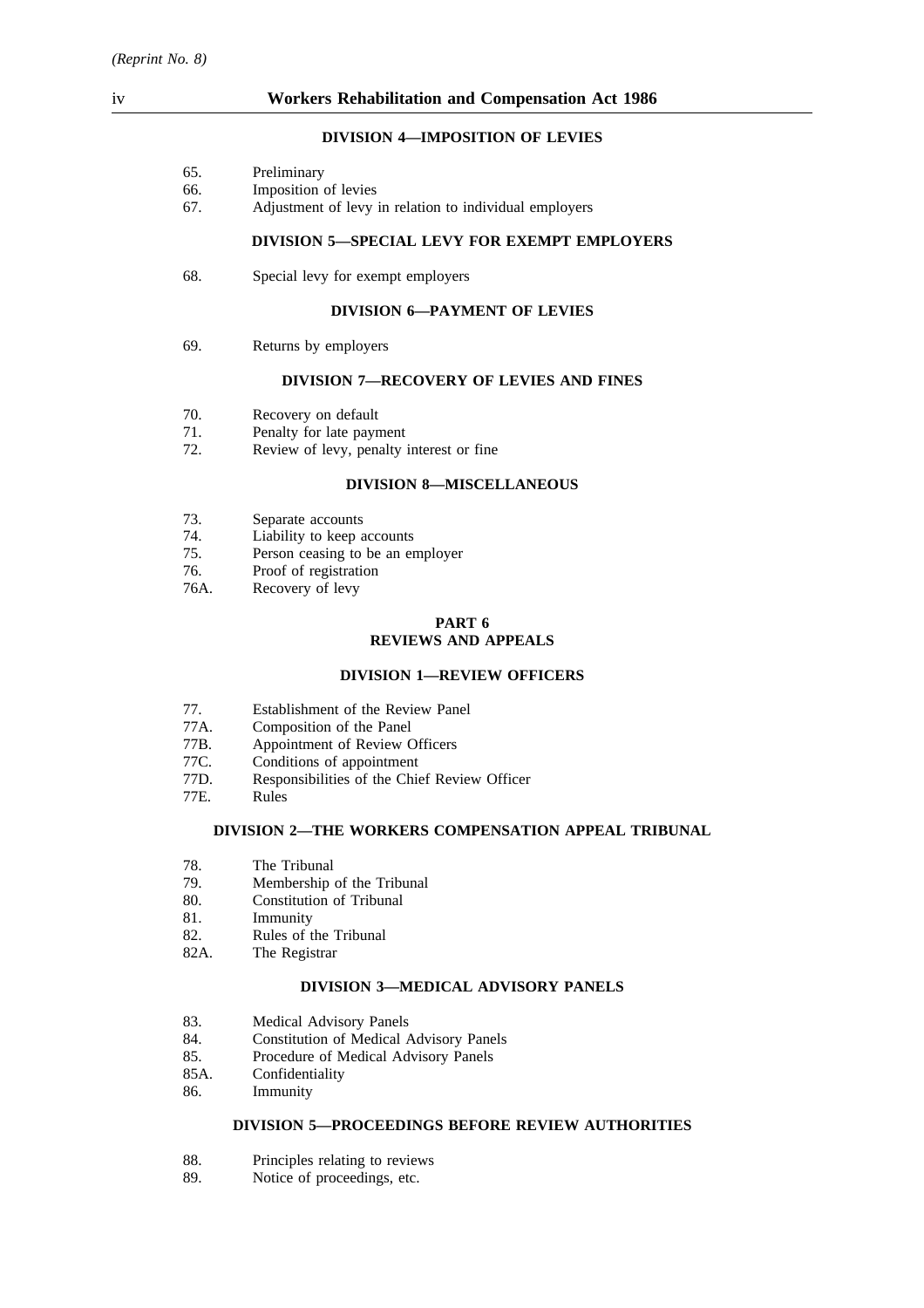#### DIVISION 4—IMPOSITION OF LEVIES

65. Preliminary
66. Imposition of levies
67. Adjustment of levy in relation to individual employers

#### DIVISION 5—SPECIAL LEVY FOR EXEMPT EMPLOYERS

68. Special levy for exempt employers

#### DIVISION 6—PAYMENT OF LEVIES

69. Returns by employers

#### DIVISION 7—RECOVERY OF LEVIES AND FINES

70. Recovery on default
71. Penalty for late payment
72. Review of levy, penalty interest or fine

#### DIVISION 8—MISCELLANEOUS

73. Separate accounts
74. Liability to keep accounts
75. Person ceasing to be an employer
76. Proof of registration
76A. Recovery of levy

### PART 6
### REVIEWS AND APPEALS

#### DIVISION 1—REVIEW OFFICERS

77. Establishment of the Review Panel
77A. Composition of the Panel
77B. Appointment of Review Officers
77C. Conditions of appointment
77D. Responsibilities of the Chief Review Officer
77E. Rules

#### DIVISION 2—THE WORKERS COMPENSATION APPEAL TRIBUNAL

78. The Tribunal
79. Membership of the Tribunal
80. Constitution of Tribunal
81. Immunity
82. Rules of the Tribunal
82A. The Registrar

#### DIVISION 3—MEDICAL ADVISORY PANELS

83. Medical Advisory Panels
84. Constitution of Medical Advisory Panels
85. Procedure of Medical Advisory Panels
85A. Confidentiality
86. Immunity

#### DIVISION 5—PROCEEDINGS BEFORE REVIEW AUTHORITIES

88. Principles relating to reviews
89. Notice of proceedings, etc.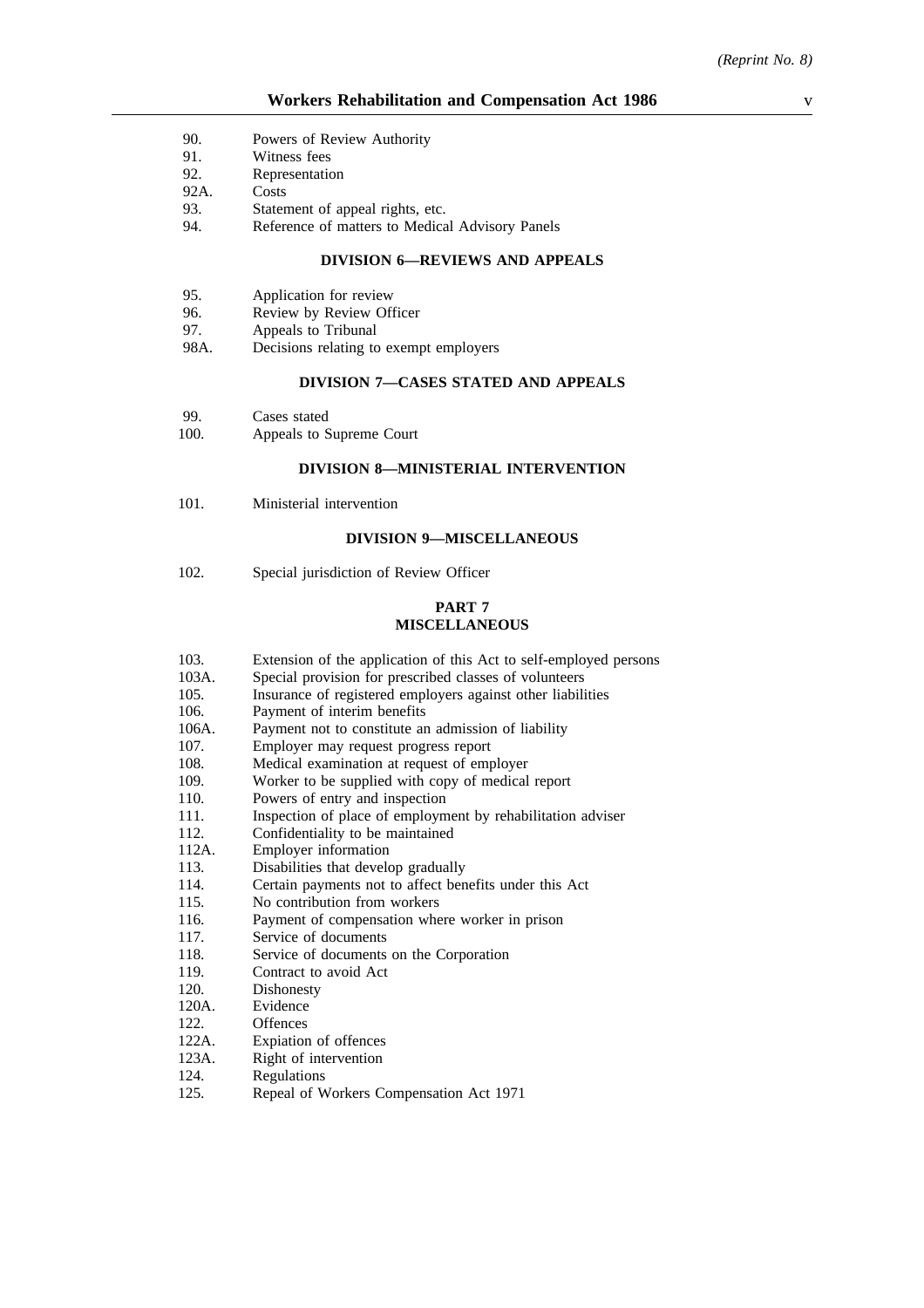90. Powers of Review Authority
91. Witness fees
92. Representation
92A. Costs
93. Statement of appeal rights, etc.
94. Reference of matters to Medical Advisory Panels

### DIVISION 6—REVIEWS AND APPEALS

95. Application for review
96. Review by Review Officer
97. Appeals to Tribunal
98A. Decisions relating to exempt employers

### DIVISION 7—CASES STATED AND APPEALS

99. Cases stated
100. Appeals to Supreme Court

### DIVISION 8—MINISTERIAL INTERVENTION

101. Ministerial intervention

### DIVISION 9—MISCELLANEOUS

102. Special jurisdiction of Review Officer

## PART 7
## MISCELLANEOUS

103. Extension of the application of this Act to self-employed persons
103A. Special provision for prescribed classes of volunteers
105. Insurance of registered employers against other liabilities
106. Payment of interim benefits
106A. Payment not to constitute an admission of liability
107. Employer may request progress report
108. Medical examination at request of employer
109. Worker to be supplied with copy of medical report
110. Powers of entry and inspection
111. Inspection of place of employment by rehabilitation adviser
112. Confidentiality to be maintained
112A. Employer information
113. Disabilities that develop gradually
114. Certain payments not to affect benefits under this Act
115. No contribution from workers
116. Payment of compensation where worker in prison
117. Service of documents
118. Service of documents on the Corporation
119. Contract to avoid Act
120. Dishonesty
120A. Evidence
122. Offences
122A. Expiation of offences
123A. Right of intervention
124. Regulations
125. Repeal of Workers Compensation Act 1971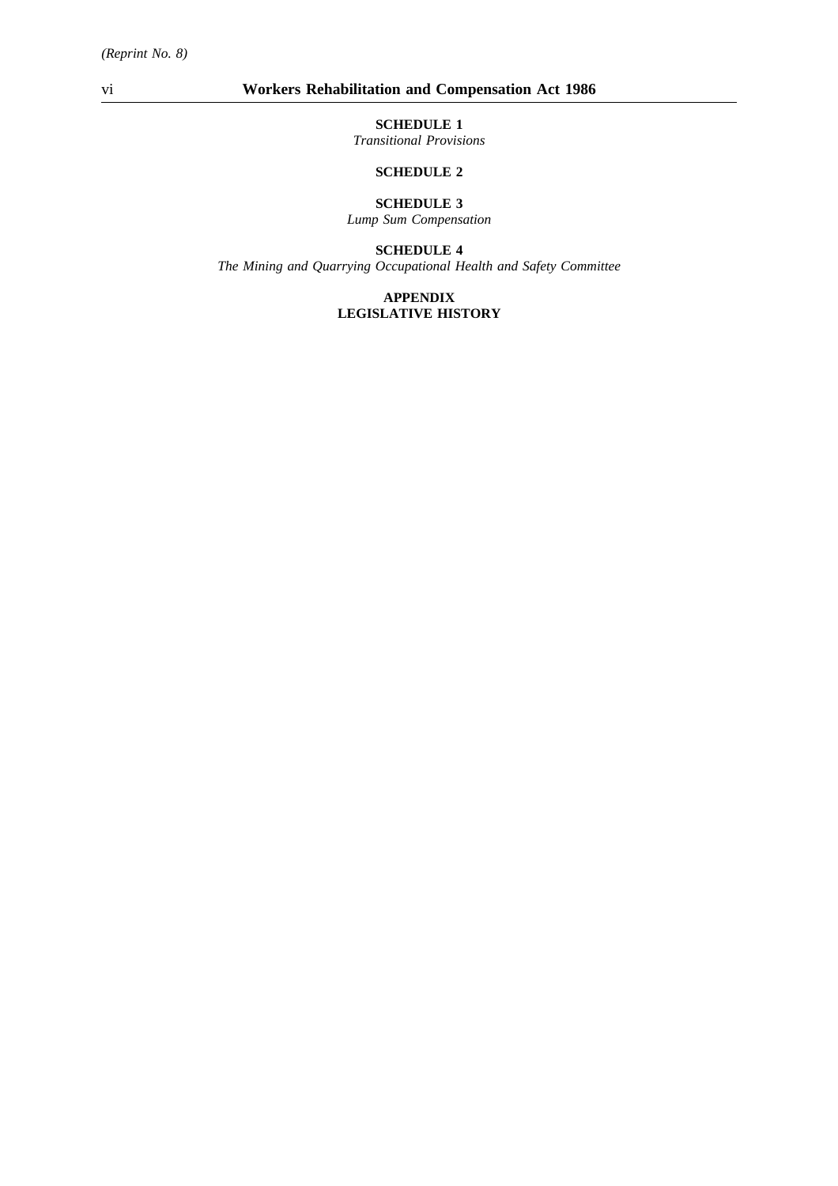**SCHEDULE 1**
*Transitional Provisions*

**SCHEDULE 2**

**SCHEDULE 3**
*Lump Sum Compensation*

**SCHEDULE 4**
*The Mining and Quarrying Occupational Health and Safety Committee*

**APPENDIX**
**LEGISLATIVE HISTORY**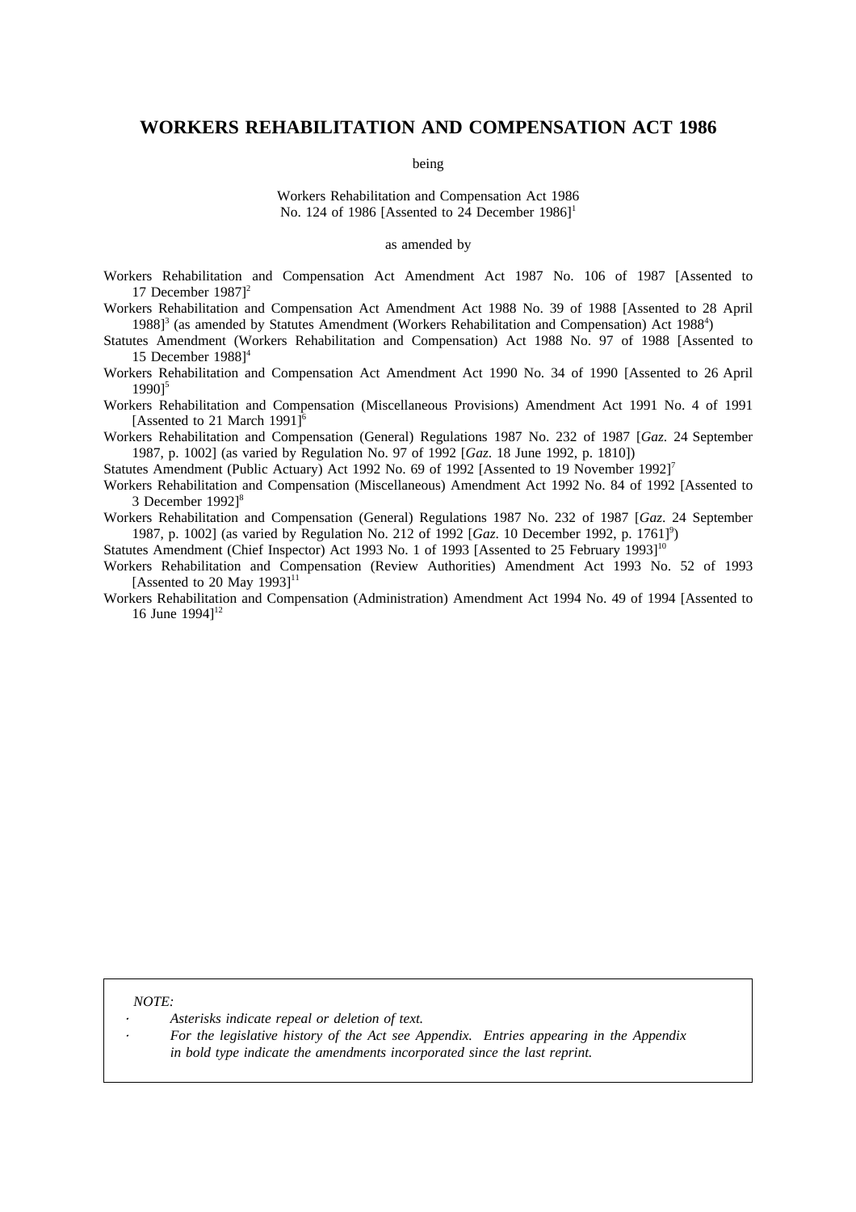# WORKERS REHABILITATION AND COMPENSATION ACT 1986

being

Workers Rehabilitation and Compensation Act 1986
No. 124 of 1986 [Assented to 24 December 1986][1]

as amended by

Workers Rehabilitation and Compensation Act Amendment Act 1987 No. 106 of 1987 [Assented to 17 December 1987][2]

Workers Rehabilitation and Compensation Act Amendment Act 1988 No. 39 of 1988 [Assented to 28 April 1988][3] (as amended by Statutes Amendment (Workers Rehabilitation and Compensation) Act 1988[4])

Statutes Amendment (Workers Rehabilitation and Compensation) Act 1988 No. 97 of 1988 [Assented to 15 December 1988][4]

Workers Rehabilitation and Compensation Act Amendment Act 1990 No. 34 of 1990 [Assented to 26 April 1990][5]

Workers Rehabilitation and Compensation (Miscellaneous Provisions) Amendment Act 1991 No. 4 of 1991 [Assented to 21 March 1991][6]

Workers Rehabilitation and Compensation (General) Regulations 1987 No. 232 of 1987 [*Gaz*. 24 September 1987, p. 1002] (as varied by Regulation No. 97 of 1992 [*Gaz*. 18 June 1992, p. 1810])

Statutes Amendment (Public Actuary) Act 1992 No. 69 of 1992 [Assented to 19 November 1992][7]

Workers Rehabilitation and Compensation (Miscellaneous) Amendment Act 1992 No. 84 of 1992 [Assented to 3 December 1992][8]

Workers Rehabilitation and Compensation (General) Regulations 1987 No. 232 of 1987 [*Gaz*. 24 September 1987, p. 1002] (as varied by Regulation No. 212 of 1992 [*Gaz*. 10 December 1992, p. 1761][9])

Statutes Amendment (Chief Inspector) Act 1993 No. 1 of 1993 [Assented to 25 February 1993][10]

Workers Rehabilitation and Compensation (Review Authorities) Amendment Act 1993 No. 52 of 1993 [Assented to 20 May 1993][11]

Workers Rehabilitation and Compensation (Administration) Amendment Act 1994 No. 49 of 1994 [Assented to 16 June 1994][12]

*NOTE:*

- *Asterisks indicate repeal or deletion of text.*
- *For the legislative history of the Act see Appendix. Entries appearing in the Appendix in bold type indicate the amendments incorporated since the last reprint.*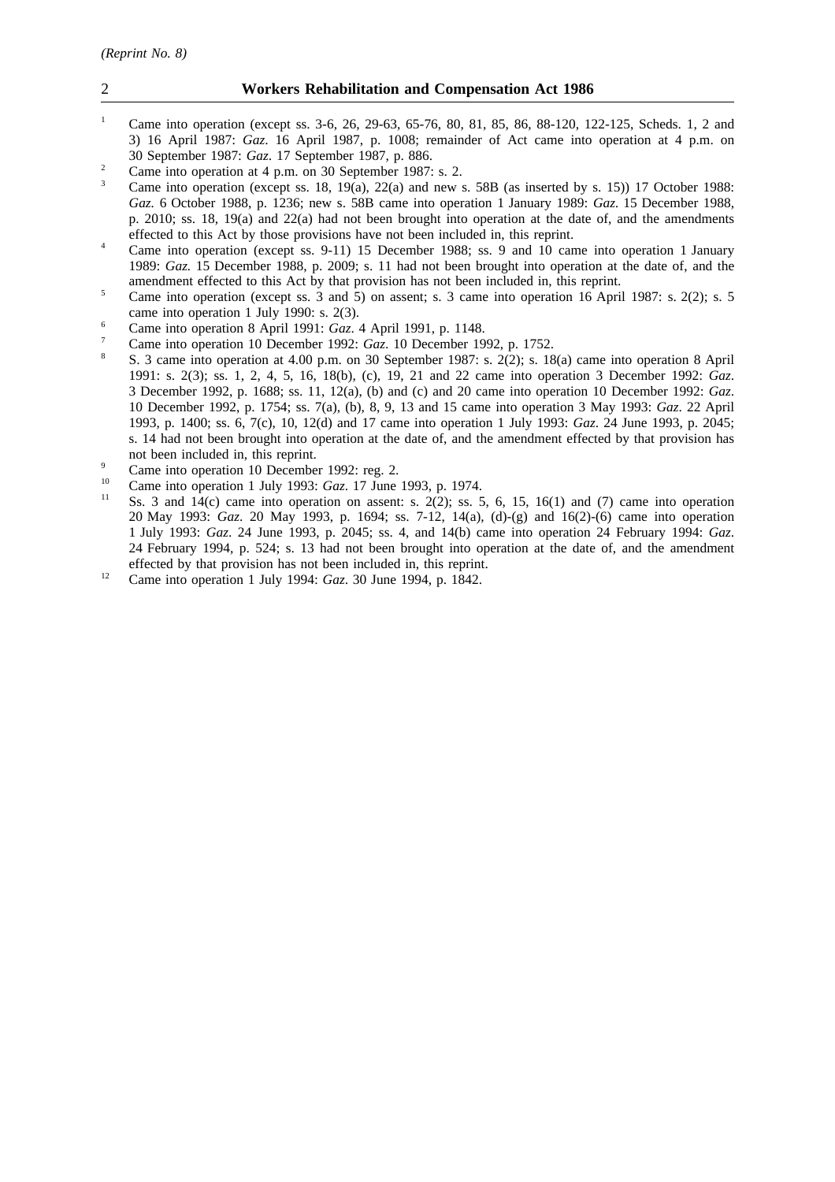[1] Came into operation (except ss. 3-6, 26, 29-63, 65-76, 80, 81, 85, 86, 88-120, 122-125, Scheds. 1, 2 and 3) 16 April 1987: *Gaz*. 16 April 1987, p. 1008; remainder of Act came into operation at 4 p.m. on 30 September 1987: *Gaz*. 17 September 1987, p. 886.

[2] Came into operation at 4 p.m. on 30 September 1987: s. 2.

[3] Came into operation (except ss. 18, 19(a), 22(a) and new s. 58B (as inserted by s. 15)) 17 October 1988: *Gaz.* 6 October 1988, p. 1236; new s. 58B came into operation 1 January 1989: *Gaz.* 15 December 1988, p. 2010; ss. 18, 19(a) and 22(a) had not been brought into operation at the date of, and the amendments effected to this Act by those provisions have not been included in, this reprint.

[4] Came into operation (except ss. 9-11) 15 December 1988; ss. 9 and 10 came into operation 1 January 1989: *Gaz.* 15 December 1988, p. 2009; s. 11 had not been brought into operation at the date of, and the amendment effected to this Act by that provision has not been included in, this reprint.

[5] Came into operation (except ss. 3 and 5) on assent; s. 3 came into operation 16 April 1987: s. 2(2); s. 5 came into operation 1 July 1990: s. 2(3).

[6] Came into operation 8 April 1991: *Gaz*. 4 April 1991, p. 1148.

[7] Came into operation 10 December 1992: *Gaz.* 10 December 1992, p. 1752.

[8] S. 3 came into operation at 4.00 p.m. on 30 September 1987: s. 2(2); s. 18(a) came into operation 8 April 1991: s. 2(3); ss. 1, 2, 4, 5, 16, 18(b), (c), 19, 21 and 22 came into operation 3 December 1992: *Gaz*. 3 December 1992, p. 1688; ss. 11, 12(a), (b) and (c) and 20 came into operation 10 December 1992: *Gaz*. 10 December 1992, p. 1754; ss. 7(a), (b), 8, 9, 13 and 15 came into operation 3 May 1993: *Gaz*. 22 April 1993, p. 1400; ss. 6, 7(c), 10, 12(d) and 17 came into operation 1 July 1993: *Gaz*. 24 June 1993, p. 2045; s. 14 had not been brought into operation at the date of, and the amendment effected by that provision has not been included in, this reprint.

[9] Came into operation 10 December 1992: reg. 2.

[10] Came into operation 1 July 1993: *Gaz*. 17 June 1993, p. 1974.

[11] Ss. 3 and 14(c) came into operation on assent: s. 2(2); ss. 5, 6, 15, 16(1) and (7) came into operation 20 May 1993: *Gaz*. 20 May 1993, p. 1694; ss. 7-12, 14(a), (d)-(g) and 16(2)-(6) came into operation 1 July 1993: *Gaz*. 24 June 1993, p. 2045; ss. 4, and 14(b) came into operation 24 February 1994: *Gaz*. 24 February 1994, p. 524; s. 13 had not been brought into operation at the date of, and the amendment effected by that provision has not been included in, this reprint.

[12] Came into operation 1 July 1994: *Gaz*. 30 June 1994, p. 1842.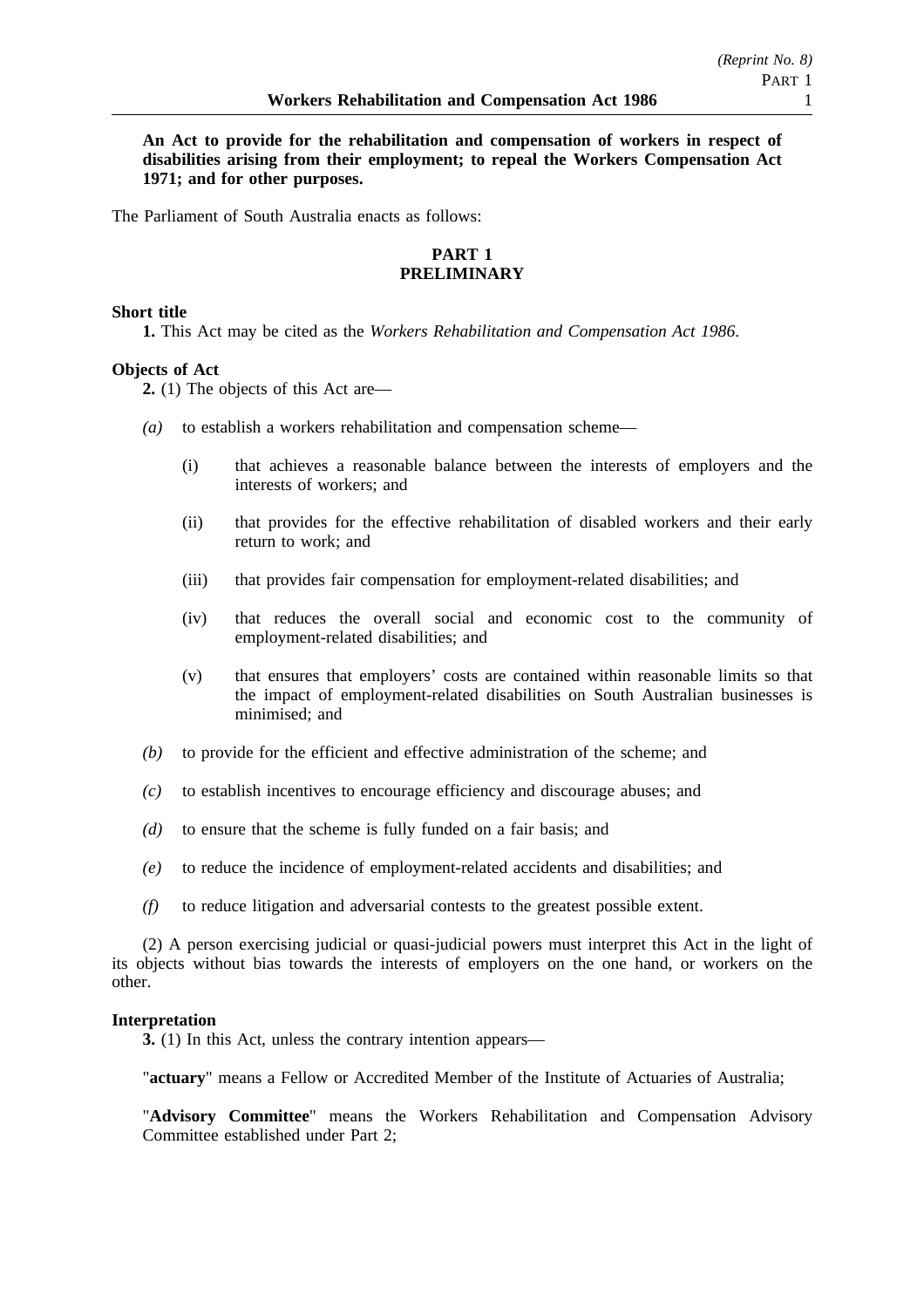**An Act to provide for the rehabilitation and compensation of workers in respect of disabilities arising from their employment; to repeal the Workers Compensation Act 1971; and for other purposes.**

The Parliament of South Australia enacts as follows:

## PART 1
## PRELIMINARY

**Short title**

**1.** This Act may be cited as the *Workers Rehabilitation and Compensation Act 1986*.

**Objects of Act**

**2.** (1) The objects of this Act are—

*(a)* to establish a workers rehabilitation and compensation scheme—

(i) that achieves a reasonable balance between the interests of employers and the interests of workers; and

(ii) that provides for the effective rehabilitation of disabled workers and their early return to work; and

(iii) that provides fair compensation for employment-related disabilities; and

(iv) that reduces the overall social and economic cost to the community of employment-related disabilities; and

(v) that ensures that employers' costs are contained within reasonable limits so that the impact of employment-related disabilities on South Australian businesses is minimised; and

*(b)* to provide for the efficient and effective administration of the scheme; and

*(c)* to establish incentives to encourage efficiency and discourage abuses; and

*(d)* to ensure that the scheme is fully funded on a fair basis; and

*(e)* to reduce the incidence of employment-related accidents and disabilities; and

*(f)* to reduce litigation and adversarial contests to the greatest possible extent.

(2) A person exercising judicial or quasi-judicial powers must interpret this Act in the light of its objects without bias towards the interests of employers on the one hand, or workers on the other.

**Interpretation**

**3.** (1) In this Act, unless the contrary intention appears—

"**actuary**" means a Fellow or Accredited Member of the Institute of Actuaries of Australia;

"**Advisory Committee**" means the Workers Rehabilitation and Compensation Advisory Committee established under Part 2;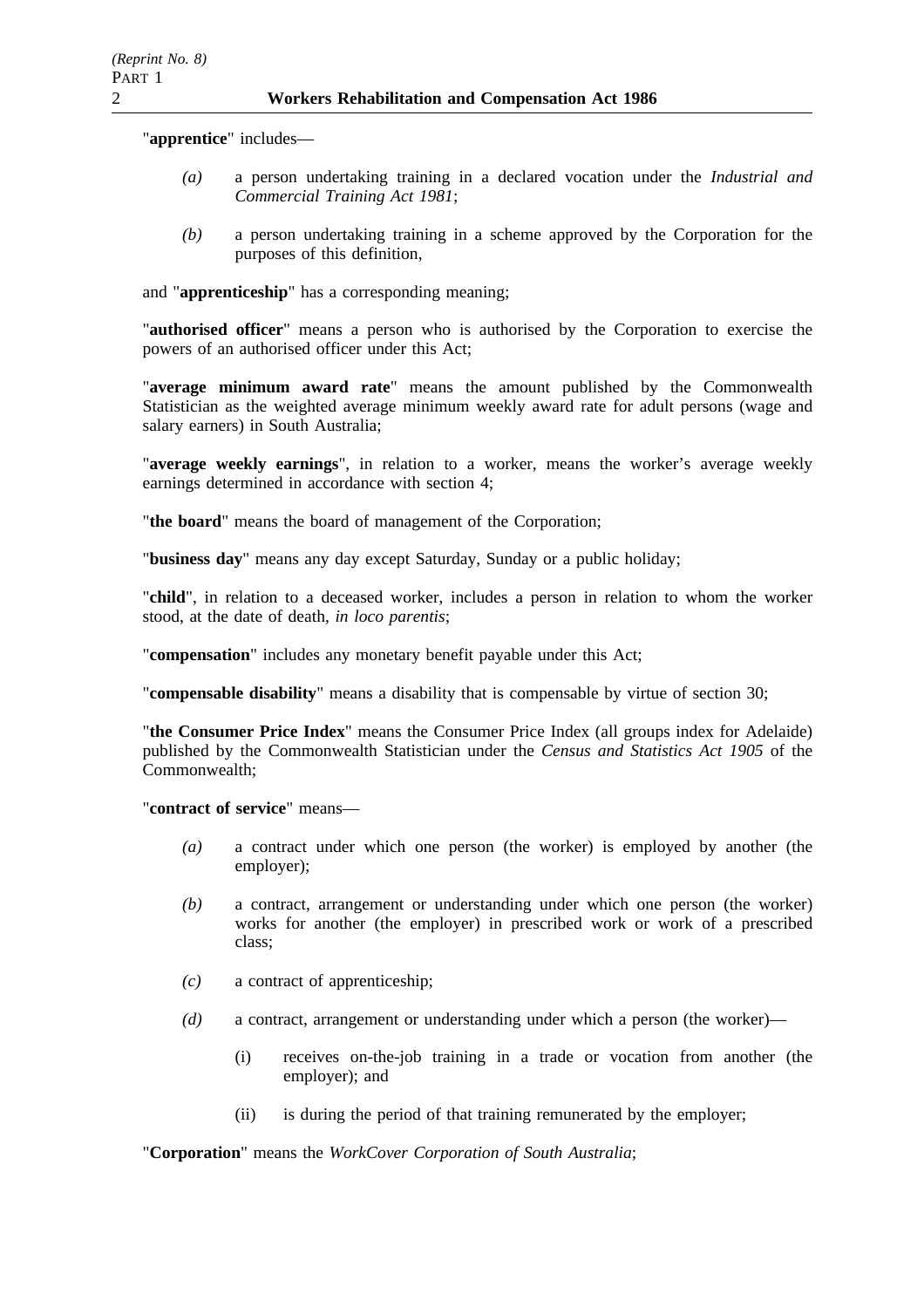"**apprentice**" includes—

*(a)* a person undertaking training in a declared vocation under the *Industrial and Commercial Training Act 1981*;

*(b)* a person undertaking training in a scheme approved by the Corporation for the purposes of this definition,

and "**apprenticeship**" has a corresponding meaning;

"**authorised officer**" means a person who is authorised by the Corporation to exercise the powers of an authorised officer under this Act;

"**average minimum award rate**" means the amount published by the Commonwealth Statistician as the weighted average minimum weekly award rate for adult persons (wage and salary earners) in South Australia;

"**average weekly earnings**", in relation to a worker, means the worker's average weekly earnings determined in accordance with section 4;

"**the board**" means the board of management of the Corporation;

"**business day**" means any day except Saturday, Sunday or a public holiday;

"**child**", in relation to a deceased worker, includes a person in relation to whom the worker stood, at the date of death, *in loco parentis*;

"**compensation**" includes any monetary benefit payable under this Act;

"**compensable disability**" means a disability that is compensable by virtue of section 30;

"**the Consumer Price Index**" means the Consumer Price Index (all groups index for Adelaide) published by the Commonwealth Statistician under the *Census and Statistics Act 1905* of the Commonwealth;

"**contract of service**" means—

*(a)* a contract under which one person (the worker) is employed by another (the employer);

*(b)* a contract, arrangement or understanding under which one person (the worker) works for another (the employer) in prescribed work or work of a prescribed class;

*(c)* a contract of apprenticeship;

*(d)* a contract, arrangement or understanding under which a person (the worker)—

(i) receives on-the-job training in a trade or vocation from another (the employer); and

(ii) is during the period of that training remunerated by the employer;

"**Corporation**" means the *WorkCover Corporation of South Australia*;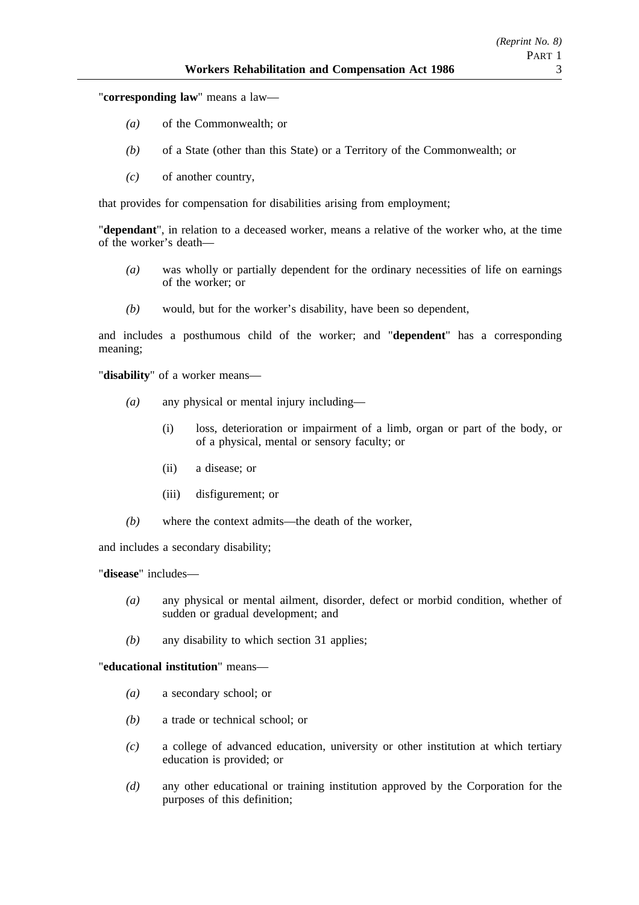"**corresponding law**" means a law—

*(a)* of the Commonwealth; or

*(b)* of a State (other than this State) or a Territory of the Commonwealth; or

*(c)* of another country,

that provides for compensation for disabilities arising from employment;

"**dependant**", in relation to a deceased worker, means a relative of the worker who, at the time of the worker's death—

*(a)* was wholly or partially dependent for the ordinary necessities of life on earnings of the worker; or

*(b)* would, but for the worker's disability, have been so dependent,

and includes a posthumous child of the worker; and "**dependent**" has a corresponding meaning;

"**disability**" of a worker means—

*(a)* any physical or mental injury including—

(i) loss, deterioration or impairment of a limb, organ or part of the body, or of a physical, mental or sensory faculty; or

(ii) a disease; or

(iii) disfigurement; or

*(b)* where the context admits—the death of the worker,

and includes a secondary disability;

"**disease**" includes—

*(a)* any physical or mental ailment, disorder, defect or morbid condition, whether of sudden or gradual development; and

*(b)* any disability to which section 31 applies;

"**educational institution**" means—

*(a)* a secondary school; or

*(b)* a trade or technical school; or

*(c)* a college of advanced education, university or other institution at which tertiary education is provided; or

*(d)* any other educational or training institution approved by the Corporation for the purposes of this definition;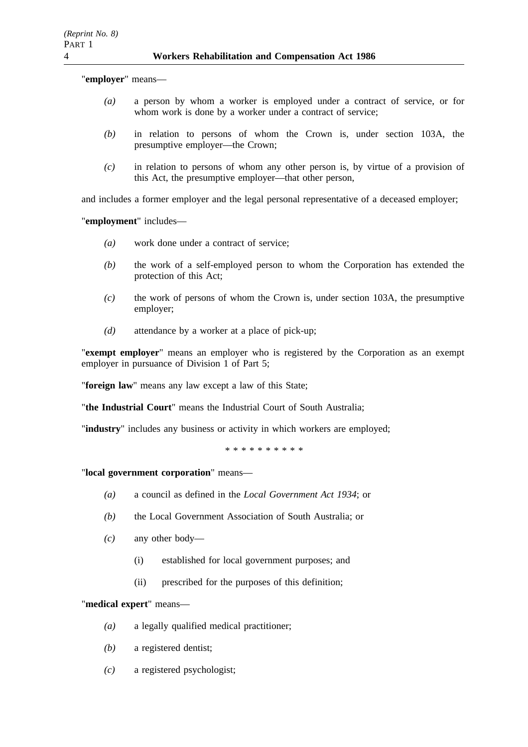"**employer**" means—

*(a)* a person by whom a worker is employed under a contract of service, or for whom work is done by a worker under a contract of service;

*(b)* in relation to persons of whom the Crown is, under section 103A, the presumptive employer—the Crown;

*(c)* in relation to persons of whom any other person is, by virtue of a provision of this Act, the presumptive employer—that other person,

and includes a former employer and the legal personal representative of a deceased employer;

"**employment**" includes—

*(a)* work done under a contract of service;

*(b)* the work of a self-employed person to whom the Corporation has extended the protection of this Act;

*(c)* the work of persons of whom the Crown is, under section 103A, the presumptive employer;

*(d)* attendance by a worker at a place of pick-up;

"**exempt employer**" means an employer who is registered by the Corporation as an exempt employer in pursuance of Division 1 of Part 5;

"**foreign law**" means any law except a law of this State;

"**the Industrial Court**" means the Industrial Court of South Australia;

"**industry**" includes any business or activity in which workers are employed;

* * * * * * * * * *

"**local government corporation**" means—

*(a)* a council as defined in the *Local Government Act 1934*; or

*(b)* the Local Government Association of South Australia; or

*(c)* any other body—

(i) established for local government purposes; and

(ii) prescribed for the purposes of this definition;

"**medical expert**" means—

*(a)* a legally qualified medical practitioner;

*(b)* a registered dentist;

*(c)* a registered psychologist;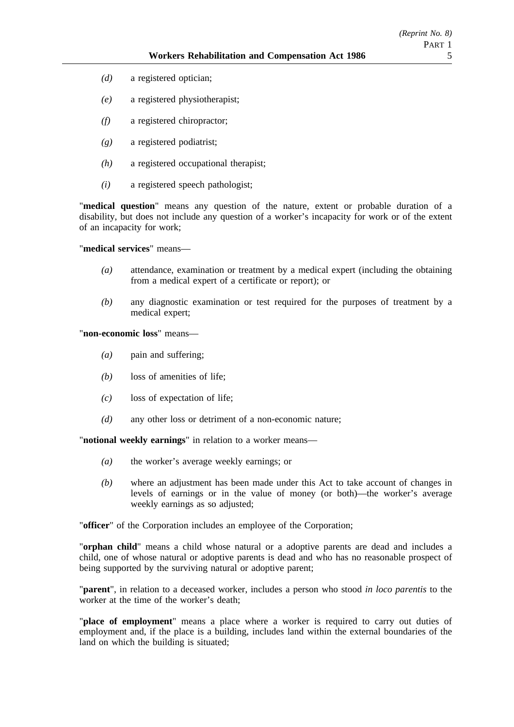*(d)* a registered optician;

*(e)* a registered physiotherapist;

*(f)* a registered chiropractor;

*(g)* a registered podiatrist;

*(h)* a registered occupational therapist;

*(i)* a registered speech pathologist;

"**medical question**" means any question of the nature, extent or probable duration of a disability, but does not include any question of a worker's incapacity for work or of the extent of an incapacity for work;

"**medical services**" means—

*(a)* attendance, examination or treatment by a medical expert (including the obtaining from a medical expert of a certificate or report); or

*(b)* any diagnostic examination or test required for the purposes of treatment by a medical expert;

"**non-economic loss**" means—

*(a)* pain and suffering;

*(b)* loss of amenities of life;

*(c)* loss of expectation of life;

*(d)* any other loss or detriment of a non-economic nature;

"**notional weekly earnings**" in relation to a worker means—

*(a)* the worker's average weekly earnings; or

*(b)* where an adjustment has been made under this Act to take account of changes in levels of earnings or in the value of money (or both)—the worker's average weekly earnings as so adjusted;

"**officer**" of the Corporation includes an employee of the Corporation;

"**orphan child**" means a child whose natural or a adoptive parents are dead and includes a child, one of whose natural or adoptive parents is dead and who has no reasonable prospect of being supported by the surviving natural or adoptive parent;

"**parent**", in relation to a deceased worker, includes a person who stood *in loco parentis* to the worker at the time of the worker's death;

"**place of employment**" means a place where a worker is required to carry out duties of employment and, if the place is a building, includes land within the external boundaries of the land on which the building is situated;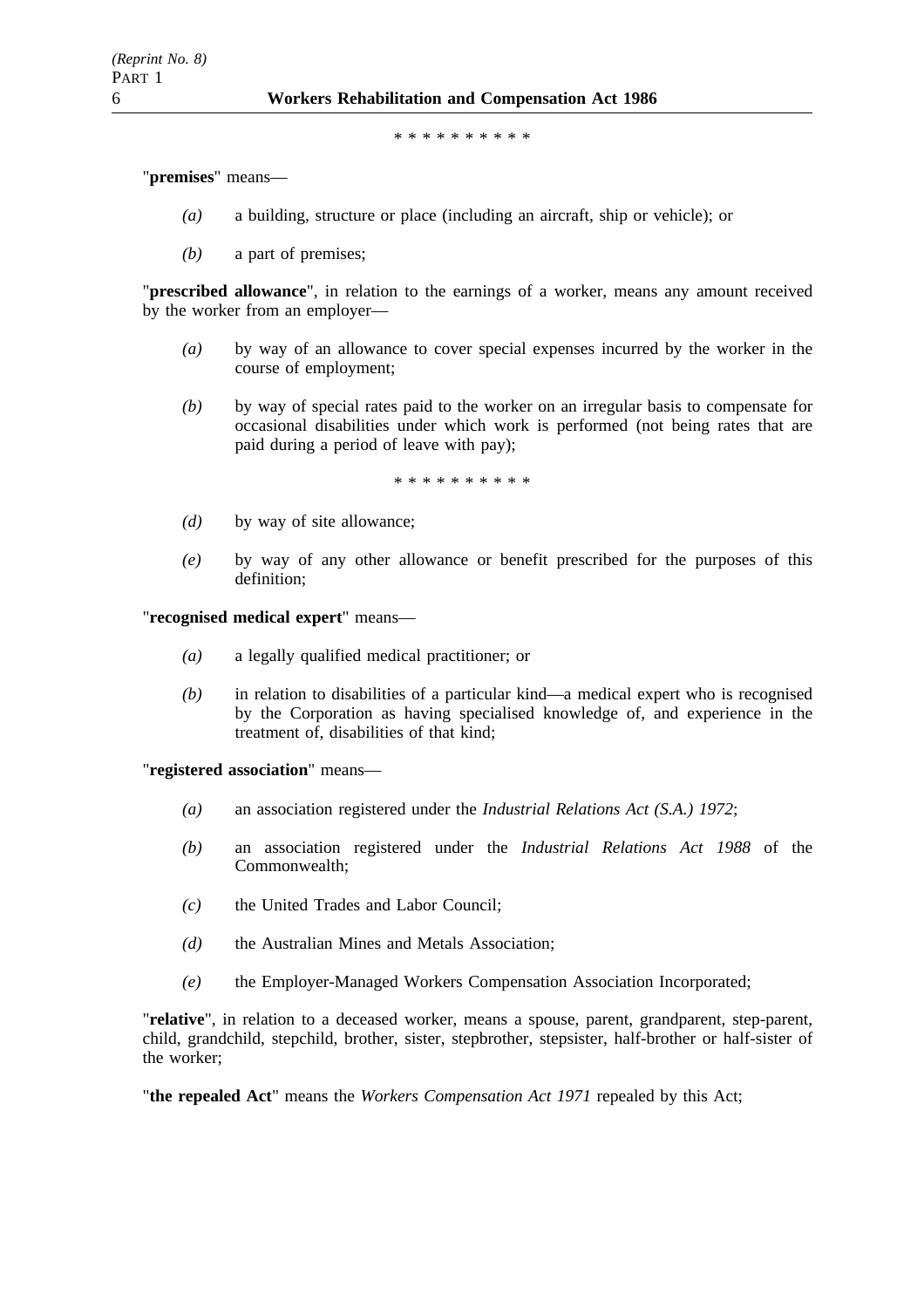\* \* \* \* \* \* \* \* \* \*

"**premises**" means—

*(a)* a building, structure or place (including an aircraft, ship or vehicle); or

*(b)* a part of premises;

"**prescribed allowance**", in relation to the earnings of a worker, means any amount received by the worker from an employer—

*(a)* by way of an allowance to cover special expenses incurred by the worker in the course of employment;

*(b)* by way of special rates paid to the worker on an irregular basis to compensate for occasional disabilities under which work is performed (not being rates that are paid during a period of leave with pay);

\* \* \* \* \* \* \* \* \* \*

*(d)* by way of site allowance;

*(e)* by way of any other allowance or benefit prescribed for the purposes of this definition;

"**recognised medical expert**" means—

*(a)* a legally qualified medical practitioner; or

*(b)* in relation to disabilities of a particular kind—a medical expert who is recognised by the Corporation as having specialised knowledge of, and experience in the treatment of, disabilities of that kind;

"**registered association**" means—

*(a)* an association registered under the *Industrial Relations Act (S.A.) 1972*;

*(b)* an association registered under the *Industrial Relations Act 1988* of the Commonwealth;

*(c)* the United Trades and Labor Council;

*(d)* the Australian Mines and Metals Association;

*(e)* the Employer-Managed Workers Compensation Association Incorporated;

"**relative**", in relation to a deceased worker, means a spouse, parent, grandparent, step-parent, child, grandchild, stepchild, brother, sister, stepbrother, stepsister, half-brother or half-sister of the worker;

"**the repealed Act**" means the *Workers Compensation Act 1971* repealed by this Act;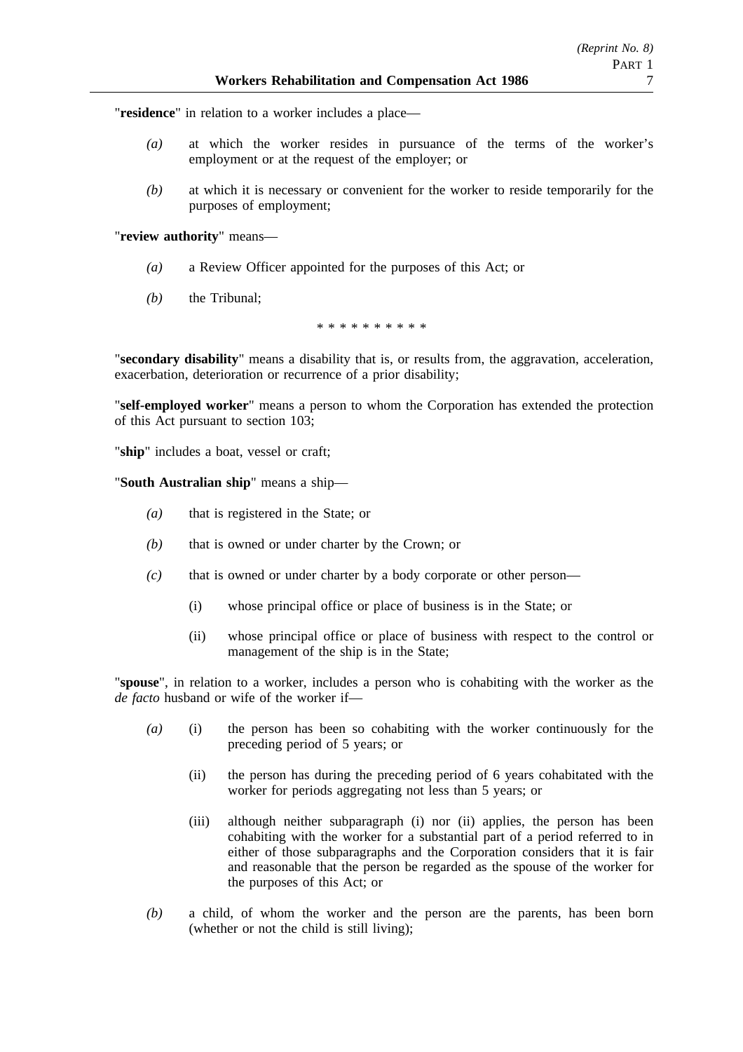"**residence**" in relation to a worker includes a place—

*(a)* at which the worker resides in pursuance of the terms of the worker's employment or at the request of the employer; or

*(b)* at which it is necessary or convenient for the worker to reside temporarily for the purposes of employment;

"**review authority**" means—

*(a)* a Review Officer appointed for the purposes of this Act; or

*(b)* the Tribunal;

\* \* \* \* \* \* \* \* \* \*

"**secondary disability**" means a disability that is, or results from, the aggravation, acceleration, exacerbation, deterioration or recurrence of a prior disability;

"**self-employed worker**" means a person to whom the Corporation has extended the protection of this Act pursuant to section 103;

"**ship**" includes a boat, vessel or craft;

"**South Australian ship**" means a ship—

*(a)* that is registered in the State; or

*(b)* that is owned or under charter by the Crown; or

*(c)* that is owned or under charter by a body corporate or other person—

(i) whose principal office or place of business is in the State; or

(ii) whose principal office or place of business with respect to the control or management of the ship is in the State;

"**spouse**", in relation to a worker, includes a person who is cohabiting with the worker as the *de facto* husband or wife of the worker if—

*(a)* (i) the person has been so cohabiting with the worker continuously for the preceding period of 5 years; or

(ii) the person has during the preceding period of 6 years cohabitated with the worker for periods aggregating not less than 5 years; or

(iii) although neither subparagraph (i) nor (ii) applies, the person has been cohabiting with the worker for a substantial part of a period referred to in either of those subparagraphs and the Corporation considers that it is fair and reasonable that the person be regarded as the spouse of the worker for the purposes of this Act; or

*(b)* a child, of whom the worker and the person are the parents, has been born (whether or not the child is still living);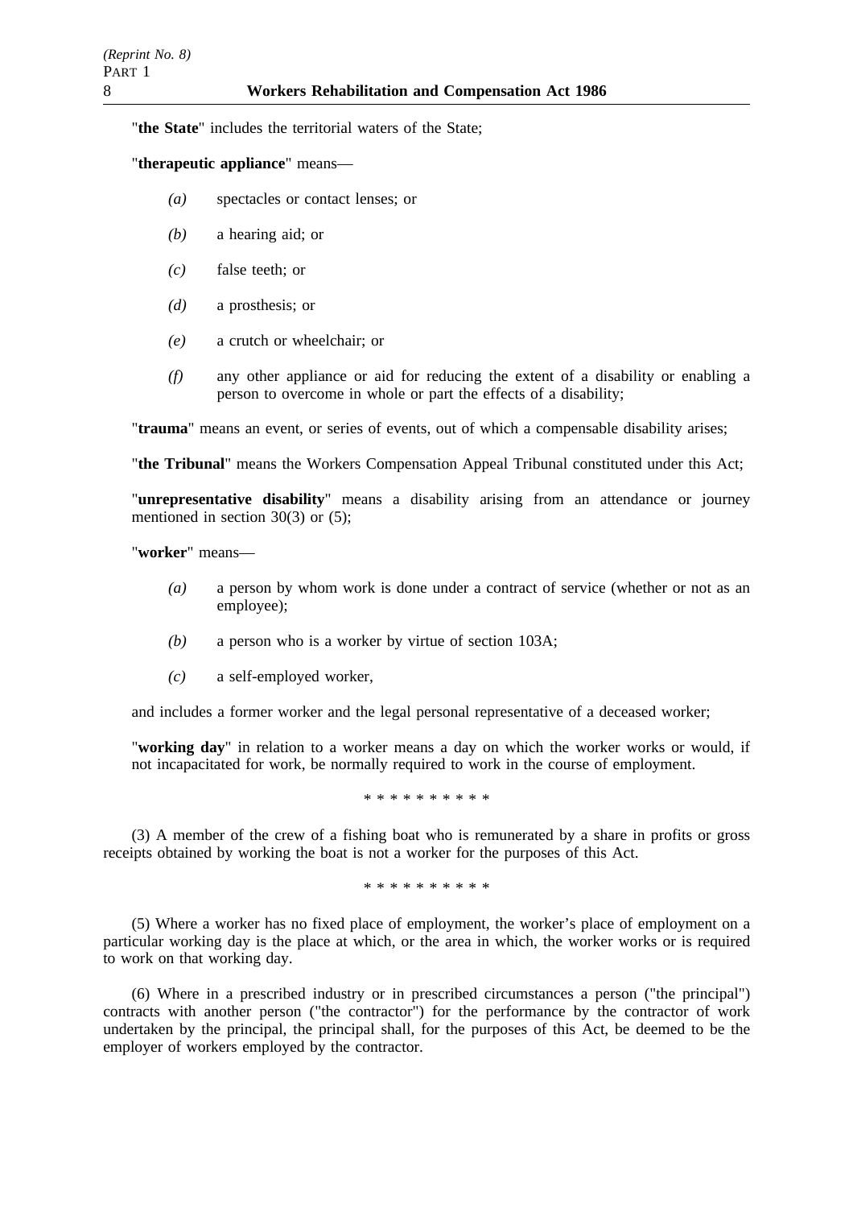"**the State**" includes the territorial waters of the State;

"**therapeutic appliance**" means—

- *(a)* spectacles or contact lenses; or
- *(b)* a hearing aid; or
- *(c)* false teeth; or
- *(d)* a prosthesis; or
- *(e)* a crutch or wheelchair; or
- *(f)* any other appliance or aid for reducing the extent of a disability or enabling a person to overcome in whole or part the effects of a disability;

"**trauma**" means an event, or series of events, out of which a compensable disability arises;

"**the Tribunal**" means the Workers Compensation Appeal Tribunal constituted under this Act;

"**unrepresentative disability**" means a disability arising from an attendance or journey mentioned in section 30(3) or (5);

"**worker**" means—

- *(a)* a person by whom work is done under a contract of service (whether or not as an employee);
- *(b)* a person who is a worker by virtue of section 103A;
- *(c)* a self-employed worker,

and includes a former worker and the legal personal representative of a deceased worker;

"**working day**" in relation to a worker means a day on which the worker works or would, if not incapacitated for work, be normally required to work in the course of employment.

\* \* \* \* \* \* \* \* \* \*

(3) A member of the crew of a fishing boat who is remunerated by a share in profits or gross receipts obtained by working the boat is not a worker for the purposes of this Act.

\* \* \* \* \* \* \* \* \* \*

(5) Where a worker has no fixed place of employment, the worker's place of employment on a particular working day is the place at which, or the area in which, the worker works or is required to work on that working day.

(6) Where in a prescribed industry or in prescribed circumstances a person ("the principal") contracts with another person ("the contractor") for the performance by the contractor of work undertaken by the principal, the principal shall, for the purposes of this Act, be deemed to be the employer of workers employed by the contractor.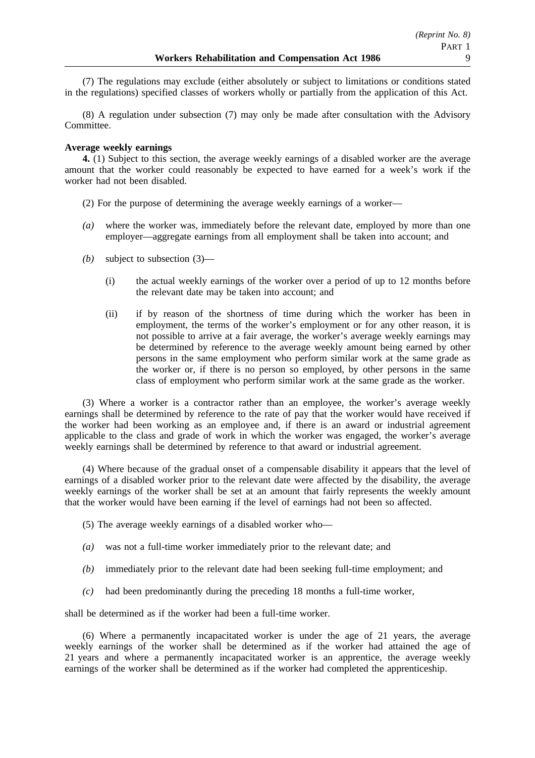(7) The regulations may exclude (either absolutely or subject to limitations or conditions stated in the regulations) specified classes of workers wholly or partially from the application of this Act.

(8) A regulation under subsection (7) may only be made after consultation with the Advisory Committee.

**Average weekly earnings**

**4.** (1) Subject to this section, the average weekly earnings of a disabled worker are the average amount that the worker could reasonably be expected to have earned for a week's work if the worker had not been disabled.

(2) For the purpose of determining the average weekly earnings of a worker—

*(a)* where the worker was, immediately before the relevant date, employed by more than one employer—aggregate earnings from all employment shall be taken into account; and

*(b)* subject to subsection (3)—

(i) the actual weekly earnings of the worker over a period of up to 12 months before the relevant date may be taken into account; and

(ii) if by reason of the shortness of time during which the worker has been in employment, the terms of the worker's employment or for any other reason, it is not possible to arrive at a fair average, the worker's average weekly earnings may be determined by reference to the average weekly amount being earned by other persons in the same employment who perform similar work at the same grade as the worker or, if there is no person so employed, by other persons in the same class of employment who perform similar work at the same grade as the worker.

(3) Where a worker is a contractor rather than an employee, the worker's average weekly earnings shall be determined by reference to the rate of pay that the worker would have received if the worker had been working as an employee and, if there is an award or industrial agreement applicable to the class and grade of work in which the worker was engaged, the worker's average weekly earnings shall be determined by reference to that award or industrial agreement.

(4) Where because of the gradual onset of a compensable disability it appears that the level of earnings of a disabled worker prior to the relevant date were affected by the disability, the average weekly earnings of the worker shall be set at an amount that fairly represents the weekly amount that the worker would have been earning if the level of earnings had not been so affected.

(5) The average weekly earnings of a disabled worker who—

*(a)* was not a full-time worker immediately prior to the relevant date; and

*(b)* immediately prior to the relevant date had been seeking full-time employment; and

*(c)* had been predominantly during the preceding 18 months a full-time worker,

shall be determined as if the worker had been a full-time worker.

(6) Where a permanently incapacitated worker is under the age of 21 years, the average weekly earnings of the worker shall be determined as if the worker had attained the age of 21 years and where a permanently incapacitated worker is an apprentice, the average weekly earnings of the worker shall be determined as if the worker had completed the apprenticeship.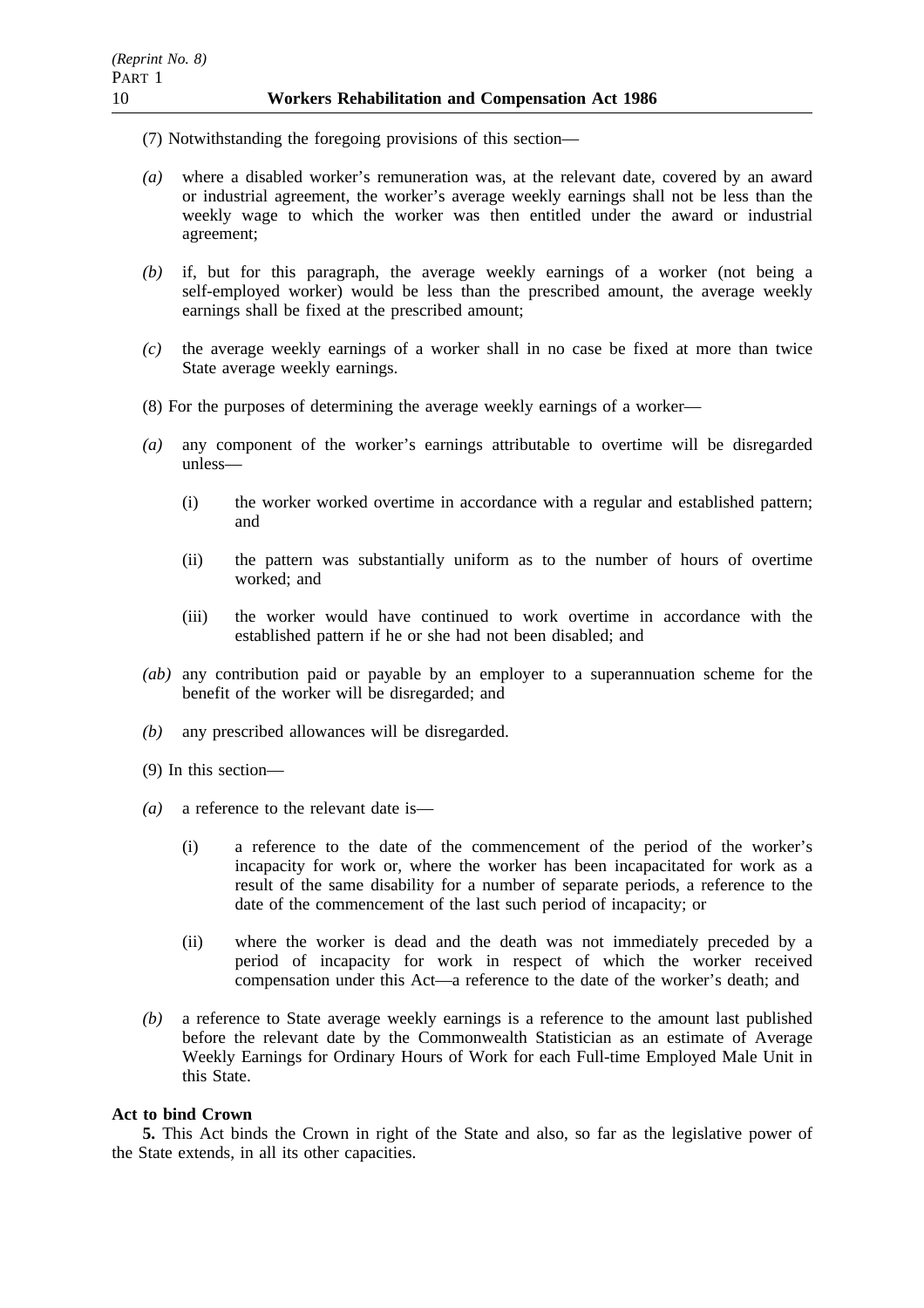(7) Notwithstanding the foregoing provisions of this section—

*(a)* where a disabled worker's remuneration was, at the relevant date, covered by an award or industrial agreement, the worker's average weekly earnings shall not be less than the weekly wage to which the worker was then entitled under the award or industrial agreement;

*(b)* if, but for this paragraph, the average weekly earnings of a worker (not being a self-employed worker) would be less than the prescribed amount, the average weekly earnings shall be fixed at the prescribed amount;

*(c)* the average weekly earnings of a worker shall in no case be fixed at more than twice State average weekly earnings.

(8) For the purposes of determining the average weekly earnings of a worker—

*(a)* any component of the worker's earnings attributable to overtime will be disregarded unless—

- (i) the worker worked overtime in accordance with a regular and established pattern; and
- (ii) the pattern was substantially uniform as to the number of hours of overtime worked; and
- (iii) the worker would have continued to work overtime in accordance with the established pattern if he or she had not been disabled; and

*(ab)* any contribution paid or payable by an employer to a superannuation scheme for the benefit of the worker will be disregarded; and

*(b)* any prescribed allowances will be disregarded.

(9) In this section—

*(a)* a reference to the relevant date is—

- (i) a reference to the date of the commencement of the period of the worker's incapacity for work or, where the worker has been incapacitated for work as a result of the same disability for a number of separate periods, a reference to the date of the commencement of the last such period of incapacity; or
- (ii) where the worker is dead and the death was not immediately preceded by a period of incapacity for work in respect of which the worker received compensation under this Act—a reference to the date of the worker's death; and

*(b)* a reference to State average weekly earnings is a reference to the amount last published before the relevant date by the Commonwealth Statistician as an estimate of Average Weekly Earnings for Ordinary Hours of Work for each Full-time Employed Male Unit in this State.

**Act to bind Crown**

**5.** This Act binds the Crown in right of the State and also, so far as the legislative power of the State extends, in all its other capacities.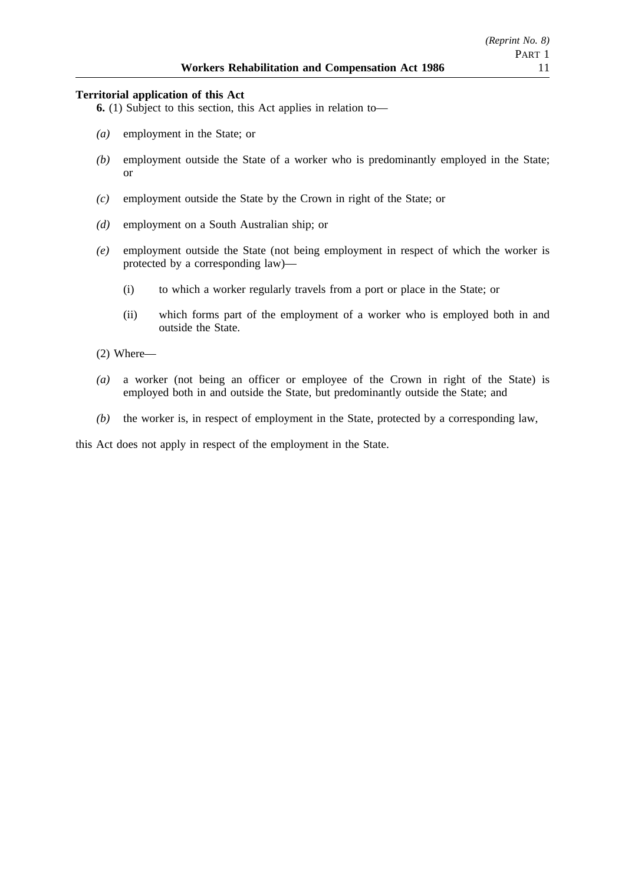**Territorial application of this Act**

**6.** (1) Subject to this section, this Act applies in relation to—

*(a)* employment in the State; or

*(b)* employment outside the State of a worker who is predominantly employed in the State; or

*(c)* employment outside the State by the Crown in right of the State; or

*(d)* employment on a South Australian ship; or

*(e)* employment outside the State (not being employment in respect of which the worker is protected by a corresponding law)—

(i) to which a worker regularly travels from a port or place in the State; or

(ii) which forms part of the employment of a worker who is employed both in and outside the State.

(2) Where—

*(a)* a worker (not being an officer or employee of the Crown in right of the State) is employed both in and outside the State, but predominantly outside the State; and

*(b)* the worker is, in respect of employment in the State, protected by a corresponding law,

this Act does not apply in respect of the employment in the State.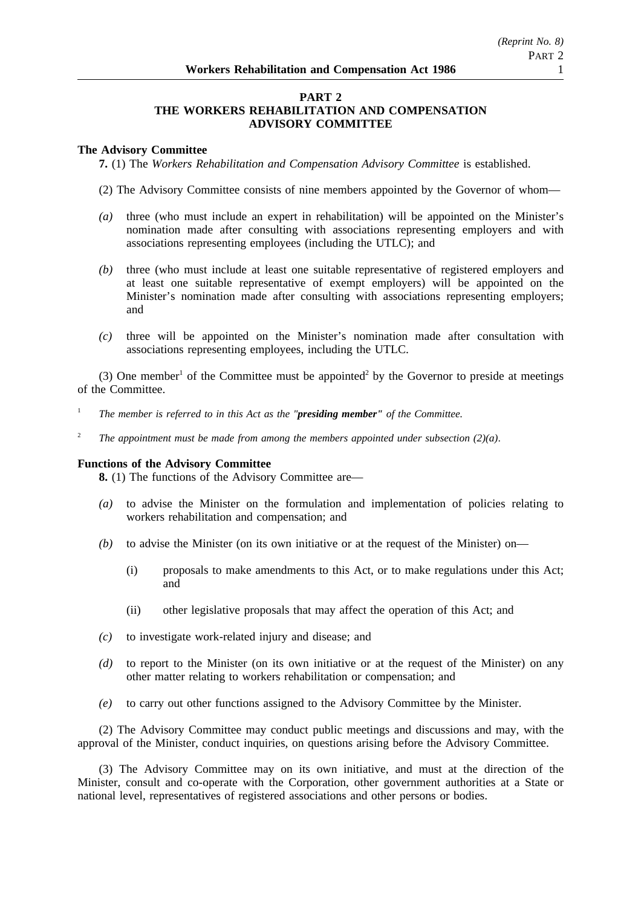## PART 2
## THE WORKERS REHABILITATION AND COMPENSATION ADVISORY COMMITTEE

**The Advisory Committee**

**7.** (1) The *Workers Rehabilitation and Compensation Advisory Committee* is established.

(2) The Advisory Committee consists of nine members appointed by the Governor of whom—

*(a)* three (who must include an expert in rehabilitation) will be appointed on the Minister's nomination made after consulting with associations representing employers and with associations representing employees (including the UTLC); and

*(b)* three (who must include at least one suitable representative of registered employers and at least one suitable representative of exempt employers) will be appointed on the Minister's nomination made after consulting with associations representing employers; and

*(c)* three will be appointed on the Minister's nomination made after consultation with associations representing employees, including the UTLC.

(3) One member[1] of the Committee must be appointed[2] by the Governor to preside at meetings of the Committee.

[1] *The member is referred to in this Act as the "**presiding member**" of the Committee.*

[2] *The appointment must be made from among the members appointed under subsection (2)(a).*

**Functions of the Advisory Committee**

**8.** (1) The functions of the Advisory Committee are—

*(a)* to advise the Minister on the formulation and implementation of policies relating to workers rehabilitation and compensation; and

*(b)* to advise the Minister (on its own initiative or at the request of the Minister) on—

  (i) proposals to make amendments to this Act, or to make regulations under this Act; and

  (ii) other legislative proposals that may affect the operation of this Act; and

*(c)* to investigate work-related injury and disease; and

*(d)* to report to the Minister (on its own initiative or at the request of the Minister) on any other matter relating to workers rehabilitation or compensation; and

*(e)* to carry out other functions assigned to the Advisory Committee by the Minister.

(2) The Advisory Committee may conduct public meetings and discussions and may, with the approval of the Minister, conduct inquiries, on questions arising before the Advisory Committee.

(3) The Advisory Committee may on its own initiative, and must at the direction of the Minister, consult and co-operate with the Corporation, other government authorities at a State or national level, representatives of registered associations and other persons or bodies.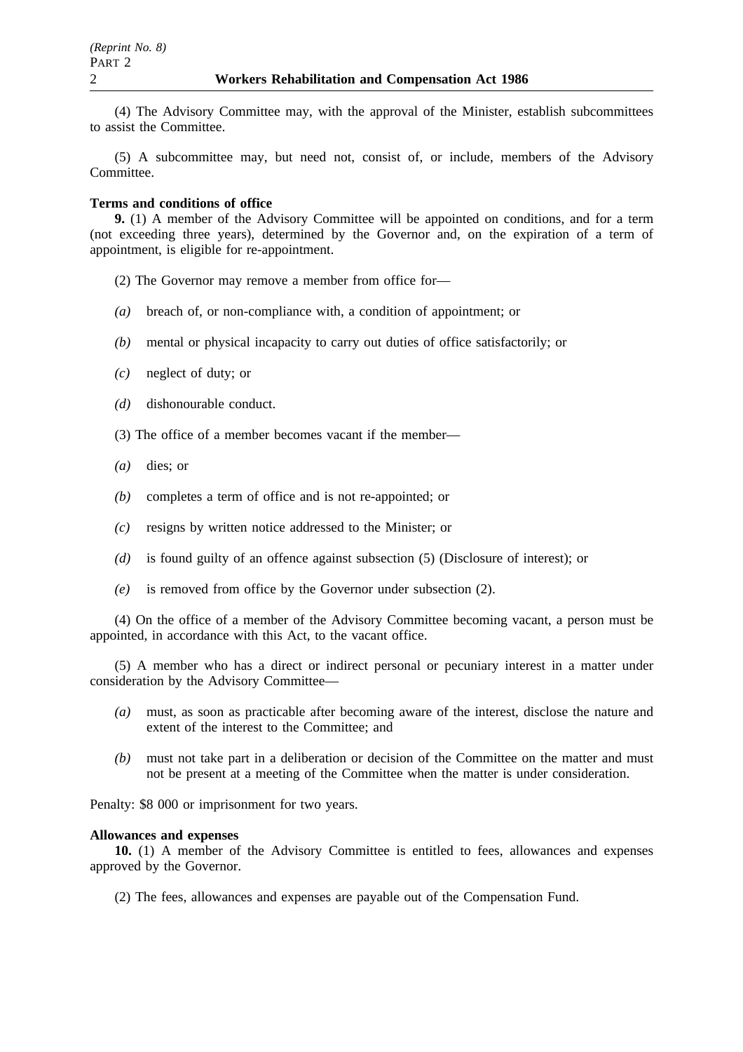(4) The Advisory Committee may, with the approval of the Minister, establish subcommittees to assist the Committee.

(5) A subcommittee may, but need not, consist of, or include, members of the Advisory Committee.

**Terms and conditions of office**

**9.** (1) A member of the Advisory Committee will be appointed on conditions, and for a term (not exceeding three years), determined by the Governor and, on the expiration of a term of appointment, is eligible for re-appointment.

(2) The Governor may remove a member from office for—

*(a)* breach of, or non-compliance with, a condition of appointment; or

*(b)* mental or physical incapacity to carry out duties of office satisfactorily; or

*(c)* neglect of duty; or

*(d)* dishonourable conduct.

(3) The office of a member becomes vacant if the member—

*(a)* dies; or

*(b)* completes a term of office and is not re-appointed; or

*(c)* resigns by written notice addressed to the Minister; or

*(d)* is found guilty of an offence against subsection (5) (Disclosure of interest); or

*(e)* is removed from office by the Governor under subsection (2).

(4) On the office of a member of the Advisory Committee becoming vacant, a person must be appointed, in accordance with this Act, to the vacant office.

(5) A member who has a direct or indirect personal or pecuniary interest in a matter under consideration by the Advisory Committee—

*(a)* must, as soon as practicable after becoming aware of the interest, disclose the nature and extent of the interest to the Committee; and

*(b)* must not take part in a deliberation or decision of the Committee on the matter and must not be present at a meeting of the Committee when the matter is under consideration.

Penalty: $8 000 or imprisonment for two years.

**Allowances and expenses**

**10.** (1) A member of the Advisory Committee is entitled to fees, allowances and expenses approved by the Governor.

(2) The fees, allowances and expenses are payable out of the Compensation Fund.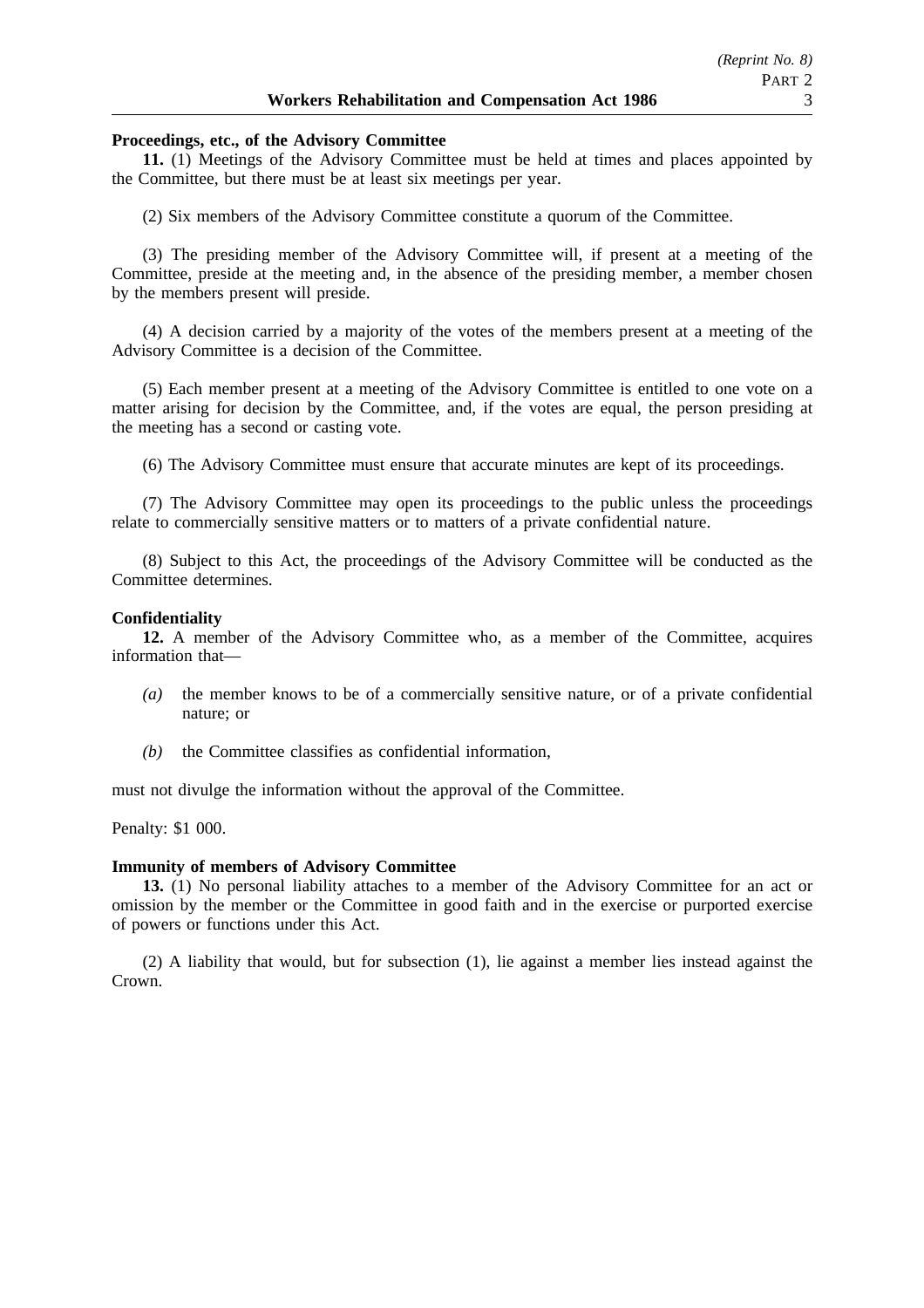**Proceedings, etc., of the Advisory Committee**

**11.** (1) Meetings of the Advisory Committee must be held at times and places appointed by the Committee, but there must be at least six meetings per year.

(2) Six members of the Advisory Committee constitute a quorum of the Committee.

(3) The presiding member of the Advisory Committee will, if present at a meeting of the Committee, preside at the meeting and, in the absence of the presiding member, a member chosen by the members present will preside.

(4) A decision carried by a majority of the votes of the members present at a meeting of the Advisory Committee is a decision of the Committee.

(5) Each member present at a meeting of the Advisory Committee is entitled to one vote on a matter arising for decision by the Committee, and, if the votes are equal, the person presiding at the meeting has a second or casting vote.

(6) The Advisory Committee must ensure that accurate minutes are kept of its proceedings.

(7) The Advisory Committee may open its proceedings to the public unless the proceedings relate to commercially sensitive matters or to matters of a private confidential nature.

(8) Subject to this Act, the proceedings of the Advisory Committee will be conducted as the Committee determines.

**Confidentiality**

**12.** A member of the Advisory Committee who, as a member of the Committee, acquires information that—

*(a)* the member knows to be of a commercially sensitive nature, or of a private confidential nature; or

*(b)* the Committee classifies as confidential information,

must not divulge the information without the approval of the Committee.

Penalty: $1 000.

**Immunity of members of Advisory Committee**

**13.** (1) No personal liability attaches to a member of the Advisory Committee for an act or omission by the member or the Committee in good faith and in the exercise or purported exercise of powers or functions under this Act.

(2) A liability that would, but for subsection (1), lie against a member lies instead against the Crown.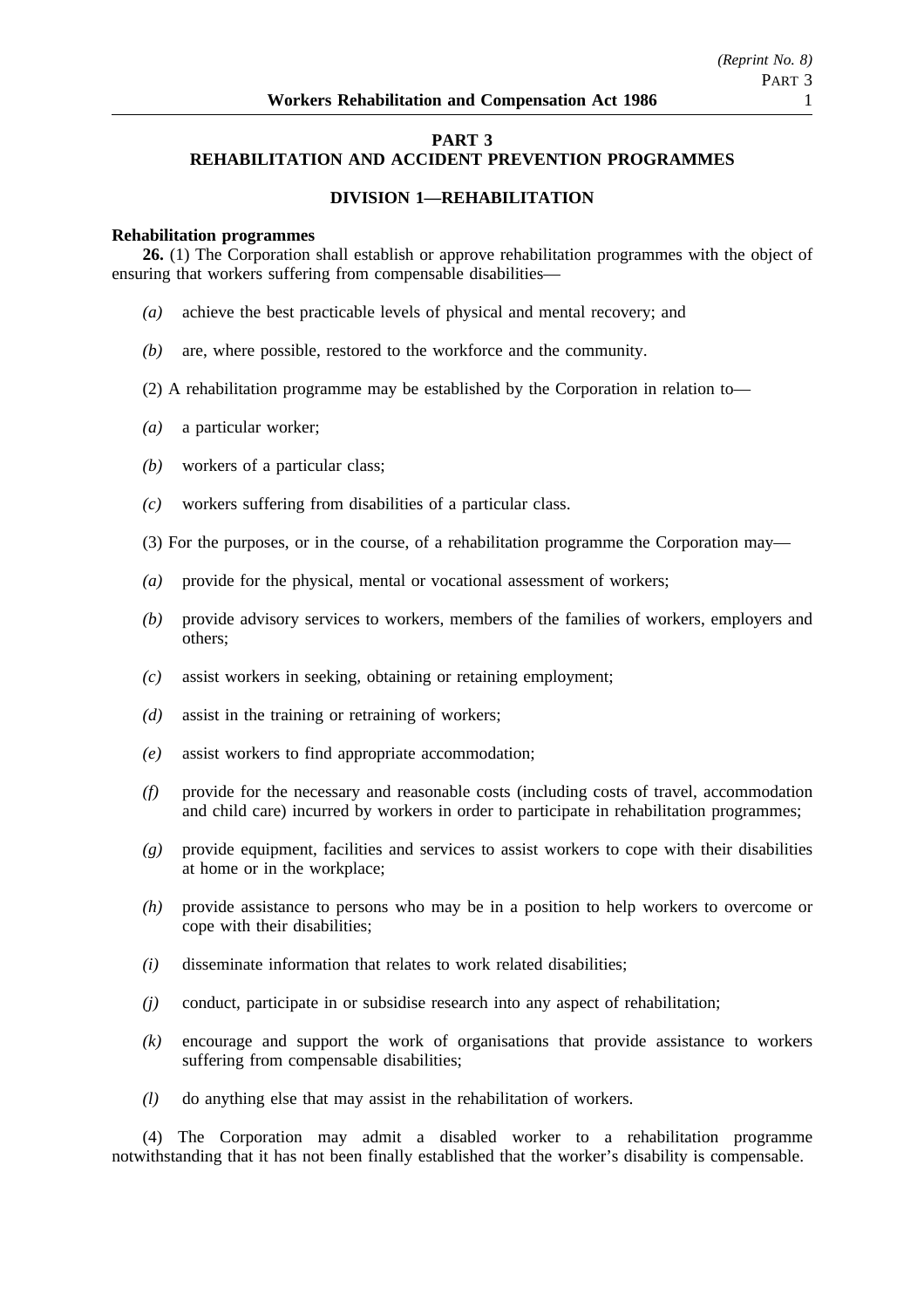# PART 3
# REHABILITATION AND ACCIDENT PREVENTION PROGRAMMES

## DIVISION 1—REHABILITATION

**Rehabilitation programmes**

**26.** (1) The Corporation shall establish or approve rehabilitation programmes with the object of ensuring that workers suffering from compensable disabilities—

*(a)* achieve the best practicable levels of physical and mental recovery; and

*(b)* are, where possible, restored to the workforce and the community.

(2) A rehabilitation programme may be established by the Corporation in relation to—

*(a)* a particular worker;

*(b)* workers of a particular class;

*(c)* workers suffering from disabilities of a particular class.

(3) For the purposes, or in the course, of a rehabilitation programme the Corporation may—

*(a)* provide for the physical, mental or vocational assessment of workers;

*(b)* provide advisory services to workers, members of the families of workers, employers and others;

*(c)* assist workers in seeking, obtaining or retaining employment;

*(d)* assist in the training or retraining of workers;

*(e)* assist workers to find appropriate accommodation;

*(f)* provide for the necessary and reasonable costs (including costs of travel, accommodation and child care) incurred by workers in order to participate in rehabilitation programmes;

*(g)* provide equipment, facilities and services to assist workers to cope with their disabilities at home or in the workplace;

*(h)* provide assistance to persons who may be in a position to help workers to overcome or cope with their disabilities;

*(i)* disseminate information that relates to work related disabilities;

*(j)* conduct, participate in or subsidise research into any aspect of rehabilitation;

*(k)* encourage and support the work of organisations that provide assistance to workers suffering from compensable disabilities;

*(l)* do anything else that may assist in the rehabilitation of workers.

(4) The Corporation may admit a disabled worker to a rehabilitation programme notwithstanding that it has not been finally established that the worker's disability is compensable.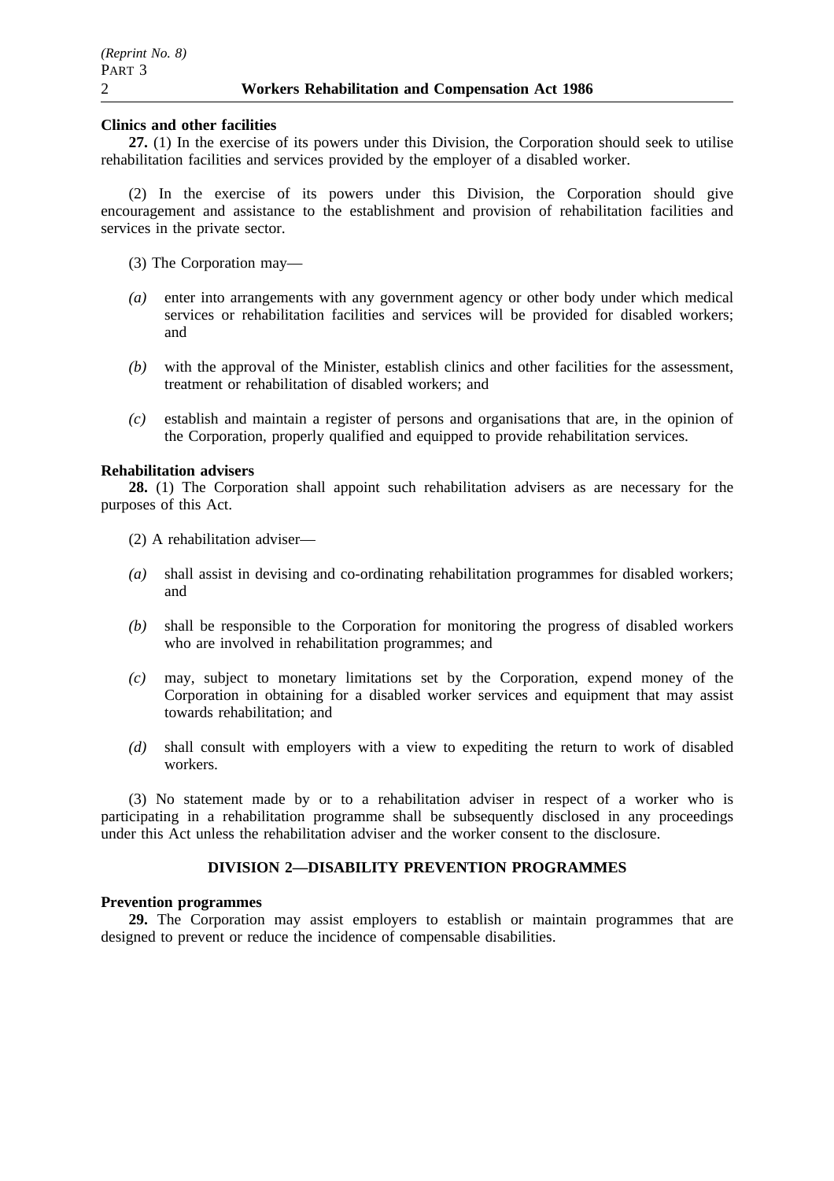**Clinics and other facilities**

**27.** (1) In the exercise of its powers under this Division, the Corporation should seek to utilise rehabilitation facilities and services provided by the employer of a disabled worker.

(2) In the exercise of its powers under this Division, the Corporation should give encouragement and assistance to the establishment and provision of rehabilitation facilities and services in the private sector.

(3) The Corporation may—

*(a)* enter into arrangements with any government agency or other body under which medical services or rehabilitation facilities and services will be provided for disabled workers; and

*(b)* with the approval of the Minister, establish clinics and other facilities for the assessment, treatment or rehabilitation of disabled workers; and

*(c)* establish and maintain a register of persons and organisations that are, in the opinion of the Corporation, properly qualified and equipped to provide rehabilitation services.

**Rehabilitation advisers**

**28.** (1) The Corporation shall appoint such rehabilitation advisers as are necessary for the purposes of this Act.

(2) A rehabilitation adviser—

*(a)* shall assist in devising and co-ordinating rehabilitation programmes for disabled workers; and

*(b)* shall be responsible to the Corporation for monitoring the progress of disabled workers who are involved in rehabilitation programmes; and

*(c)* may, subject to monetary limitations set by the Corporation, expend money of the Corporation in obtaining for a disabled worker services and equipment that may assist towards rehabilitation; and

*(d)* shall consult with employers with a view to expediting the return to work of disabled workers.

(3) No statement made by or to a rehabilitation adviser in respect of a worker who is participating in a rehabilitation programme shall be subsequently disclosed in any proceedings under this Act unless the rehabilitation adviser and the worker consent to the disclosure.

## DIVISION 2—DISABILITY PREVENTION PROGRAMMES

**Prevention programmes**

**29.** The Corporation may assist employers to establish or maintain programmes that are designed to prevent or reduce the incidence of compensable disabilities.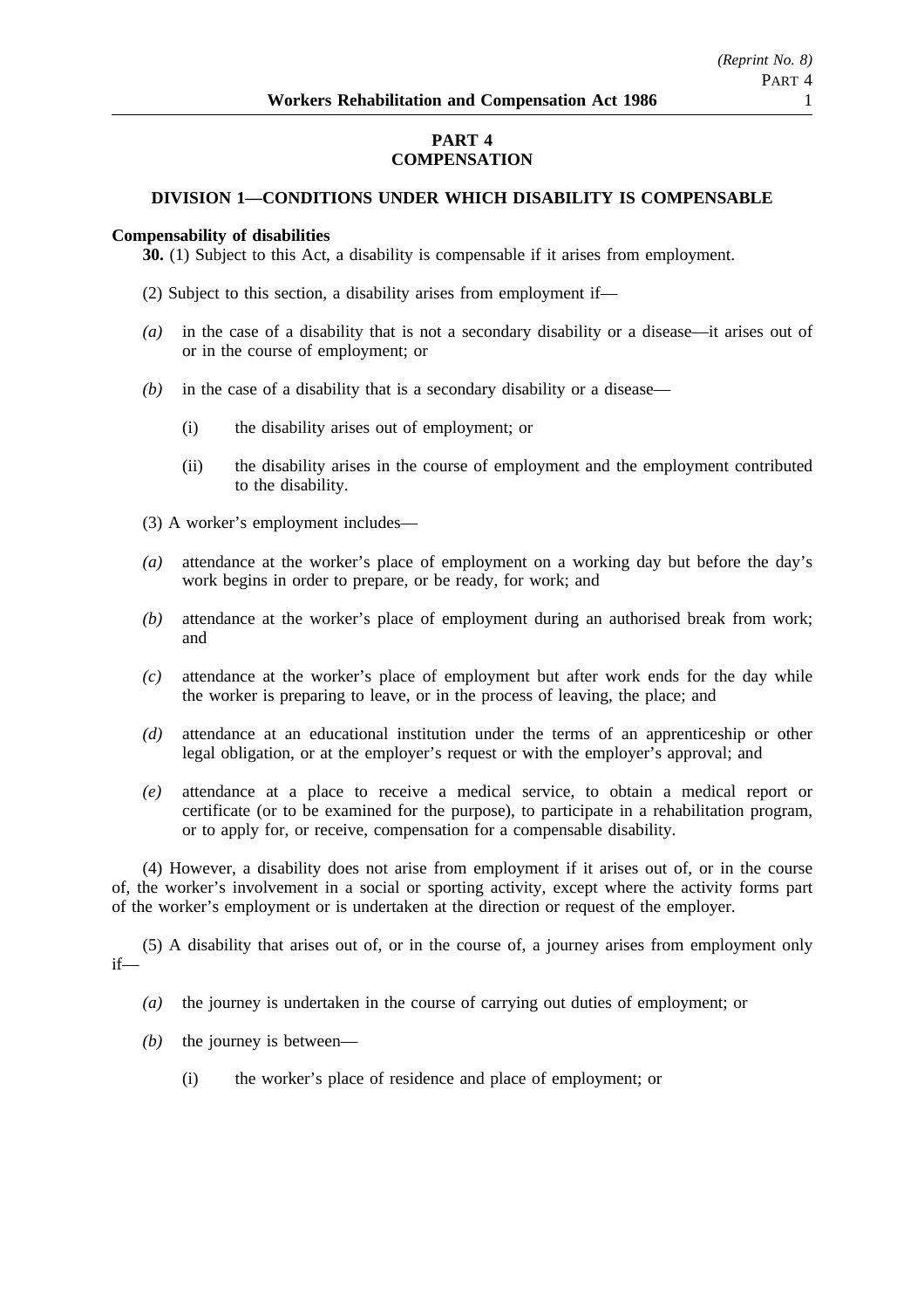# PART 4
# COMPENSATION

## DIVISION 1—CONDITIONS UNDER WHICH DISABILITY IS COMPENSABLE

**Compensability of disabilities**

**30.** (1) Subject to this Act, a disability is compensable if it arises from employment.

(2) Subject to this section, a disability arises from employment if—

*(a)* in the case of a disability that is not a secondary disability or a disease—it arises out of or in the course of employment; or

*(b)* in the case of a disability that is a secondary disability or a disease—

(i) the disability arises out of employment; or

(ii) the disability arises in the course of employment and the employment contributed to the disability.

(3) A worker's employment includes—

*(a)* attendance at the worker's place of employment on a working day but before the day's work begins in order to prepare, or be ready, for work; and

*(b)* attendance at the worker's place of employment during an authorised break from work; and

*(c)* attendance at the worker's place of employment but after work ends for the day while the worker is preparing to leave, or in the process of leaving, the place; and

*(d)* attendance at an educational institution under the terms of an apprenticeship or other legal obligation, or at the employer's request or with the employer's approval; and

*(e)* attendance at a place to receive a medical service, to obtain a medical report or certificate (or to be examined for the purpose), to participate in a rehabilitation program, or to apply for, or receive, compensation for a compensable disability.

(4) However, a disability does not arise from employment if it arises out of, or in the course of, the worker's involvement in a social or sporting activity, except where the activity forms part of the worker's employment or is undertaken at the direction or request of the employer.

(5) A disability that arises out of, or in the course of, a journey arises from employment only if—

*(a)* the journey is undertaken in the course of carrying out duties of employment; or

*(b)* the journey is between—

(i) the worker's place of residence and place of employment; or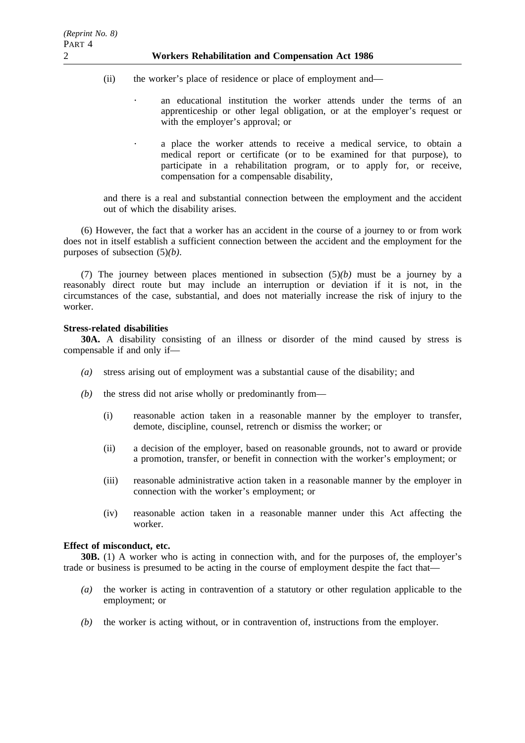(ii) the worker's place of residence or place of employment and—

- an educational institution the worker attends under the terms of an apprenticeship or other legal obligation, or at the employer's request or with the employer's approval; or
- a place the worker attends to receive a medical service, to obtain a medical report or certificate (or to be examined for that purpose), to participate in a rehabilitation program, or to apply for, or receive, compensation for a compensable disability,

and there is a real and substantial connection between the employment and the accident out of which the disability arises.

(6) However, the fact that a worker has an accident in the course of a journey to or from work does not in itself establish a sufficient connection between the accident and the employment for the purposes of subsection (5)*(b)*.

(7) The journey between places mentioned in subsection (5)*(b)* must be a journey by a reasonably direct route but may include an interruption or deviation if it is not, in the circumstances of the case, substantial, and does not materially increase the risk of injury to the worker.

**Stress-related disabilities**

**30A.** A disability consisting of an illness or disorder of the mind caused by stress is compensable if and only if—

*(a)* stress arising out of employment was a substantial cause of the disability; and

*(b)* the stress did not arise wholly or predominantly from—

(i) reasonable action taken in a reasonable manner by the employer to transfer, demote, discipline, counsel, retrench or dismiss the worker; or

(ii) a decision of the employer, based on reasonable grounds, not to award or provide a promotion, transfer, or benefit in connection with the worker's employment; or

(iii) reasonable administrative action taken in a reasonable manner by the employer in connection with the worker's employment; or

(iv) reasonable action taken in a reasonable manner under this Act affecting the worker.

**Effect of misconduct, etc.**

**30B.** (1) A worker who is acting in connection with, and for the purposes of, the employer's trade or business is presumed to be acting in the course of employment despite the fact that—

*(a)* the worker is acting in contravention of a statutory or other regulation applicable to the employment; or

*(b)* the worker is acting without, or in contravention of, instructions from the employer.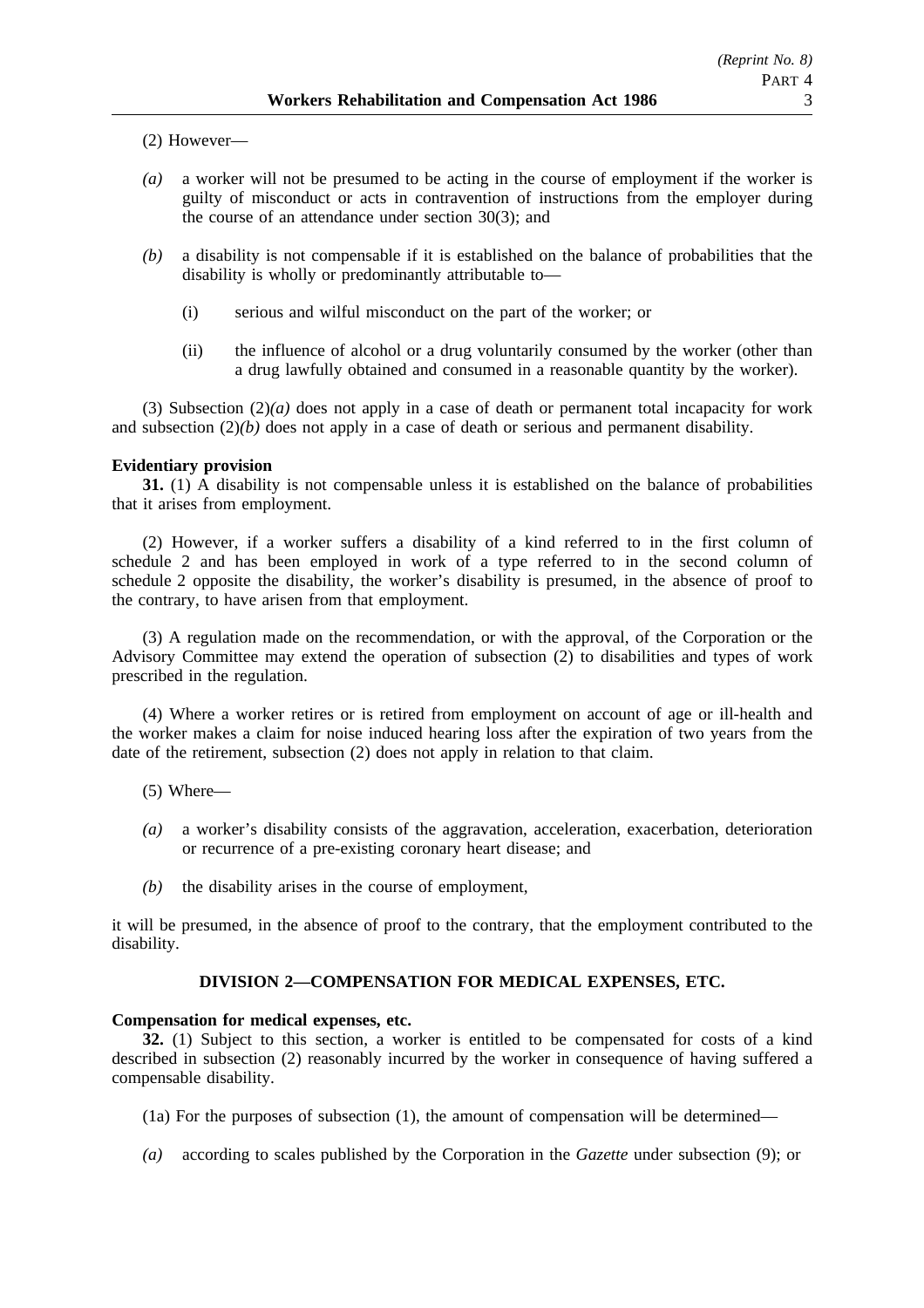(2) However—

*(a)* a worker will not be presumed to be acting in the course of employment if the worker is guilty of misconduct or acts in contravention of instructions from the employer during the course of an attendance under section 30(3); and

*(b)* a disability is not compensable if it is established on the balance of probabilities that the disability is wholly or predominantly attributable to—

(i) serious and wilful misconduct on the part of the worker; or

(ii) the influence of alcohol or a drug voluntarily consumed by the worker (other than a drug lawfully obtained and consumed in a reasonable quantity by the worker).

(3) Subsection (2)*(a)* does not apply in a case of death or permanent total incapacity for work and subsection (2)*(b)* does not apply in a case of death or serious and permanent disability.

**Evidentiary provision**

**31.** (1) A disability is not compensable unless it is established on the balance of probabilities that it arises from employment.

(2) However, if a worker suffers a disability of a kind referred to in the first column of schedule 2 and has been employed in work of a type referred to in the second column of schedule 2 opposite the disability, the worker's disability is presumed, in the absence of proof to the contrary, to have arisen from that employment.

(3) A regulation made on the recommendation, or with the approval, of the Corporation or the Advisory Committee may extend the operation of subsection (2) to disabilities and types of work prescribed in the regulation.

(4) Where a worker retires or is retired from employment on account of age or ill-health and the worker makes a claim for noise induced hearing loss after the expiration of two years from the date of the retirement, subsection (2) does not apply in relation to that claim.

(5) Where—

*(a)* a worker's disability consists of the aggravation, acceleration, exacerbation, deterioration or recurrence of a pre-existing coronary heart disease; and

*(b)* the disability arises in the course of employment,

it will be presumed, in the absence of proof to the contrary, that the employment contributed to the disability.

## DIVISION 2—COMPENSATION FOR MEDICAL EXPENSES, ETC.

**Compensation for medical expenses, etc.**

**32.** (1) Subject to this section, a worker is entitled to be compensated for costs of a kind described in subsection (2) reasonably incurred by the worker in consequence of having suffered a compensable disability.

(1a) For the purposes of subsection (1), the amount of compensation will be determined—

*(a)* according to scales published by the Corporation in the *Gazette* under subsection (9); or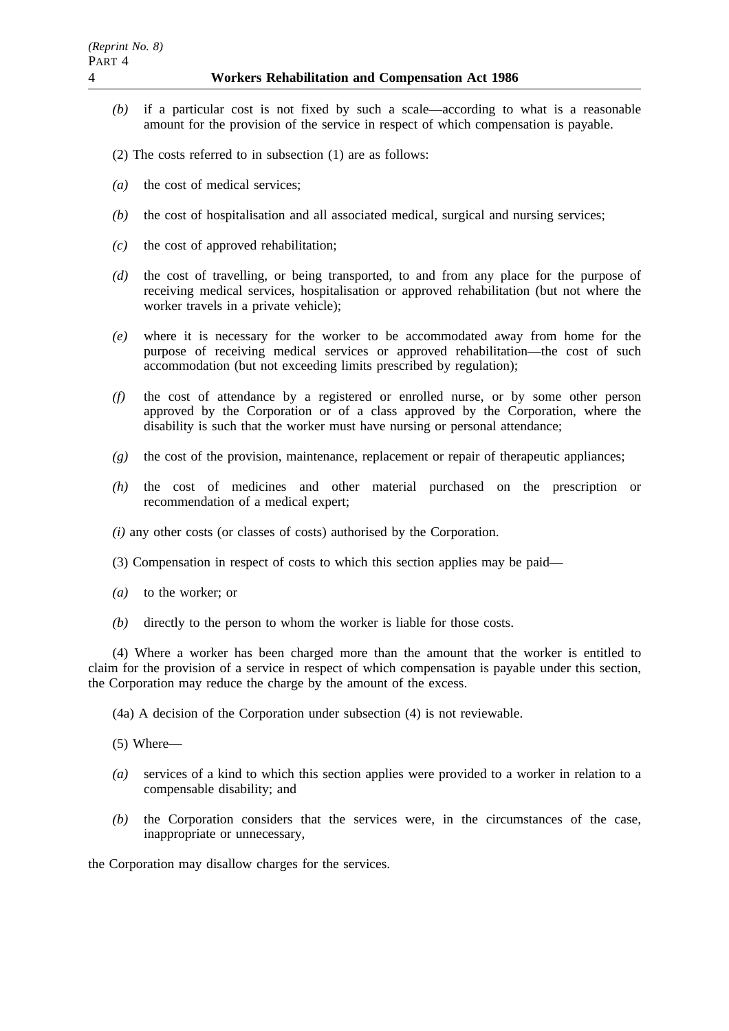*(b)* if a particular cost is not fixed by such a scale—according to what is a reasonable amount for the provision of the service in respect of which compensation is payable.

(2) The costs referred to in subsection (1) are as follows:

*(a)* the cost of medical services;

*(b)* the cost of hospitalisation and all associated medical, surgical and nursing services;

*(c)* the cost of approved rehabilitation;

*(d)* the cost of travelling, or being transported, to and from any place for the purpose of receiving medical services, hospitalisation or approved rehabilitation (but not where the worker travels in a private vehicle);

*(e)* where it is necessary for the worker to be accommodated away from home for the purpose of receiving medical services or approved rehabilitation—the cost of such accommodation (but not exceeding limits prescribed by regulation);

*(f)* the cost of attendance by a registered or enrolled nurse, or by some other person approved by the Corporation or of a class approved by the Corporation, where the disability is such that the worker must have nursing or personal attendance;

*(g)* the cost of the provision, maintenance, replacement or repair of therapeutic appliances;

*(h)* the cost of medicines and other material purchased on the prescription or recommendation of a medical expert;

*(i)* any other costs (or classes of costs) authorised by the Corporation.

(3) Compensation in respect of costs to which this section applies may be paid—

*(a)* to the worker; or

*(b)* directly to the person to whom the worker is liable for those costs.

(4) Where a worker has been charged more than the amount that the worker is entitled to claim for the provision of a service in respect of which compensation is payable under this section, the Corporation may reduce the charge by the amount of the excess.

(4a) A decision of the Corporation under subsection (4) is not reviewable.

(5) Where—

*(a)* services of a kind to which this section applies were provided to a worker in relation to a compensable disability; and

*(b)* the Corporation considers that the services were, in the circumstances of the case, inappropriate or unnecessary,

the Corporation may disallow charges for the services.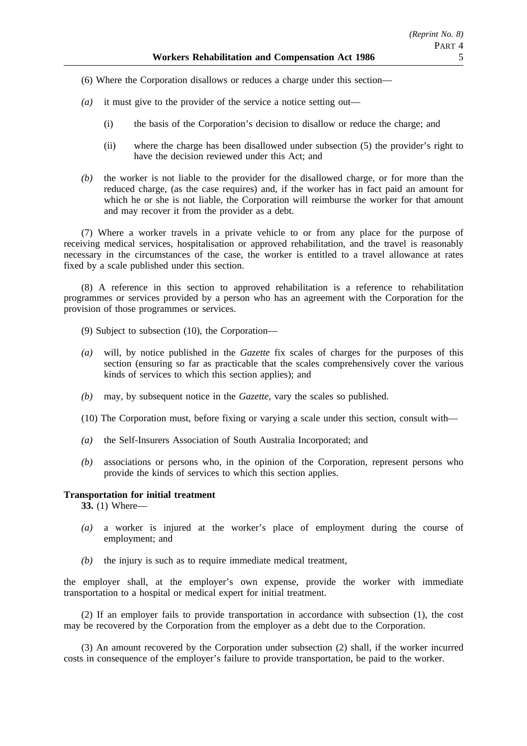(6) Where the Corporation disallows or reduces a charge under this section—

*(a)* it must give to the provider of the service a notice setting out—

(i) the basis of the Corporation's decision to disallow or reduce the charge; and

(ii) where the charge has been disallowed under subsection (5) the provider's right to have the decision reviewed under this Act; and

*(b)* the worker is not liable to the provider for the disallowed charge, or for more than the reduced charge, (as the case requires) and, if the worker has in fact paid an amount for which he or she is not liable, the Corporation will reimburse the worker for that amount and may recover it from the provider as a debt.

(7) Where a worker travels in a private vehicle to or from any place for the purpose of receiving medical services, hospitalisation or approved rehabilitation, and the travel is reasonably necessary in the circumstances of the case, the worker is entitled to a travel allowance at rates fixed by a scale published under this section.

(8) A reference in this section to approved rehabilitation is a reference to rehabilitation programmes or services provided by a person who has an agreement with the Corporation for the provision of those programmes or services.

(9) Subject to subsection (10), the Corporation—

*(a)* will, by notice published in the *Gazette* fix scales of charges for the purposes of this section (ensuring so far as practicable that the scales comprehensively cover the various kinds of services to which this section applies); and

*(b)* may, by subsequent notice in the *Gazette*, vary the scales so published.

(10) The Corporation must, before fixing or varying a scale under this section, consult with—

*(a)* the Self-Insurers Association of South Australia Incorporated; and

*(b)* associations or persons who, in the opinion of the Corporation, represent persons who provide the kinds of services to which this section applies.

**Transportation for initial treatment**

**33.** (1) Where—

*(a)* a worker is injured at the worker's place of employment during the course of employment; and

*(b)* the injury is such as to require immediate medical treatment,

the employer shall, at the employer's own expense, provide the worker with immediate transportation to a hospital or medical expert for initial treatment.

(2) If an employer fails to provide transportation in accordance with subsection (1), the cost may be recovered by the Corporation from the employer as a debt due to the Corporation.

(3) An amount recovered by the Corporation under subsection (2) shall, if the worker incurred costs in consequence of the employer's failure to provide transportation, be paid to the worker.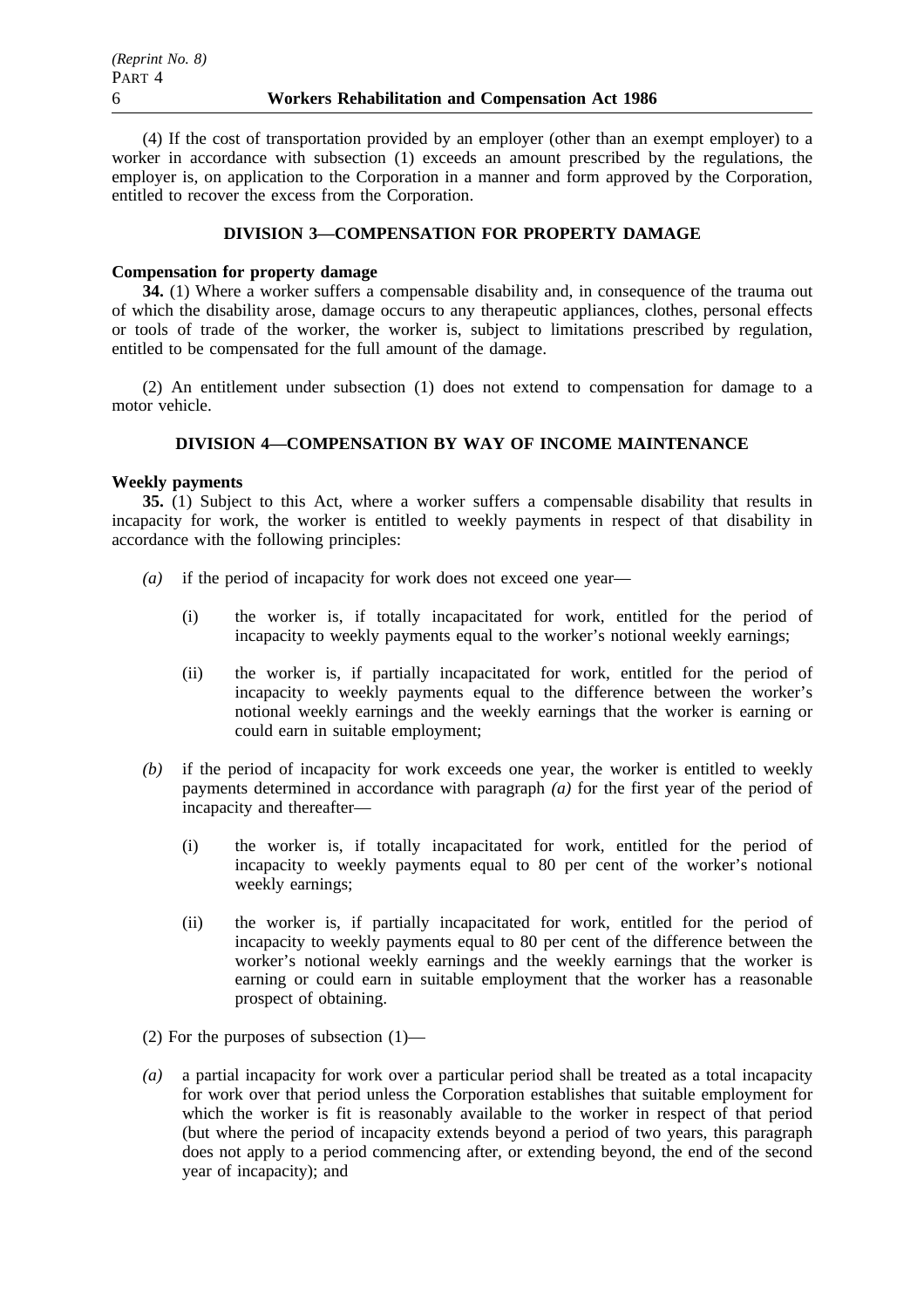(4) If the cost of transportation provided by an employer (other than an exempt employer) to a worker in accordance with subsection (1) exceeds an amount prescribed by the regulations, the employer is, on application to the Corporation in a manner and form approved by the Corporation, entitled to recover the excess from the Corporation.

## DIVISION 3—COMPENSATION FOR PROPERTY DAMAGE

**Compensation for property damage**

**34.** (1) Where a worker suffers a compensable disability and, in consequence of the trauma out of which the disability arose, damage occurs to any therapeutic appliances, clothes, personal effects or tools of trade of the worker, the worker is, subject to limitations prescribed by regulation, entitled to be compensated for the full amount of the damage.

(2) An entitlement under subsection (1) does not extend to compensation for damage to a motor vehicle.

## DIVISION 4—COMPENSATION BY WAY OF INCOME MAINTENANCE

**Weekly payments**

**35.** (1) Subject to this Act, where a worker suffers a compensable disability that results in incapacity for work, the worker is entitled to weekly payments in respect of that disability in accordance with the following principles:

*(a)* if the period of incapacity for work does not exceed one year—

(i) the worker is, if totally incapacitated for work, entitled for the period of incapacity to weekly payments equal to the worker's notional weekly earnings;

(ii) the worker is, if partially incapacitated for work, entitled for the period of incapacity to weekly payments equal to the difference between the worker's notional weekly earnings and the weekly earnings that the worker is earning or could earn in suitable employment;

*(b)* if the period of incapacity for work exceeds one year, the worker is entitled to weekly payments determined in accordance with paragraph *(a)* for the first year of the period of incapacity and thereafter—

(i) the worker is, if totally incapacitated for work, entitled for the period of incapacity to weekly payments equal to 80 per cent of the worker's notional weekly earnings;

(ii) the worker is, if partially incapacitated for work, entitled for the period of incapacity to weekly payments equal to 80 per cent of the difference between the worker's notional weekly earnings and the weekly earnings that the worker is earning or could earn in suitable employment that the worker has a reasonable prospect of obtaining.

(2) For the purposes of subsection (1)—

*(a)* a partial incapacity for work over a particular period shall be treated as a total incapacity for work over that period unless the Corporation establishes that suitable employment for which the worker is fit is reasonably available to the worker in respect of that period (but where the period of incapacity extends beyond a period of two years, this paragraph does not apply to a period commencing after, or extending beyond, the end of the second year of incapacity); and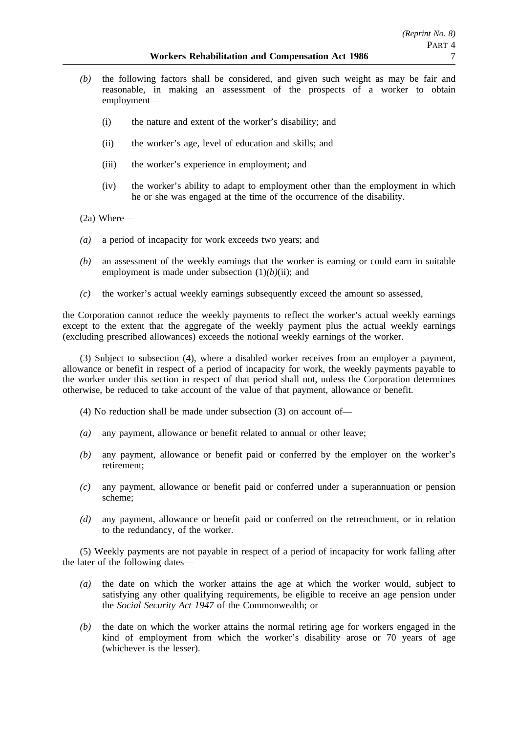*(b)* the following factors shall be considered, and given such weight as may be fair and reasonable, in making an assessment of the prospects of a worker to obtain employment—

(i) the nature and extent of the worker's disability; and

(ii) the worker's age, level of education and skills; and

(iii) the worker's experience in employment; and

(iv) the worker's ability to adapt to employment other than the employment in which he or she was engaged at the time of the occurrence of the disability.

(2a) Where—

*(a)* a period of incapacity for work exceeds two years; and

*(b)* an assessment of the weekly earnings that the worker is earning or could earn in suitable employment is made under subsection (1)*(b)*(ii); and

*(c)* the worker's actual weekly earnings subsequently exceed the amount so assessed,

the Corporation cannot reduce the weekly payments to reflect the worker's actual weekly earnings except to the extent that the aggregate of the weekly payment plus the actual weekly earnings (excluding prescribed allowances) exceeds the notional weekly earnings of the worker.

(3) Subject to subsection (4), where a disabled worker receives from an employer a payment, allowance or benefit in respect of a period of incapacity for work, the weekly payments payable to the worker under this section in respect of that period shall not, unless the Corporation determines otherwise, be reduced to take account of the value of that payment, allowance or benefit.

(4) No reduction shall be made under subsection (3) on account of—

*(a)* any payment, allowance or benefit related to annual or other leave;

*(b)* any payment, allowance or benefit paid or conferred by the employer on the worker's retirement;

*(c)* any payment, allowance or benefit paid or conferred under a superannuation or pension scheme;

*(d)* any payment, allowance or benefit paid or conferred on the retrenchment, or in relation to the redundancy, of the worker.

(5) Weekly payments are not payable in respect of a period of incapacity for work falling after the later of the following dates—

*(a)* the date on which the worker attains the age at which the worker would, subject to satisfying any other qualifying requirements, be eligible to receive an age pension under the *Social Security Act 1947* of the Commonwealth; or

*(b)* the date on which the worker attains the normal retiring age for workers engaged in the kind of employment from which the worker's disability arose or 70 years of age (whichever is the lesser).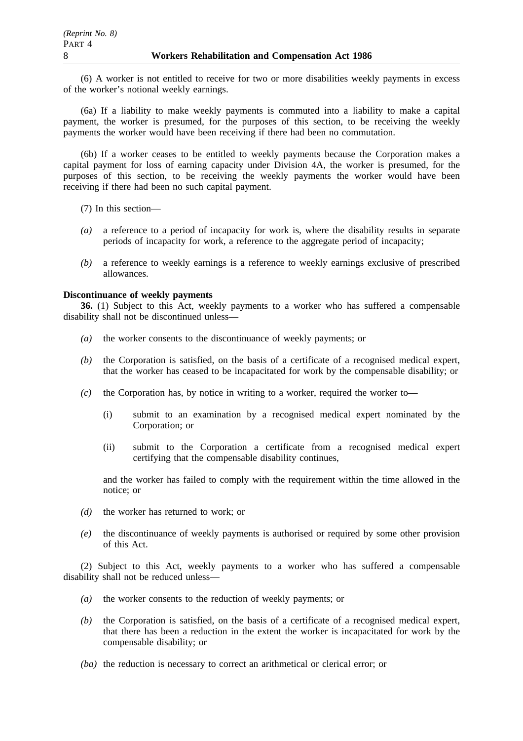(6) A worker is not entitled to receive for two or more disabilities weekly payments in excess of the worker's notional weekly earnings.

(6a) If a liability to make weekly payments is commuted into a liability to make a capital payment, the worker is presumed, for the purposes of this section, to be receiving the weekly payments the worker would have been receiving if there had been no commutation.

(6b) If a worker ceases to be entitled to weekly payments because the Corporation makes a capital payment for loss of earning capacity under Division 4A, the worker is presumed, for the purposes of this section, to be receiving the weekly payments the worker would have been receiving if there had been no such capital payment.

(7) In this section—

*(a)* a reference to a period of incapacity for work is, where the disability results in separate periods of incapacity for work, a reference to the aggregate period of incapacity;

*(b)* a reference to weekly earnings is a reference to weekly earnings exclusive of prescribed allowances.

**Discontinuance of weekly payments**

**36.** (1) Subject to this Act, weekly payments to a worker who has suffered a compensable disability shall not be discontinued unless—

*(a)* the worker consents to the discontinuance of weekly payments; or

*(b)* the Corporation is satisfied, on the basis of a certificate of a recognised medical expert, that the worker has ceased to be incapacitated for work by the compensable disability; or

*(c)* the Corporation has, by notice in writing to a worker, required the worker to—

(i) submit to an examination by a recognised medical expert nominated by the Corporation; or

(ii) submit to the Corporation a certificate from a recognised medical expert certifying that the compensable disability continues,

and the worker has failed to comply with the requirement within the time allowed in the notice; or

*(d)* the worker has returned to work; or

*(e)* the discontinuance of weekly payments is authorised or required by some other provision of this Act.

(2) Subject to this Act, weekly payments to a worker who has suffered a compensable disability shall not be reduced unless—

*(a)* the worker consents to the reduction of weekly payments; or

*(b)* the Corporation is satisfied, on the basis of a certificate of a recognised medical expert, that there has been a reduction in the extent the worker is incapacitated for work by the compensable disability; or

*(ba)* the reduction is necessary to correct an arithmetical or clerical error; or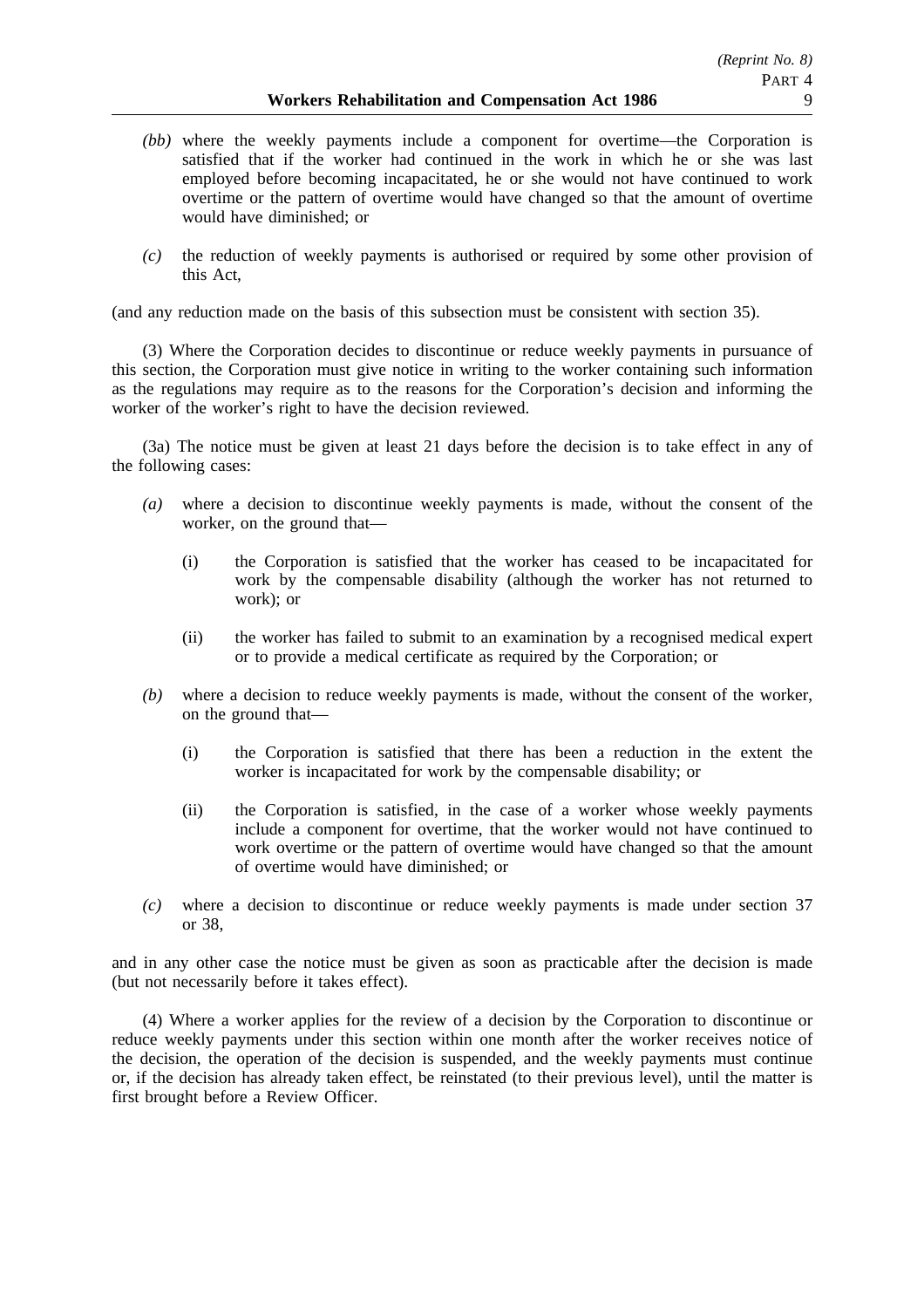*(bb)* where the weekly payments include a component for overtime—the Corporation is satisfied that if the worker had continued in the work in which he or she was last employed before becoming incapacitated, he or she would not have continued to work overtime or the pattern of overtime would have changed so that the amount of overtime would have diminished; or

*(c)* the reduction of weekly payments is authorised or required by some other provision of this Act,

(and any reduction made on the basis of this subsection must be consistent with section 35).

(3) Where the Corporation decides to discontinue or reduce weekly payments in pursuance of this section, the Corporation must give notice in writing to the worker containing such information as the regulations may require as to the reasons for the Corporation's decision and informing the worker of the worker's right to have the decision reviewed.

(3a) The notice must be given at least 21 days before the decision is to take effect in any of the following cases:

*(a)* where a decision to discontinue weekly payments is made, without the consent of the worker, on the ground that—

(i) the Corporation is satisfied that the worker has ceased to be incapacitated for work by the compensable disability (although the worker has not returned to work); or

(ii) the worker has failed to submit to an examination by a recognised medical expert or to provide a medical certificate as required by the Corporation; or

*(b)* where a decision to reduce weekly payments is made, without the consent of the worker, on the ground that—

(i) the Corporation is satisfied that there has been a reduction in the extent the worker is incapacitated for work by the compensable disability; or

(ii) the Corporation is satisfied, in the case of a worker whose weekly payments include a component for overtime, that the worker would not have continued to work overtime or the pattern of overtime would have changed so that the amount of overtime would have diminished; or

*(c)* where a decision to discontinue or reduce weekly payments is made under section 37 or 38,

and in any other case the notice must be given as soon as practicable after the decision is made (but not necessarily before it takes effect).

(4) Where a worker applies for the review of a decision by the Corporation to discontinue or reduce weekly payments under this section within one month after the worker receives notice of the decision, the operation of the decision is suspended, and the weekly payments must continue or, if the decision has already taken effect, be reinstated (to their previous level), until the matter is first brought before a Review Officer.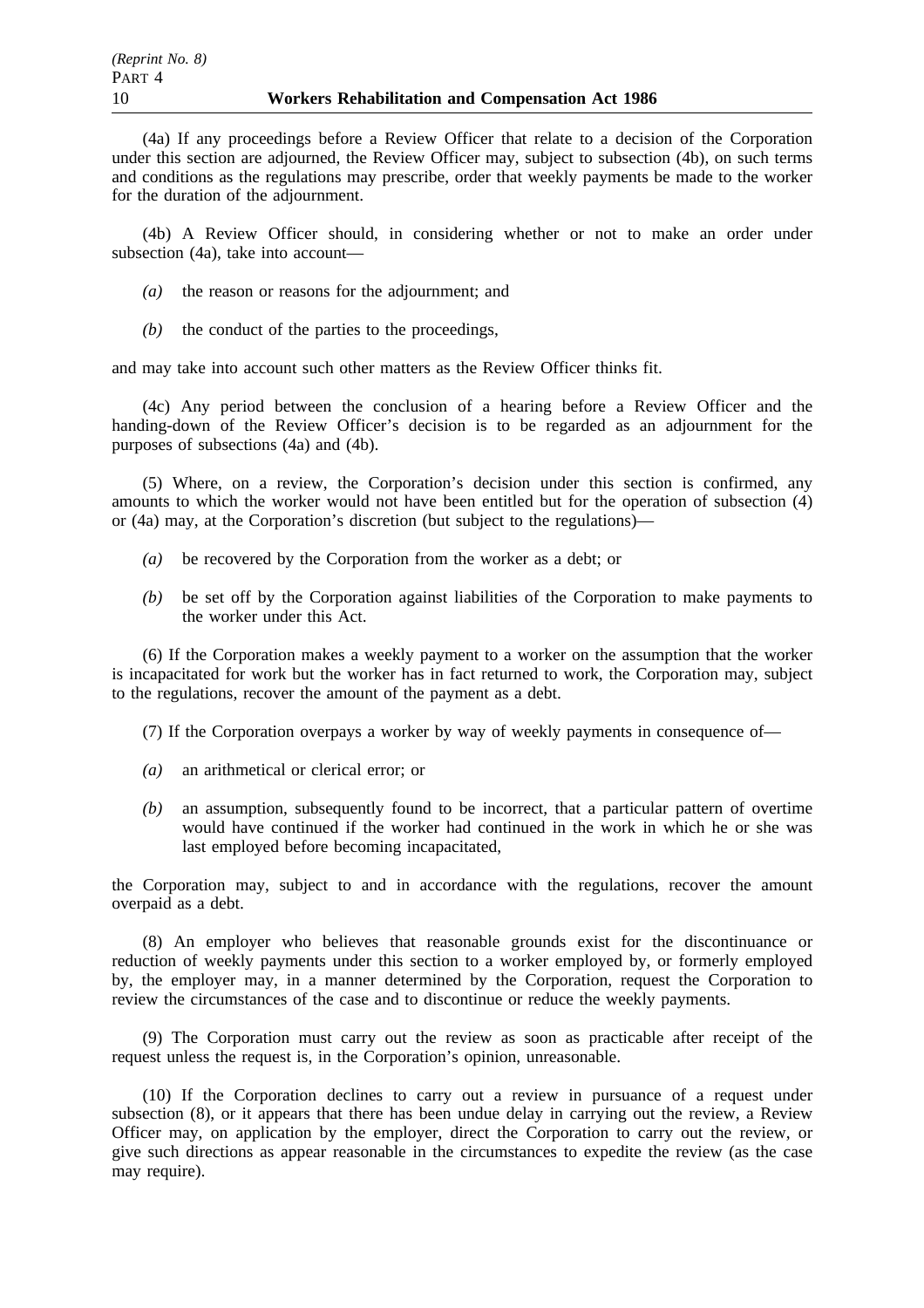(4a) If any proceedings before a Review Officer that relate to a decision of the Corporation under this section are adjourned, the Review Officer may, subject to subsection (4b), on such terms and conditions as the regulations may prescribe, order that weekly payments be made to the worker for the duration of the adjournment.

(4b) A Review Officer should, in considering whether or not to make an order under subsection (4a), take into account—

*(a)* the reason or reasons for the adjournment; and

*(b)* the conduct of the parties to the proceedings,

and may take into account such other matters as the Review Officer thinks fit.

(4c) Any period between the conclusion of a hearing before a Review Officer and the handing-down of the Review Officer's decision is to be regarded as an adjournment for the purposes of subsections (4a) and (4b).

(5) Where, on a review, the Corporation's decision under this section is confirmed, any amounts to which the worker would not have been entitled but for the operation of subsection (4) or (4a) may, at the Corporation's discretion (but subject to the regulations)—

*(a)* be recovered by the Corporation from the worker as a debt; or

*(b)* be set off by the Corporation against liabilities of the Corporation to make payments to the worker under this Act.

(6) If the Corporation makes a weekly payment to a worker on the assumption that the worker is incapacitated for work but the worker has in fact returned to work, the Corporation may, subject to the regulations, recover the amount of the payment as a debt.

(7) If the Corporation overpays a worker by way of weekly payments in consequence of—

*(a)* an arithmetical or clerical error; or

*(b)* an assumption, subsequently found to be incorrect, that a particular pattern of overtime would have continued if the worker had continued in the work in which he or she was last employed before becoming incapacitated,

the Corporation may, subject to and in accordance with the regulations, recover the amount overpaid as a debt.

(8) An employer who believes that reasonable grounds exist for the discontinuance or reduction of weekly payments under this section to a worker employed by, or formerly employed by, the employer may, in a manner determined by the Corporation, request the Corporation to review the circumstances of the case and to discontinue or reduce the weekly payments.

(9) The Corporation must carry out the review as soon as practicable after receipt of the request unless the request is, in the Corporation's opinion, unreasonable.

(10) If the Corporation declines to carry out a review in pursuance of a request under subsection (8), or it appears that there has been undue delay in carrying out the review, a Review Officer may, on application by the employer, direct the Corporation to carry out the review, or give such directions as appear reasonable in the circumstances to expedite the review (as the case may require).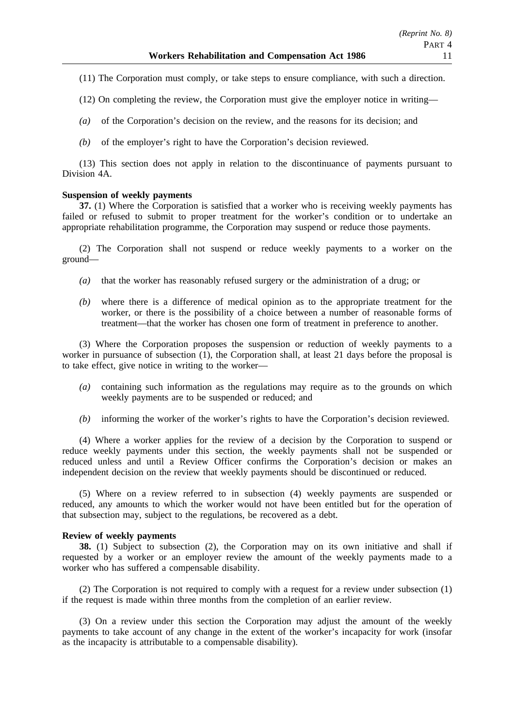(11) The Corporation must comply, or take steps to ensure compliance, with such a direction.

(12) On completing the review, the Corporation must give the employer notice in writing—

*(a)* of the Corporation's decision on the review, and the reasons for its decision; and

*(b)* of the employer's right to have the Corporation's decision reviewed.

(13) This section does not apply in relation to the discontinuance of payments pursuant to Division 4A.

**Suspension of weekly payments**

**37.** (1) Where the Corporation is satisfied that a worker who is receiving weekly payments has failed or refused to submit to proper treatment for the worker's condition or to undertake an appropriate rehabilitation programme, the Corporation may suspend or reduce those payments.

(2) The Corporation shall not suspend or reduce weekly payments to a worker on the ground—

*(a)* that the worker has reasonably refused surgery or the administration of a drug; or

*(b)* where there is a difference of medical opinion as to the appropriate treatment for the worker, or there is the possibility of a choice between a number of reasonable forms of treatment—that the worker has chosen one form of treatment in preference to another.

(3) Where the Corporation proposes the suspension or reduction of weekly payments to a worker in pursuance of subsection (1), the Corporation shall, at least 21 days before the proposal is to take effect, give notice in writing to the worker—

*(a)* containing such information as the regulations may require as to the grounds on which weekly payments are to be suspended or reduced; and

*(b)* informing the worker of the worker's rights to have the Corporation's decision reviewed.

(4) Where a worker applies for the review of a decision by the Corporation to suspend or reduce weekly payments under this section, the weekly payments shall not be suspended or reduced unless and until a Review Officer confirms the Corporation's decision or makes an independent decision on the review that weekly payments should be discontinued or reduced.

(5) Where on a review referred to in subsection (4) weekly payments are suspended or reduced, any amounts to which the worker would not have been entitled but for the operation of that subsection may, subject to the regulations, be recovered as a debt.

**Review of weekly payments**

**38.** (1) Subject to subsection (2), the Corporation may on its own initiative and shall if requested by a worker or an employer review the amount of the weekly payments made to a worker who has suffered a compensable disability.

(2) The Corporation is not required to comply with a request for a review under subsection (1) if the request is made within three months from the completion of an earlier review.

(3) On a review under this section the Corporation may adjust the amount of the weekly payments to take account of any change in the extent of the worker's incapacity for work (insofar as the incapacity is attributable to a compensable disability).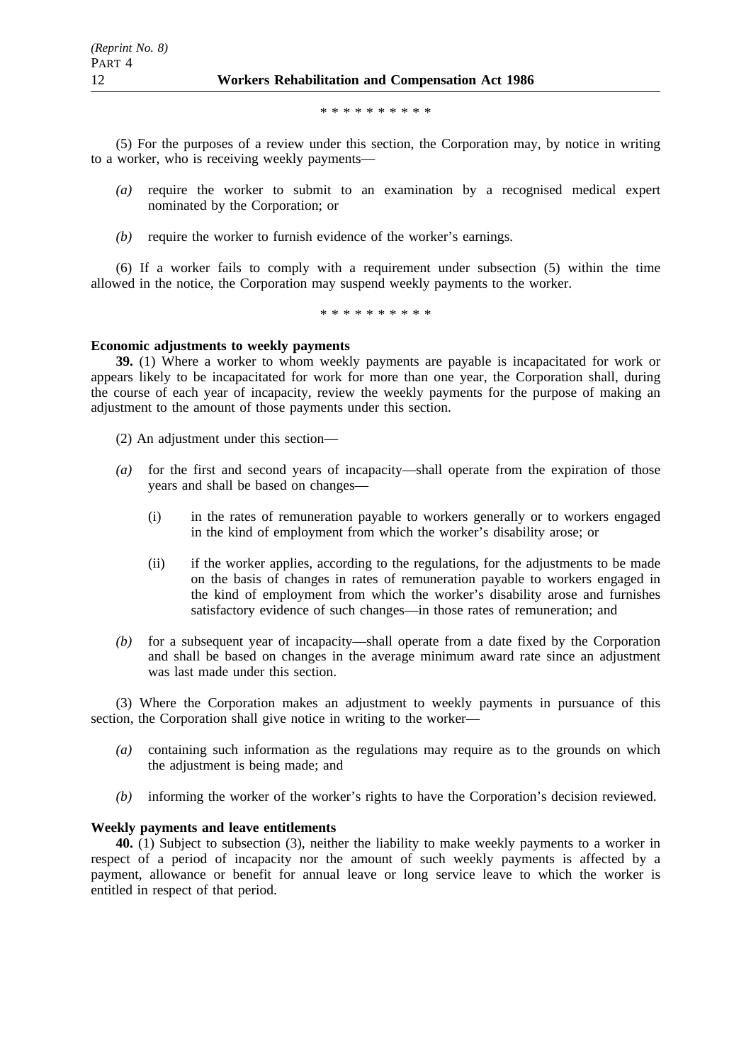\* \* \* \* \* \* \* \* \* \*

(5) For the purposes of a review under this section, the Corporation may, by notice in writing to a worker, who is receiving weekly payments—

*(a)* require the worker to submit to an examination by a recognised medical expert nominated by the Corporation; or

*(b)* require the worker to furnish evidence of the worker's earnings.

(6) If a worker fails to comply with a requirement under subsection (5) within the time allowed in the notice, the Corporation may suspend weekly payments to the worker.

\* \* \* \* \* \* \* \* \* \*

**Economic adjustments to weekly payments**

**39.** (1) Where a worker to whom weekly payments are payable is incapacitated for work or appears likely to be incapacitated for work for more than one year, the Corporation shall, during the course of each year of incapacity, review the weekly payments for the purpose of making an adjustment to the amount of those payments under this section.

(2) An adjustment under this section—

*(a)* for the first and second years of incapacity—shall operate from the expiration of those years and shall be based on changes—

(i) in the rates of remuneration payable to workers generally or to workers engaged in the kind of employment from which the worker's disability arose; or

(ii) if the worker applies, according to the regulations, for the adjustments to be made on the basis of changes in rates of remuneration payable to workers engaged in the kind of employment from which the worker's disability arose and furnishes satisfactory evidence of such changes—in those rates of remuneration; and

*(b)* for a subsequent year of incapacity—shall operate from a date fixed by the Corporation and shall be based on changes in the average minimum award rate since an adjustment was last made under this section.

(3) Where the Corporation makes an adjustment to weekly payments in pursuance of this section, the Corporation shall give notice in writing to the worker—

*(a)* containing such information as the regulations may require as to the grounds on which the adjustment is being made; and

*(b)* informing the worker of the worker's rights to have the Corporation's decision reviewed.

**Weekly payments and leave entitlements**

**40.** (1) Subject to subsection (3), neither the liability to make weekly payments to a worker in respect of a period of incapacity nor the amount of such weekly payments is affected by a payment, allowance or benefit for annual leave or long service leave to which the worker is entitled in respect of that period.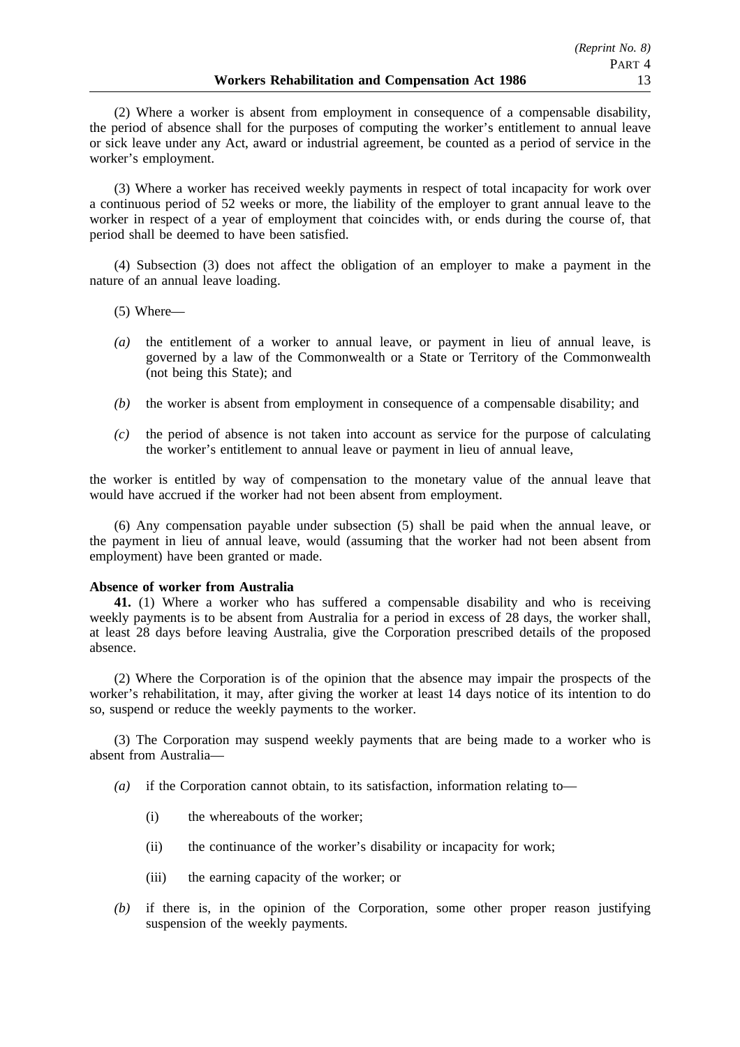(2) Where a worker is absent from employment in consequence of a compensable disability, the period of absence shall for the purposes of computing the worker's entitlement to annual leave or sick leave under any Act, award or industrial agreement, be counted as a period of service in the worker's employment.

(3) Where a worker has received weekly payments in respect of total incapacity for work over a continuous period of 52 weeks or more, the liability of the employer to grant annual leave to the worker in respect of a year of employment that coincides with, or ends during the course of, that period shall be deemed to have been satisfied.

(4) Subsection (3) does not affect the obligation of an employer to make a payment in the nature of an annual leave loading.

(5) Where—

- *(a)* the entitlement of a worker to annual leave, or payment in lieu of annual leave, is governed by a law of the Commonwealth or a State or Territory of the Commonwealth (not being this State); and
- *(b)* the worker is absent from employment in consequence of a compensable disability; and
- *(c)* the period of absence is not taken into account as service for the purpose of calculating the worker's entitlement to annual leave or payment in lieu of annual leave,

the worker is entitled by way of compensation to the monetary value of the annual leave that would have accrued if the worker had not been absent from employment.

(6) Any compensation payable under subsection (5) shall be paid when the annual leave, or the payment in lieu of annual leave, would (assuming that the worker had not been absent from employment) have been granted or made.

**Absence of worker from Australia**

**41.** (1) Where a worker who has suffered a compensable disability and who is receiving weekly payments is to be absent from Australia for a period in excess of 28 days, the worker shall, at least 28 days before leaving Australia, give the Corporation prescribed details of the proposed absence.

(2) Where the Corporation is of the opinion that the absence may impair the prospects of the worker's rehabilitation, it may, after giving the worker at least 14 days notice of its intention to do so, suspend or reduce the weekly payments to the worker.

(3) The Corporation may suspend weekly payments that are being made to a worker who is absent from Australia—

- *(a)* if the Corporation cannot obtain, to its satisfaction, information relating to—
  - (i) the whereabouts of the worker;
  - (ii) the continuance of the worker's disability or incapacity for work;
  - (iii) the earning capacity of the worker; or
- *(b)* if there is, in the opinion of the Corporation, some other proper reason justifying suspension of the weekly payments.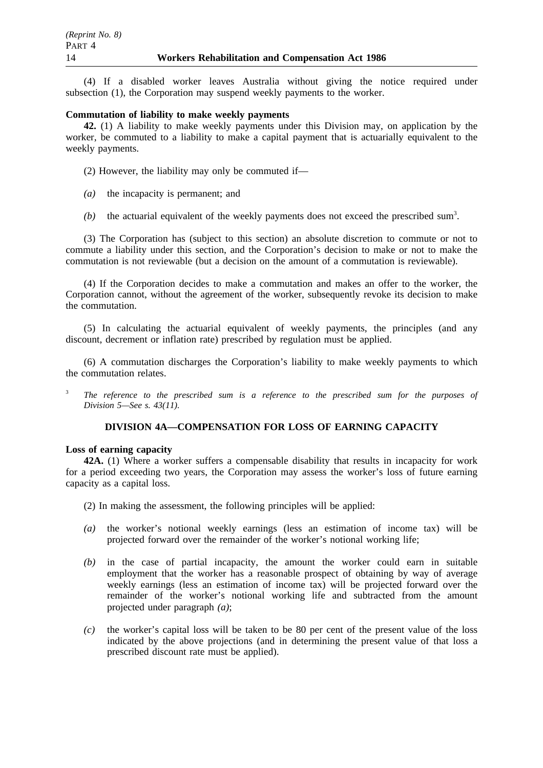(4) If a disabled worker leaves Australia without giving the notice required under subsection (1), the Corporation may suspend weekly payments to the worker.

**Commutation of liability to make weekly payments**

**42.** (1) A liability to make weekly payments under this Division may, on application by the worker, be commuted to a liability to make a capital payment that is actuarially equivalent to the weekly payments.

(2) However, the liability may only be commuted if—

*(a)* the incapacity is permanent; and

*(b)* the actuarial equivalent of the weekly payments does not exceed the prescribed sum[3].

(3) The Corporation has (subject to this section) an absolute discretion to commute or not to commute a liability under this section, and the Corporation's decision to make or not to make the commutation is not reviewable (but a decision on the amount of a commutation is reviewable).

(4) If the Corporation decides to make a commutation and makes an offer to the worker, the Corporation cannot, without the agreement of the worker, subsequently revoke its decision to make the commutation.

(5) In calculating the actuarial equivalent of weekly payments, the principles (and any discount, decrement or inflation rate) prescribed by regulation must be applied.

(6) A commutation discharges the Corporation's liability to make weekly payments to which the commutation relates.

[3] *The reference to the prescribed sum is a reference to the prescribed sum for the purposes of Division 5—See s. 43(11).*

## DIVISION 4A—COMPENSATION FOR LOSS OF EARNING CAPACITY

**Loss of earning capacity**

**42A.** (1) Where a worker suffers a compensable disability that results in incapacity for work for a period exceeding two years, the Corporation may assess the worker's loss of future earning capacity as a capital loss.

(2) In making the assessment, the following principles will be applied:

*(a)* the worker's notional weekly earnings (less an estimation of income tax) will be projected forward over the remainder of the worker's notional working life;

*(b)* in the case of partial incapacity, the amount the worker could earn in suitable employment that the worker has a reasonable prospect of obtaining by way of average weekly earnings (less an estimation of income tax) will be projected forward over the remainder of the worker's notional working life and subtracted from the amount projected under paragraph *(a)*;

*(c)* the worker's capital loss will be taken to be 80 per cent of the present value of the loss indicated by the above projections (and in determining the present value of that loss a prescribed discount rate must be applied).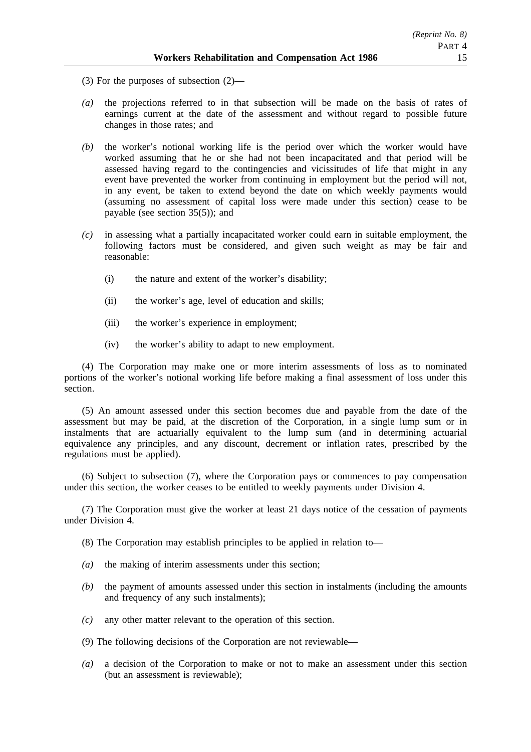(3) For the purposes of subsection (2)—

*(a)* the projections referred to in that subsection will be made on the basis of rates of earnings current at the date of the assessment and without regard to possible future changes in those rates; and

*(b)* the worker's notional working life is the period over which the worker would have worked assuming that he or she had not been incapacitated and that period will be assessed having regard to the contingencies and vicissitudes of life that might in any event have prevented the worker from continuing in employment but the period will not, in any event, be taken to extend beyond the date on which weekly payments would (assuming no assessment of capital loss were made under this section) cease to be payable (see section 35(5)); and

*(c)* in assessing what a partially incapacitated worker could earn in suitable employment, the following factors must be considered, and given such weight as may be fair and reasonable:

(i) the nature and extent of the worker's disability;

(ii) the worker's age, level of education and skills;

(iii) the worker's experience in employment;

(iv) the worker's ability to adapt to new employment.

(4) The Corporation may make one or more interim assessments of loss as to nominated portions of the worker's notional working life before making a final assessment of loss under this section.

(5) An amount assessed under this section becomes due and payable from the date of the assessment but may be paid, at the discretion of the Corporation, in a single lump sum or in instalments that are actuarially equivalent to the lump sum (and in determining actuarial equivalence any principles, and any discount, decrement or inflation rates, prescribed by the regulations must be applied).

(6) Subject to subsection (7), where the Corporation pays or commences to pay compensation under this section, the worker ceases to be entitled to weekly payments under Division 4.

(7) The Corporation must give the worker at least 21 days notice of the cessation of payments under Division 4.

(8) The Corporation may establish principles to be applied in relation to—

*(a)* the making of interim assessments under this section;

*(b)* the payment of amounts assessed under this section in instalments (including the amounts and frequency of any such instalments);

*(c)* any other matter relevant to the operation of this section.

(9) The following decisions of the Corporation are not reviewable—

*(a)* a decision of the Corporation to make or not to make an assessment under this section (but an assessment is reviewable);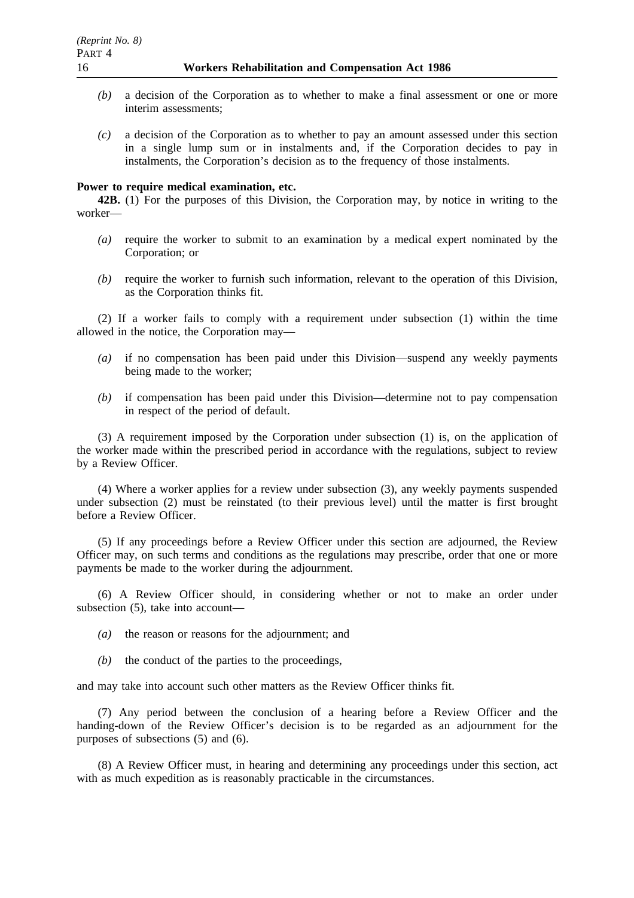*(b)* a decision of the Corporation as to whether to make a final assessment or one or more interim assessments;

*(c)* a decision of the Corporation as to whether to pay an amount assessed under this section in a single lump sum or in instalments and, if the Corporation decides to pay in instalments, the Corporation's decision as to the frequency of those instalments.

**Power to require medical examination, etc.**

**42B.** (1) For the purposes of this Division, the Corporation may, by notice in writing to the worker—

*(a)* require the worker to submit to an examination by a medical expert nominated by the Corporation; or

*(b)* require the worker to furnish such information, relevant to the operation of this Division, as the Corporation thinks fit.

(2) If a worker fails to comply with a requirement under subsection (1) within the time allowed in the notice, the Corporation may—

*(a)* if no compensation has been paid under this Division—suspend any weekly payments being made to the worker;

*(b)* if compensation has been paid under this Division—determine not to pay compensation in respect of the period of default.

(3) A requirement imposed by the Corporation under subsection (1) is, on the application of the worker made within the prescribed period in accordance with the regulations, subject to review by a Review Officer.

(4) Where a worker applies for a review under subsection (3), any weekly payments suspended under subsection (2) must be reinstated (to their previous level) until the matter is first brought before a Review Officer.

(5) If any proceedings before a Review Officer under this section are adjourned, the Review Officer may, on such terms and conditions as the regulations may prescribe, order that one or more payments be made to the worker during the adjournment.

(6) A Review Officer should, in considering whether or not to make an order under subsection (5), take into account—

*(a)* the reason or reasons for the adjournment; and

*(b)* the conduct of the parties to the proceedings,

and may take into account such other matters as the Review Officer thinks fit.

(7) Any period between the conclusion of a hearing before a Review Officer and the handing-down of the Review Officer's decision is to be regarded as an adjournment for the purposes of subsections (5) and (6).

(8) A Review Officer must, in hearing and determining any proceedings under this section, act with as much expedition as is reasonably practicable in the circumstances.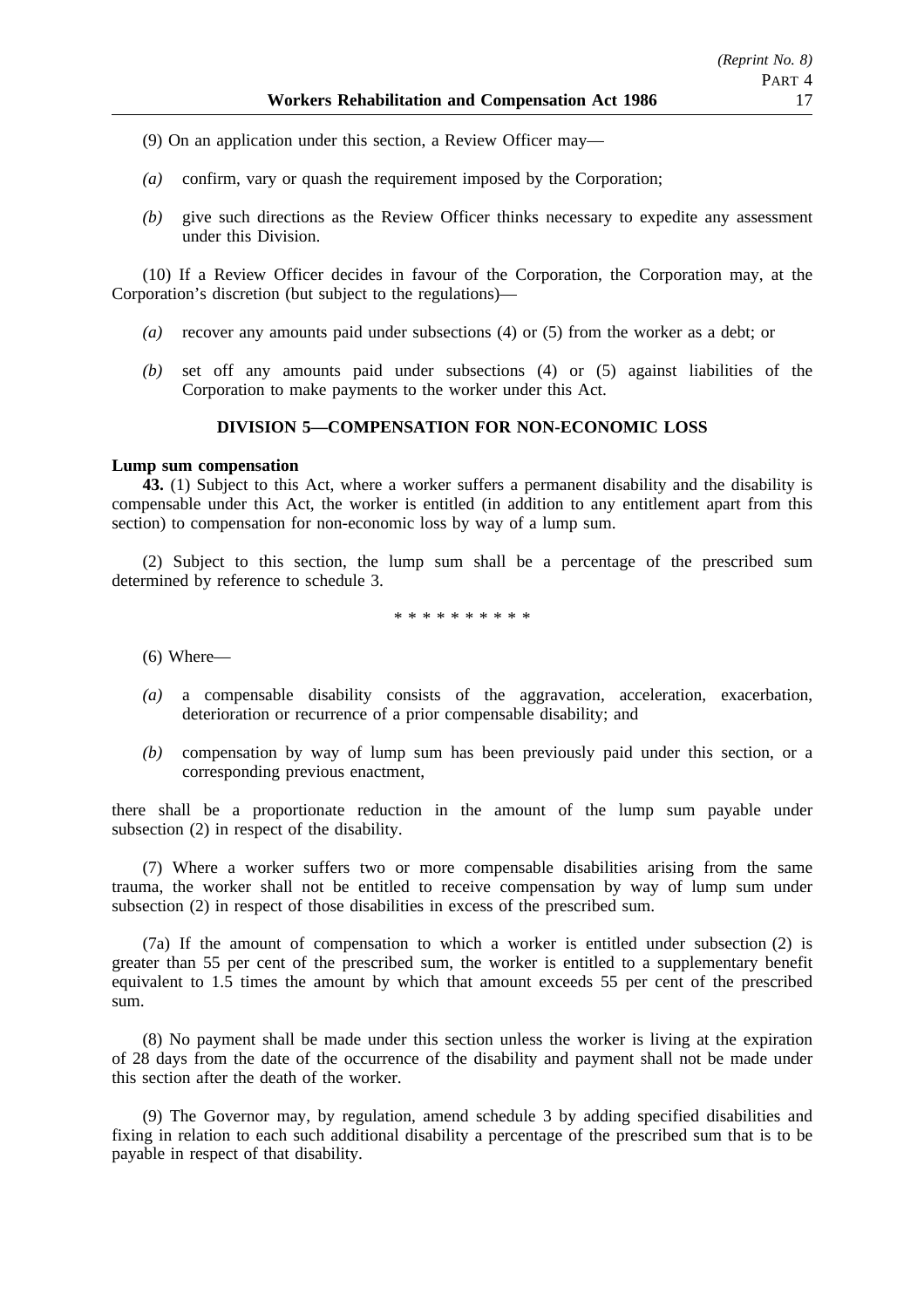(9) On an application under this section, a Review Officer may—

*(a)* confirm, vary or quash the requirement imposed by the Corporation;

*(b)* give such directions as the Review Officer thinks necessary to expedite any assessment under this Division.

(10) If a Review Officer decides in favour of the Corporation, the Corporation may, at the Corporation's discretion (but subject to the regulations)—

*(a)* recover any amounts paid under subsections (4) or (5) from the worker as a debt; or

*(b)* set off any amounts paid under subsections (4) or (5) against liabilities of the Corporation to make payments to the worker under this Act.

## DIVISION 5—COMPENSATION FOR NON-ECONOMIC LOSS

**Lump sum compensation**

**43.** (1) Subject to this Act, where a worker suffers a permanent disability and the disability is compensable under this Act, the worker is entitled (in addition to any entitlement apart from this section) to compensation for non-economic loss by way of a lump sum.

(2) Subject to this section, the lump sum shall be a percentage of the prescribed sum determined by reference to schedule 3.

\* \* \* \* \* \* \* \* \* \*

(6) Where—

*(a)* a compensable disability consists of the aggravation, acceleration, exacerbation, deterioration or recurrence of a prior compensable disability; and

*(b)* compensation by way of lump sum has been previously paid under this section, or a corresponding previous enactment,

there shall be a proportionate reduction in the amount of the lump sum payable under subsection (2) in respect of the disability.

(7) Where a worker suffers two or more compensable disabilities arising from the same trauma, the worker shall not be entitled to receive compensation by way of lump sum under subsection (2) in respect of those disabilities in excess of the prescribed sum.

(7a) If the amount of compensation to which a worker is entitled under subsection (2) is greater than 55 per cent of the prescribed sum, the worker is entitled to a supplementary benefit equivalent to 1.5 times the amount by which that amount exceeds 55 per cent of the prescribed sum.

(8) No payment shall be made under this section unless the worker is living at the expiration of 28 days from the date of the occurrence of the disability and payment shall not be made under this section after the death of the worker.

(9) The Governor may, by regulation, amend schedule 3 by adding specified disabilities and fixing in relation to each such additional disability a percentage of the prescribed sum that is to be payable in respect of that disability.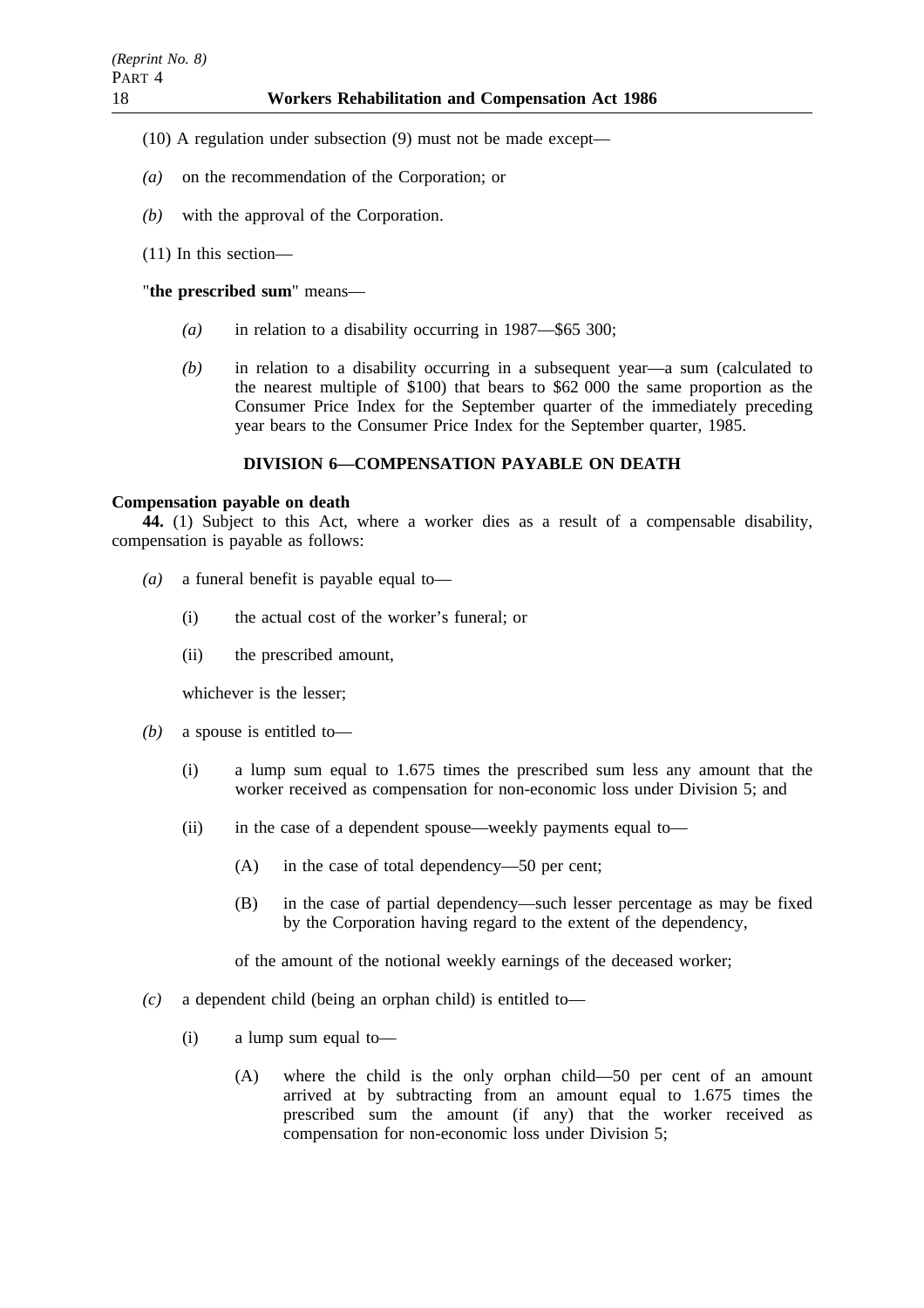(10) A regulation under subsection (9) must not be made except—

*(a)* on the recommendation of the Corporation; or

*(b)* with the approval of the Corporation.

(11) In this section—

"**the prescribed sum**" means—

*(a)* in relation to a disability occurring in 1987—$65 300;

*(b)* in relation to a disability occurring in a subsequent year—a sum (calculated to the nearest multiple of $100) that bears to $62 000 the same proportion as the Consumer Price Index for the September quarter of the immediately preceding year bears to the Consumer Price Index for the September quarter, 1985.

## DIVISION 6—COMPENSATION PAYABLE ON DEATH

**Compensation payable on death**

**44.** (1) Subject to this Act, where a worker dies as a result of a compensable disability, compensation is payable as follows:

*(a)* a funeral benefit is payable equal to—

(i) the actual cost of the worker's funeral; or

(ii) the prescribed amount,

whichever is the lesser;

*(b)* a spouse is entitled to—

(i) a lump sum equal to 1.675 times the prescribed sum less any amount that the worker received as compensation for non-economic loss under Division 5; and

(ii) in the case of a dependent spouse—weekly payments equal to—

(A) in the case of total dependency—50 per cent;

(B) in the case of partial dependency—such lesser percentage as may be fixed by the Corporation having regard to the extent of the dependency,

of the amount of the notional weekly earnings of the deceased worker;

*(c)* a dependent child (being an orphan child) is entitled to—

(i) a lump sum equal to—

(A) where the child is the only orphan child—50 per cent of an amount arrived at by subtracting from an amount equal to 1.675 times the prescribed sum the amount (if any) that the worker received as compensation for non-economic loss under Division 5;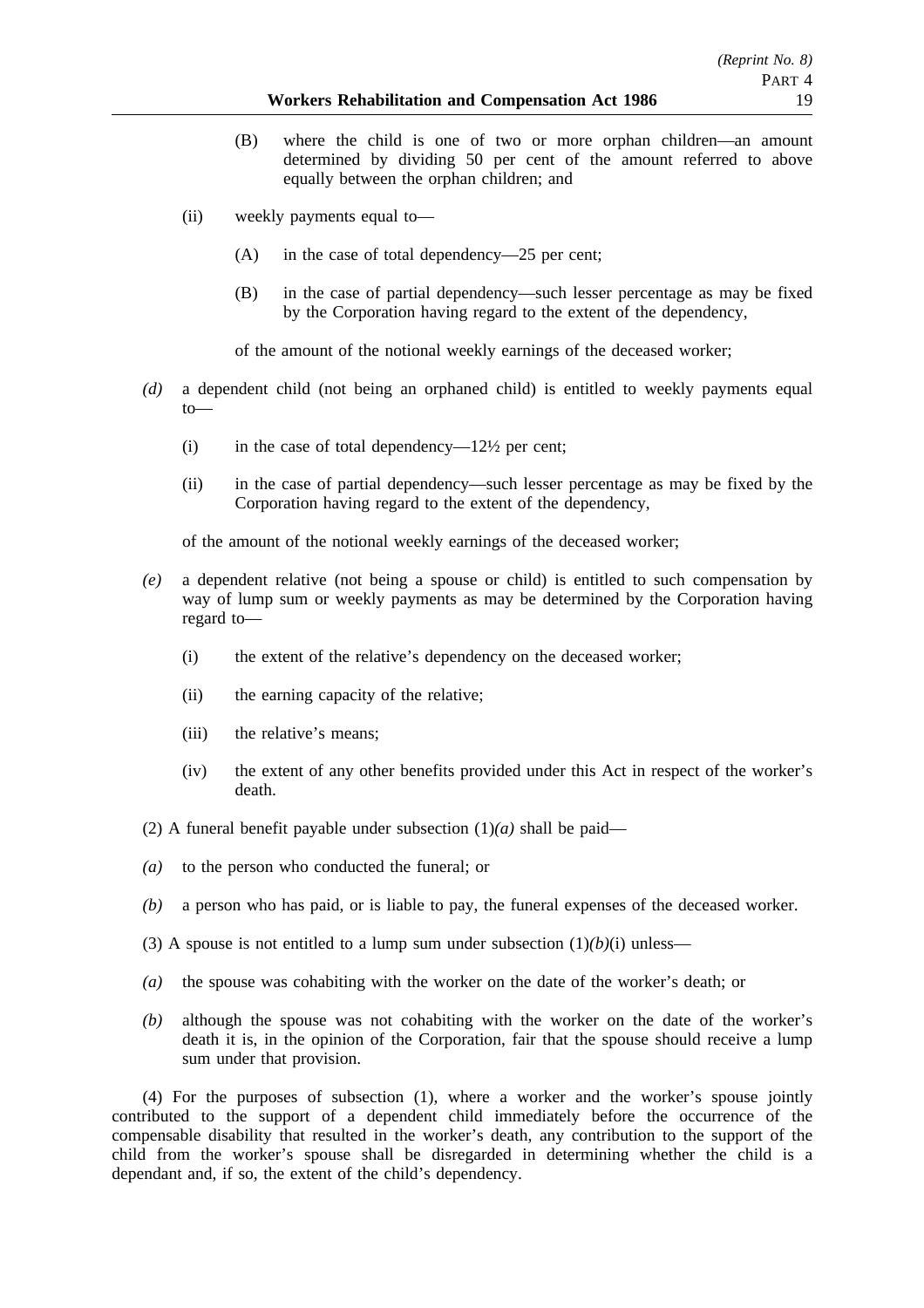(B) where the child is one of two or more orphan children—an amount determined by dividing 50 per cent of the amount referred to above equally between the orphan children; and

(ii) weekly payments equal to—

(A) in the case of total dependency—25 per cent;

(B) in the case of partial dependency—such lesser percentage as may be fixed by the Corporation having regard to the extent of the dependency,

of the amount of the notional weekly earnings of the deceased worker;

*(d)* a dependent child (not being an orphaned child) is entitled to weekly payments equal to—

(i) in the case of total dependency—12½ per cent;

(ii) in the case of partial dependency—such lesser percentage as may be fixed by the Corporation having regard to the extent of the dependency,

of the amount of the notional weekly earnings of the deceased worker;

*(e)* a dependent relative (not being a spouse or child) is entitled to such compensation by way of lump sum or weekly payments as may be determined by the Corporation having regard to—

(i) the extent of the relative's dependency on the deceased worker;

(ii) the earning capacity of the relative;

(iii) the relative's means;

(iv) the extent of any other benefits provided under this Act in respect of the worker's death.

(2) A funeral benefit payable under subsection (1)*(a)* shall be paid—

*(a)* to the person who conducted the funeral; or

*(b)* a person who has paid, or is liable to pay, the funeral expenses of the deceased worker.

(3) A spouse is not entitled to a lump sum under subsection (1)*(b)*(i) unless—

*(a)* the spouse was cohabiting with the worker on the date of the worker's death; or

*(b)* although the spouse was not cohabiting with the worker on the date of the worker's death it is, in the opinion of the Corporation, fair that the spouse should receive a lump sum under that provision.

(4) For the purposes of subsection (1), where a worker and the worker's spouse jointly contributed to the support of a dependent child immediately before the occurrence of the compensable disability that resulted in the worker's death, any contribution to the support of the child from the worker's spouse shall be disregarded in determining whether the child is a dependant and, if so, the extent of the child's dependency.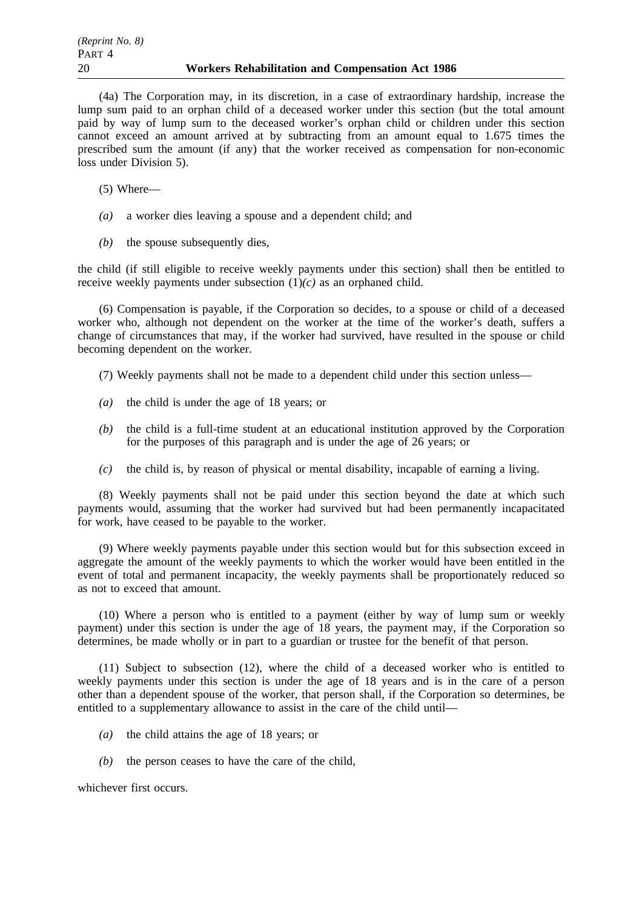(4a) The Corporation may, in its discretion, in a case of extraordinary hardship, increase the lump sum paid to an orphan child of a deceased worker under this section (but the total amount paid by way of lump sum to the deceased worker's orphan child or children under this section cannot exceed an amount arrived at by subtracting from an amount equal to 1.675 times the prescribed sum the amount (if any) that the worker received as compensation for non-economic loss under Division 5).

(5) Where—

*(a)* a worker dies leaving a spouse and a dependent child; and

*(b)* the spouse subsequently dies,

the child (if still eligible to receive weekly payments under this section) shall then be entitled to receive weekly payments under subsection (1)*(c)* as an orphaned child.

(6) Compensation is payable, if the Corporation so decides, to a spouse or child of a deceased worker who, although not dependent on the worker at the time of the worker's death, suffers a change of circumstances that may, if the worker had survived, have resulted in the spouse or child becoming dependent on the worker.

(7) Weekly payments shall not be made to a dependent child under this section unless—

*(a)* the child is under the age of 18 years; or

*(b)* the child is a full-time student at an educational institution approved by the Corporation for the purposes of this paragraph and is under the age of 26 years; or

*(c)* the child is, by reason of physical or mental disability, incapable of earning a living.

(8) Weekly payments shall not be paid under this section beyond the date at which such payments would, assuming that the worker had survived but had been permanently incapacitated for work, have ceased to be payable to the worker.

(9) Where weekly payments payable under this section would but for this subsection exceed in aggregate the amount of the weekly payments to which the worker would have been entitled in the event of total and permanent incapacity, the weekly payments shall be proportionately reduced so as not to exceed that amount.

(10) Where a person who is entitled to a payment (either by way of lump sum or weekly payment) under this section is under the age of 18 years, the payment may, if the Corporation so determines, be made wholly or in part to a guardian or trustee for the benefit of that person.

(11) Subject to subsection (12), where the child of a deceased worker who is entitled to weekly payments under this section is under the age of 18 years and is in the care of a person other than a dependent spouse of the worker, that person shall, if the Corporation so determines, be entitled to a supplementary allowance to assist in the care of the child until—

*(a)* the child attains the age of 18 years; or

*(b)* the person ceases to have the care of the child,

whichever first occurs.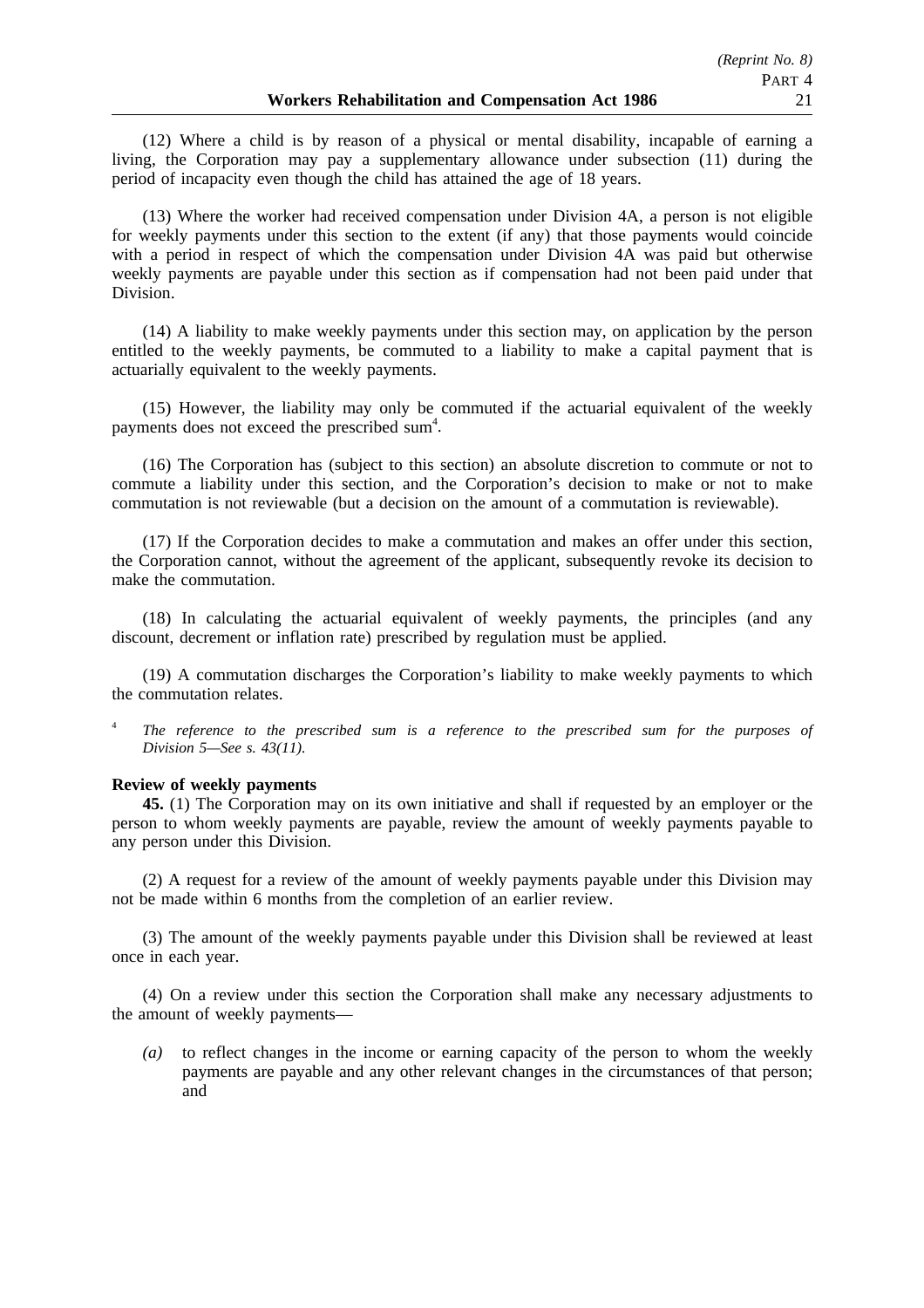(12) Where a child is by reason of a physical or mental disability, incapable of earning a living, the Corporation may pay a supplementary allowance under subsection (11) during the period of incapacity even though the child has attained the age of 18 years.

(13) Where the worker had received compensation under Division 4A, a person is not eligible for weekly payments under this section to the extent (if any) that those payments would coincide with a period in respect of which the compensation under Division 4A was paid but otherwise weekly payments are payable under this section as if compensation had not been paid under that Division.

(14) A liability to make weekly payments under this section may, on application by the person entitled to the weekly payments, be commuted to a liability to make a capital payment that is actuarially equivalent to the weekly payments.

(15) However, the liability may only be commuted if the actuarial equivalent of the weekly payments does not exceed the prescribed sum[4].

(16) The Corporation has (subject to this section) an absolute discretion to commute or not to commute a liability under this section, and the Corporation's decision to make or not to make commutation is not reviewable (but a decision on the amount of a commutation is reviewable).

(17) If the Corporation decides to make a commutation and makes an offer under this section, the Corporation cannot, without the agreement of the applicant, subsequently revoke its decision to make the commutation.

(18) In calculating the actuarial equivalent of weekly payments, the principles (and any discount, decrement or inflation rate) prescribed by regulation must be applied.

(19) A commutation discharges the Corporation's liability to make weekly payments to which the commutation relates.

[4] *The reference to the prescribed sum is a reference to the prescribed sum for the purposes of Division 5—See s. 43(11).*

**Review of weekly payments**

**45.** (1) The Corporation may on its own initiative and shall if requested by an employer or the person to whom weekly payments are payable, review the amount of weekly payments payable to any person under this Division.

(2) A request for a review of the amount of weekly payments payable under this Division may not be made within 6 months from the completion of an earlier review.

(3) The amount of the weekly payments payable under this Division shall be reviewed at least once in each year.

(4) On a review under this section the Corporation shall make any necessary adjustments to the amount of weekly payments—

*(a)* to reflect changes in the income or earning capacity of the person to whom the weekly payments are payable and any other relevant changes in the circumstances of that person; and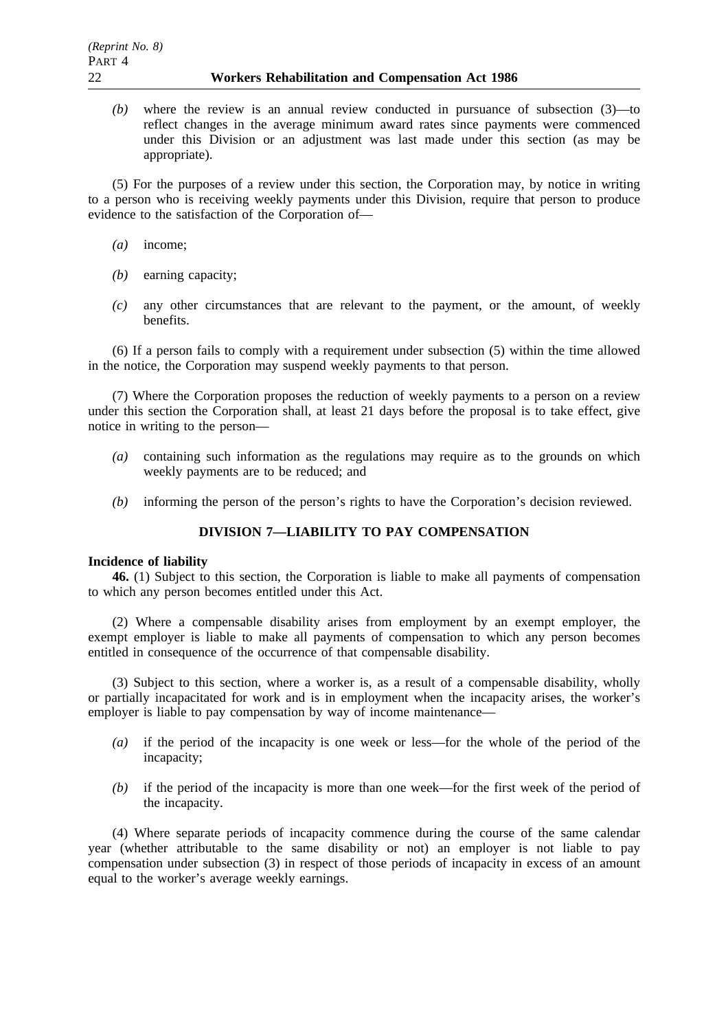*(b)* where the review is an annual review conducted in pursuance of subsection (3)—to reflect changes in the average minimum award rates since payments were commenced under this Division or an adjustment was last made under this section (as may be appropriate).

(5) For the purposes of a review under this section, the Corporation may, by notice in writing to a person who is receiving weekly payments under this Division, require that person to produce evidence to the satisfaction of the Corporation of—

*(a)* income;

*(b)* earning capacity;

*(c)* any other circumstances that are relevant to the payment, or the amount, of weekly benefits.

(6) If a person fails to comply with a requirement under subsection (5) within the time allowed in the notice, the Corporation may suspend weekly payments to that person.

(7) Where the Corporation proposes the reduction of weekly payments to a person on a review under this section the Corporation shall, at least 21 days before the proposal is to take effect, give notice in writing to the person—

*(a)* containing such information as the regulations may require as to the grounds on which weekly payments are to be reduced; and

*(b)* informing the person of the person's rights to have the Corporation's decision reviewed.

## DIVISION 7—LIABILITY TO PAY COMPENSATION

**Incidence of liability**

**46.** (1) Subject to this section, the Corporation is liable to make all payments of compensation to which any person becomes entitled under this Act.

(2) Where a compensable disability arises from employment by an exempt employer, the exempt employer is liable to make all payments of compensation to which any person becomes entitled in consequence of the occurrence of that compensable disability.

(3) Subject to this section, where a worker is, as a result of a compensable disability, wholly or partially incapacitated for work and is in employment when the incapacity arises, the worker's employer is liable to pay compensation by way of income maintenance—

*(a)* if the period of the incapacity is one week or less—for the whole of the period of the incapacity;

*(b)* if the period of the incapacity is more than one week—for the first week of the period of the incapacity.

(4) Where separate periods of incapacity commence during the course of the same calendar year (whether attributable to the same disability or not) an employer is not liable to pay compensation under subsection (3) in respect of those periods of incapacity in excess of an amount equal to the worker's average weekly earnings.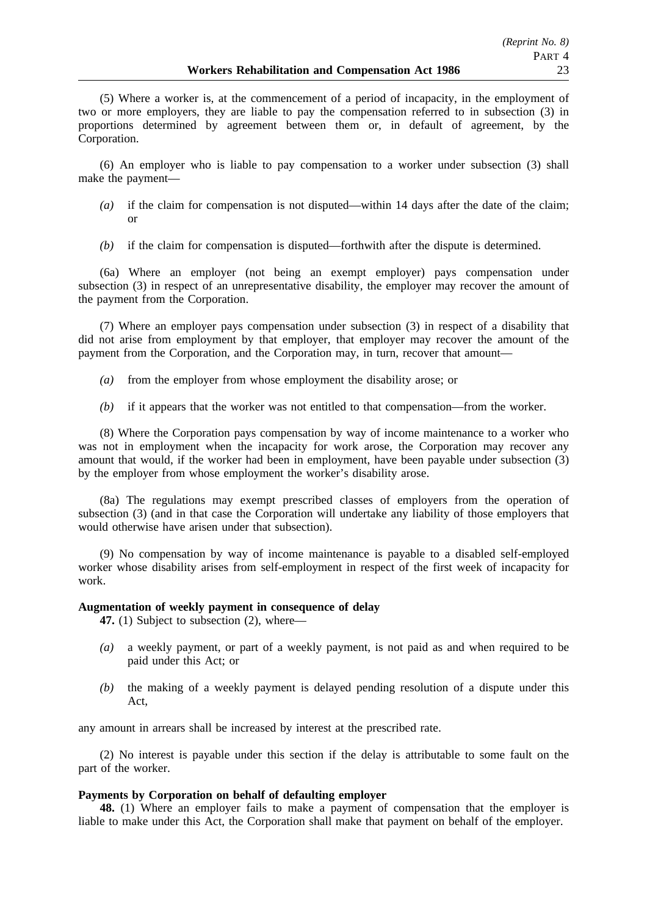(5) Where a worker is, at the commencement of a period of incapacity, in the employment of two or more employers, they are liable to pay the compensation referred to in subsection (3) in proportions determined by agreement between them or, in default of agreement, by the Corporation.

(6) An employer who is liable to pay compensation to a worker under subsection (3) shall make the payment—

*(a)* if the claim for compensation is not disputed—within 14 days after the date of the claim; or

*(b)* if the claim for compensation is disputed—forthwith after the dispute is determined.

(6a) Where an employer (not being an exempt employer) pays compensation under subsection (3) in respect of an unrepresentative disability, the employer may recover the amount of the payment from the Corporation.

(7) Where an employer pays compensation under subsection (3) in respect of a disability that did not arise from employment by that employer, that employer may recover the amount of the payment from the Corporation, and the Corporation may, in turn, recover that amount—

*(a)* from the employer from whose employment the disability arose; or

*(b)* if it appears that the worker was not entitled to that compensation—from the worker.

(8) Where the Corporation pays compensation by way of income maintenance to a worker who was not in employment when the incapacity for work arose, the Corporation may recover any amount that would, if the worker had been in employment, have been payable under subsection (3) by the employer from whose employment the worker's disability arose.

(8a) The regulations may exempt prescribed classes of employers from the operation of subsection (3) (and in that case the Corporation will undertake any liability of those employers that would otherwise have arisen under that subsection).

(9) No compensation by way of income maintenance is payable to a disabled self-employed worker whose disability arises from self-employment in respect of the first week of incapacity for work.

**Augmentation of weekly payment in consequence of delay**

**47.** (1) Subject to subsection (2), where—

*(a)* a weekly payment, or part of a weekly payment, is not paid as and when required to be paid under this Act; or

*(b)* the making of a weekly payment is delayed pending resolution of a dispute under this Act,

any amount in arrears shall be increased by interest at the prescribed rate.

(2) No interest is payable under this section if the delay is attributable to some fault on the part of the worker.

**Payments by Corporation on behalf of defaulting employer**

**48.** (1) Where an employer fails to make a payment of compensation that the employer is liable to make under this Act, the Corporation shall make that payment on behalf of the employer.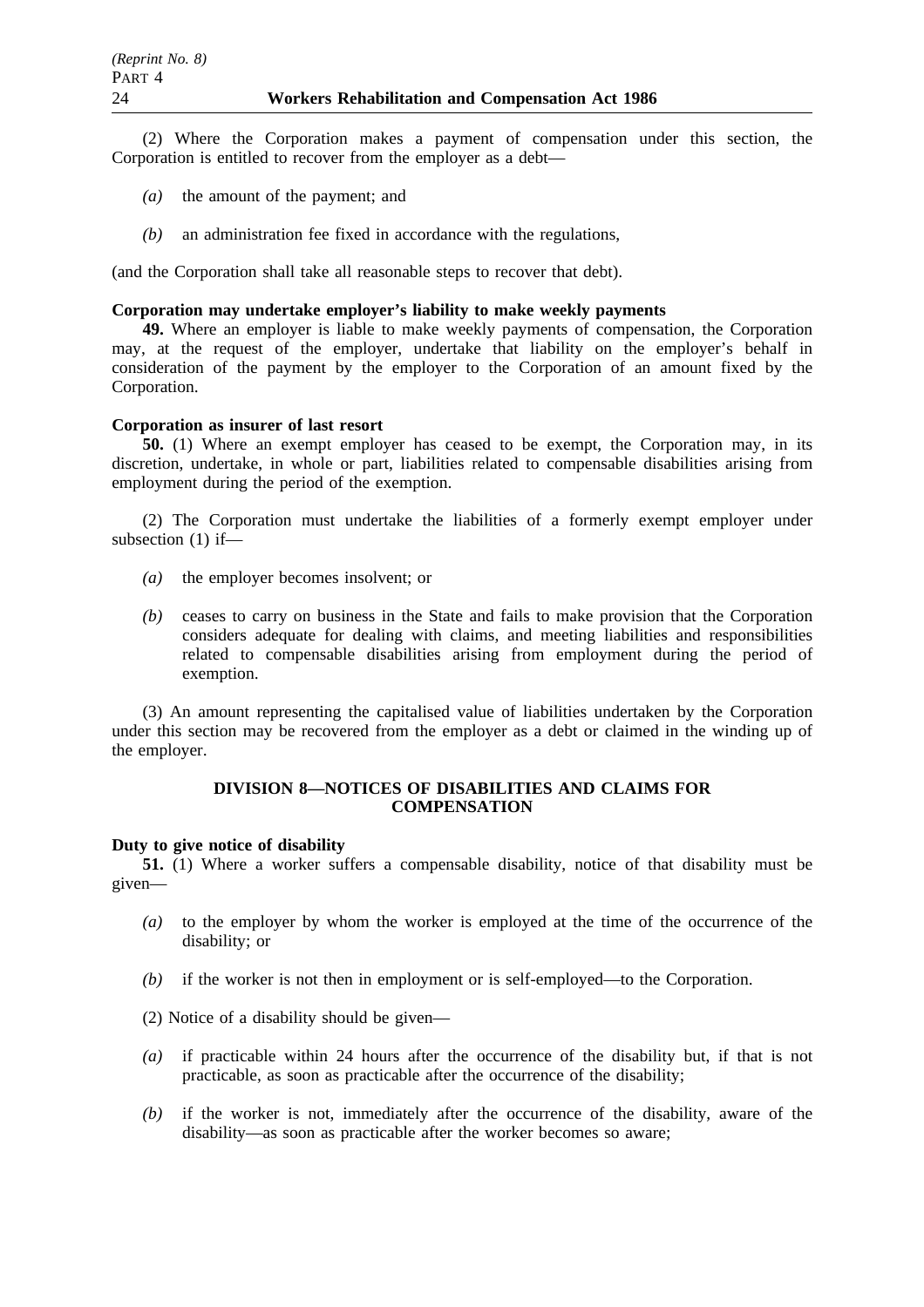(2) Where the Corporation makes a payment of compensation under this section, the Corporation is entitled to recover from the employer as a debt—

*(a)* the amount of the payment; and

*(b)* an administration fee fixed in accordance with the regulations,

(and the Corporation shall take all reasonable steps to recover that debt).

**Corporation may undertake employer's liability to make weekly payments**

**49.** Where an employer is liable to make weekly payments of compensation, the Corporation may, at the request of the employer, undertake that liability on the employer's behalf in consideration of the payment by the employer to the Corporation of an amount fixed by the Corporation.

**Corporation as insurer of last resort**

**50.** (1) Where an exempt employer has ceased to be exempt, the Corporation may, in its discretion, undertake, in whole or part, liabilities related to compensable disabilities arising from employment during the period of the exemption.

(2) The Corporation must undertake the liabilities of a formerly exempt employer under subsection (1) if—

*(a)* the employer becomes insolvent; or

*(b)* ceases to carry on business in the State and fails to make provision that the Corporation considers adequate for dealing with claims, and meeting liabilities and responsibilities related to compensable disabilities arising from employment during the period of exemption.

(3) An amount representing the capitalised value of liabilities undertaken by the Corporation under this section may be recovered from the employer as a debt or claimed in the winding up of the employer.

## DIVISION 8—NOTICES OF DISABILITIES AND CLAIMS FOR COMPENSATION

**Duty to give notice of disability**

**51.** (1) Where a worker suffers a compensable disability, notice of that disability must be given—

*(a)* to the employer by whom the worker is employed at the time of the occurrence of the disability; or

*(b)* if the worker is not then in employment or is self-employed—to the Corporation.

(2) Notice of a disability should be given—

*(a)* if practicable within 24 hours after the occurrence of the disability but, if that is not practicable, as soon as practicable after the occurrence of the disability;

*(b)* if the worker is not, immediately after the occurrence of the disability, aware of the disability—as soon as practicable after the worker becomes so aware;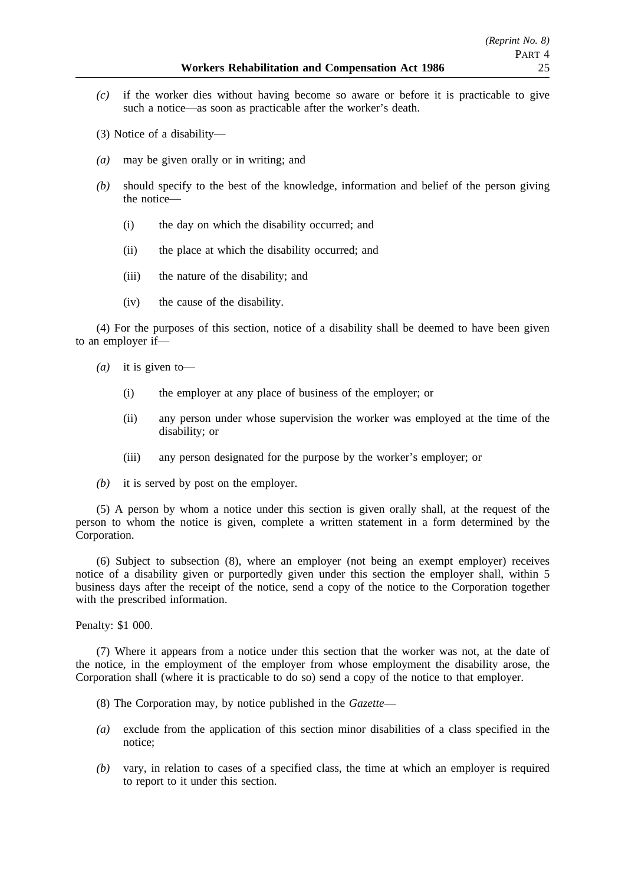*(c)* if the worker dies without having become so aware or before it is practicable to give such a notice—as soon as practicable after the worker's death.

(3) Notice of a disability—

*(a)* may be given orally or in writing; and

*(b)* should specify to the best of the knowledge, information and belief of the person giving the notice—

(i) the day on which the disability occurred; and

(ii) the place at which the disability occurred; and

(iii) the nature of the disability; and

(iv) the cause of the disability.

(4) For the purposes of this section, notice of a disability shall be deemed to have been given to an employer if—

*(a)* it is given to—

(i) the employer at any place of business of the employer; or

(ii) any person under whose supervision the worker was employed at the time of the disability; or

(iii) any person designated for the purpose by the worker's employer; or

*(b)* it is served by post on the employer.

(5) A person by whom a notice under this section is given orally shall, at the request of the person to whom the notice is given, complete a written statement in a form determined by the Corporation.

(6) Subject to subsection (8), where an employer (not being an exempt employer) receives notice of a disability given or purportedly given under this section the employer shall, within 5 business days after the receipt of the notice, send a copy of the notice to the Corporation together with the prescribed information.

Penalty: $1 000.

(7) Where it appears from a notice under this section that the worker was not, at the date of the notice, in the employment of the employer from whose employment the disability arose, the Corporation shall (where it is practicable to do so) send a copy of the notice to that employer.

(8) The Corporation may, by notice published in the *Gazette*—

*(a)* exclude from the application of this section minor disabilities of a class specified in the notice;

*(b)* vary, in relation to cases of a specified class, the time at which an employer is required to report to it under this section.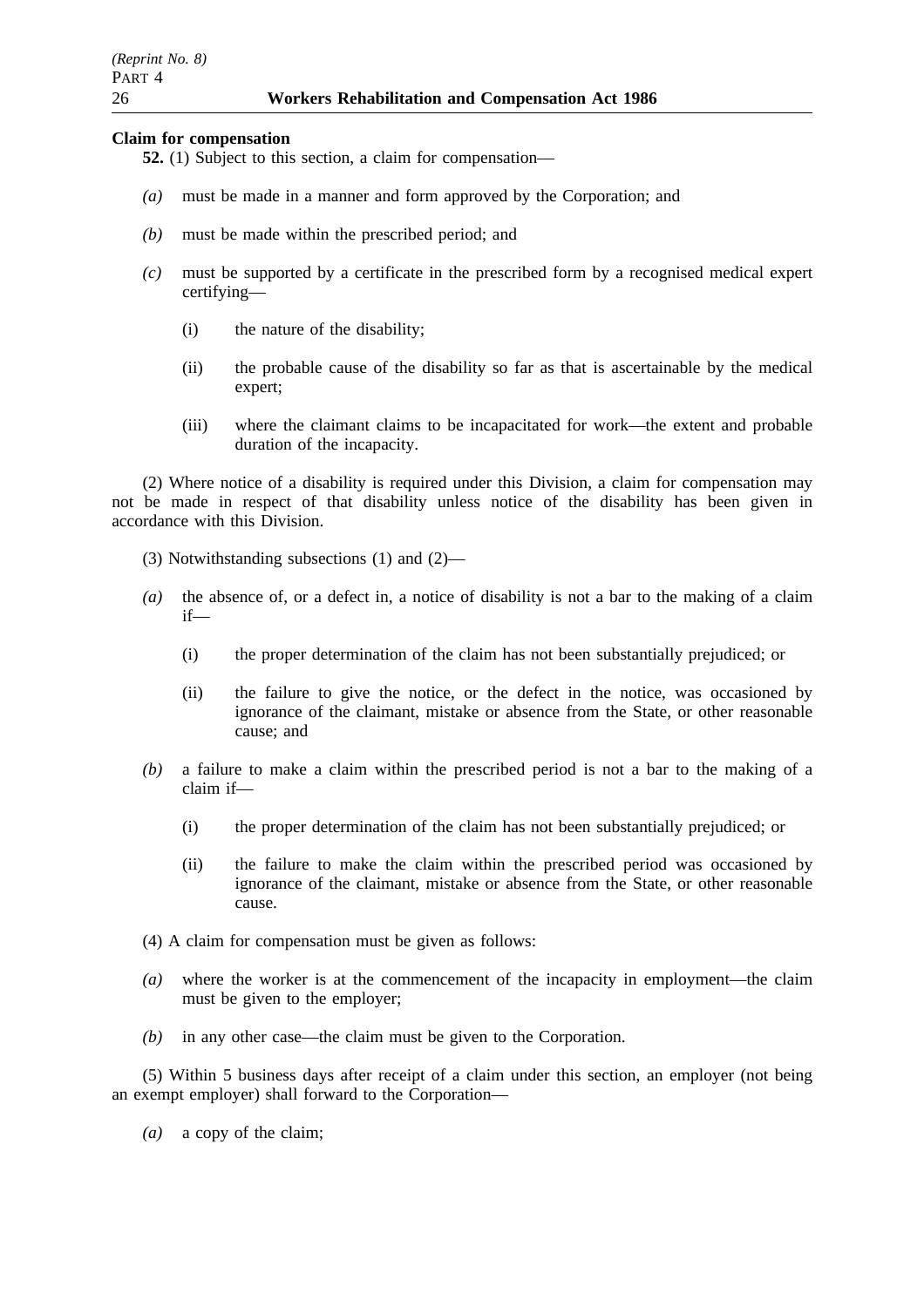**Claim for compensation**

**52.** (1) Subject to this section, a claim for compensation—

*(a)* must be made in a manner and form approved by the Corporation; and

*(b)* must be made within the prescribed period; and

*(c)* must be supported by a certificate in the prescribed form by a recognised medical expert certifying—

 (i) the nature of the disability;

 (ii) the probable cause of the disability so far as that is ascertainable by the medical expert;

 (iii) where the claimant claims to be incapacitated for work—the extent and probable duration of the incapacity.

(2) Where notice of a disability is required under this Division, a claim for compensation may not be made in respect of that disability unless notice of the disability has been given in accordance with this Division.

(3) Notwithstanding subsections (1) and (2)—

*(a)* the absence of, or a defect in, a notice of disability is not a bar to the making of a claim if—

 (i) the proper determination of the claim has not been substantially prejudiced; or

 (ii) the failure to give the notice, or the defect in the notice, was occasioned by ignorance of the claimant, mistake or absence from the State, or other reasonable cause; and

*(b)* a failure to make a claim within the prescribed period is not a bar to the making of a claim if—

 (i) the proper determination of the claim has not been substantially prejudiced; or

 (ii) the failure to make the claim within the prescribed period was occasioned by ignorance of the claimant, mistake or absence from the State, or other reasonable cause.

(4) A claim for compensation must be given as follows:

*(a)* where the worker is at the commencement of the incapacity in employment—the claim must be given to the employer;

*(b)* in any other case—the claim must be given to the Corporation.

(5) Within 5 business days after receipt of a claim under this section, an employer (not being an exempt employer) shall forward to the Corporation—

*(a)* a copy of the claim;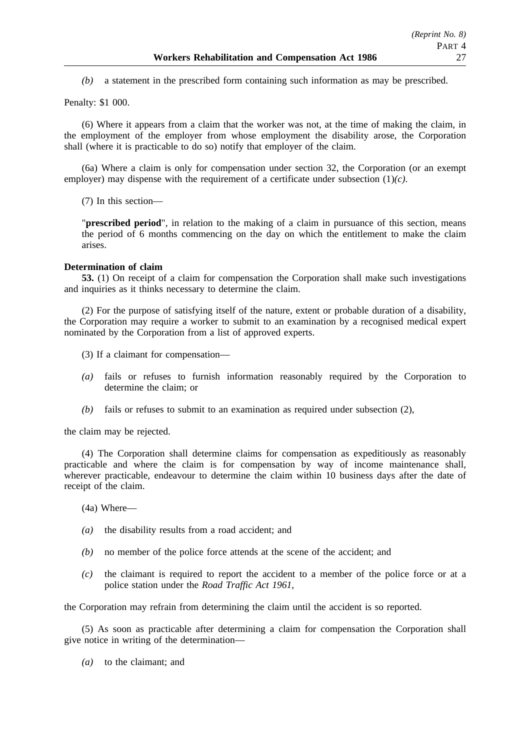*(b)* a statement in the prescribed form containing such information as may be prescribed.

Penalty: $1 000.

(6) Where it appears from a claim that the worker was not, at the time of making the claim, in the employment of the employer from whose employment the disability arose, the Corporation shall (where it is practicable to do so) notify that employer of the claim.

(6a) Where a claim is only for compensation under section 32, the Corporation (or an exempt employer) may dispense with the requirement of a certificate under subsection (1)*(c)*.

(7) In this section—

"**prescribed period**", in relation to the making of a claim in pursuance of this section, means the period of 6 months commencing on the day on which the entitlement to make the claim arises.

**Determination of claim**

**53.** (1) On receipt of a claim for compensation the Corporation shall make such investigations and inquiries as it thinks necessary to determine the claim.

(2) For the purpose of satisfying itself of the nature, extent or probable duration of a disability, the Corporation may require a worker to submit to an examination by a recognised medical expert nominated by the Corporation from a list of approved experts.

(3) If a claimant for compensation—

*(a)* fails or refuses to furnish information reasonably required by the Corporation to determine the claim; or

*(b)* fails or refuses to submit to an examination as required under subsection (2),

the claim may be rejected.

(4) The Corporation shall determine claims for compensation as expeditiously as reasonably practicable and where the claim is for compensation by way of income maintenance shall, wherever practicable, endeavour to determine the claim within 10 business days after the date of receipt of the claim.

(4a) Where—

*(a)* the disability results from a road accident; and

*(b)* no member of the police force attends at the scene of the accident; and

*(c)* the claimant is required to report the accident to a member of the police force or at a police station under the *Road Traffic Act 1961*,

the Corporation may refrain from determining the claim until the accident is so reported.

(5) As soon as practicable after determining a claim for compensation the Corporation shall give notice in writing of the determination—

*(a)* to the claimant; and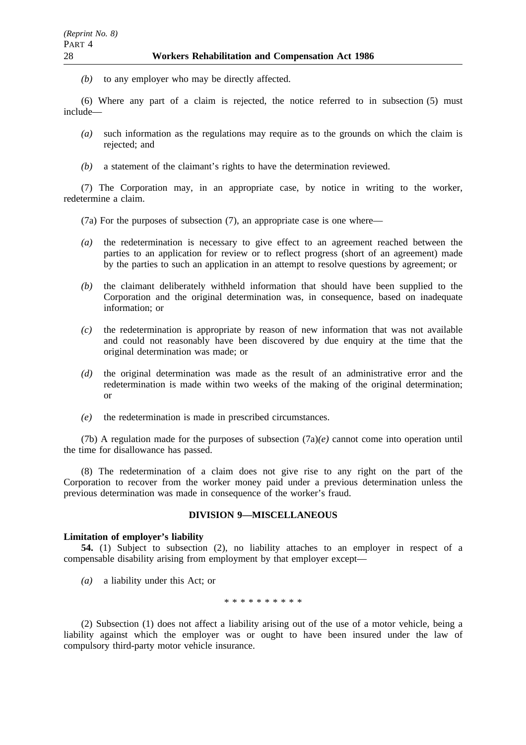*(b)* to any employer who may be directly affected.

(6) Where any part of a claim is rejected, the notice referred to in subsection (5) must include—

*(a)* such information as the regulations may require as to the grounds on which the claim is rejected; and

*(b)* a statement of the claimant's rights to have the determination reviewed.

(7) The Corporation may, in an appropriate case, by notice in writing to the worker, redetermine a claim.

(7a) For the purposes of subsection (7), an appropriate case is one where—

*(a)* the redetermination is necessary to give effect to an agreement reached between the parties to an application for review or to reflect progress (short of an agreement) made by the parties to such an application in an attempt to resolve questions by agreement; or

*(b)* the claimant deliberately withheld information that should have been supplied to the Corporation and the original determination was, in consequence, based on inadequate information; or

*(c)* the redetermination is appropriate by reason of new information that was not available and could not reasonably have been discovered by due enquiry at the time that the original determination was made; or

*(d)* the original determination was made as the result of an administrative error and the redetermination is made within two weeks of the making of the original determination; or

*(e)* the redetermination is made in prescribed circumstances.

(7b) A regulation made for the purposes of subsection (7a)*(e)* cannot come into operation until the time for disallowance has passed.

(8) The redetermination of a claim does not give rise to any right on the part of the Corporation to recover from the worker money paid under a previous determination unless the previous determination was made in consequence of the worker's fraud.

## DIVISION 9—MISCELLANEOUS

**Limitation of employer's liability**

**54.** (1) Subject to subsection (2), no liability attaches to an employer in respect of a compensable disability arising from employment by that employer except—

*(a)* a liability under this Act; or

* * * * * * * * * *

(2) Subsection (1) does not affect a liability arising out of the use of a motor vehicle, being a liability against which the employer was or ought to have been insured under the law of compulsory third-party motor vehicle insurance.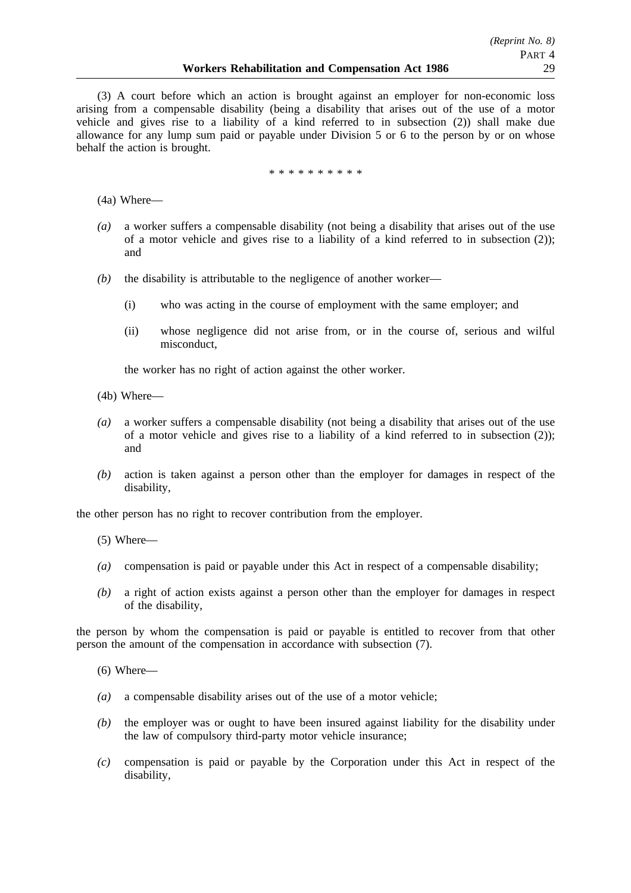(3) A court before which an action is brought against an employer for non-economic loss arising from a compensable disability (being a disability that arises out of the use of a motor vehicle and gives rise to a liability of a kind referred to in subsection (2)) shall make due allowance for any lump sum paid or payable under Division 5 or 6 to the person by or on whose behalf the action is brought.

\* \* \* \* \* \* \* \* \* \*

(4a) Where—

*(a)* a worker suffers a compensable disability (not being a disability that arises out of the use of a motor vehicle and gives rise to a liability of a kind referred to in subsection (2)); and

*(b)* the disability is attributable to the negligence of another worker—

(i) who was acting in the course of employment with the same employer; and

(ii) whose negligence did not arise from, or in the course of, serious and wilful misconduct,

the worker has no right of action against the other worker.

(4b) Where—

*(a)* a worker suffers a compensable disability (not being a disability that arises out of the use of a motor vehicle and gives rise to a liability of a kind referred to in subsection (2)); and

*(b)* action is taken against a person other than the employer for damages in respect of the disability,

the other person has no right to recover contribution from the employer.

(5) Where—

*(a)* compensation is paid or payable under this Act in respect of a compensable disability;

*(b)* a right of action exists against a person other than the employer for damages in respect of the disability,

the person by whom the compensation is paid or payable is entitled to recover from that other person the amount of the compensation in accordance with subsection (7).

(6) Where—

*(a)* a compensable disability arises out of the use of a motor vehicle;

*(b)* the employer was or ought to have been insured against liability for the disability under the law of compulsory third-party motor vehicle insurance;

*(c)* compensation is paid or payable by the Corporation under this Act in respect of the disability,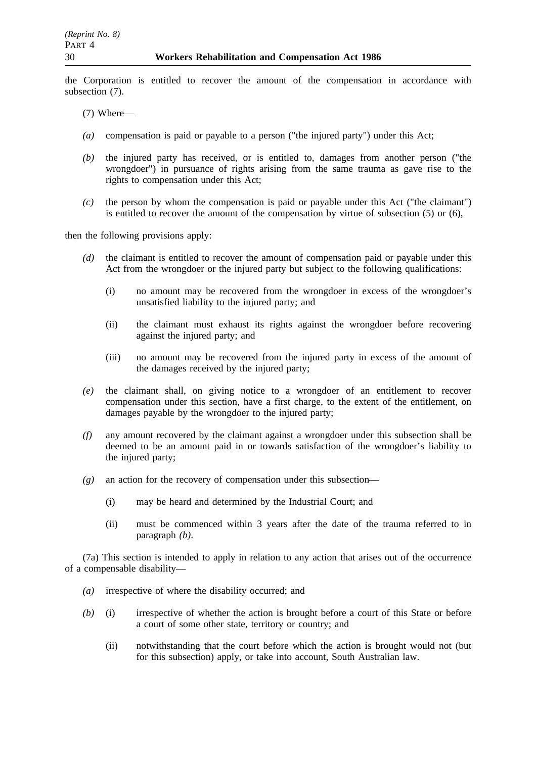the Corporation is entitled to recover the amount of the compensation in accordance with subsection (7).

(7) Where—

*(a)* compensation is paid or payable to a person ("the injured party") under this Act;

*(b)* the injured party has received, or is entitled to, damages from another person ("the wrongdoer") in pursuance of rights arising from the same trauma as gave rise to the rights to compensation under this Act;

*(c)* the person by whom the compensation is paid or payable under this Act ("the claimant") is entitled to recover the amount of the compensation by virtue of subsection (5) or (6),

then the following provisions apply:

*(d)* the claimant is entitled to recover the amount of compensation paid or payable under this Act from the wrongdoer or the injured party but subject to the following qualifications:

(i) no amount may be recovered from the wrongdoer in excess of the wrongdoer's unsatisfied liability to the injured party; and

(ii) the claimant must exhaust its rights against the wrongdoer before recovering against the injured party; and

(iii) no amount may be recovered from the injured party in excess of the amount of the damages received by the injured party;

*(e)* the claimant shall, on giving notice to a wrongdoer of an entitlement to recover compensation under this section, have a first charge, to the extent of the entitlement, on damages payable by the wrongdoer to the injured party;

*(f)* any amount recovered by the claimant against a wrongdoer under this subsection shall be deemed to be an amount paid in or towards satisfaction of the wrongdoer's liability to the injured party;

*(g)* an action for the recovery of compensation under this subsection—

(i) may be heard and determined by the Industrial Court; and

(ii) must be commenced within 3 years after the date of the trauma referred to in paragraph *(b)*.

(7a) This section is intended to apply in relation to any action that arises out of the occurrence of a compensable disability—

*(a)* irrespective of where the disability occurred; and

*(b)* (i) irrespective of whether the action is brought before a court of this State or before a court of some other state, territory or country; and

(ii) notwithstanding that the court before which the action is brought would not (but for this subsection) apply, or take into account, South Australian law.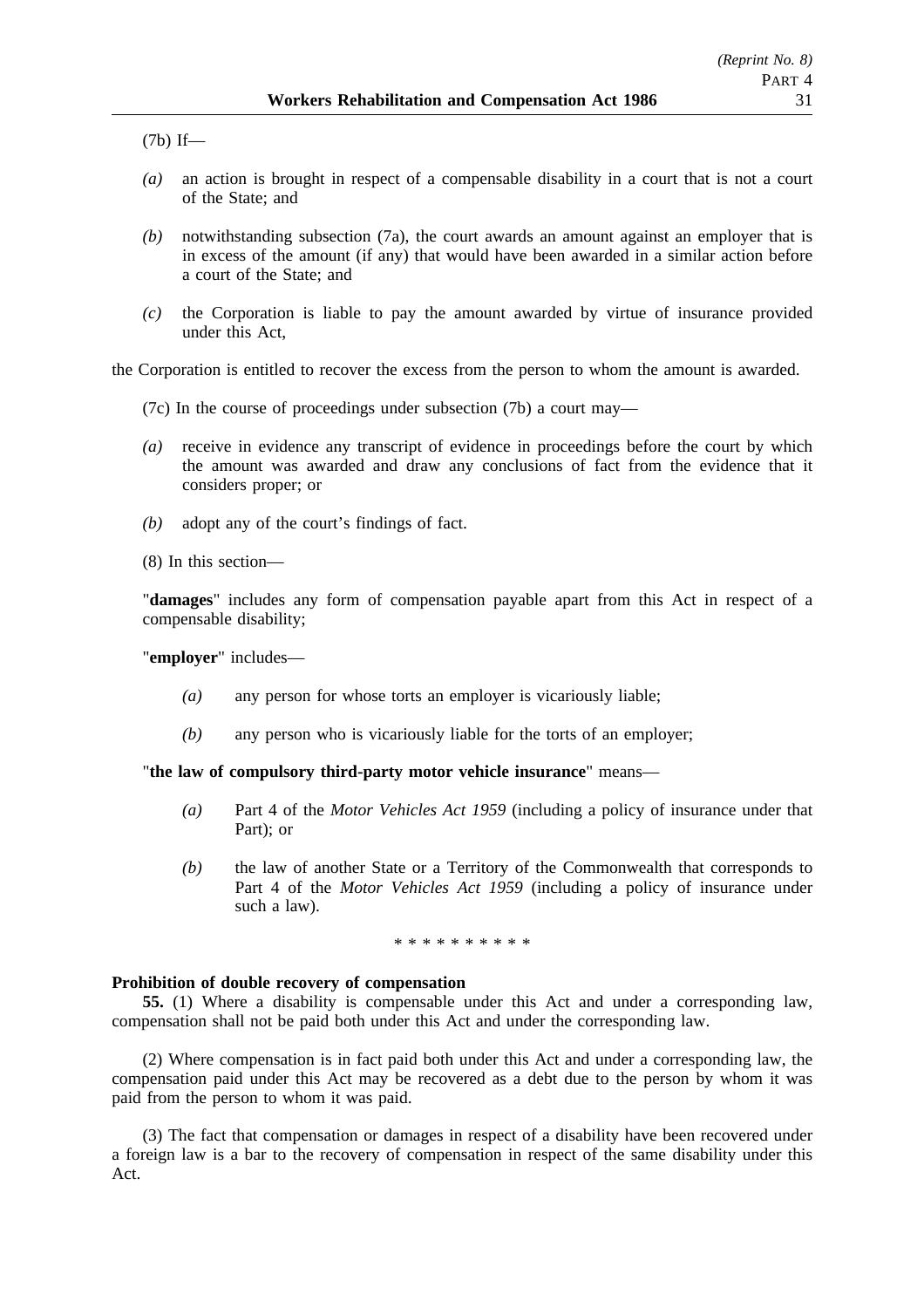(7b) If—

*(a)* an action is brought in respect of a compensable disability in a court that is not a court of the State; and

*(b)* notwithstanding subsection (7a), the court awards an amount against an employer that is in excess of the amount (if any) that would have been awarded in a similar action before a court of the State; and

*(c)* the Corporation is liable to pay the amount awarded by virtue of insurance provided under this Act,

the Corporation is entitled to recover the excess from the person to whom the amount is awarded.

(7c) In the course of proceedings under subsection (7b) a court may—

*(a)* receive in evidence any transcript of evidence in proceedings before the court by which the amount was awarded and draw any conclusions of fact from the evidence that it considers proper; or

*(b)* adopt any of the court's findings of fact.

(8) In this section—

"**damages**" includes any form of compensation payable apart from this Act in respect of a compensable disability;

"**employer**" includes—

*(a)* any person for whose torts an employer is vicariously liable;

*(b)* any person who is vicariously liable for the torts of an employer;

"**the law of compulsory third-party motor vehicle insurance**" means—

*(a)* Part 4 of the *Motor Vehicles Act 1959* (including a policy of insurance under that Part); or

*(b)* the law of another State or a Territory of the Commonwealth that corresponds to Part 4 of the *Motor Vehicles Act 1959* (including a policy of insurance under such a law).

\* \* \* \* \* \* \* \* \* \*

**Prohibition of double recovery of compensation**

**55.** (1) Where a disability is compensable under this Act and under a corresponding law, compensation shall not be paid both under this Act and under the corresponding law.

(2) Where compensation is in fact paid both under this Act and under a corresponding law, the compensation paid under this Act may be recovered as a debt due to the person by whom it was paid from the person to whom it was paid.

(3) The fact that compensation or damages in respect of a disability have been recovered under a foreign law is a bar to the recovery of compensation in respect of the same disability under this Act.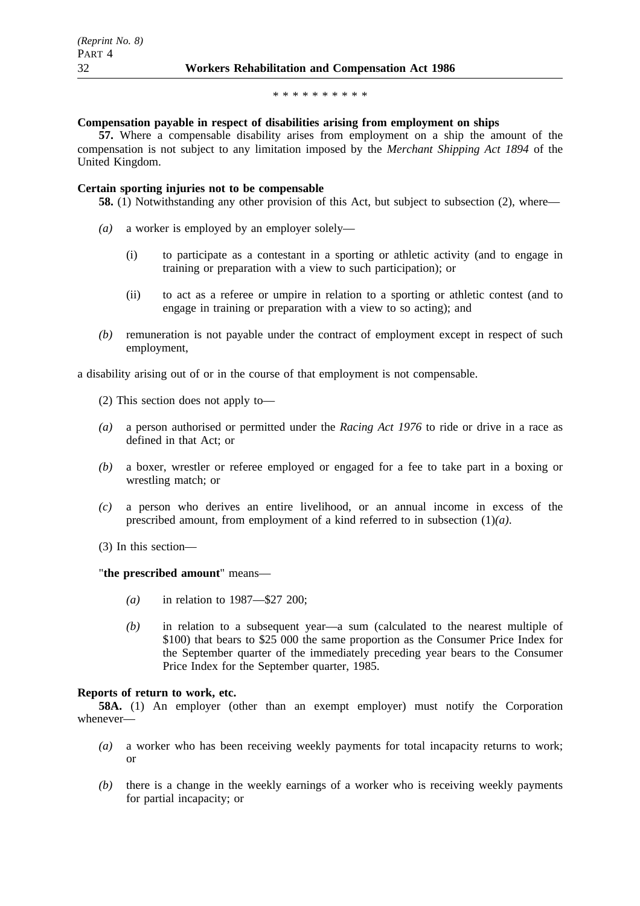\* \* \* \* \* \* \* \* \* \*

**Compensation payable in respect of disabilities arising from employment on ships**

**57.** Where a compensable disability arises from employment on a ship the amount of the compensation is not subject to any limitation imposed by the *Merchant Shipping Act 1894* of the United Kingdom.

**Certain sporting injuries not to be compensable**

**58.** (1) Notwithstanding any other provision of this Act, but subject to subsection (2), where—

*(a)* a worker is employed by an employer solely—

(i) to participate as a contestant in a sporting or athletic activity (and to engage in training or preparation with a view to such participation); or

(ii) to act as a referee or umpire in relation to a sporting or athletic contest (and to engage in training or preparation with a view to so acting); and

*(b)* remuneration is not payable under the contract of employment except in respect of such employment,

a disability arising out of or in the course of that employment is not compensable.

(2) This section does not apply to—

*(a)* a person authorised or permitted under the *Racing Act 1976* to ride or drive in a race as defined in that Act; or

*(b)* a boxer, wrestler or referee employed or engaged for a fee to take part in a boxing or wrestling match; or

*(c)* a person who derives an entire livelihood, or an annual income in excess of the prescribed amount, from employment of a kind referred to in subsection (1)*(a)*.

(3) In this section—

"**the prescribed amount**" means—

*(a)* in relation to 1987—$27 200;

*(b)* in relation to a subsequent year—a sum (calculated to the nearest multiple of $100) that bears to $25 000 the same proportion as the Consumer Price Index for the September quarter of the immediately preceding year bears to the Consumer Price Index for the September quarter, 1985.

**Reports of return to work, etc.**

**58A.** (1) An employer (other than an exempt employer) must notify the Corporation whenever—

*(a)* a worker who has been receiving weekly payments for total incapacity returns to work; or

*(b)* there is a change in the weekly earnings of a worker who is receiving weekly payments for partial incapacity; or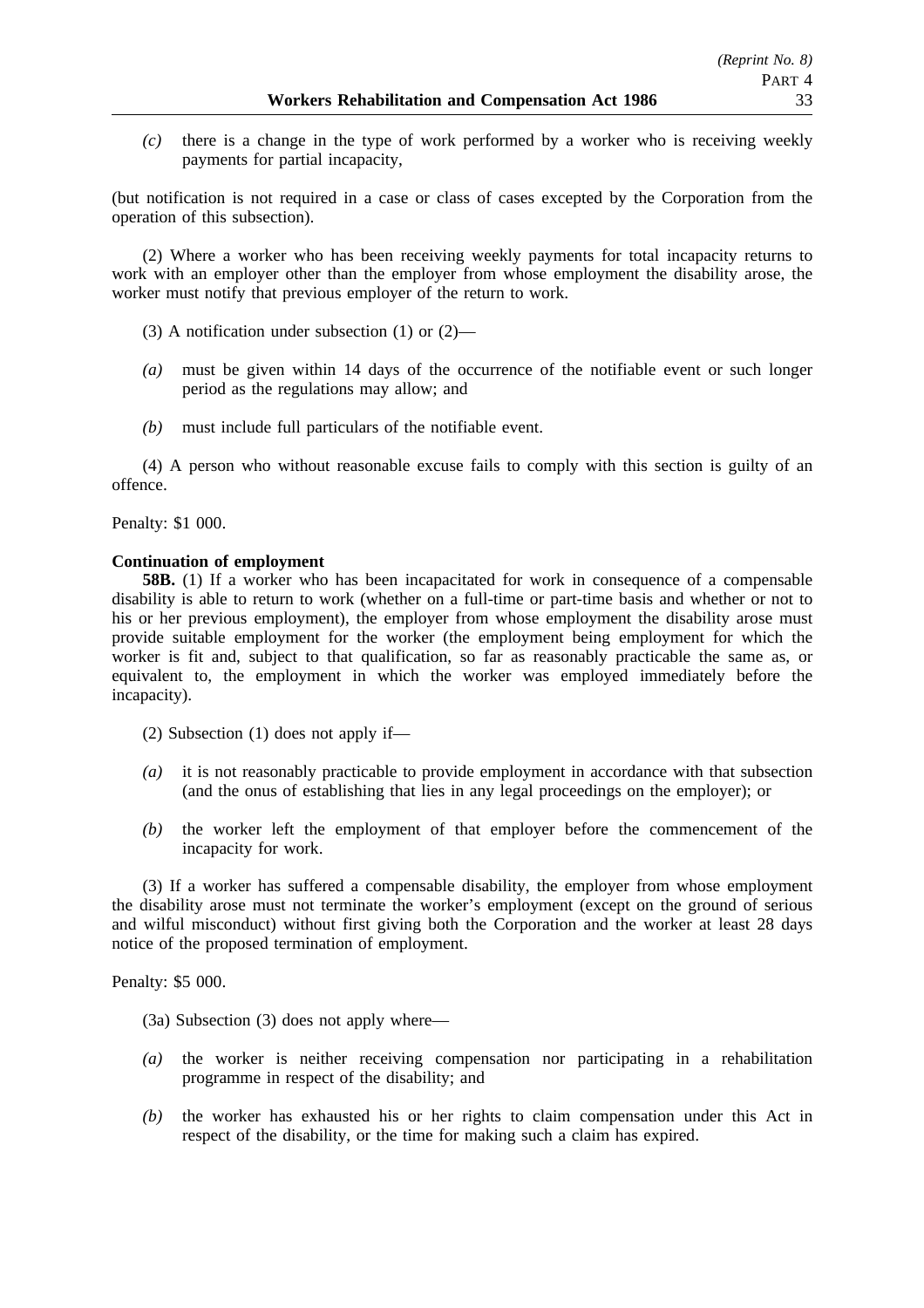*(c)* there is a change in the type of work performed by a worker who is receiving weekly payments for partial incapacity,

(but notification is not required in a case or class of cases excepted by the Corporation from the operation of this subsection).

(2) Where a worker who has been receiving weekly payments for total incapacity returns to work with an employer other than the employer from whose employment the disability arose, the worker must notify that previous employer of the return to work.

(3) A notification under subsection (1) or (2)—

*(a)* must be given within 14 days of the occurrence of the notifiable event or such longer period as the regulations may allow; and

*(b)* must include full particulars of the notifiable event.

(4) A person who without reasonable excuse fails to comply with this section is guilty of an offence.

Penalty: $1 000.

**Continuation of employment**

**58B.** (1) If a worker who has been incapacitated for work in consequence of a compensable disability is able to return to work (whether on a full-time or part-time basis and whether or not to his or her previous employment), the employer from whose employment the disability arose must provide suitable employment for the worker (the employment being employment for which the worker is fit and, subject to that qualification, so far as reasonably practicable the same as, or equivalent to, the employment in which the worker was employed immediately before the incapacity).

(2) Subsection (1) does not apply if—

*(a)* it is not reasonably practicable to provide employment in accordance with that subsection (and the onus of establishing that lies in any legal proceedings on the employer); or

*(b)* the worker left the employment of that employer before the commencement of the incapacity for work.

(3) If a worker has suffered a compensable disability, the employer from whose employment the disability arose must not terminate the worker's employment (except on the ground of serious and wilful misconduct) without first giving both the Corporation and the worker at least 28 days notice of the proposed termination of employment.

Penalty: $5 000.

(3a) Subsection (3) does not apply where—

*(a)* the worker is neither receiving compensation nor participating in a rehabilitation programme in respect of the disability; and

*(b)* the worker has exhausted his or her rights to claim compensation under this Act in respect of the disability, or the time for making such a claim has expired.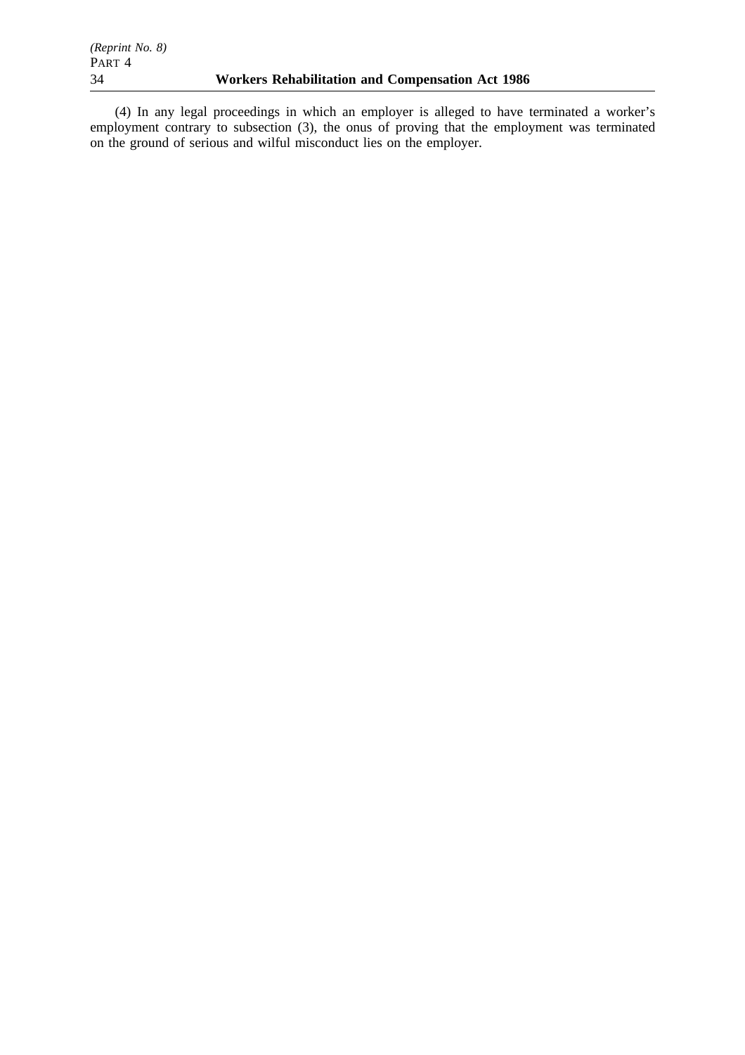(4) In any legal proceedings in which an employer is alleged to have terminated a worker's employment contrary to subsection (3), the onus of proving that the employment was terminated on the ground of serious and wilful misconduct lies on the employer.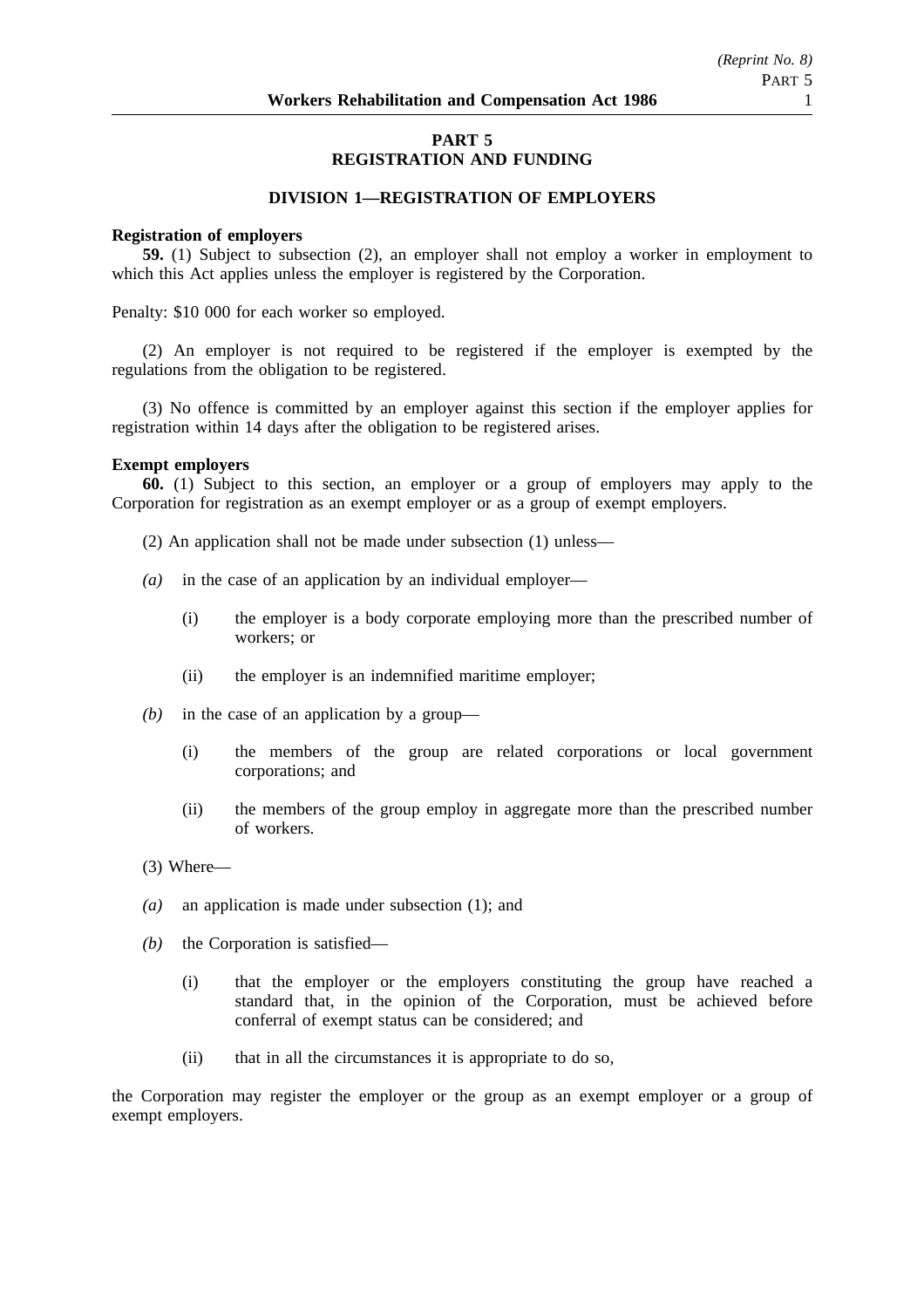# PART 5
# REGISTRATION AND FUNDING

## DIVISION 1—REGISTRATION OF EMPLOYERS

**Registration of employers**

**59.** (1) Subject to subsection (2), an employer shall not employ a worker in employment to which this Act applies unless the employer is registered by the Corporation.

Penalty: $10 000 for each worker so employed.

(2) An employer is not required to be registered if the employer is exempted by the regulations from the obligation to be registered.

(3) No offence is committed by an employer against this section if the employer applies for registration within 14 days after the obligation to be registered arises.

**Exempt employers**

**60.** (1) Subject to this section, an employer or a group of employers may apply to the Corporation for registration as an exempt employer or as a group of exempt employers.

(2) An application shall not be made under subsection (1) unless—

*(a)* in the case of an application by an individual employer—

(i) the employer is a body corporate employing more than the prescribed number of workers; or

(ii) the employer is an indemnified maritime employer;

*(b)* in the case of an application by a group—

(i) the members of the group are related corporations or local government corporations; and

(ii) the members of the group employ in aggregate more than the prescribed number of workers.

(3) Where—

*(a)* an application is made under subsection (1); and

*(b)* the Corporation is satisfied—

(i) that the employer or the employers constituting the group have reached a standard that, in the opinion of the Corporation, must be achieved before conferral of exempt status can be considered; and

(ii) that in all the circumstances it is appropriate to do so,

the Corporation may register the employer or the group as an exempt employer or a group of exempt employers.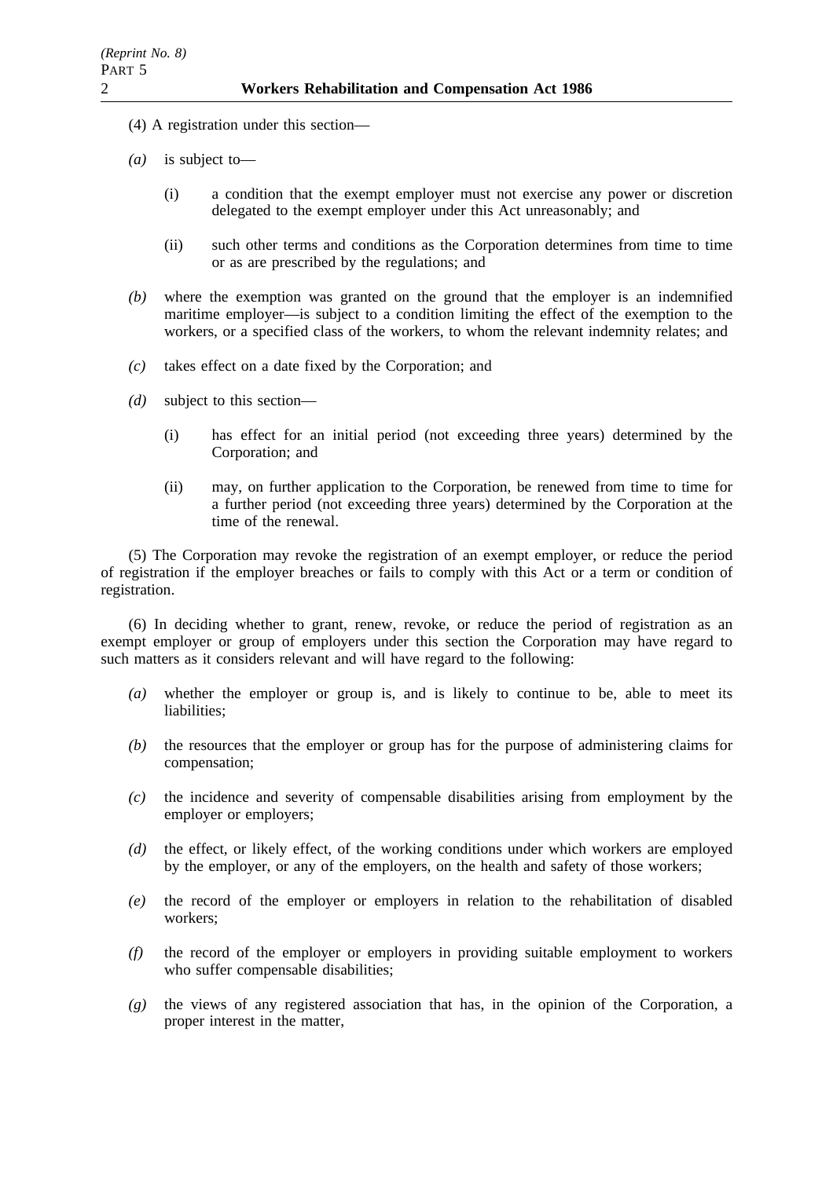(4) A registration under this section—

*(a)* is subject to—

(i) a condition that the exempt employer must not exercise any power or discretion delegated to the exempt employer under this Act unreasonably; and

(ii) such other terms and conditions as the Corporation determines from time to time or as are prescribed by the regulations; and

*(b)* where the exemption was granted on the ground that the employer is an indemnified maritime employer—is subject to a condition limiting the effect of the exemption to the workers, or a specified class of the workers, to whom the relevant indemnity relates; and

*(c)* takes effect on a date fixed by the Corporation; and

*(d)* subject to this section—

(i) has effect for an initial period (not exceeding three years) determined by the Corporation; and

(ii) may, on further application to the Corporation, be renewed from time to time for a further period (not exceeding three years) determined by the Corporation at the time of the renewal.

(5) The Corporation may revoke the registration of an exempt employer, or reduce the period of registration if the employer breaches or fails to comply with this Act or a term or condition of registration.

(6) In deciding whether to grant, renew, revoke, or reduce the period of registration as an exempt employer or group of employers under this section the Corporation may have regard to such matters as it considers relevant and will have regard to the following:

*(a)* whether the employer or group is, and is likely to continue to be, able to meet its liabilities;

*(b)* the resources that the employer or group has for the purpose of administering claims for compensation;

*(c)* the incidence and severity of compensable disabilities arising from employment by the employer or employers;

*(d)* the effect, or likely effect, of the working conditions under which workers are employed by the employer, or any of the employers, on the health and safety of those workers;

*(e)* the record of the employer or employers in relation to the rehabilitation of disabled workers;

*(f)* the record of the employer or employers in providing suitable employment to workers who suffer compensable disabilities;

*(g)* the views of any registered association that has, in the opinion of the Corporation, a proper interest in the matter,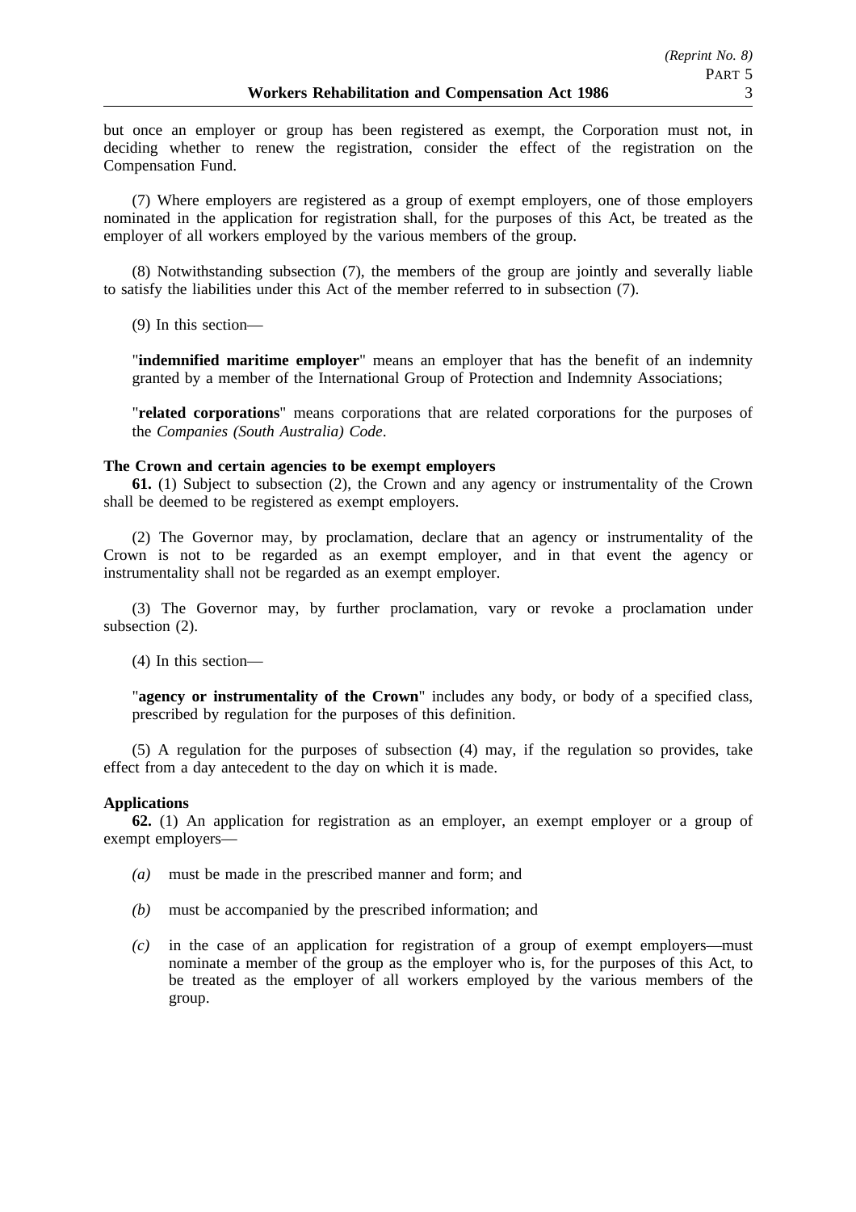but once an employer or group has been registered as exempt, the Corporation must not, in deciding whether to renew the registration, consider the effect of the registration on the Compensation Fund.

(7) Where employers are registered as a group of exempt employers, one of those employers nominated in the application for registration shall, for the purposes of this Act, be treated as the employer of all workers employed by the various members of the group.

(8) Notwithstanding subsection (7), the members of the group are jointly and severally liable to satisfy the liabilities under this Act of the member referred to in subsection (7).

(9) In this section—

"**indemnified maritime employer**" means an employer that has the benefit of an indemnity granted by a member of the International Group of Protection and Indemnity Associations;

"**related corporations**" means corporations that are related corporations for the purposes of the *Companies (South Australia) Code*.

**The Crown and certain agencies to be exempt employers**

**61.** (1) Subject to subsection (2), the Crown and any agency or instrumentality of the Crown shall be deemed to be registered as exempt employers.

(2) The Governor may, by proclamation, declare that an agency or instrumentality of the Crown is not to be regarded as an exempt employer, and in that event the agency or instrumentality shall not be regarded as an exempt employer.

(3) The Governor may, by further proclamation, vary or revoke a proclamation under subsection (2).

(4) In this section—

"**agency or instrumentality of the Crown**" includes any body, or body of a specified class, prescribed by regulation for the purposes of this definition.

(5) A regulation for the purposes of subsection (4) may, if the regulation so provides, take effect from a day antecedent to the day on which it is made.

**Applications**

**62.** (1) An application for registration as an employer, an exempt employer or a group of exempt employers—

*(a)* must be made in the prescribed manner and form; and

*(b)* must be accompanied by the prescribed information; and

*(c)* in the case of an application for registration of a group of exempt employers—must nominate a member of the group as the employer who is, for the purposes of this Act, to be treated as the employer of all workers employed by the various members of the group.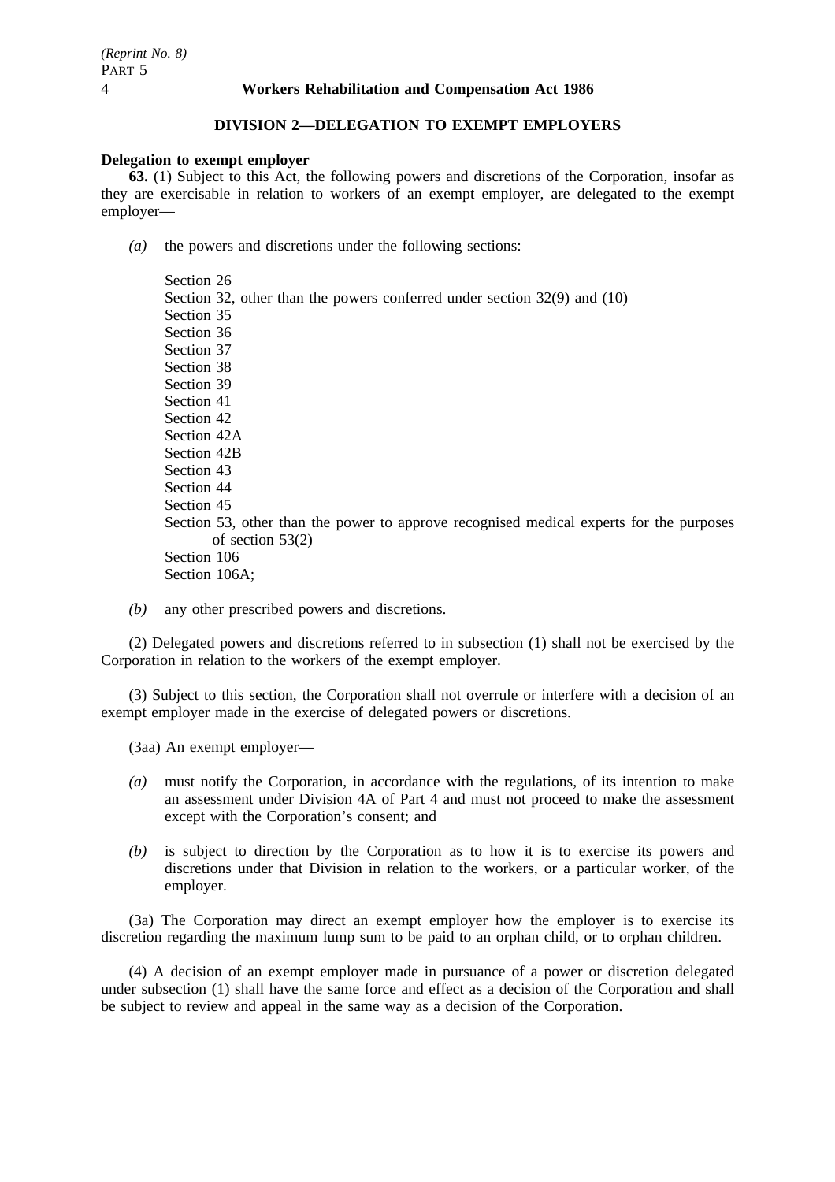## DIVISION 2—DELEGATION TO EXEMPT EMPLOYERS

**Delegation to exempt employer**

**63.** (1) Subject to this Act, the following powers and discretions of the Corporation, insofar as they are exercisable in relation to workers of an exempt employer, are delegated to the exempt employer—

*(a)* the powers and discretions under the following sections:

Section 26
Section 32, other than the powers conferred under section 32(9) and (10)
Section 35
Section 36
Section 37
Section 38
Section 39
Section 41
Section 42
Section 42A
Section 42B
Section 43
Section 44
Section 45
Section 53, other than the power to approve recognised medical experts for the purposes of section 53(2)
Section 106
Section 106A;

*(b)* any other prescribed powers and discretions.

(2) Delegated powers and discretions referred to in subsection (1) shall not be exercised by the Corporation in relation to the workers of the exempt employer.

(3) Subject to this section, the Corporation shall not overrule or interfere with a decision of an exempt employer made in the exercise of delegated powers or discretions.

(3aa) An exempt employer—

*(a)* must notify the Corporation, in accordance with the regulations, of its intention to make an assessment under Division 4A of Part 4 and must not proceed to make the assessment except with the Corporation's consent; and

*(b)* is subject to direction by the Corporation as to how it is to exercise its powers and discretions under that Division in relation to the workers, or a particular worker, of the employer.

(3a) The Corporation may direct an exempt employer how the employer is to exercise its discretion regarding the maximum lump sum to be paid to an orphan child, or to orphan children.

(4) A decision of an exempt employer made in pursuance of a power or discretion delegated under subsection (1) shall have the same force and effect as a decision of the Corporation and shall be subject to review and appeal in the same way as a decision of the Corporation.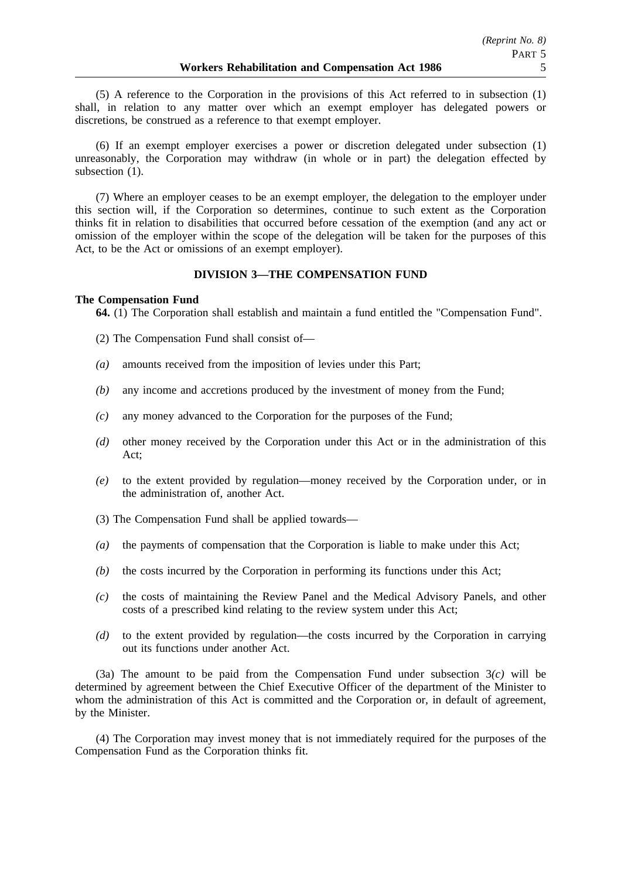(5) A reference to the Corporation in the provisions of this Act referred to in subsection (1) shall, in relation to any matter over which an exempt employer has delegated powers or discretions, be construed as a reference to that exempt employer.

(6) If an exempt employer exercises a power or discretion delegated under subsection (1) unreasonably, the Corporation may withdraw (in whole or in part) the delegation effected by subsection (1).

(7) Where an employer ceases to be an exempt employer, the delegation to the employer under this section will, if the Corporation so determines, continue to such extent as the Corporation thinks fit in relation to disabilities that occurred before cessation of the exemption (and any act or omission of the employer within the scope of the delegation will be taken for the purposes of this Act, to be the Act or omissions of an exempt employer).

## DIVISION 3—THE COMPENSATION FUND

**The Compensation Fund**

**64.** (1) The Corporation shall establish and maintain a fund entitled the "Compensation Fund".

(2) The Compensation Fund shall consist of—

*(a)* amounts received from the imposition of levies under this Part;

*(b)* any income and accretions produced by the investment of money from the Fund;

*(c)* any money advanced to the Corporation for the purposes of the Fund;

*(d)* other money received by the Corporation under this Act or in the administration of this Act;

*(e)* to the extent provided by regulation—money received by the Corporation under, or in the administration of, another Act.

(3) The Compensation Fund shall be applied towards—

*(a)* the payments of compensation that the Corporation is liable to make under this Act;

*(b)* the costs incurred by the Corporation in performing its functions under this Act;

*(c)* the costs of maintaining the Review Panel and the Medical Advisory Panels, and other costs of a prescribed kind relating to the review system under this Act;

*(d)* to the extent provided by regulation—the costs incurred by the Corporation in carrying out its functions under another Act.

(3a) The amount to be paid from the Compensation Fund under subsection 3*(c)* will be determined by agreement between the Chief Executive Officer of the department of the Minister to whom the administration of this Act is committed and the Corporation or, in default of agreement, by the Minister.

(4) The Corporation may invest money that is not immediately required for the purposes of the Compensation Fund as the Corporation thinks fit.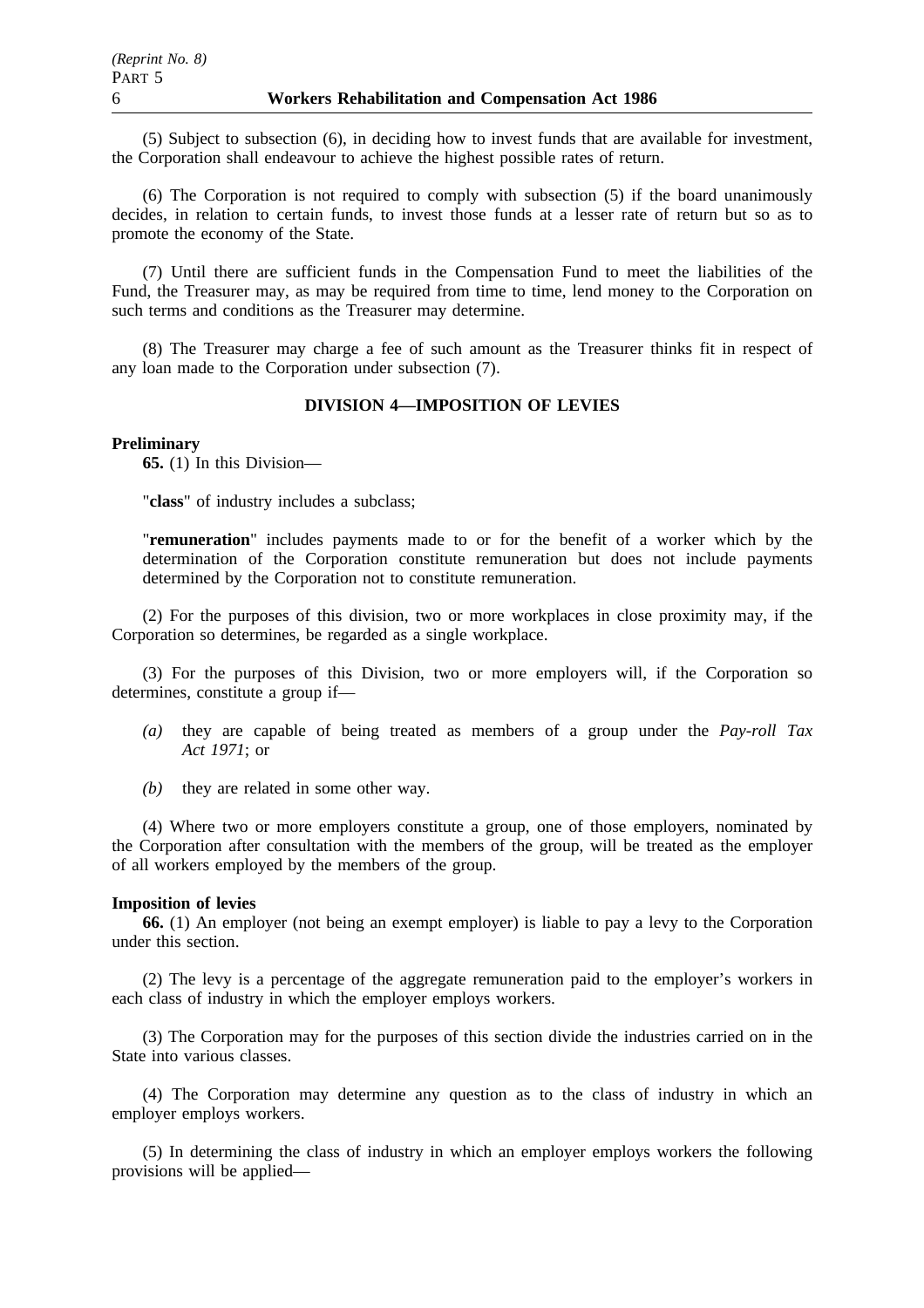(5) Subject to subsection (6), in deciding how to invest funds that are available for investment, the Corporation shall endeavour to achieve the highest possible rates of return.

(6) The Corporation is not required to comply with subsection (5) if the board unanimously decides, in relation to certain funds, to invest those funds at a lesser rate of return but so as to promote the economy of the State.

(7) Until there are sufficient funds in the Compensation Fund to meet the liabilities of the Fund, the Treasurer may, as may be required from time to time, lend money to the Corporation on such terms and conditions as the Treasurer may determine.

(8) The Treasurer may charge a fee of such amount as the Treasurer thinks fit in respect of any loan made to the Corporation under subsection (7).

## DIVISION 4—IMPOSITION OF LEVIES

**Preliminary**

**65.** (1) In this Division—

"**class**" of industry includes a subclass;

"**remuneration**" includes payments made to or for the benefit of a worker which by the determination of the Corporation constitute remuneration but does not include payments determined by the Corporation not to constitute remuneration.

(2) For the purposes of this division, two or more workplaces in close proximity may, if the Corporation so determines, be regarded as a single workplace.

(3) For the purposes of this Division, two or more employers will, if the Corporation so determines, constitute a group if—

*(a)* they are capable of being treated as members of a group under the *Pay-roll Tax Act 1971*; or

*(b)* they are related in some other way.

(4) Where two or more employers constitute a group, one of those employers, nominated by the Corporation after consultation with the members of the group, will be treated as the employer of all workers employed by the members of the group.

**Imposition of levies**

**66.** (1) An employer (not being an exempt employer) is liable to pay a levy to the Corporation under this section.

(2) The levy is a percentage of the aggregate remuneration paid to the employer's workers in each class of industry in which the employer employs workers.

(3) The Corporation may for the purposes of this section divide the industries carried on in the State into various classes.

(4) The Corporation may determine any question as to the class of industry in which an employer employs workers.

(5) In determining the class of industry in which an employer employs workers the following provisions will be applied—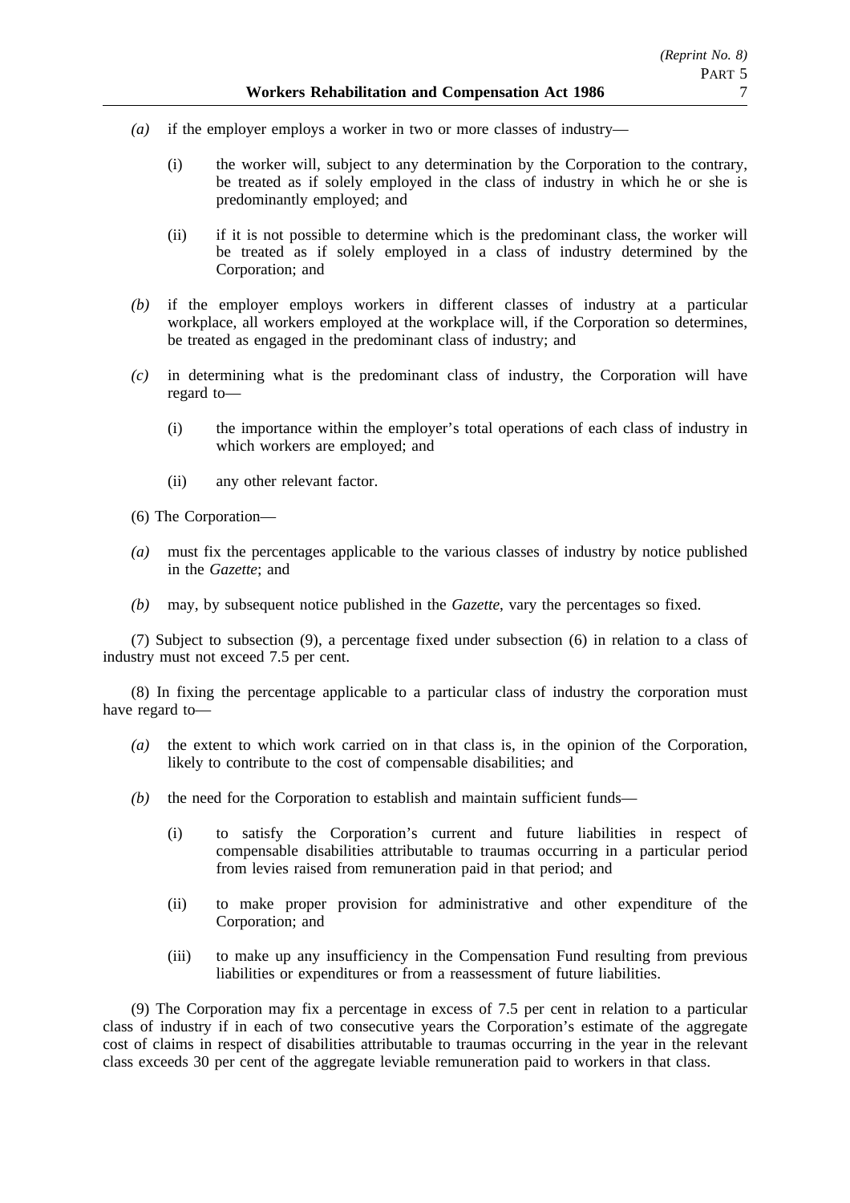*(a)* if the employer employs a worker in two or more classes of industry—

(i) the worker will, subject to any determination by the Corporation to the contrary, be treated as if solely employed in the class of industry in which he or she is predominantly employed; and

(ii) if it is not possible to determine which is the predominant class, the worker will be treated as if solely employed in a class of industry determined by the Corporation; and

*(b)* if the employer employs workers in different classes of industry at a particular workplace, all workers employed at the workplace will, if the Corporation so determines, be treated as engaged in the predominant class of industry; and

*(c)* in determining what is the predominant class of industry, the Corporation will have regard to—

(i) the importance within the employer's total operations of each class of industry in which workers are employed; and

(ii) any other relevant factor.

(6) The Corporation—

*(a)* must fix the percentages applicable to the various classes of industry by notice published in the *Gazette*; and

*(b)* may, by subsequent notice published in the *Gazette*, vary the percentages so fixed.

(7) Subject to subsection (9), a percentage fixed under subsection (6) in relation to a class of industry must not exceed 7.5 per cent.

(8) In fixing the percentage applicable to a particular class of industry the corporation must have regard to—

*(a)* the extent to which work carried on in that class is, in the opinion of the Corporation, likely to contribute to the cost of compensable disabilities; and

*(b)* the need for the Corporation to establish and maintain sufficient funds—

(i) to satisfy the Corporation's current and future liabilities in respect of compensable disabilities attributable to traumas occurring in a particular period from levies raised from remuneration paid in that period; and

(ii) to make proper provision for administrative and other expenditure of the Corporation; and

(iii) to make up any insufficiency in the Compensation Fund resulting from previous liabilities or expenditures or from a reassessment of future liabilities.

(9) The Corporation may fix a percentage in excess of 7.5 per cent in relation to a particular class of industry if in each of two consecutive years the Corporation's estimate of the aggregate cost of claims in respect of disabilities attributable to traumas occurring in the year in the relevant class exceeds 30 per cent of the aggregate leviable remuneration paid to workers in that class.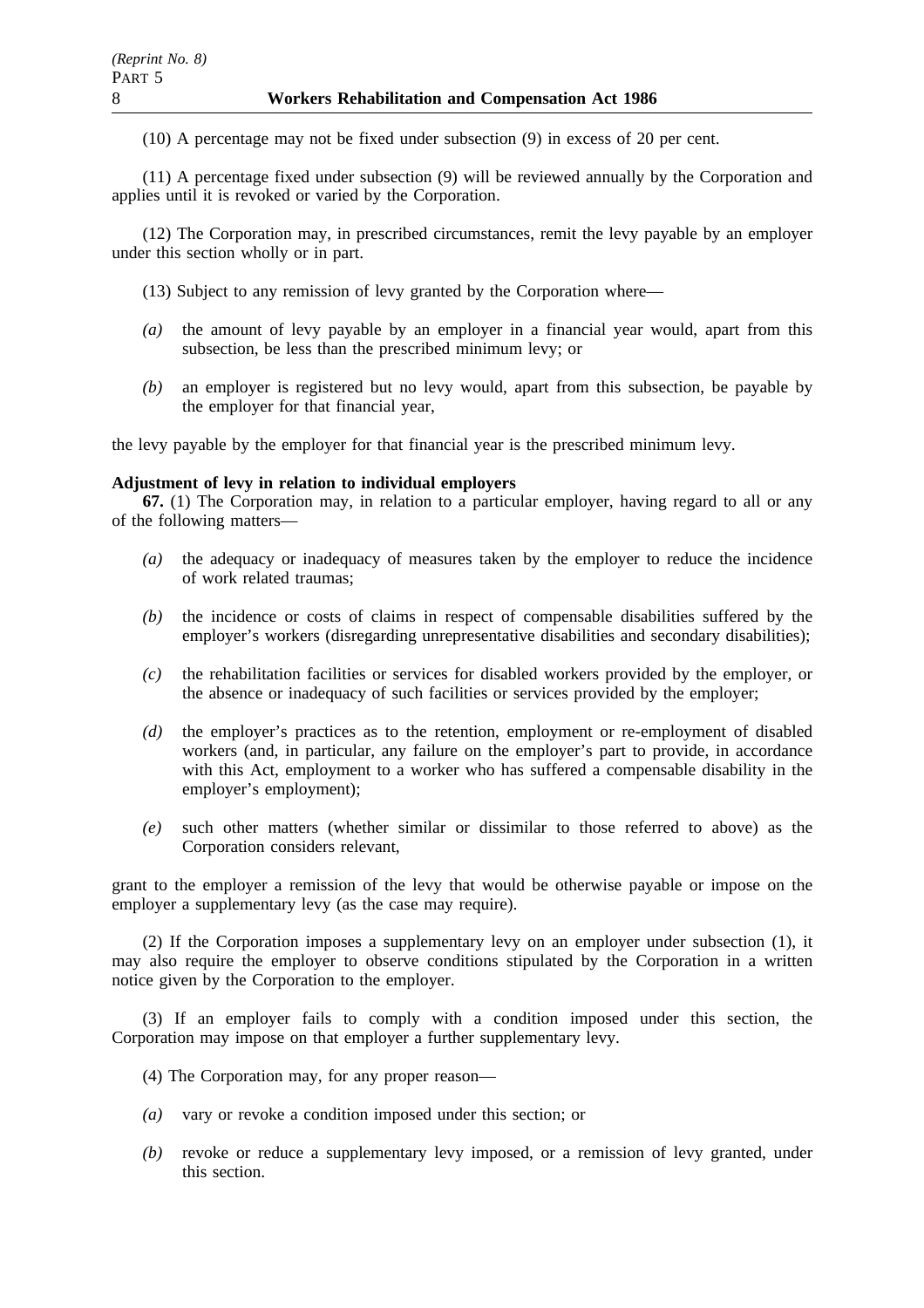(10) A percentage may not be fixed under subsection (9) in excess of 20 per cent.

(11) A percentage fixed under subsection (9) will be reviewed annually by the Corporation and applies until it is revoked or varied by the Corporation.

(12) The Corporation may, in prescribed circumstances, remit the levy payable by an employer under this section wholly or in part.

(13) Subject to any remission of levy granted by the Corporation where—

*(a)* the amount of levy payable by an employer in a financial year would, apart from this subsection, be less than the prescribed minimum levy; or

*(b)* an employer is registered but no levy would, apart from this subsection, be payable by the employer for that financial year,

the levy payable by the employer for that financial year is the prescribed minimum levy.

**Adjustment of levy in relation to individual employers**

**67.** (1) The Corporation may, in relation to a particular employer, having regard to all or any of the following matters—

*(a)* the adequacy or inadequacy of measures taken by the employer to reduce the incidence of work related traumas;

*(b)* the incidence or costs of claims in respect of compensable disabilities suffered by the employer's workers (disregarding unrepresentative disabilities and secondary disabilities);

*(c)* the rehabilitation facilities or services for disabled workers provided by the employer, or the absence or inadequacy of such facilities or services provided by the employer;

*(d)* the employer's practices as to the retention, employment or re-employment of disabled workers (and, in particular, any failure on the employer's part to provide, in accordance with this Act, employment to a worker who has suffered a compensable disability in the employer's employment);

*(e)* such other matters (whether similar or dissimilar to those referred to above) as the Corporation considers relevant,

grant to the employer a remission of the levy that would be otherwise payable or impose on the employer a supplementary levy (as the case may require).

(2) If the Corporation imposes a supplementary levy on an employer under subsection (1), it may also require the employer to observe conditions stipulated by the Corporation in a written notice given by the Corporation to the employer.

(3) If an employer fails to comply with a condition imposed under this section, the Corporation may impose on that employer a further supplementary levy.

(4) The Corporation may, for any proper reason—

*(a)* vary or revoke a condition imposed under this section; or

*(b)* revoke or reduce a supplementary levy imposed, or a remission of levy granted, under this section.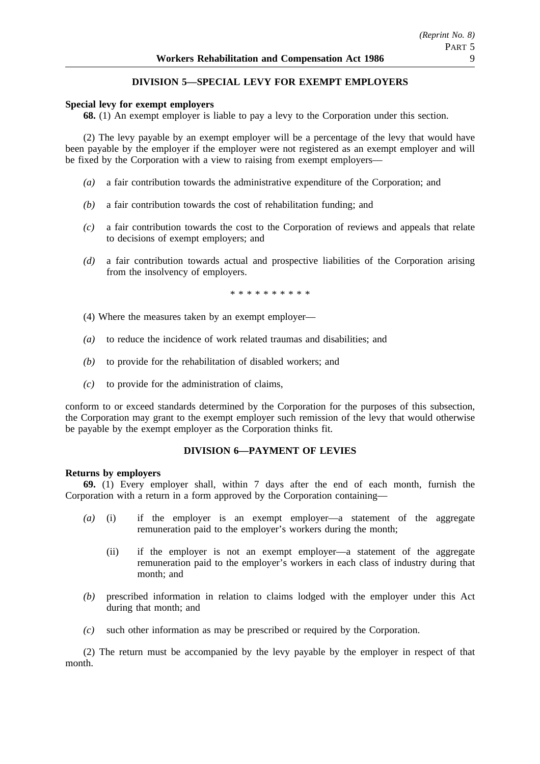## DIVISION 5—SPECIAL LEVY FOR EXEMPT EMPLOYERS

**Special levy for exempt employers**

**68.** (1) An exempt employer is liable to pay a levy to the Corporation under this section.

(2) The levy payable by an exempt employer will be a percentage of the levy that would have been payable by the employer if the employer were not registered as an exempt employer and will be fixed by the Corporation with a view to raising from exempt employers—

*(a)* a fair contribution towards the administrative expenditure of the Corporation; and

*(b)* a fair contribution towards the cost of rehabilitation funding; and

*(c)* a fair contribution towards the cost to the Corporation of reviews and appeals that relate to decisions of exempt employers; and

*(d)* a fair contribution towards actual and prospective liabilities of the Corporation arising from the insolvency of employers.

\* \* \* \* \* \* \* \* \* \*

(4) Where the measures taken by an exempt employer—

*(a)* to reduce the incidence of work related traumas and disabilities; and

*(b)* to provide for the rehabilitation of disabled workers; and

*(c)* to provide for the administration of claims,

conform to or exceed standards determined by the Corporation for the purposes of this subsection, the Corporation may grant to the exempt employer such remission of the levy that would otherwise be payable by the exempt employer as the Corporation thinks fit.

## DIVISION 6—PAYMENT OF LEVIES

**Returns by employers**

**69.** (1) Every employer shall, within 7 days after the end of each month, furnish the Corporation with a return in a form approved by the Corporation containing—

*(a)* (i) if the employer is an exempt employer—a statement of the aggregate remuneration paid to the employer's workers during the month;

(ii) if the employer is not an exempt employer—a statement of the aggregate remuneration paid to the employer's workers in each class of industry during that month; and

*(b)* prescribed information in relation to claims lodged with the employer under this Act during that month; and

*(c)* such other information as may be prescribed or required by the Corporation.

(2) The return must be accompanied by the levy payable by the employer in respect of that month.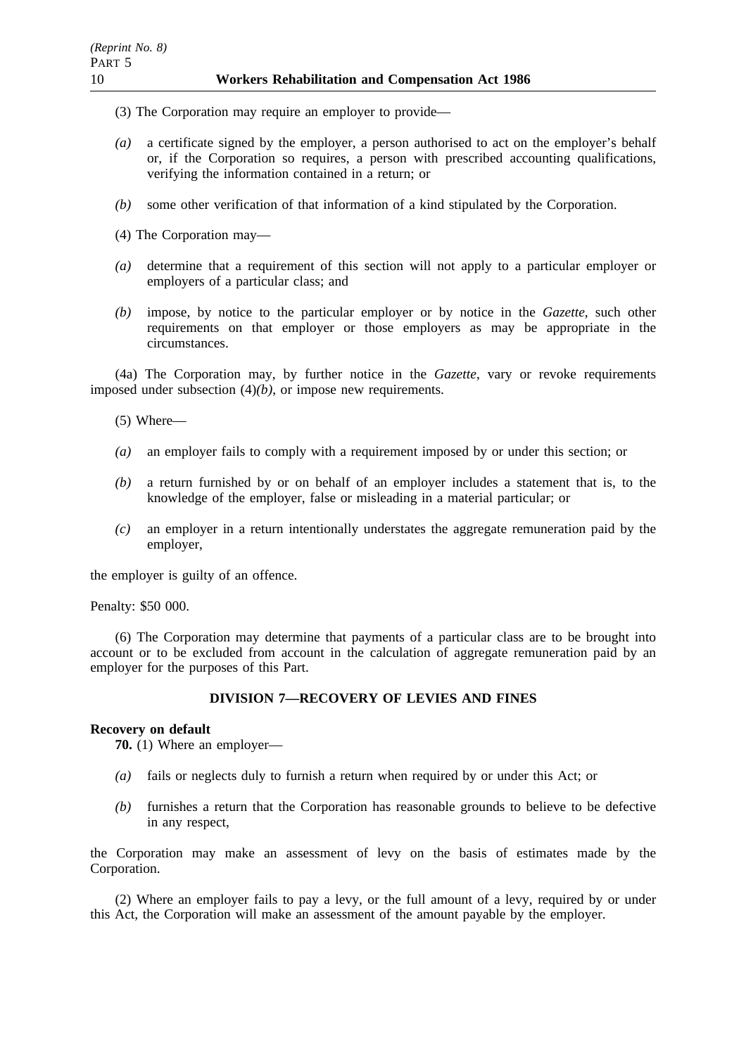(3) The Corporation may require an employer to provide—

*(a)* a certificate signed by the employer, a person authorised to act on the employer's behalf or, if the Corporation so requires, a person with prescribed accounting qualifications, verifying the information contained in a return; or

*(b)* some other verification of that information of a kind stipulated by the Corporation.

(4) The Corporation may—

*(a)* determine that a requirement of this section will not apply to a particular employer or employers of a particular class; and

*(b)* impose, by notice to the particular employer or by notice in the *Gazette*, such other requirements on that employer or those employers as may be appropriate in the circumstances.

(4a) The Corporation may, by further notice in the *Gazette*, vary or revoke requirements imposed under subsection (4)*(b)*, or impose new requirements.

(5) Where—

*(a)* an employer fails to comply with a requirement imposed by or under this section; or

*(b)* a return furnished by or on behalf of an employer includes a statement that is, to the knowledge of the employer, false or misleading in a material particular; or

*(c)* an employer in a return intentionally understates the aggregate remuneration paid by the employer,

the employer is guilty of an offence.

Penalty: $50 000.

(6) The Corporation may determine that payments of a particular class are to be brought into account or to be excluded from account in the calculation of aggregate remuneration paid by an employer for the purposes of this Part.

## DIVISION 7—RECOVERY OF LEVIES AND FINES

**Recovery on default**

**70.** (1) Where an employer—

*(a)* fails or neglects duly to furnish a return when required by or under this Act; or

*(b)* furnishes a return that the Corporation has reasonable grounds to believe to be defective in any respect,

the Corporation may make an assessment of levy on the basis of estimates made by the Corporation.

(2) Where an employer fails to pay a levy, or the full amount of a levy, required by or under this Act, the Corporation will make an assessment of the amount payable by the employer.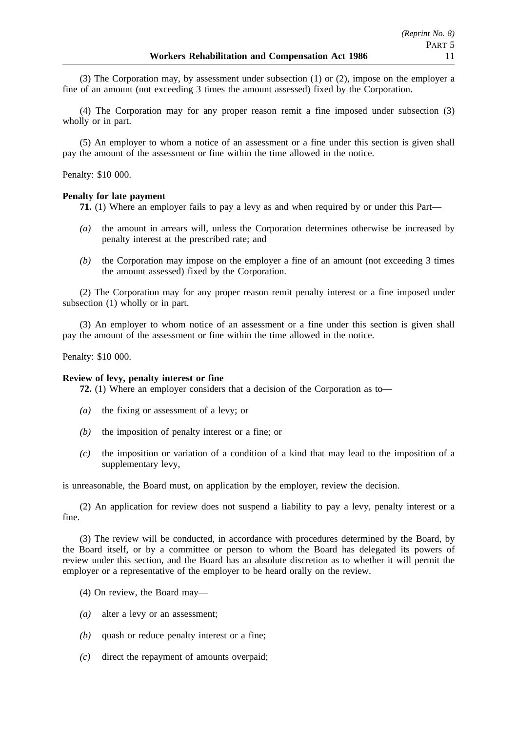(3) The Corporation may, by assessment under subsection (1) or (2), impose on the employer a fine of an amount (not exceeding 3 times the amount assessed) fixed by the Corporation.

(4) The Corporation may for any proper reason remit a fine imposed under subsection (3) wholly or in part.

(5) An employer to whom a notice of an assessment or a fine under this section is given shall pay the amount of the assessment or fine within the time allowed in the notice.

Penalty: $10 000.

**Penalty for late payment**

**71.** (1) Where an employer fails to pay a levy as and when required by or under this Part—

*(a)* the amount in arrears will, unless the Corporation determines otherwise be increased by penalty interest at the prescribed rate; and

*(b)* the Corporation may impose on the employer a fine of an amount (not exceeding 3 times the amount assessed) fixed by the Corporation.

(2) The Corporation may for any proper reason remit penalty interest or a fine imposed under subsection (1) wholly or in part.

(3) An employer to whom notice of an assessment or a fine under this section is given shall pay the amount of the assessment or fine within the time allowed in the notice.

Penalty: $10 000.

**Review of levy, penalty interest or fine**

**72.** (1) Where an employer considers that a decision of the Corporation as to—

*(a)* the fixing or assessment of a levy; or

*(b)* the imposition of penalty interest or a fine; or

*(c)* the imposition or variation of a condition of a kind that may lead to the imposition of a supplementary levy,

is unreasonable, the Board must, on application by the employer, review the decision.

(2) An application for review does not suspend a liability to pay a levy, penalty interest or a fine.

(3) The review will be conducted, in accordance with procedures determined by the Board, by the Board itself, or by a committee or person to whom the Board has delegated its powers of review under this section, and the Board has an absolute discretion as to whether it will permit the employer or a representative of the employer to be heard orally on the review.

(4) On review, the Board may—

*(a)* alter a levy or an assessment;

*(b)* quash or reduce penalty interest or a fine;

*(c)* direct the repayment of amounts overpaid;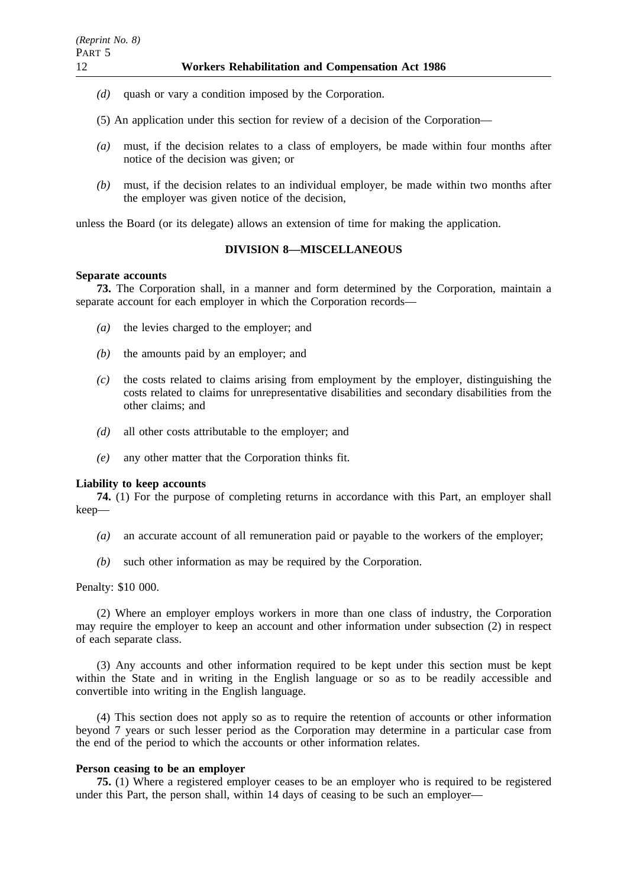*(d)* quash or vary a condition imposed by the Corporation.

(5) An application under this section for review of a decision of the Corporation—

*(a)* must, if the decision relates to a class of employers, be made within four months after notice of the decision was given; or

*(b)* must, if the decision relates to an individual employer, be made within two months after the employer was given notice of the decision,

unless the Board (or its delegate) allows an extension of time for making the application.

## DIVISION 8—MISCELLANEOUS

**Separate accounts**

**73.** The Corporation shall, in a manner and form determined by the Corporation, maintain a separate account for each employer in which the Corporation records—

*(a)* the levies charged to the employer; and

*(b)* the amounts paid by an employer; and

*(c)* the costs related to claims arising from employment by the employer, distinguishing the costs related to claims for unrepresentative disabilities and secondary disabilities from the other claims; and

*(d)* all other costs attributable to the employer; and

*(e)* any other matter that the Corporation thinks fit.

**Liability to keep accounts**

**74.** (1) For the purpose of completing returns in accordance with this Part, an employer shall keep—

*(a)* an accurate account of all remuneration paid or payable to the workers of the employer;

*(b)* such other information as may be required by the Corporation.

Penalty: $10 000.

(2) Where an employer employs workers in more than one class of industry, the Corporation may require the employer to keep an account and other information under subsection (2) in respect of each separate class.

(3) Any accounts and other information required to be kept under this section must be kept within the State and in writing in the English language or so as to be readily accessible and convertible into writing in the English language.

(4) This section does not apply so as to require the retention of accounts or other information beyond 7 years or such lesser period as the Corporation may determine in a particular case from the end of the period to which the accounts or other information relates.

**Person ceasing to be an employer**

**75.** (1) Where a registered employer ceases to be an employer who is required to be registered under this Part, the person shall, within 14 days of ceasing to be such an employer—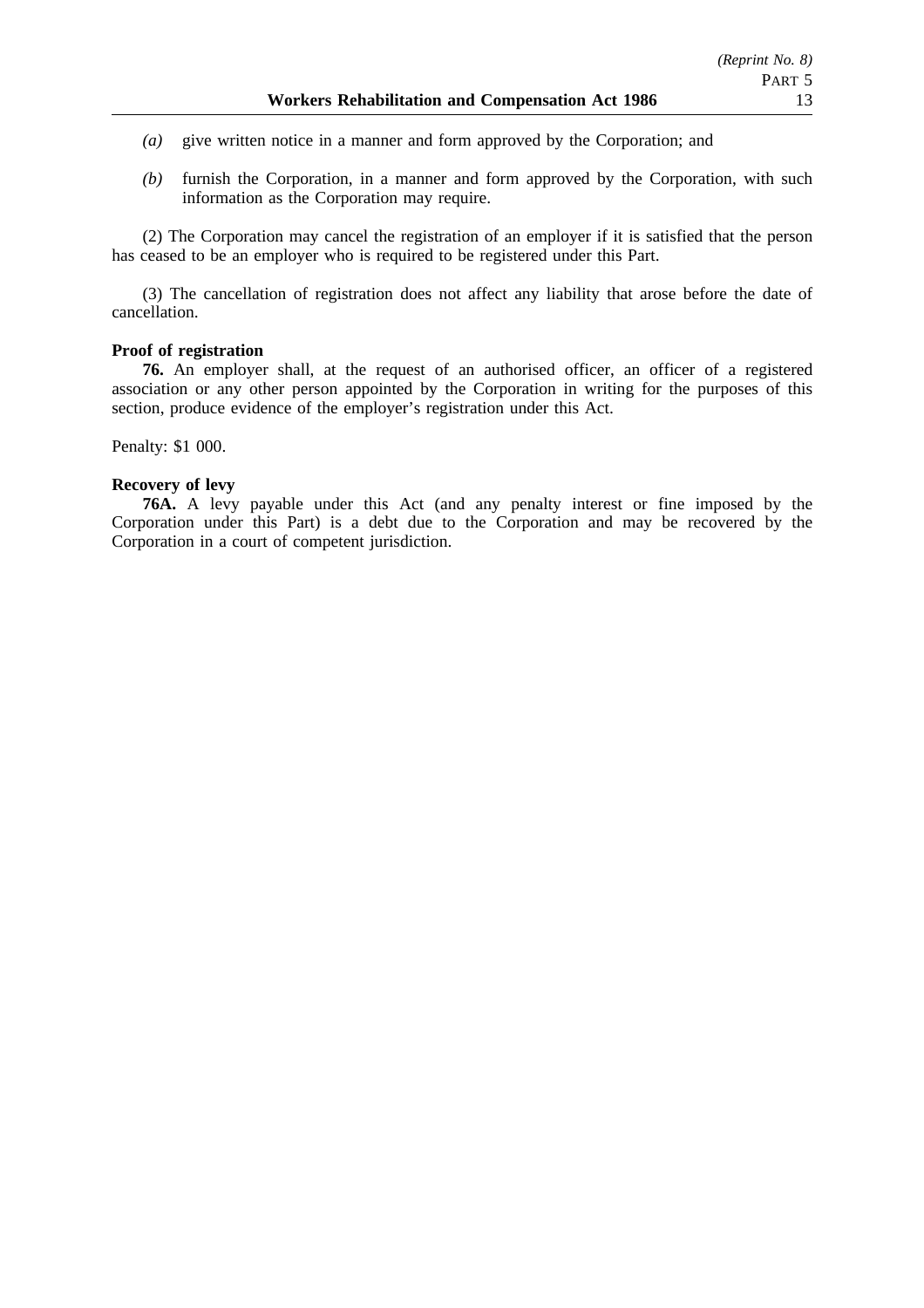*(a)* give written notice in a manner and form approved by the Corporation; and

*(b)* furnish the Corporation, in a manner and form approved by the Corporation, with such information as the Corporation may require.

(2) The Corporation may cancel the registration of an employer if it is satisfied that the person has ceased to be an employer who is required to be registered under this Part.

(3) The cancellation of registration does not affect any liability that arose before the date of cancellation.

**Proof of registration**

**76.** An employer shall, at the request of an authorised officer, an officer of a registered association or any other person appointed by the Corporation in writing for the purposes of this section, produce evidence of the employer's registration under this Act.

Penalty: $1 000.

**Recovery of levy**

**76A.** A levy payable under this Act (and any penalty interest or fine imposed by the Corporation under this Part) is a debt due to the Corporation and may be recovered by the Corporation in a court of competent jurisdiction.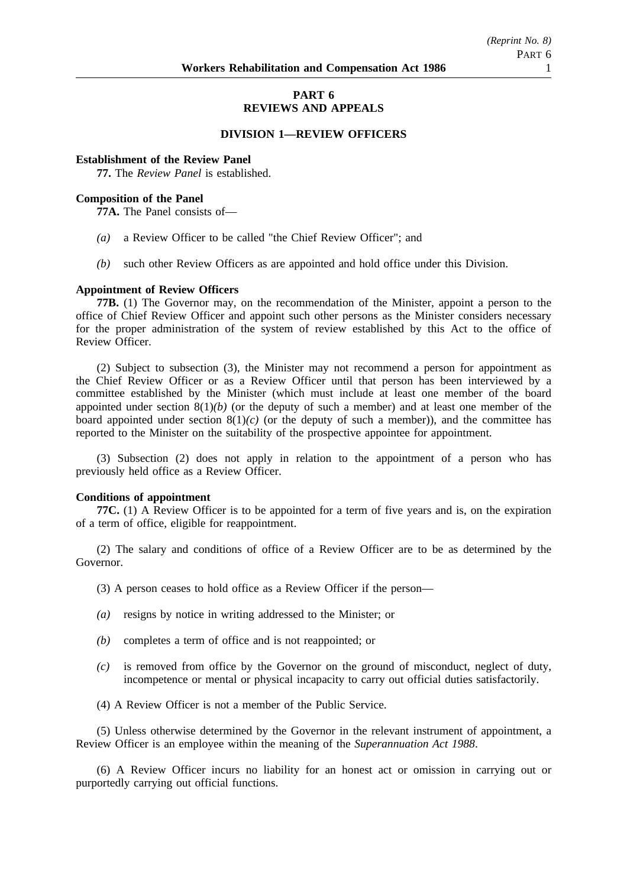# PART 6
# REVIEWS AND APPEALS

## DIVISION 1—REVIEW OFFICERS

**Establishment of the Review Panel**

**77.** The *Review Panel* is established.

**Composition of the Panel**

**77A.** The Panel consists of—

*(a)* a Review Officer to be called "the Chief Review Officer"; and

*(b)* such other Review Officers as are appointed and hold office under this Division.

**Appointment of Review Officers**

**77B.** (1) The Governor may, on the recommendation of the Minister, appoint a person to the office of Chief Review Officer and appoint such other persons as the Minister considers necessary for the proper administration of the system of review established by this Act to the office of Review Officer.

(2) Subject to subsection (3), the Minister may not recommend a person for appointment as the Chief Review Officer or as a Review Officer until that person has been interviewed by a committee established by the Minister (which must include at least one member of the board appointed under section 8(1)*(b)* (or the deputy of such a member) and at least one member of the board appointed under section 8(1)*(c)* (or the deputy of such a member)), and the committee has reported to the Minister on the suitability of the prospective appointee for appointment.

(3) Subsection (2) does not apply in relation to the appointment of a person who has previously held office as a Review Officer.

**Conditions of appointment**

**77C.** (1) A Review Officer is to be appointed for a term of five years and is, on the expiration of a term of office, eligible for reappointment.

(2) The salary and conditions of office of a Review Officer are to be as determined by the Governor.

(3) A person ceases to hold office as a Review Officer if the person—

*(a)* resigns by notice in writing addressed to the Minister; or

*(b)* completes a term of office and is not reappointed; or

*(c)* is removed from office by the Governor on the ground of misconduct, neglect of duty, incompetence or mental or physical incapacity to carry out official duties satisfactorily.

(4) A Review Officer is not a member of the Public Service.

(5) Unless otherwise determined by the Governor in the relevant instrument of appointment, a Review Officer is an employee within the meaning of the *Superannuation Act 1988*.

(6) A Review Officer incurs no liability for an honest act or omission in carrying out or purportedly carrying out official functions.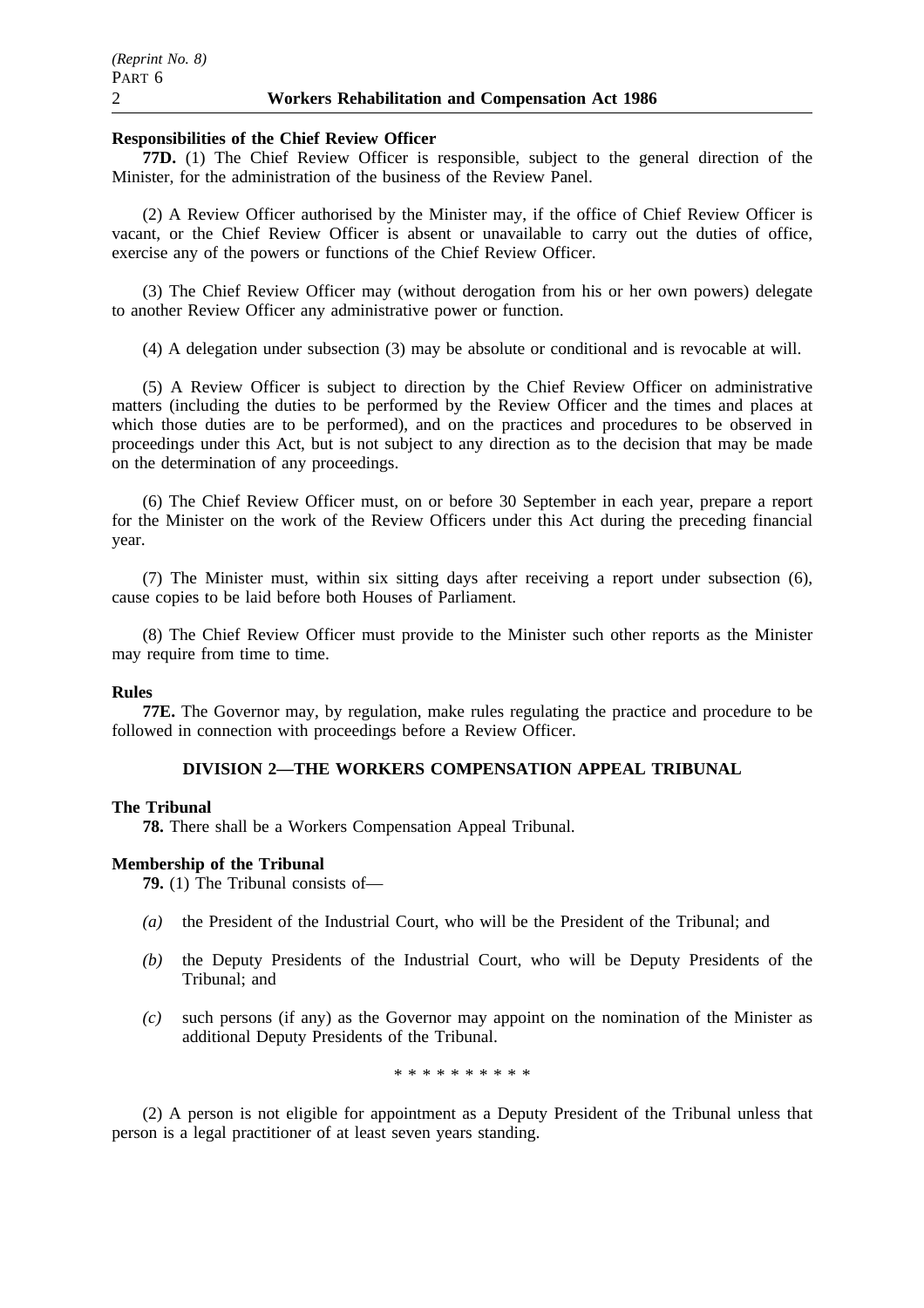**Responsibilities of the Chief Review Officer**

**77D.** (1) The Chief Review Officer is responsible, subject to the general direction of the Minister, for the administration of the business of the Review Panel.

(2) A Review Officer authorised by the Minister may, if the office of Chief Review Officer is vacant, or the Chief Review Officer is absent or unavailable to carry out the duties of office, exercise any of the powers or functions of the Chief Review Officer.

(3) The Chief Review Officer may (without derogation from his or her own powers) delegate to another Review Officer any administrative power or function.

(4) A delegation under subsection (3) may be absolute or conditional and is revocable at will.

(5) A Review Officer is subject to direction by the Chief Review Officer on administrative matters (including the duties to be performed by the Review Officer and the times and places at which those duties are to be performed), and on the practices and procedures to be observed in proceedings under this Act, but is not subject to any direction as to the decision that may be made on the determination of any proceedings.

(6) The Chief Review Officer must, on or before 30 September in each year, prepare a report for the Minister on the work of the Review Officers under this Act during the preceding financial year.

(7) The Minister must, within six sitting days after receiving a report under subsection (6), cause copies to be laid before both Houses of Parliament.

(8) The Chief Review Officer must provide to the Minister such other reports as the Minister may require from time to time.

**Rules**

**77E.** The Governor may, by regulation, make rules regulating the practice and procedure to be followed in connection with proceedings before a Review Officer.

## DIVISION 2—THE WORKERS COMPENSATION APPEAL TRIBUNAL

**The Tribunal**

**78.** There shall be a Workers Compensation Appeal Tribunal.

**Membership of the Tribunal**

**79.** (1) The Tribunal consists of—

*(a)* the President of the Industrial Court, who will be the President of the Tribunal; and

*(b)* the Deputy Presidents of the Industrial Court, who will be Deputy Presidents of the Tribunal; and

*(c)* such persons (if any) as the Governor may appoint on the nomination of the Minister as additional Deputy Presidents of the Tribunal.

\* \* \* \* \* \* \* \* \* \*

(2) A person is not eligible for appointment as a Deputy President of the Tribunal unless that person is a legal practitioner of at least seven years standing.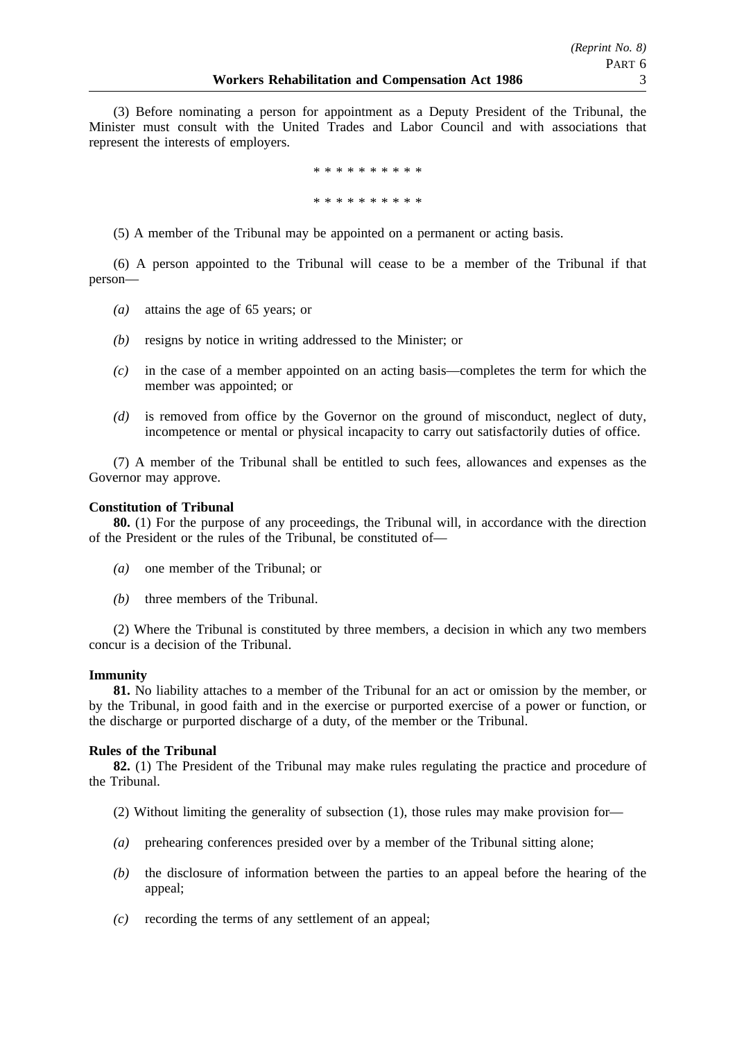(3) Before nominating a person for appointment as a Deputy President of the Tribunal, the Minister must consult with the United Trades and Labor Council and with associations that represent the interests of employers.

* * * * * * * * * *

* * * * * * * * * *

(5) A member of the Tribunal may be appointed on a permanent or acting basis.

(6) A person appointed to the Tribunal will cease to be a member of the Tribunal if that person—

*(a)* attains the age of 65 years; or

*(b)* resigns by notice in writing addressed to the Minister; or

*(c)* in the case of a member appointed on an acting basis—completes the term for which the member was appointed; or

*(d)* is removed from office by the Governor on the ground of misconduct, neglect of duty, incompetence or mental or physical incapacity to carry out satisfactorily duties of office.

(7) A member of the Tribunal shall be entitled to such fees, allowances and expenses as the Governor may approve.

**Constitution of Tribunal**

**80.** (1) For the purpose of any proceedings, the Tribunal will, in accordance with the direction of the President or the rules of the Tribunal, be constituted of—

*(a)* one member of the Tribunal; or

*(b)* three members of the Tribunal.

(2) Where the Tribunal is constituted by three members, a decision in which any two members concur is a decision of the Tribunal.

**Immunity**

**81.** No liability attaches to a member of the Tribunal for an act or omission by the member, or by the Tribunal, in good faith and in the exercise or purported exercise of a power or function, or the discharge or purported discharge of a duty, of the member or the Tribunal.

**Rules of the Tribunal**

**82.** (1) The President of the Tribunal may make rules regulating the practice and procedure of the Tribunal.

(2) Without limiting the generality of subsection (1), those rules may make provision for—

*(a)* prehearing conferences presided over by a member of the Tribunal sitting alone;

*(b)* the disclosure of information between the parties to an appeal before the hearing of the appeal;

*(c)* recording the terms of any settlement of an appeal;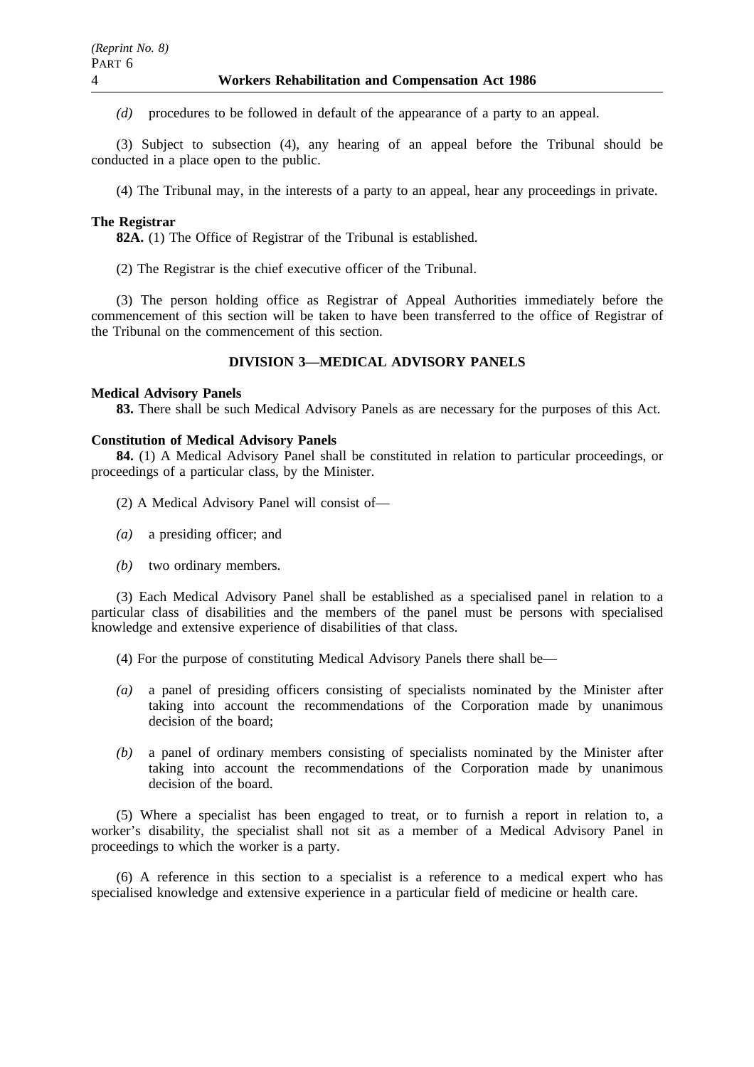*(d)* procedures to be followed in default of the appearance of a party to an appeal.

(3) Subject to subsection (4), any hearing of an appeal before the Tribunal should be conducted in a place open to the public.

(4) The Tribunal may, in the interests of a party to an appeal, hear any proceedings in private.

**The Registrar**

**82A.** (1) The Office of Registrar of the Tribunal is established.

(2) The Registrar is the chief executive officer of the Tribunal.

(3) The person holding office as Registrar of Appeal Authorities immediately before the commencement of this section will be taken to have been transferred to the office of Registrar of the Tribunal on the commencement of this section.

## DIVISION 3—MEDICAL ADVISORY PANELS

**Medical Advisory Panels**

**83.** There shall be such Medical Advisory Panels as are necessary for the purposes of this Act.

**Constitution of Medical Advisory Panels**

**84.** (1) A Medical Advisory Panel shall be constituted in relation to particular proceedings, or proceedings of a particular class, by the Minister.

(2) A Medical Advisory Panel will consist of—

*(a)* a presiding officer; and

*(b)* two ordinary members.

(3) Each Medical Advisory Panel shall be established as a specialised panel in relation to a particular class of disabilities and the members of the panel must be persons with specialised knowledge and extensive experience of disabilities of that class.

(4) For the purpose of constituting Medical Advisory Panels there shall be—

*(a)* a panel of presiding officers consisting of specialists nominated by the Minister after taking into account the recommendations of the Corporation made by unanimous decision of the board;

*(b)* a panel of ordinary members consisting of specialists nominated by the Minister after taking into account the recommendations of the Corporation made by unanimous decision of the board.

(5) Where a specialist has been engaged to treat, or to furnish a report in relation to, a worker's disability, the specialist shall not sit as a member of a Medical Advisory Panel in proceedings to which the worker is a party.

(6) A reference in this section to a specialist is a reference to a medical expert who has specialised knowledge and extensive experience in a particular field of medicine or health care.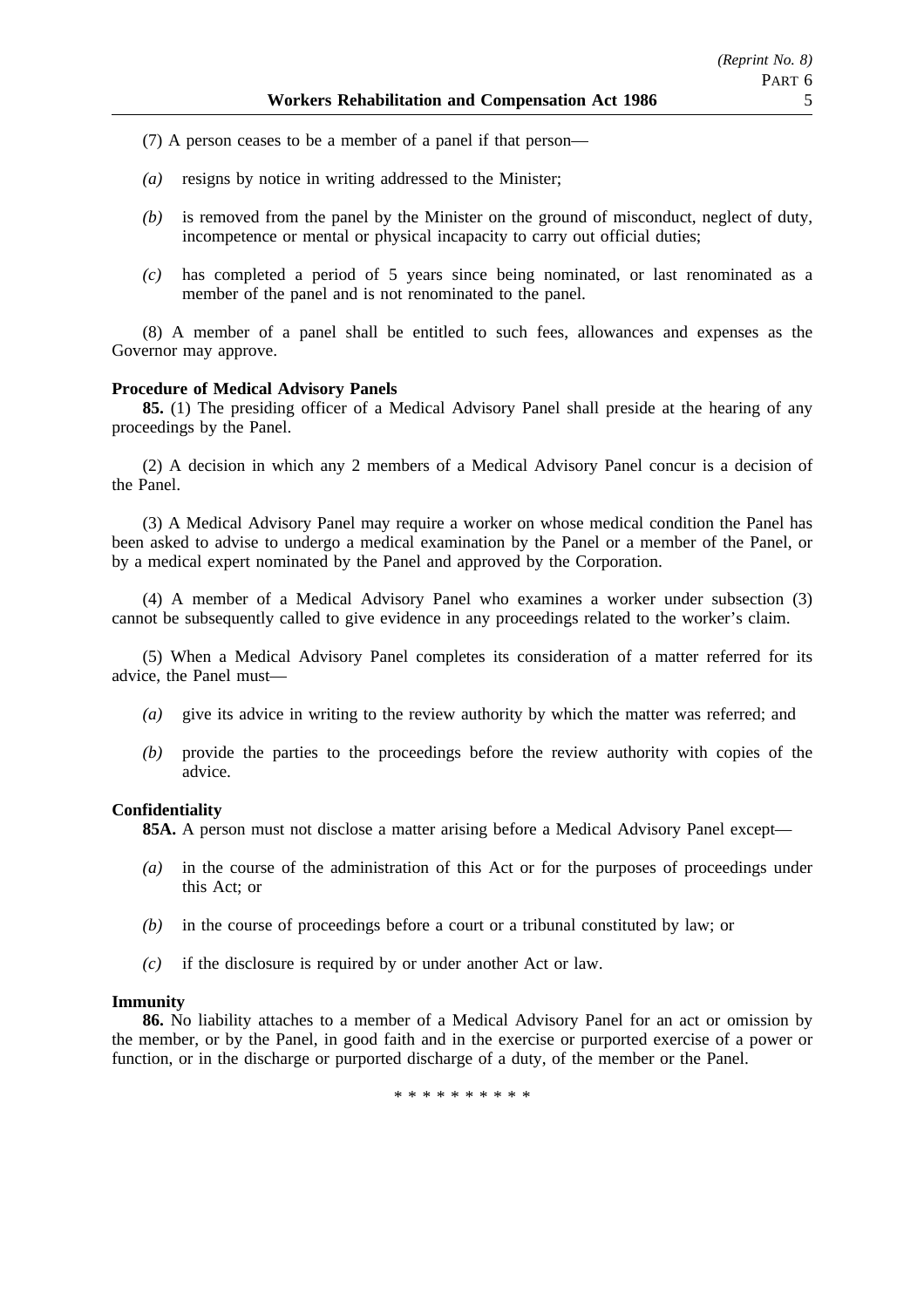(7) A person ceases to be a member of a panel if that person—

*(a)* resigns by notice in writing addressed to the Minister;

*(b)* is removed from the panel by the Minister on the ground of misconduct, neglect of duty, incompetence or mental or physical incapacity to carry out official duties;

*(c)* has completed a period of 5 years since being nominated, or last renominated as a member of the panel and is not renominated to the panel.

(8) A member of a panel shall be entitled to such fees, allowances and expenses as the Governor may approve.

**Procedure of Medical Advisory Panels**

**85.** (1) The presiding officer of a Medical Advisory Panel shall preside at the hearing of any proceedings by the Panel.

(2) A decision in which any 2 members of a Medical Advisory Panel concur is a decision of the Panel.

(3) A Medical Advisory Panel may require a worker on whose medical condition the Panel has been asked to advise to undergo a medical examination by the Panel or a member of the Panel, or by a medical expert nominated by the Panel and approved by the Corporation.

(4) A member of a Medical Advisory Panel who examines a worker under subsection (3) cannot be subsequently called to give evidence in any proceedings related to the worker's claim.

(5) When a Medical Advisory Panel completes its consideration of a matter referred for its advice, the Panel must—

*(a)* give its advice in writing to the review authority by which the matter was referred; and

*(b)* provide the parties to the proceedings before the review authority with copies of the advice.

**Confidentiality**

**85A.** A person must not disclose a matter arising before a Medical Advisory Panel except—

*(a)* in the course of the administration of this Act or for the purposes of proceedings under this Act; or

*(b)* in the course of proceedings before a court or a tribunal constituted by law; or

*(c)* if the disclosure is required by or under another Act or law.

**Immunity**

**86.** No liability attaches to a member of a Medical Advisory Panel for an act or omission by the member, or by the Panel, in good faith and in the exercise or purported exercise of a power or function, or in the discharge or purported discharge of a duty, of the member or the Panel.

\* \* \* \* \* \* \* \* \* \*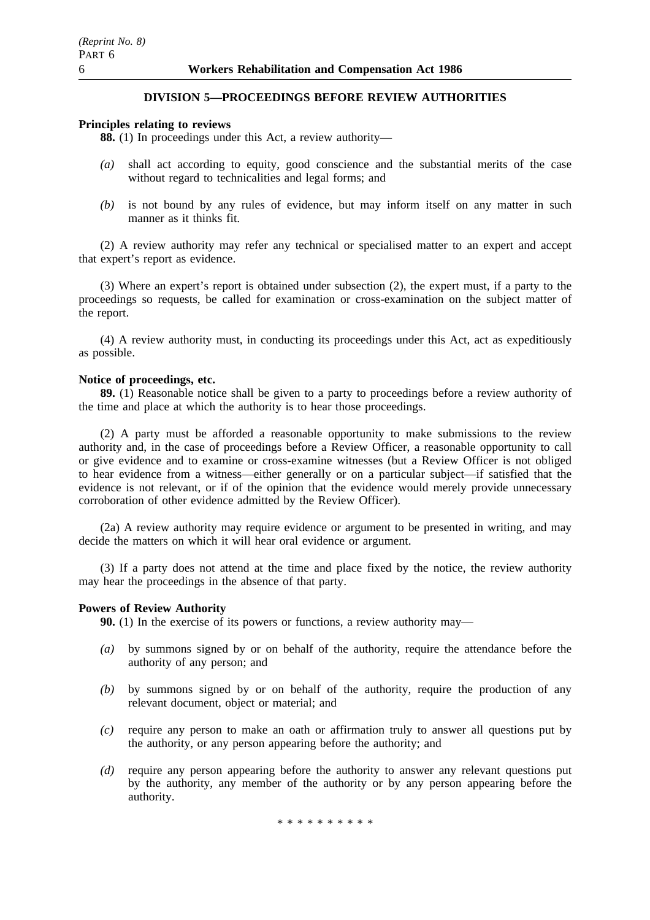## DIVISION 5—PROCEEDINGS BEFORE REVIEW AUTHORITIES

**Principles relating to reviews**

**88.** (1) In proceedings under this Act, a review authority—

*(a)* shall act according to equity, good conscience and the substantial merits of the case without regard to technicalities and legal forms; and

*(b)* is not bound by any rules of evidence, but may inform itself on any matter in such manner as it thinks fit.

(2) A review authority may refer any technical or specialised matter to an expert and accept that expert's report as evidence.

(3) Where an expert's report is obtained under subsection (2), the expert must, if a party to the proceedings so requests, be called for examination or cross-examination on the subject matter of the report.

(4) A review authority must, in conducting its proceedings under this Act, act as expeditiously as possible.

**Notice of proceedings, etc.**

**89.** (1) Reasonable notice shall be given to a party to proceedings before a review authority of the time and place at which the authority is to hear those proceedings.

(2) A party must be afforded a reasonable opportunity to make submissions to the review authority and, in the case of proceedings before a Review Officer, a reasonable opportunity to call or give evidence and to examine or cross-examine witnesses (but a Review Officer is not obliged to hear evidence from a witness—either generally or on a particular subject—if satisfied that the evidence is not relevant, or if of the opinion that the evidence would merely provide unnecessary corroboration of other evidence admitted by the Review Officer).

(2a) A review authority may require evidence or argument to be presented in writing, and may decide the matters on which it will hear oral evidence or argument.

(3) If a party does not attend at the time and place fixed by the notice, the review authority may hear the proceedings in the absence of that party.

**Powers of Review Authority**

**90.** (1) In the exercise of its powers or functions, a review authority may—

*(a)* by summons signed by or on behalf of the authority, require the attendance before the authority of any person; and

*(b)* by summons signed by or on behalf of the authority, require the production of any relevant document, object or material; and

*(c)* require any person to make an oath or affirmation truly to answer all questions put by the authority, or any person appearing before the authority; and

*(d)* require any person appearing before the authority to answer any relevant questions put by the authority, any member of the authority or by any person appearing before the authority.

* * * * * * * * * *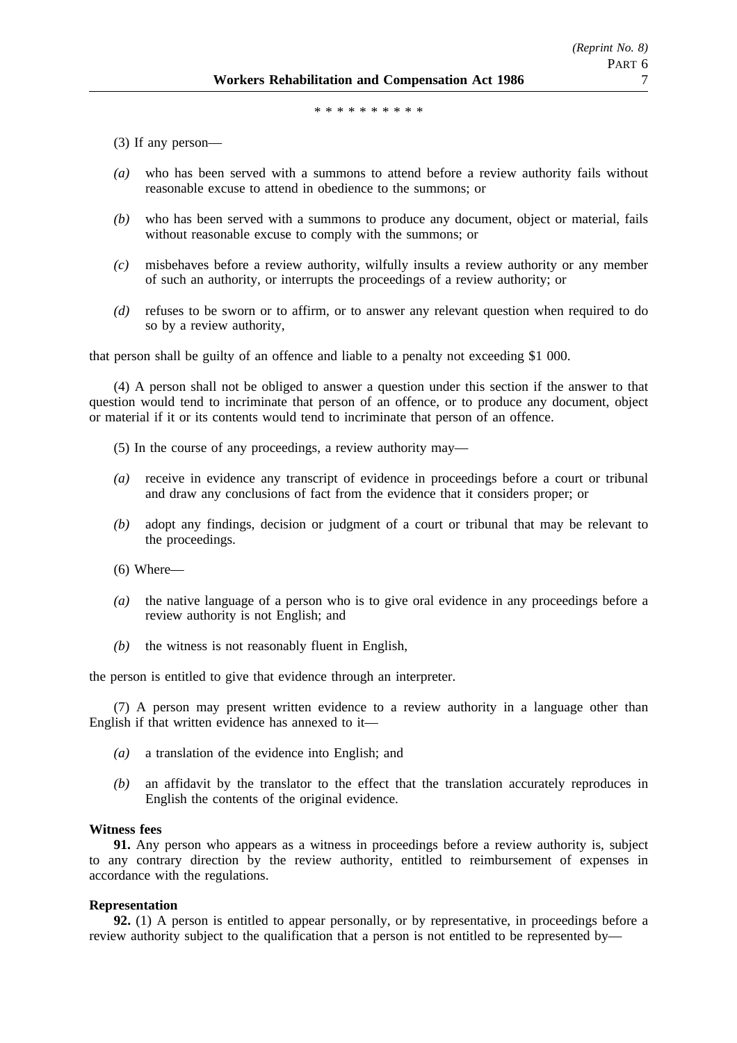\* \* \* \* \* \* \* \* \* \*

(3) If any person—

*(a)* who has been served with a summons to attend before a review authority fails without reasonable excuse to attend in obedience to the summons; or

*(b)* who has been served with a summons to produce any document, object or material, fails without reasonable excuse to comply with the summons; or

*(c)* misbehaves before a review authority, wilfully insults a review authority or any member of such an authority, or interrupts the proceedings of a review authority; or

*(d)* refuses to be sworn or to affirm, or to answer any relevant question when required to do so by a review authority,

that person shall be guilty of an offence and liable to a penalty not exceeding $1 000.

(4) A person shall not be obliged to answer a question under this section if the answer to that question would tend to incriminate that person of an offence, or to produce any document, object or material if it or its contents would tend to incriminate that person of an offence.

(5) In the course of any proceedings, a review authority may—

*(a)* receive in evidence any transcript of evidence in proceedings before a court or tribunal and draw any conclusions of fact from the evidence that it considers proper; or

*(b)* adopt any findings, decision or judgment of a court or tribunal that may be relevant to the proceedings.

(6) Where—

*(a)* the native language of a person who is to give oral evidence in any proceedings before a review authority is not English; and

*(b)* the witness is not reasonably fluent in English,

the person is entitled to give that evidence through an interpreter.

(7) A person may present written evidence to a review authority in a language other than English if that written evidence has annexed to it—

*(a)* a translation of the evidence into English; and

*(b)* an affidavit by the translator to the effect that the translation accurately reproduces in English the contents of the original evidence.

**Witness fees**

**91.** Any person who appears as a witness in proceedings before a review authority is, subject to any contrary direction by the review authority, entitled to reimbursement of expenses in accordance with the regulations.

**Representation**

**92.** (1) A person is entitled to appear personally, or by representative, in proceedings before a review authority subject to the qualification that a person is not entitled to be represented by—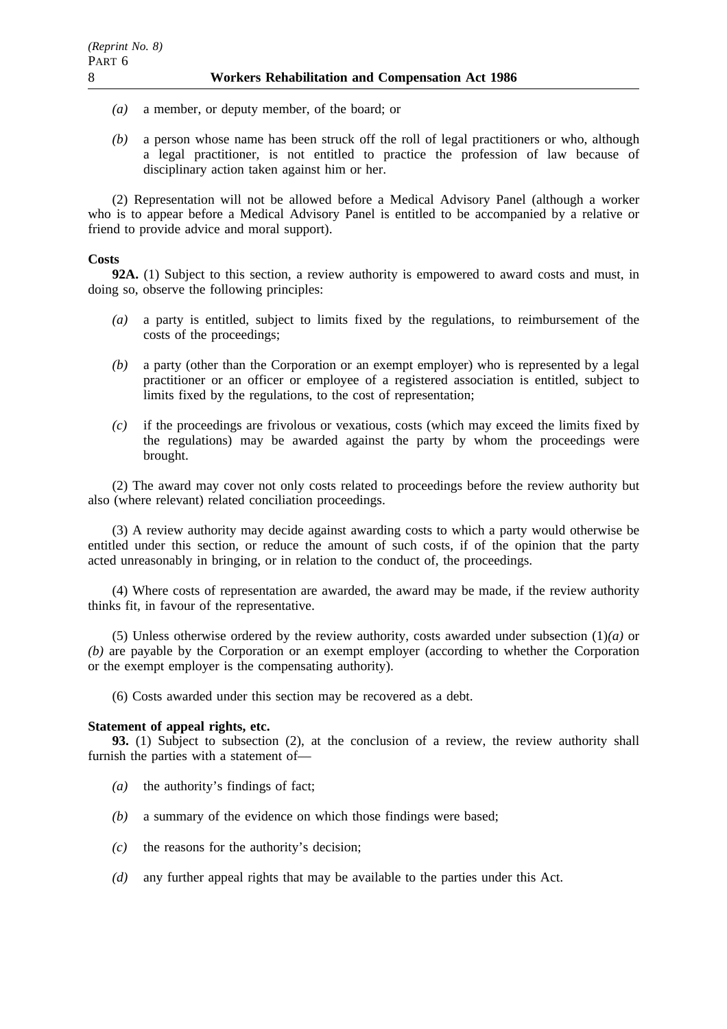*(a)* a member, or deputy member, of the board; or

*(b)* a person whose name has been struck off the roll of legal practitioners or who, although a legal practitioner, is not entitled to practice the profession of law because of disciplinary action taken against him or her.

(2) Representation will not be allowed before a Medical Advisory Panel (although a worker who is to appear before a Medical Advisory Panel is entitled to be accompanied by a relative or friend to provide advice and moral support).

**Costs**

**92A.** (1) Subject to this section, a review authority is empowered to award costs and must, in doing so, observe the following principles:

*(a)* a party is entitled, subject to limits fixed by the regulations, to reimbursement of the costs of the proceedings;

*(b)* a party (other than the Corporation or an exempt employer) who is represented by a legal practitioner or an officer or employee of a registered association is entitled, subject to limits fixed by the regulations, to the cost of representation;

*(c)* if the proceedings are frivolous or vexatious, costs (which may exceed the limits fixed by the regulations) may be awarded against the party by whom the proceedings were brought.

(2) The award may cover not only costs related to proceedings before the review authority but also (where relevant) related conciliation proceedings.

(3) A review authority may decide against awarding costs to which a party would otherwise be entitled under this section, or reduce the amount of such costs, if of the opinion that the party acted unreasonably in bringing, or in relation to the conduct of, the proceedings.

(4) Where costs of representation are awarded, the award may be made, if the review authority thinks fit, in favour of the representative.

(5) Unless otherwise ordered by the review authority, costs awarded under subsection (1)*(a)* or *(b)* are payable by the Corporation or an exempt employer (according to whether the Corporation or the exempt employer is the compensating authority).

(6) Costs awarded under this section may be recovered as a debt.

**Statement of appeal rights, etc.**

**93.** (1) Subject to subsection (2), at the conclusion of a review, the review authority shall furnish the parties with a statement of—

*(a)* the authority's findings of fact;

*(b)* a summary of the evidence on which those findings were based;

*(c)* the reasons for the authority's decision;

*(d)* any further appeal rights that may be available to the parties under this Act.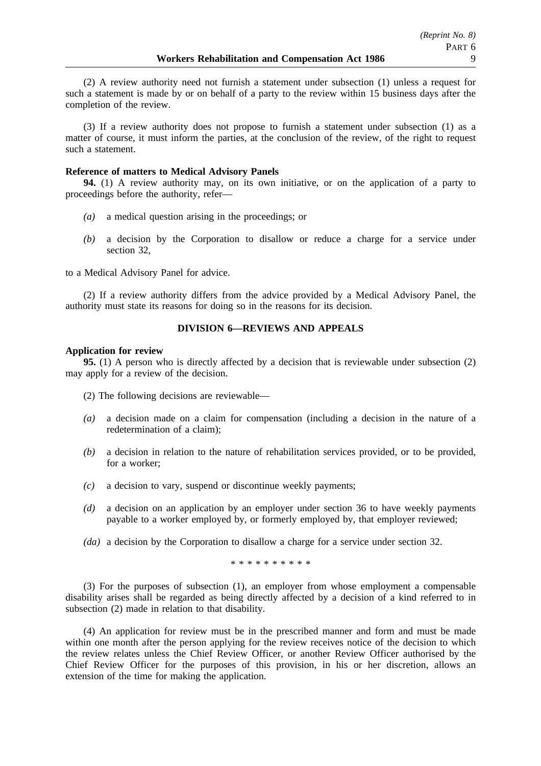(2) A review authority need not furnish a statement under subsection (1) unless a request for such a statement is made by or on behalf of a party to the review within 15 business days after the completion of the review.

(3) If a review authority does not propose to furnish a statement under subsection (1) as a matter of course, it must inform the parties, at the conclusion of the review, of the right to request such a statement.

**Reference of matters to Medical Advisory Panels**

**94.** (1) A review authority may, on its own initiative, or on the application of a party to proceedings before the authority, refer—

*(a)* a medical question arising in the proceedings; or

*(b)* a decision by the Corporation to disallow or reduce a charge for a service under section 32,

to a Medical Advisory Panel for advice.

(2) If a review authority differs from the advice provided by a Medical Advisory Panel, the authority must state its reasons for doing so in the reasons for its decision.

## DIVISION 6—REVIEWS AND APPEALS

**Application for review**

**95.** (1) A person who is directly affected by a decision that is reviewable under subsection (2) may apply for a review of the decision.

(2) The following decisions are reviewable—

*(a)* a decision made on a claim for compensation (including a decision in the nature of a redetermination of a claim);

*(b)* a decision in relation to the nature of rehabilitation services provided, or to be provided, for a worker;

*(c)* a decision to vary, suspend or discontinue weekly payments;

*(d)* a decision on an application by an employer under section 36 to have weekly payments payable to a worker employed by, or formerly employed by, that employer reviewed;

*(da)* a decision by the Corporation to disallow a charge for a service under section 32.

\* \* \* \* \* \* \* \* \* \*

(3) For the purposes of subsection (1), an employer from whose employment a compensable disability arises shall be regarded as being directly affected by a decision of a kind referred to in subsection (2) made in relation to that disability.

(4) An application for review must be in the prescribed manner and form and must be made within one month after the person applying for the review receives notice of the decision to which the review relates unless the Chief Review Officer, or another Review Officer authorised by the Chief Review Officer for the purposes of this provision, in his or her discretion, allows an extension of the time for making the application.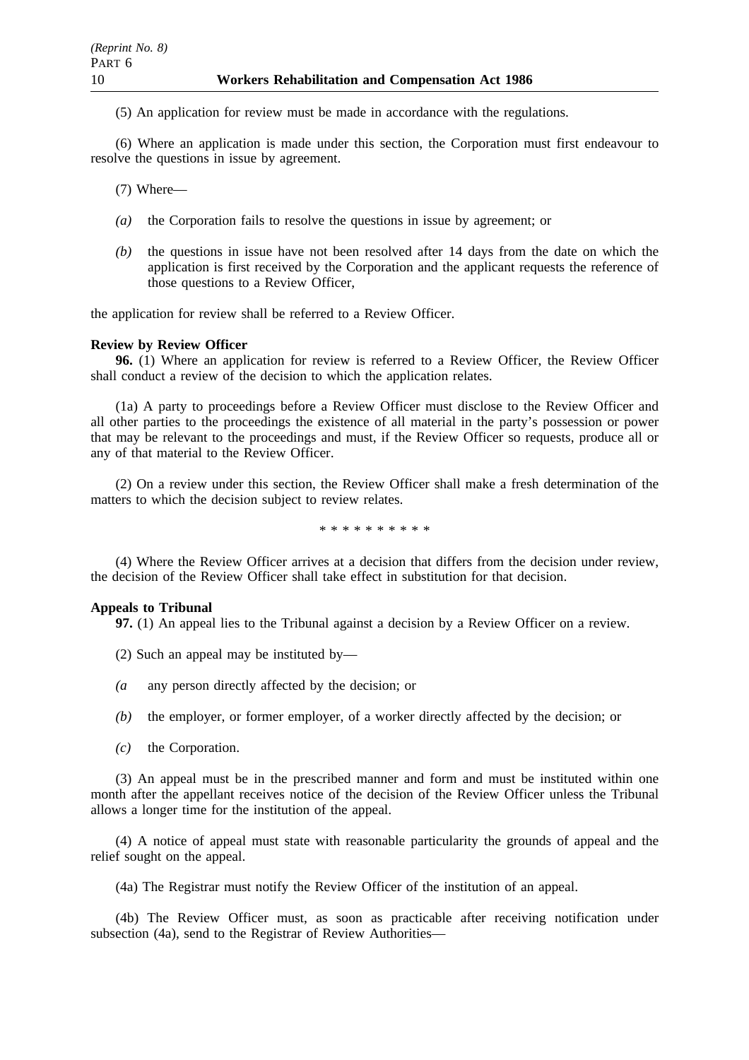(5) An application for review must be made in accordance with the regulations.

(6) Where an application is made under this section, the Corporation must first endeavour to resolve the questions in issue by agreement.

(7) Where—

*(a)* the Corporation fails to resolve the questions in issue by agreement; or

*(b)* the questions in issue have not been resolved after 14 days from the date on which the application is first received by the Corporation and the applicant requests the reference of those questions to a Review Officer,

the application for review shall be referred to a Review Officer.

**Review by Review Officer**

**96.** (1) Where an application for review is referred to a Review Officer, the Review Officer shall conduct a review of the decision to which the application relates.

(1a) A party to proceedings before a Review Officer must disclose to the Review Officer and all other parties to the proceedings the existence of all material in the party's possession or power that may be relevant to the proceedings and must, if the Review Officer so requests, produce all or any of that material to the Review Officer.

(2) On a review under this section, the Review Officer shall make a fresh determination of the matters to which the decision subject to review relates.

* * * * * * * * * *

(4) Where the Review Officer arrives at a decision that differs from the decision under review, the decision of the Review Officer shall take effect in substitution for that decision.

**Appeals to Tribunal**

**97.** (1) An appeal lies to the Tribunal against a decision by a Review Officer on a review.

(2) Such an appeal may be instituted by—

*(a* any person directly affected by the decision; or

*(b)* the employer, or former employer, of a worker directly affected by the decision; or

*(c)* the Corporation.

(3) An appeal must be in the prescribed manner and form and must be instituted within one month after the appellant receives notice of the decision of the Review Officer unless the Tribunal allows a longer time for the institution of the appeal.

(4) A notice of appeal must state with reasonable particularity the grounds of appeal and the relief sought on the appeal.

(4a) The Registrar must notify the Review Officer of the institution of an appeal.

(4b) The Review Officer must, as soon as practicable after receiving notification under subsection (4a), send to the Registrar of Review Authorities—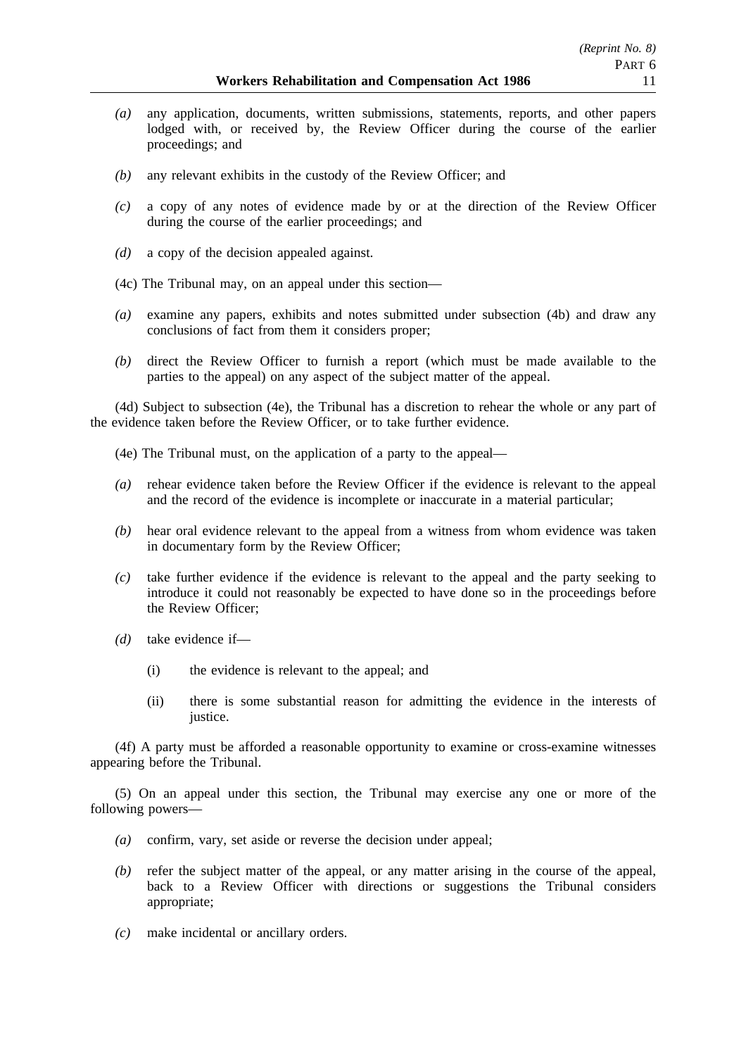*(a)* any application, documents, written submissions, statements, reports, and other papers lodged with, or received by, the Review Officer during the course of the earlier proceedings; and

*(b)* any relevant exhibits in the custody of the Review Officer; and

*(c)* a copy of any notes of evidence made by or at the direction of the Review Officer during the course of the earlier proceedings; and

*(d)* a copy of the decision appealed against.

(4c) The Tribunal may, on an appeal under this section—

*(a)* examine any papers, exhibits and notes submitted under subsection (4b) and draw any conclusions of fact from them it considers proper;

*(b)* direct the Review Officer to furnish a report (which must be made available to the parties to the appeal) on any aspect of the subject matter of the appeal.

(4d) Subject to subsection (4e), the Tribunal has a discretion to rehear the whole or any part of the evidence taken before the Review Officer, or to take further evidence.

(4e) The Tribunal must, on the application of a party to the appeal—

*(a)* rehear evidence taken before the Review Officer if the evidence is relevant to the appeal and the record of the evidence is incomplete or inaccurate in a material particular;

*(b)* hear oral evidence relevant to the appeal from a witness from whom evidence was taken in documentary form by the Review Officer;

*(c)* take further evidence if the evidence is relevant to the appeal and the party seeking to introduce it could not reasonably be expected to have done so in the proceedings before the Review Officer;

*(d)* take evidence if—

(i) the evidence is relevant to the appeal; and

(ii) there is some substantial reason for admitting the evidence in the interests of justice.

(4f) A party must be afforded a reasonable opportunity to examine or cross-examine witnesses appearing before the Tribunal.

(5) On an appeal under this section, the Tribunal may exercise any one or more of the following powers—

*(a)* confirm, vary, set aside or reverse the decision under appeal;

*(b)* refer the subject matter of the appeal, or any matter arising in the course of the appeal, back to a Review Officer with directions or suggestions the Tribunal considers appropriate;

*(c)* make incidental or ancillary orders.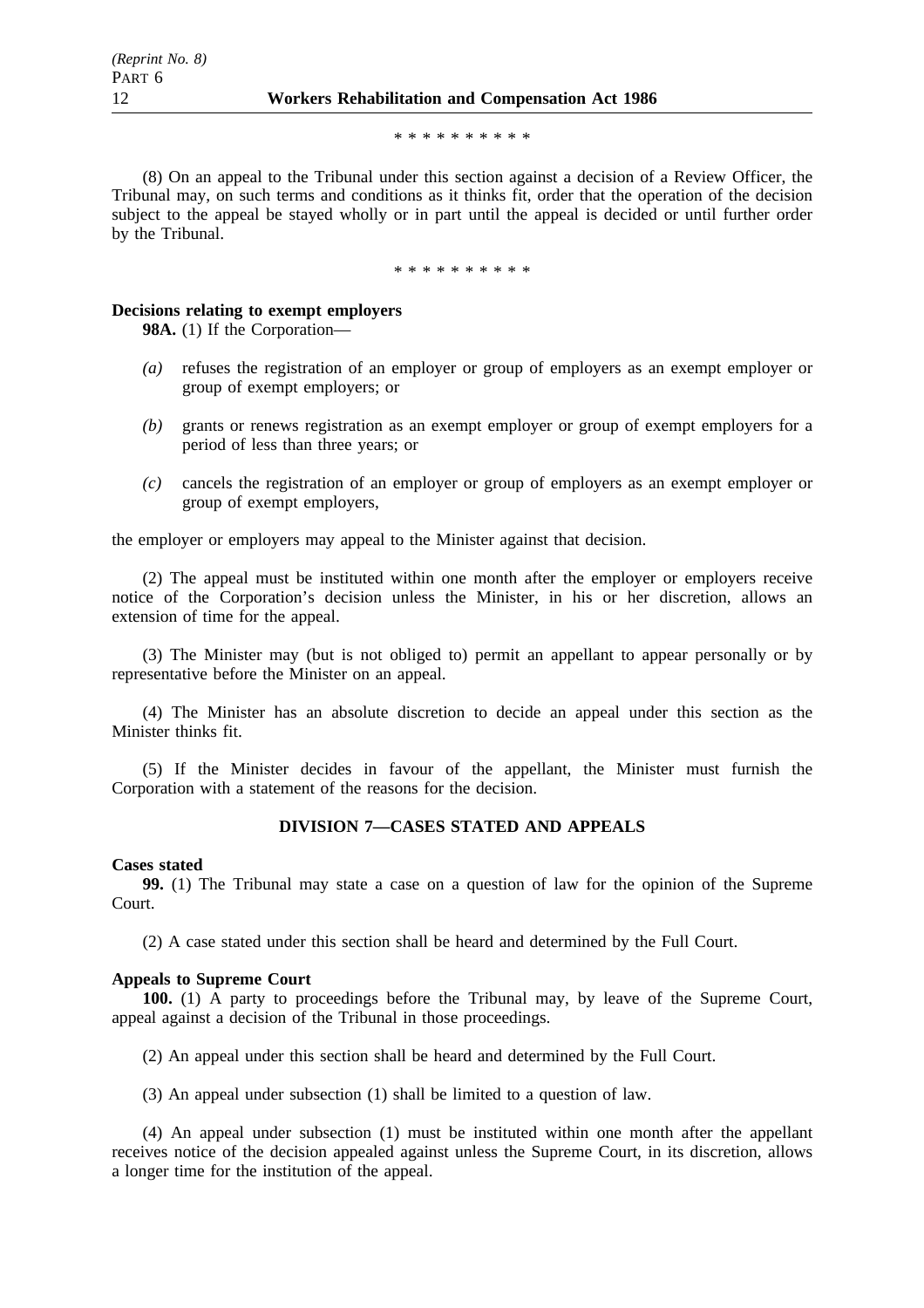\* \* \* \* \* \* \* \* \* \*

(8) On an appeal to the Tribunal under this section against a decision of a Review Officer, the Tribunal may, on such terms and conditions as it thinks fit, order that the operation of the decision subject to the appeal be stayed wholly or in part until the appeal is decided or until further order by the Tribunal.

\* \* \* \* \* \* \* \* \* \*

**Decisions relating to exempt employers**

**98A.** (1) If the Corporation—

*(a)* refuses the registration of an employer or group of employers as an exempt employer or group of exempt employers; or

*(b)* grants or renews registration as an exempt employer or group of exempt employers for a period of less than three years; or

*(c)* cancels the registration of an employer or group of employers as an exempt employer or group of exempt employers,

the employer or employers may appeal to the Minister against that decision.

(2) The appeal must be instituted within one month after the employer or employers receive notice of the Corporation's decision unless the Minister, in his or her discretion, allows an extension of time for the appeal.

(3) The Minister may (but is not obliged to) permit an appellant to appear personally or by representative before the Minister on an appeal.

(4) The Minister has an absolute discretion to decide an appeal under this section as the Minister thinks fit.

(5) If the Minister decides in favour of the appellant, the Minister must furnish the Corporation with a statement of the reasons for the decision.

## DIVISION 7—CASES STATED AND APPEALS

**Cases stated**

**99.** (1) The Tribunal may state a case on a question of law for the opinion of the Supreme Court.

(2) A case stated under this section shall be heard and determined by the Full Court.

**Appeals to Supreme Court**

**100.** (1) A party to proceedings before the Tribunal may, by leave of the Supreme Court, appeal against a decision of the Tribunal in those proceedings.

(2) An appeal under this section shall be heard and determined by the Full Court.

(3) An appeal under subsection (1) shall be limited to a question of law.

(4) An appeal under subsection (1) must be instituted within one month after the appellant receives notice of the decision appealed against unless the Supreme Court, in its discretion, allows a longer time for the institution of the appeal.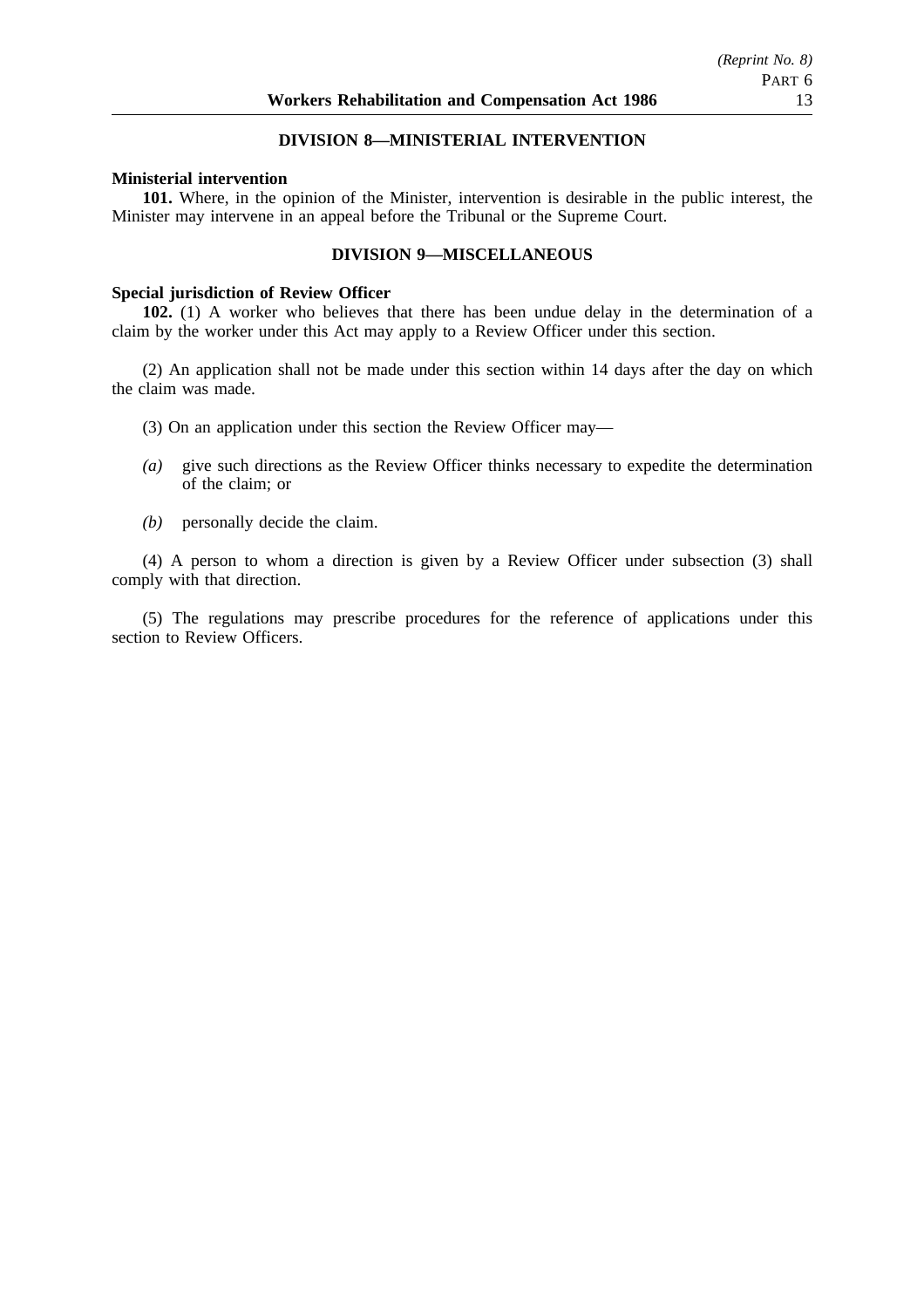## DIVISION 8—MINISTERIAL INTERVENTION

**Ministerial intervention**

**101.** Where, in the opinion of the Minister, intervention is desirable in the public interest, the Minister may intervene in an appeal before the Tribunal or the Supreme Court.

## DIVISION 9—MISCELLANEOUS

**Special jurisdiction of Review Officer**

**102.** (1) A worker who believes that there has been undue delay in the determination of a claim by the worker under this Act may apply to a Review Officer under this section.

(2) An application shall not be made under this section within 14 days after the day on which the claim was made.

(3) On an application under this section the Review Officer may—

*(a)* give such directions as the Review Officer thinks necessary to expedite the determination of the claim; or

*(b)* personally decide the claim.

(4) A person to whom a direction is given by a Review Officer under subsection (3) shall comply with that direction.

(5) The regulations may prescribe procedures for the reference of applications under this section to Review Officers.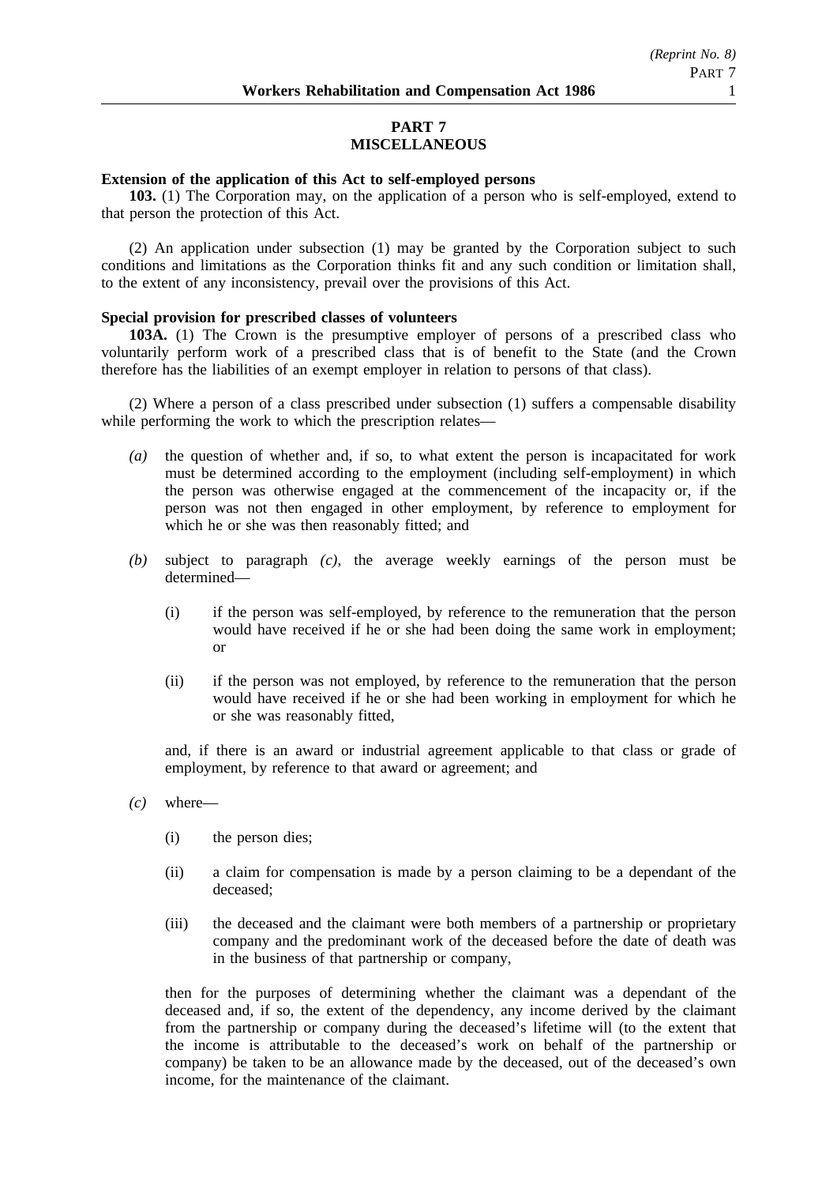# PART 7
# MISCELLANEOUS

**Extension of the application of this Act to self-employed persons**

**103.** (1) The Corporation may, on the application of a person who is self-employed, extend to that person the protection of this Act.

(2) An application under subsection (1) may be granted by the Corporation subject to such conditions and limitations as the Corporation thinks fit and any such condition or limitation shall, to the extent of any inconsistency, prevail over the provisions of this Act.

**Special provision for prescribed classes of volunteers**

**103A.** (1) The Crown is the presumptive employer of persons of a prescribed class who voluntarily perform work of a prescribed class that is of benefit to the State (and the Crown therefore has the liabilities of an exempt employer in relation to persons of that class).

(2) Where a person of a class prescribed under subsection (1) suffers a compensable disability while performing the work to which the prescription relates—

*(a)* the question of whether and, if so, to what extent the person is incapacitated for work must be determined according to the employment (including self-employment) in which the person was otherwise engaged at the commencement of the incapacity or, if the person was not then engaged in other employment, by reference to employment for which he or she was then reasonably fitted; and

*(b)* subject to paragraph *(c)*, the average weekly earnings of the person must be determined—

(i) if the person was self-employed, by reference to the remuneration that the person would have received if he or she had been doing the same work in employment; or

(ii) if the person was not employed, by reference to the remuneration that the person would have received if he or she had been working in employment for which he or she was reasonably fitted,

and, if there is an award or industrial agreement applicable to that class or grade of employment, by reference to that award or agreement; and

*(c)* where—

(i) the person dies;

(ii) a claim for compensation is made by a person claiming to be a dependant of the deceased;

(iii) the deceased and the claimant were both members of a partnership or proprietary company and the predominant work of the deceased before the date of death was in the business of that partnership or company,

then for the purposes of determining whether the claimant was a dependant of the deceased and, if so, the extent of the dependency, any income derived by the claimant from the partnership or company during the deceased's lifetime will (to the extent that the income is attributable to the deceased's work on behalf of the partnership or company) be taken to be an allowance made by the deceased, out of the deceased's own income, for the maintenance of the claimant.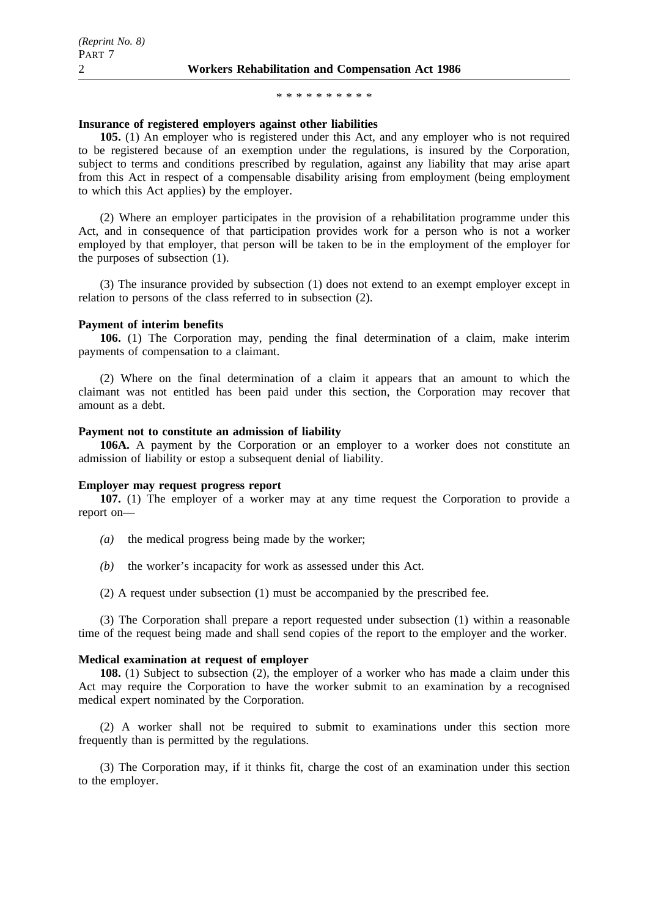\* \* \* \* \* \* \* \* \* \*

**Insurance of registered employers against other liabilities**

**105.** (1) An employer who is registered under this Act, and any employer who is not required to be registered because of an exemption under the regulations, is insured by the Corporation, subject to terms and conditions prescribed by regulation, against any liability that may arise apart from this Act in respect of a compensable disability arising from employment (being employment to which this Act applies) by the employer.

(2) Where an employer participates in the provision of a rehabilitation programme under this Act, and in consequence of that participation provides work for a person who is not a worker employed by that employer, that person will be taken to be in the employment of the employer for the purposes of subsection (1).

(3) The insurance provided by subsection (1) does not extend to an exempt employer except in relation to persons of the class referred to in subsection (2).

**Payment of interim benefits**

**106.** (1) The Corporation may, pending the final determination of a claim, make interim payments of compensation to a claimant.

(2) Where on the final determination of a claim it appears that an amount to which the claimant was not entitled has been paid under this section, the Corporation may recover that amount as a debt.

**Payment not to constitute an admission of liability**

**106A.** A payment by the Corporation or an employer to a worker does not constitute an admission of liability or estop a subsequent denial of liability.

**Employer may request progress report**

**107.** (1) The employer of a worker may at any time request the Corporation to provide a report on—

*(a)* the medical progress being made by the worker;

*(b)* the worker's incapacity for work as assessed under this Act.

(2) A request under subsection (1) must be accompanied by the prescribed fee.

(3) The Corporation shall prepare a report requested under subsection (1) within a reasonable time of the request being made and shall send copies of the report to the employer and the worker.

**Medical examination at request of employer**

**108.** (1) Subject to subsection (2), the employer of a worker who has made a claim under this Act may require the Corporation to have the worker submit to an examination by a recognised medical expert nominated by the Corporation.

(2) A worker shall not be required to submit to examinations under this section more frequently than is permitted by the regulations.

(3) The Corporation may, if it thinks fit, charge the cost of an examination under this section to the employer.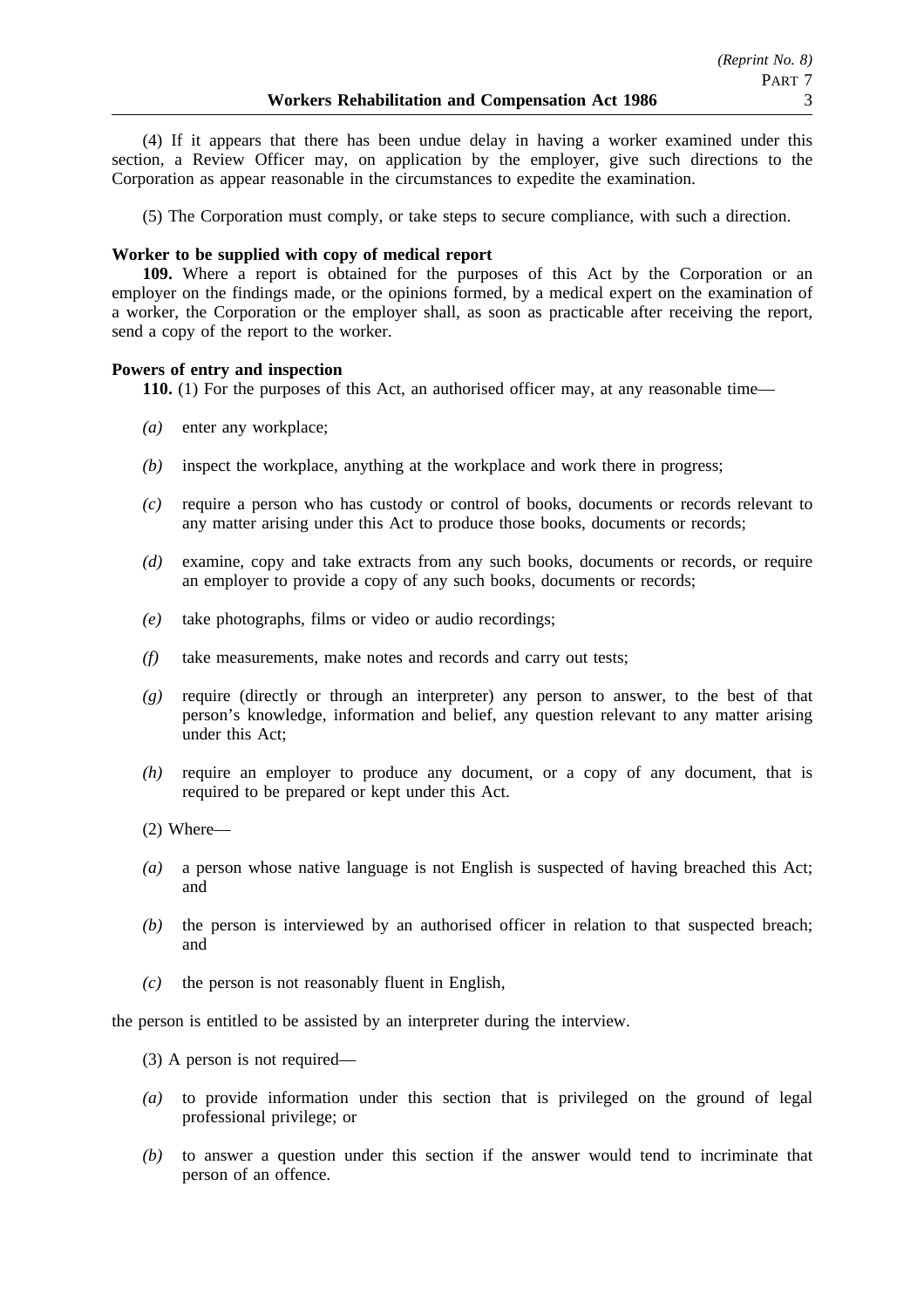(4) If it appears that there has been undue delay in having a worker examined under this section, a Review Officer may, on application by the employer, give such directions to the Corporation as appear reasonable in the circumstances to expedite the examination.

(5) The Corporation must comply, or take steps to secure compliance, with such a direction.

**Worker to be supplied with copy of medical report**

**109.** Where a report is obtained for the purposes of this Act by the Corporation or an employer on the findings made, or the opinions formed, by a medical expert on the examination of a worker, the Corporation or the employer shall, as soon as practicable after receiving the report, send a copy of the report to the worker.

**Powers of entry and inspection**

**110.** (1) For the purposes of this Act, an authorised officer may, at any reasonable time—

*(a)* enter any workplace;

*(b)* inspect the workplace, anything at the workplace and work there in progress;

*(c)* require a person who has custody or control of books, documents or records relevant to any matter arising under this Act to produce those books, documents or records;

*(d)* examine, copy and take extracts from any such books, documents or records, or require an employer to provide a copy of any such books, documents or records;

*(e)* take photographs, films or video or audio recordings;

*(f)* take measurements, make notes and records and carry out tests;

*(g)* require (directly or through an interpreter) any person to answer, to the best of that person's knowledge, information and belief, any question relevant to any matter arising under this Act;

*(h)* require an employer to produce any document, or a copy of any document, that is required to be prepared or kept under this Act.

(2) Where—

*(a)* a person whose native language is not English is suspected of having breached this Act; and

*(b)* the person is interviewed by an authorised officer in relation to that suspected breach; and

*(c)* the person is not reasonably fluent in English,

the person is entitled to be assisted by an interpreter during the interview.

(3) A person is not required—

*(a)* to provide information under this section that is privileged on the ground of legal professional privilege; or

*(b)* to answer a question under this section if the answer would tend to incriminate that person of an offence.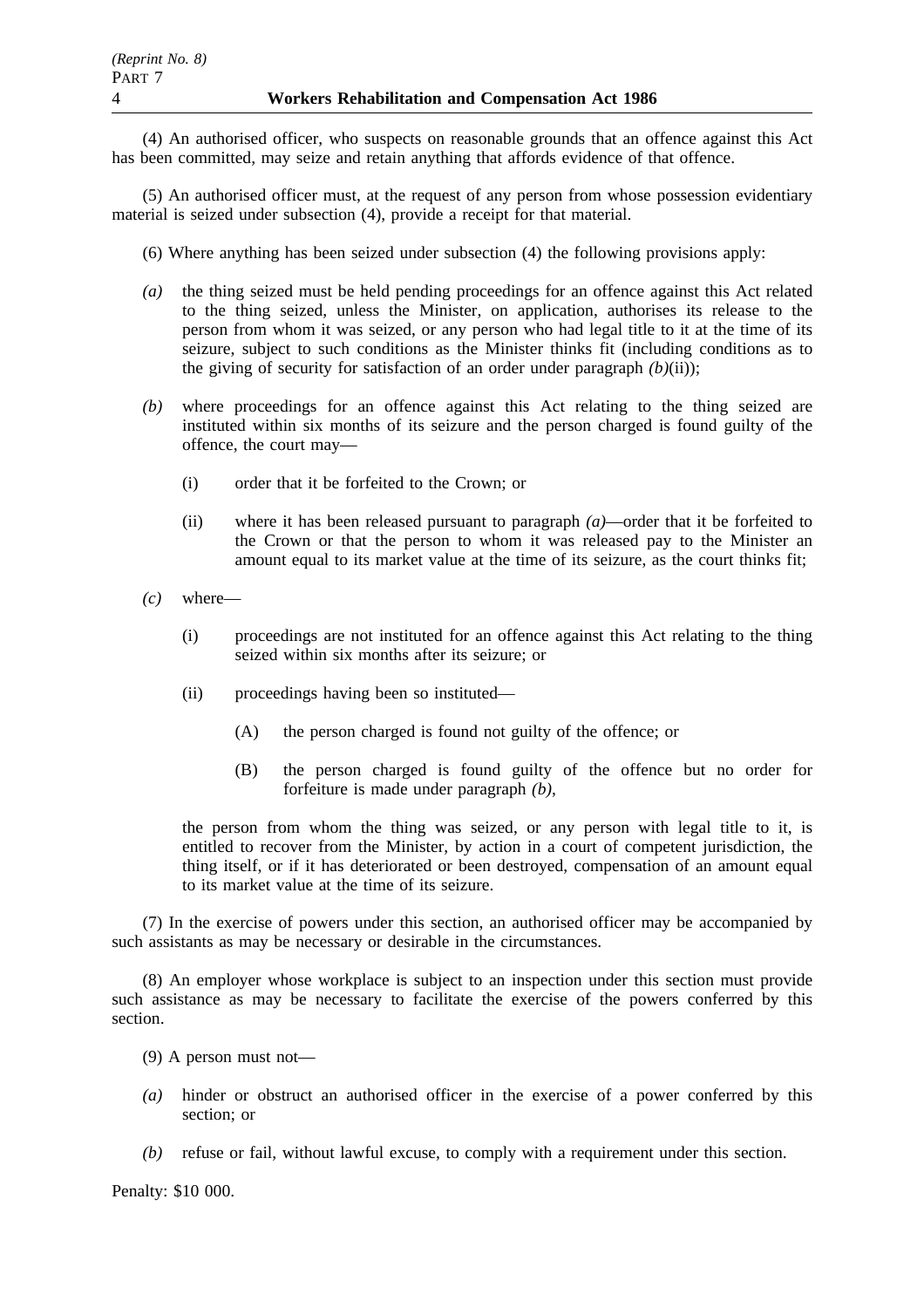(4) An authorised officer, who suspects on reasonable grounds that an offence against this Act has been committed, may seize and retain anything that affords evidence of that offence.

(5) An authorised officer must, at the request of any person from whose possession evidentiary material is seized under subsection (4), provide a receipt for that material.

(6) Where anything has been seized under subsection (4) the following provisions apply:

*(a)* the thing seized must be held pending proceedings for an offence against this Act related to the thing seized, unless the Minister, on application, authorises its release to the person from whom it was seized, or any person who had legal title to it at the time of its seizure, subject to such conditions as the Minister thinks fit (including conditions as to the giving of security for satisfaction of an order under paragraph *(b)*(ii));

*(b)* where proceedings for an offence against this Act relating to the thing seized are instituted within six months of its seizure and the person charged is found guilty of the offence, the court may—

(i) order that it be forfeited to the Crown; or

(ii) where it has been released pursuant to paragraph *(a)*—order that it be forfeited to the Crown or that the person to whom it was released pay to the Minister an amount equal to its market value at the time of its seizure, as the court thinks fit;

*(c)* where—

(i) proceedings are not instituted for an offence against this Act relating to the thing seized within six months after its seizure; or

(ii) proceedings having been so instituted—

(A) the person charged is found not guilty of the offence; or

(B) the person charged is found guilty of the offence but no order for forfeiture is made under paragraph *(b)*,

the person from whom the thing was seized, or any person with legal title to it, is entitled to recover from the Minister, by action in a court of competent jurisdiction, the thing itself, or if it has deteriorated or been destroyed, compensation of an amount equal to its market value at the time of its seizure.

(7) In the exercise of powers under this section, an authorised officer may be accompanied by such assistants as may be necessary or desirable in the circumstances.

(8) An employer whose workplace is subject to an inspection under this section must provide such assistance as may be necessary to facilitate the exercise of the powers conferred by this section.

(9) A person must not—

*(a)* hinder or obstruct an authorised officer in the exercise of a power conferred by this section; or

*(b)* refuse or fail, without lawful excuse, to comply with a requirement under this section.

Penalty: $10 000.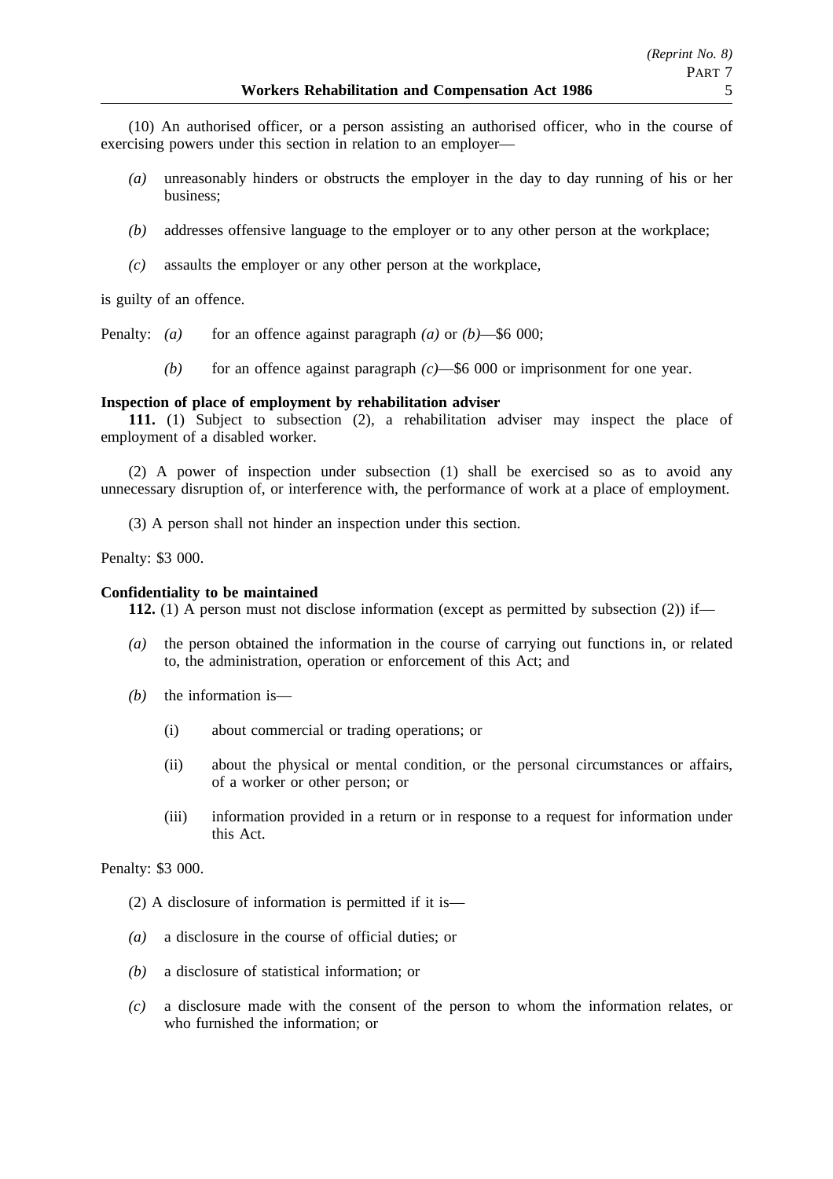(10) An authorised officer, or a person assisting an authorised officer, who in the course of exercising powers under this section in relation to an employer—

*(a)* unreasonably hinders or obstructs the employer in the day to day running of his or her business;

*(b)* addresses offensive language to the employer or to any other person at the workplace;

*(c)* assaults the employer or any other person at the workplace,

is guilty of an offence.

Penalty: *(a)* for an offence against paragraph *(a)* or *(b)*—$6 000;

*(b)* for an offence against paragraph *(c)*—$6 000 or imprisonment for one year.

**Inspection of place of employment by rehabilitation adviser**

**111.** (1) Subject to subsection (2), a rehabilitation adviser may inspect the place of employment of a disabled worker.

(2) A power of inspection under subsection (1) shall be exercised so as to avoid any unnecessary disruption of, or interference with, the performance of work at a place of employment.

(3) A person shall not hinder an inspection under this section.

Penalty: $3 000.

**Confidentiality to be maintained**

**112.** (1) A person must not disclose information (except as permitted by subsection (2)) if—

*(a)* the person obtained the information in the course of carrying out functions in, or related to, the administration, operation or enforcement of this Act; and

*(b)* the information is—

(i) about commercial or trading operations; or

(ii) about the physical or mental condition, or the personal circumstances or affairs, of a worker or other person; or

(iii) information provided in a return or in response to a request for information under this Act.

Penalty: $3 000.

(2) A disclosure of information is permitted if it is—

*(a)* a disclosure in the course of official duties; or

*(b)* a disclosure of statistical information; or

*(c)* a disclosure made with the consent of the person to whom the information relates, or who furnished the information; or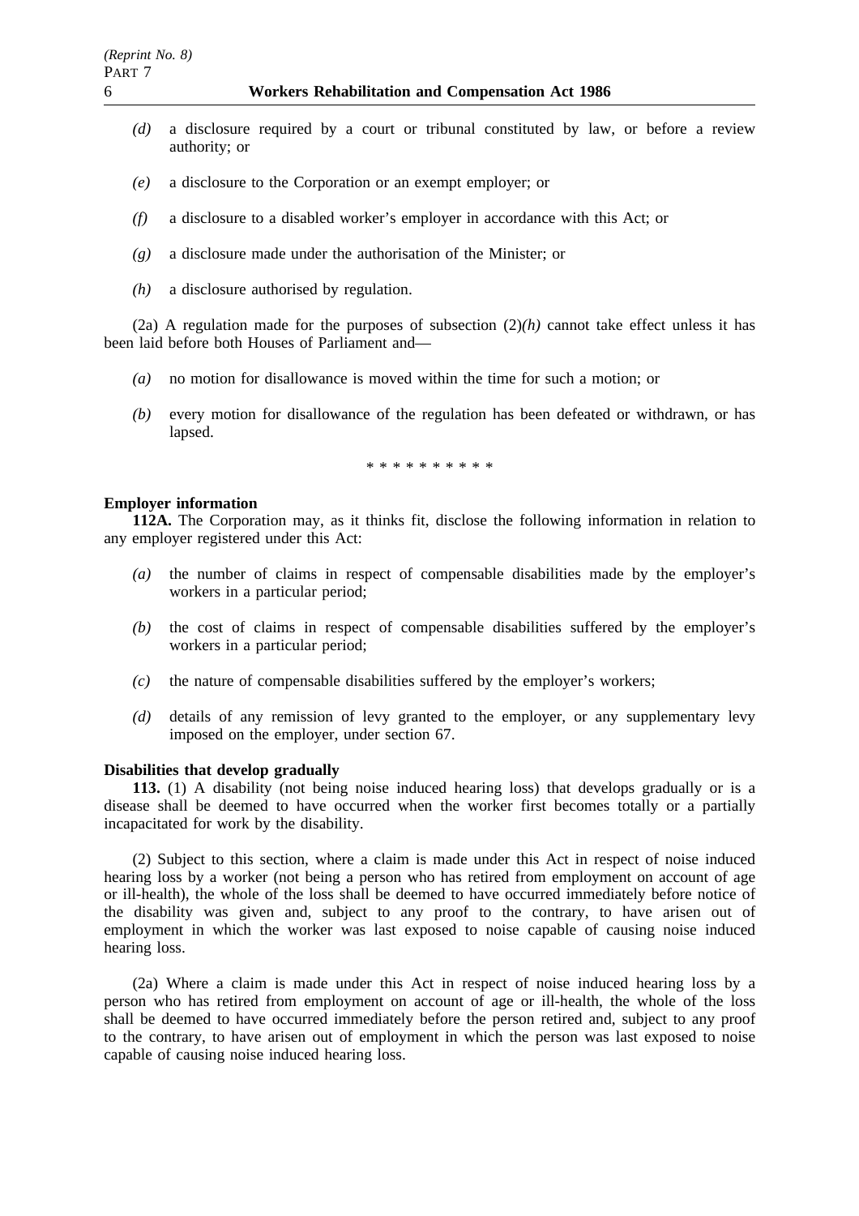*(d)* a disclosure required by a court or tribunal constituted by law, or before a review authority; or

*(e)* a disclosure to the Corporation or an exempt employer; or

*(f)* a disclosure to a disabled worker's employer in accordance with this Act; or

*(g)* a disclosure made under the authorisation of the Minister; or

*(h)* a disclosure authorised by regulation.

(2a) A regulation made for the purposes of subsection (2)*(h)* cannot take effect unless it has been laid before both Houses of Parliament and—

*(a)* no motion for disallowance is moved within the time for such a motion; or

*(b)* every motion for disallowance of the regulation has been defeated or withdrawn, or has lapsed.

\* \* \* \* \* \* \* \* \* \*

**Employer information**

**112A.** The Corporation may, as it thinks fit, disclose the following information in relation to any employer registered under this Act:

*(a)* the number of claims in respect of compensable disabilities made by the employer's workers in a particular period;

*(b)* the cost of claims in respect of compensable disabilities suffered by the employer's workers in a particular period;

*(c)* the nature of compensable disabilities suffered by the employer's workers;

*(d)* details of any remission of levy granted to the employer, or any supplementary levy imposed on the employer, under section 67.

**Disabilities that develop gradually**

**113.** (1) A disability (not being noise induced hearing loss) that develops gradually or is a disease shall be deemed to have occurred when the worker first becomes totally or a partially incapacitated for work by the disability.

(2) Subject to this section, where a claim is made under this Act in respect of noise induced hearing loss by a worker (not being a person who has retired from employment on account of age or ill-health), the whole of the loss shall be deemed to have occurred immediately before notice of the disability was given and, subject to any proof to the contrary, to have arisen out of employment in which the worker was last exposed to noise capable of causing noise induced hearing loss.

(2a) Where a claim is made under this Act in respect of noise induced hearing loss by a person who has retired from employment on account of age or ill-health, the whole of the loss shall be deemed to have occurred immediately before the person retired and, subject to any proof to the contrary, to have arisen out of employment in which the person was last exposed to noise capable of causing noise induced hearing loss.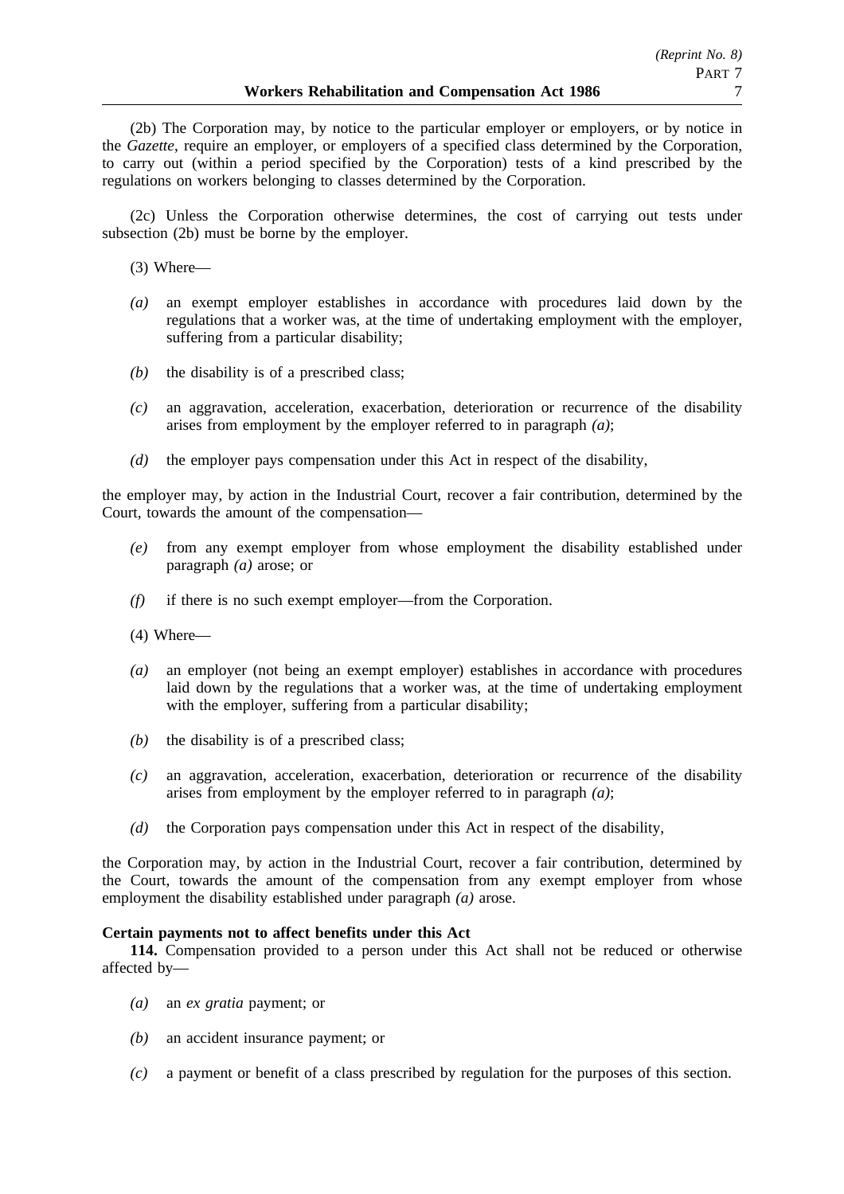(2b) The Corporation may, by notice to the particular employer or employers, or by notice in the *Gazette*, require an employer, or employers of a specified class determined by the Corporation, to carry out (within a period specified by the Corporation) tests of a kind prescribed by the regulations on workers belonging to classes determined by the Corporation.

(2c) Unless the Corporation otherwise determines, the cost of carrying out tests under subsection (2b) must be borne by the employer.

(3) Where—

*(a)* an exempt employer establishes in accordance with procedures laid down by the regulations that a worker was, at the time of undertaking employment with the employer, suffering from a particular disability;

*(b)* the disability is of a prescribed class;

*(c)* an aggravation, acceleration, exacerbation, deterioration or recurrence of the disability arises from employment by the employer referred to in paragraph *(a)*;

*(d)* the employer pays compensation under this Act in respect of the disability,

the employer may, by action in the Industrial Court, recover a fair contribution, determined by the Court, towards the amount of the compensation—

*(e)* from any exempt employer from whose employment the disability established under paragraph *(a)* arose; or

*(f)* if there is no such exempt employer—from the Corporation.

(4) Where—

*(a)* an employer (not being an exempt employer) establishes in accordance with procedures laid down by the regulations that a worker was, at the time of undertaking employment with the employer, suffering from a particular disability;

*(b)* the disability is of a prescribed class;

*(c)* an aggravation, acceleration, exacerbation, deterioration or recurrence of the disability arises from employment by the employer referred to in paragraph *(a)*;

*(d)* the Corporation pays compensation under this Act in respect of the disability,

the Corporation may, by action in the Industrial Court, recover a fair contribution, determined by the Court, towards the amount of the compensation from any exempt employer from whose employment the disability established under paragraph *(a)* arose.

**Certain payments not to affect benefits under this Act**

**114.** Compensation provided to a person under this Act shall not be reduced or otherwise affected by—

*(a)* an *ex gratia* payment; or

*(b)* an accident insurance payment; or

*(c)* a payment or benefit of a class prescribed by regulation for the purposes of this section.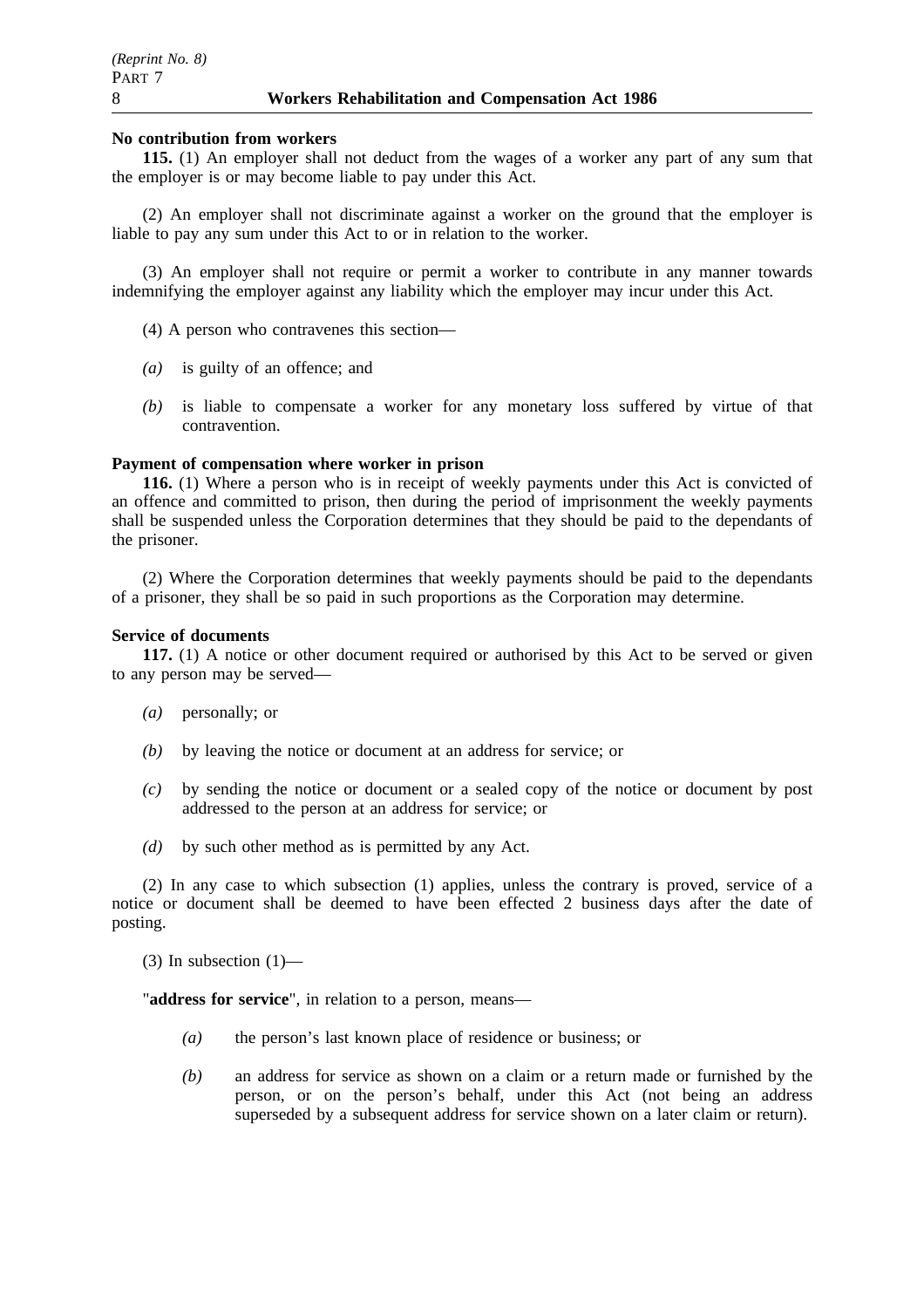**No contribution from workers**

**115.** (1) An employer shall not deduct from the wages of a worker any part of any sum that the employer is or may become liable to pay under this Act.

(2) An employer shall not discriminate against a worker on the ground that the employer is liable to pay any sum under this Act to or in relation to the worker.

(3) An employer shall not require or permit a worker to contribute in any manner towards indemnifying the employer against any liability which the employer may incur under this Act.

(4) A person who contravenes this section—

*(a)* is guilty of an offence; and

*(b)* is liable to compensate a worker for any monetary loss suffered by virtue of that contravention.

**Payment of compensation where worker in prison**

**116.** (1) Where a person who is in receipt of weekly payments under this Act is convicted of an offence and committed to prison, then during the period of imprisonment the weekly payments shall be suspended unless the Corporation determines that they should be paid to the dependants of the prisoner.

(2) Where the Corporation determines that weekly payments should be paid to the dependants of a prisoner, they shall be so paid in such proportions as the Corporation may determine.

**Service of documents**

**117.** (1) A notice or other document required or authorised by this Act to be served or given to any person may be served—

*(a)* personally; or

*(b)* by leaving the notice or document at an address for service; or

*(c)* by sending the notice or document or a sealed copy of the notice or document by post addressed to the person at an address for service; or

*(d)* by such other method as is permitted by any Act.

(2) In any case to which subsection (1) applies, unless the contrary is proved, service of a notice or document shall be deemed to have been effected 2 business days after the date of posting.

(3) In subsection (1)—

"**address for service**", in relation to a person, means—

*(a)* the person's last known place of residence or business; or

*(b)* an address for service as shown on a claim or a return made or furnished by the person, or on the person's behalf, under this Act (not being an address superseded by a subsequent address for service shown on a later claim or return).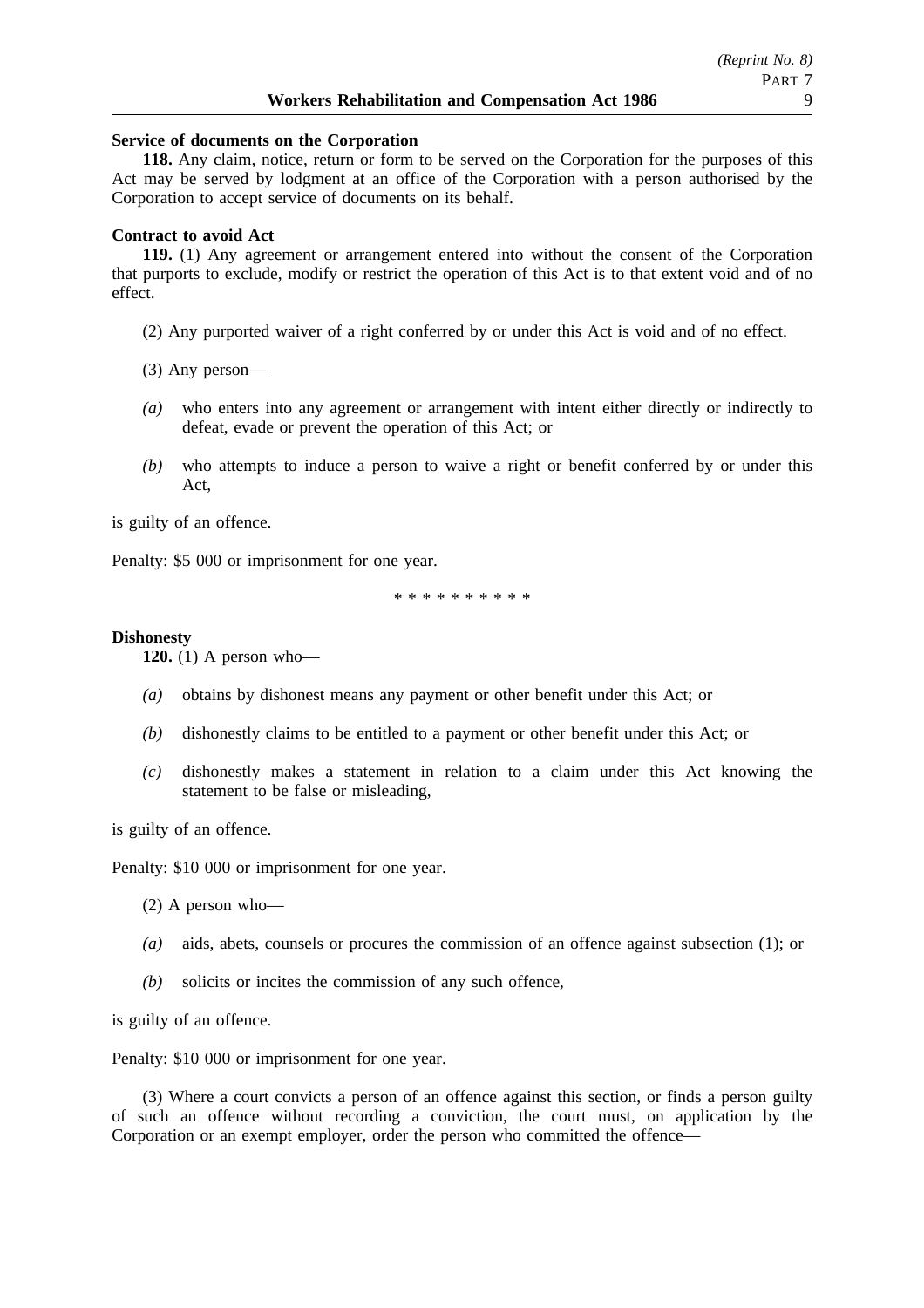**Service of documents on the Corporation**

**118.** Any claim, notice, return or form to be served on the Corporation for the purposes of this Act may be served by lodgment at an office of the Corporation with a person authorised by the Corporation to accept service of documents on its behalf.

**Contract to avoid Act**

**119.** (1) Any agreement or arrangement entered into without the consent of the Corporation that purports to exclude, modify or restrict the operation of this Act is to that extent void and of no effect.

(2) Any purported waiver of a right conferred by or under this Act is void and of no effect.

(3) Any person—

*(a)* who enters into any agreement or arrangement with intent either directly or indirectly to defeat, evade or prevent the operation of this Act; or

*(b)* who attempts to induce a person to waive a right or benefit conferred by or under this Act,

is guilty of an offence.

Penalty: $5 000 or imprisonment for one year.

\* \* \* \* \* \* \* \* \* \*

**Dishonesty**

**120.** (1) A person who—

*(a)* obtains by dishonest means any payment or other benefit under this Act; or

*(b)* dishonestly claims to be entitled to a payment or other benefit under this Act; or

*(c)* dishonestly makes a statement in relation to a claim under this Act knowing the statement to be false or misleading,

is guilty of an offence.

Penalty: $10 000 or imprisonment for one year.

(2) A person who—

*(a)* aids, abets, counsels or procures the commission of an offence against subsection (1); or

*(b)* solicits or incites the commission of any such offence,

is guilty of an offence.

Penalty: $10 000 or imprisonment for one year.

(3) Where a court convicts a person of an offence against this section, or finds a person guilty of such an offence without recording a conviction, the court must, on application by the Corporation or an exempt employer, order the person who committed the offence—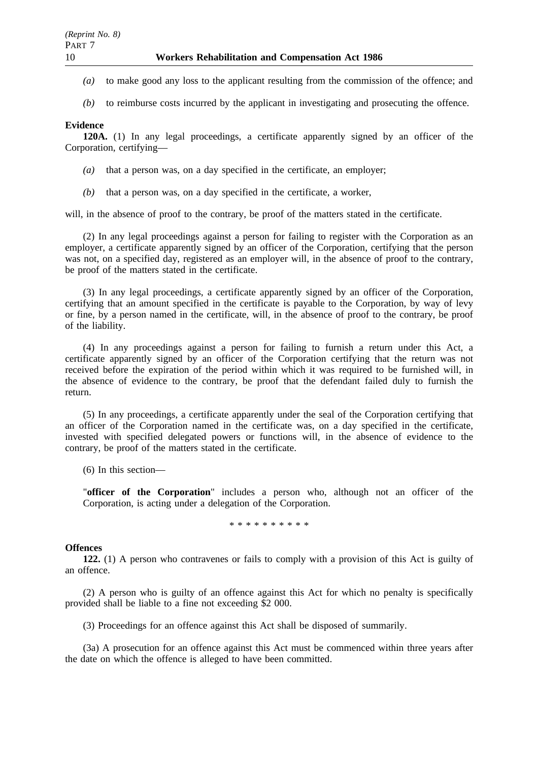*(a)* to make good any loss to the applicant resulting from the commission of the offence; and

*(b)* to reimburse costs incurred by the applicant in investigating and prosecuting the offence.

**Evidence**

**120A.** (1) In any legal proceedings, a certificate apparently signed by an officer of the Corporation, certifying—

*(a)* that a person was, on a day specified in the certificate, an employer;

*(b)* that a person was, on a day specified in the certificate, a worker,

will, in the absence of proof to the contrary, be proof of the matters stated in the certificate.

(2) In any legal proceedings against a person for failing to register with the Corporation as an employer, a certificate apparently signed by an officer of the Corporation, certifying that the person was not, on a specified day, registered as an employer will, in the absence of proof to the contrary, be proof of the matters stated in the certificate.

(3) In any legal proceedings, a certificate apparently signed by an officer of the Corporation, certifying that an amount specified in the certificate is payable to the Corporation, by way of levy or fine, by a person named in the certificate, will, in the absence of proof to the contrary, be proof of the liability.

(4) In any proceedings against a person for failing to furnish a return under this Act, a certificate apparently signed by an officer of the Corporation certifying that the return was not received before the expiration of the period within which it was required to be furnished will, in the absence of evidence to the contrary, be proof that the defendant failed duly to furnish the return.

(5) In any proceedings, a certificate apparently under the seal of the Corporation certifying that an officer of the Corporation named in the certificate was, on a day specified in the certificate, invested with specified delegated powers or functions will, in the absence of evidence to the contrary, be proof of the matters stated in the certificate.

(6) In this section—

"**officer of the Corporation**" includes a person who, although not an officer of the Corporation, is acting under a delegation of the Corporation.

\* \* \* \* \* \* \* \* \* \*

**Offences**

**122.** (1) A person who contravenes or fails to comply with a provision of this Act is guilty of an offence.

(2) A person who is guilty of an offence against this Act for which no penalty is specifically provided shall be liable to a fine not exceeding $2 000.

(3) Proceedings for an offence against this Act shall be disposed of summarily.

(3a) A prosecution for an offence against this Act must be commenced within three years after the date on which the offence is alleged to have been committed.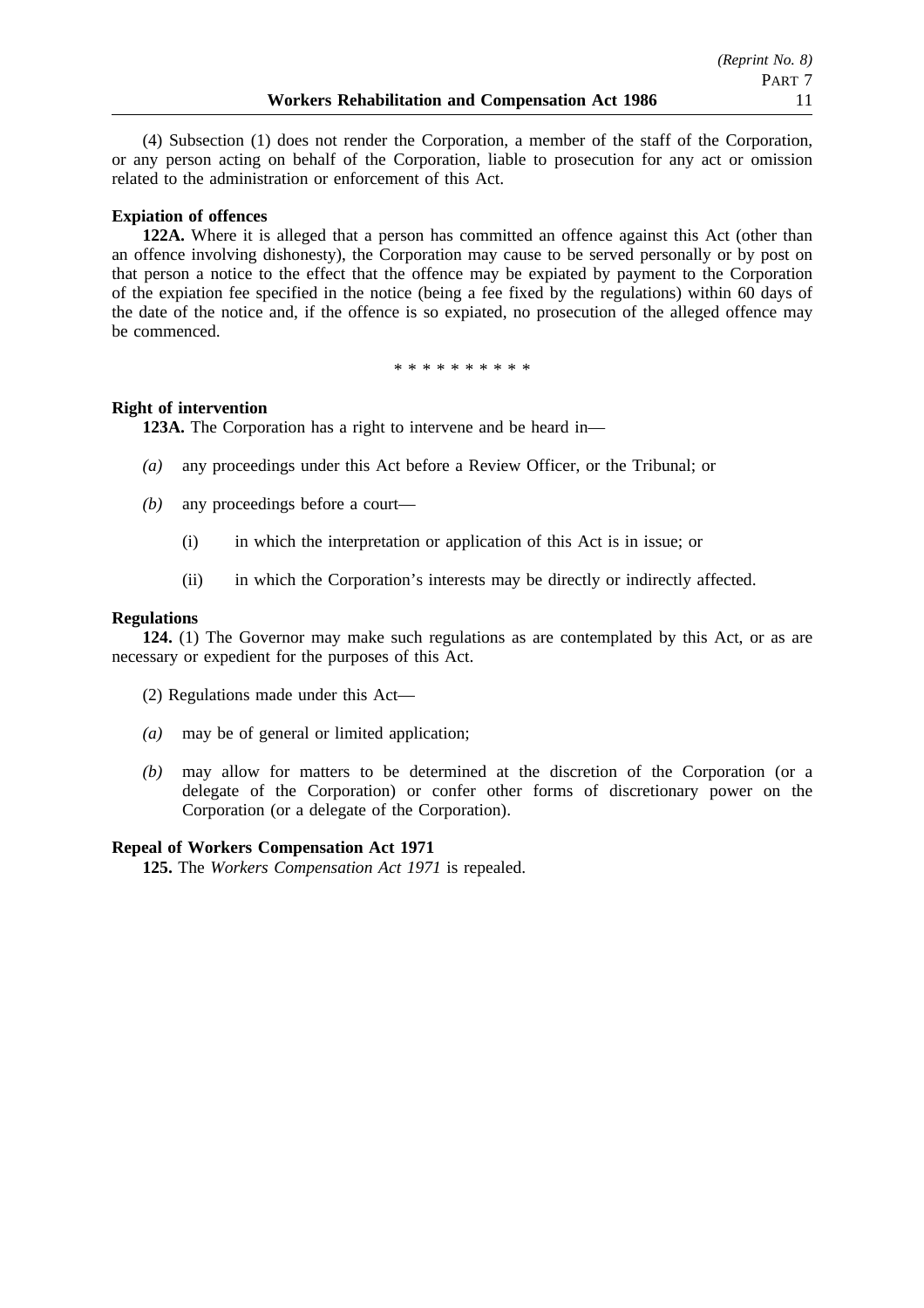(4) Subsection (1) does not render the Corporation, a member of the staff of the Corporation, or any person acting on behalf of the Corporation, liable to prosecution for any act or omission related to the administration or enforcement of this Act.

**Expiation of offences**

**122A.** Where it is alleged that a person has committed an offence against this Act (other than an offence involving dishonesty), the Corporation may cause to be served personally or by post on that person a notice to the effect that the offence may be expiated by payment to the Corporation of the expiation fee specified in the notice (being a fee fixed by the regulations) within 60 days of the date of the notice and, if the offence is so expiated, no prosecution of the alleged offence may be commenced.

\* \* \* \* \* \* \* \* \* \*

**Right of intervention**

**123A.** The Corporation has a right to intervene and be heard in—

*(a)* any proceedings under this Act before a Review Officer, or the Tribunal; or

*(b)* any proceedings before a court—

(i) in which the interpretation or application of this Act is in issue; or

(ii) in which the Corporation's interests may be directly or indirectly affected.

**Regulations**

**124.** (1) The Governor may make such regulations as are contemplated by this Act, or as are necessary or expedient for the purposes of this Act.

(2) Regulations made under this Act—

*(a)* may be of general or limited application;

*(b)* may allow for matters to be determined at the discretion of the Corporation (or a delegate of the Corporation) or confer other forms of discretionary power on the Corporation (or a delegate of the Corporation).

**Repeal of Workers Compensation Act 1971**

**125.** The *Workers Compensation Act 1971* is repealed.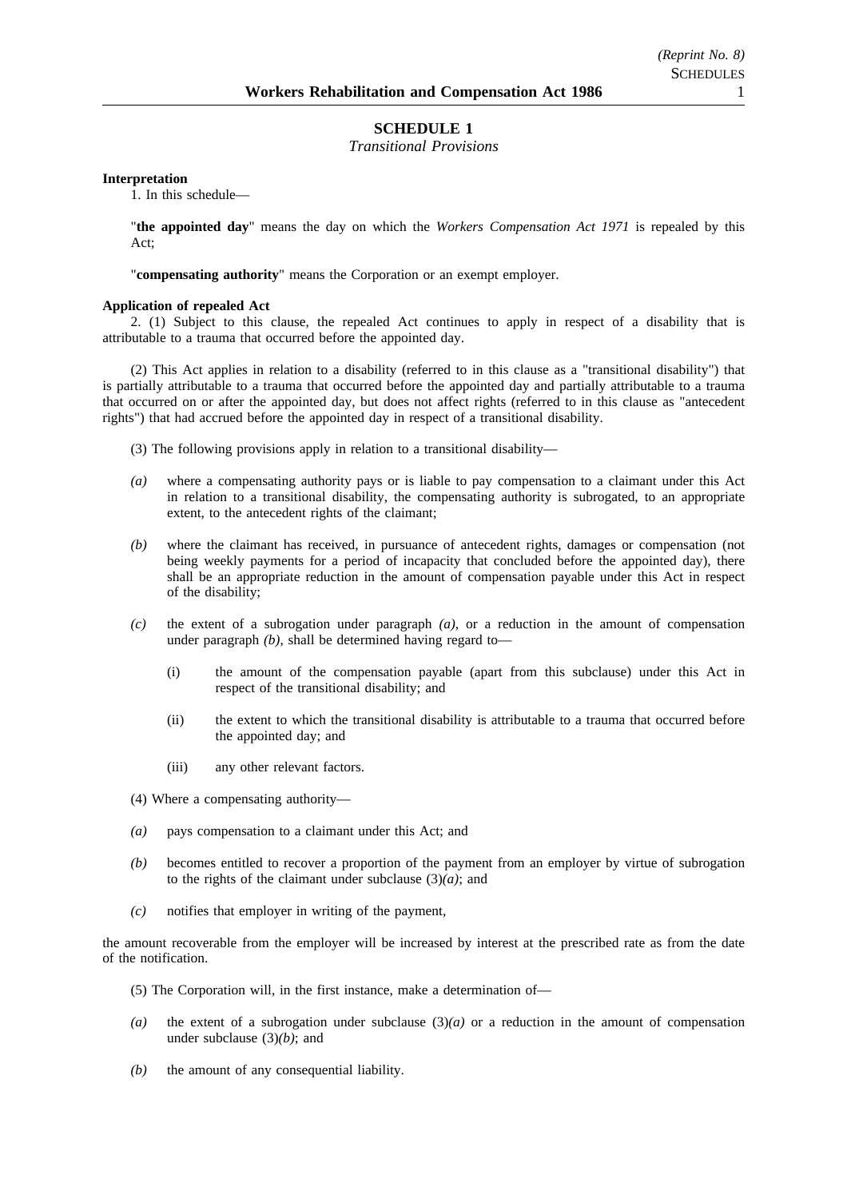## SCHEDULE 1

*Transitional Provisions*

**Interpretation**

1. In this schedule—

"**the appointed day**" means the day on which the *Workers Compensation Act 1971* is repealed by this Act;

"**compensating authority**" means the Corporation or an exempt employer.

**Application of repealed Act**

2. (1) Subject to this clause, the repealed Act continues to apply in respect of a disability that is attributable to a trauma that occurred before the appointed day.

(2) This Act applies in relation to a disability (referred to in this clause as a "transitional disability") that is partially attributable to a trauma that occurred before the appointed day and partially attributable to a trauma that occurred on or after the appointed day, but does not affect rights (referred to in this clause as "antecedent rights") that had accrued before the appointed day in respect of a transitional disability.

(3) The following provisions apply in relation to a transitional disability—

*(a)* where a compensating authority pays or is liable to pay compensation to a claimant under this Act in relation to a transitional disability, the compensating authority is subrogated, to an appropriate extent, to the antecedent rights of the claimant;

*(b)* where the claimant has received, in pursuance of antecedent rights, damages or compensation (not being weekly payments for a period of incapacity that concluded before the appointed day), there shall be an appropriate reduction in the amount of compensation payable under this Act in respect of the disability;

*(c)* the extent of a subrogation under paragraph *(a)*, or a reduction in the amount of compensation under paragraph *(b)*, shall be determined having regard to—

(i) the amount of the compensation payable (apart from this subclause) under this Act in respect of the transitional disability; and

(ii) the extent to which the transitional disability is attributable to a trauma that occurred before the appointed day; and

(iii) any other relevant factors.

(4) Where a compensating authority—

*(a)* pays compensation to a claimant under this Act; and

*(b)* becomes entitled to recover a proportion of the payment from an employer by virtue of subrogation to the rights of the claimant under subclause (3)*(a)*; and

*(c)* notifies that employer in writing of the payment,

the amount recoverable from the employer will be increased by interest at the prescribed rate as from the date of the notification.

(5) The Corporation will, in the first instance, make a determination of—

*(a)* the extent of a subrogation under subclause (3)*(a)* or a reduction in the amount of compensation under subclause (3)*(b)*; and

*(b)* the amount of any consequential liability.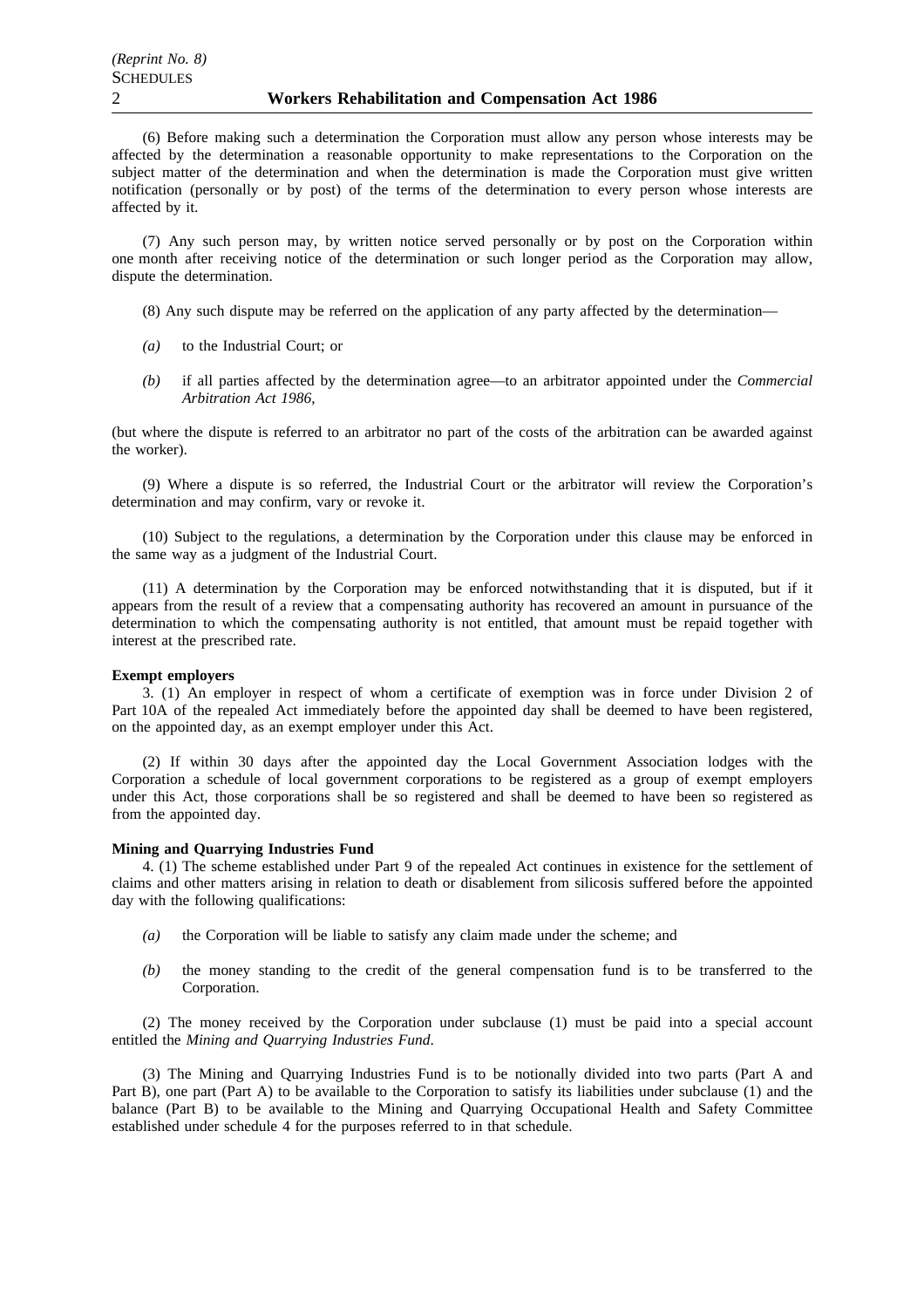(6) Before making such a determination the Corporation must allow any person whose interests may be affected by the determination a reasonable opportunity to make representations to the Corporation on the subject matter of the determination and when the determination is made the Corporation must give written notification (personally or by post) of the terms of the determination to every person whose interests are affected by it.

(7) Any such person may, by written notice served personally or by post on the Corporation within one month after receiving notice of the determination or such longer period as the Corporation may allow, dispute the determination.

(8) Any such dispute may be referred on the application of any party affected by the determination—

*(a)* to the Industrial Court; or

*(b)* if all parties affected by the determination agree—to an arbitrator appointed under the *Commercial Arbitration Act 1986*,

(but where the dispute is referred to an arbitrator no part of the costs of the arbitration can be awarded against the worker).

(9) Where a dispute is so referred, the Industrial Court or the arbitrator will review the Corporation's determination and may confirm, vary or revoke it.

(10) Subject to the regulations, a determination by the Corporation under this clause may be enforced in the same way as a judgment of the Industrial Court.

(11) A determination by the Corporation may be enforced notwithstanding that it is disputed, but if it appears from the result of a review that a compensating authority has recovered an amount in pursuance of the determination to which the compensating authority is not entitled, that amount must be repaid together with interest at the prescribed rate.

**Exempt employers**

3. (1) An employer in respect of whom a certificate of exemption was in force under Division 2 of Part 10A of the repealed Act immediately before the appointed day shall be deemed to have been registered, on the appointed day, as an exempt employer under this Act.

(2) If within 30 days after the appointed day the Local Government Association lodges with the Corporation a schedule of local government corporations to be registered as a group of exempt employers under this Act, those corporations shall be so registered and shall be deemed to have been so registered as from the appointed day.

**Mining and Quarrying Industries Fund**

4. (1) The scheme established under Part 9 of the repealed Act continues in existence for the settlement of claims and other matters arising in relation to death or disablement from silicosis suffered before the appointed day with the following qualifications:

*(a)* the Corporation will be liable to satisfy any claim made under the scheme; and

*(b)* the money standing to the credit of the general compensation fund is to be transferred to the Corporation.

(2) The money received by the Corporation under subclause (1) must be paid into a special account entitled the *Mining and Quarrying Industries Fund*.

(3) The Mining and Quarrying Industries Fund is to be notionally divided into two parts (Part A and Part B), one part (Part A) to be available to the Corporation to satisfy its liabilities under subclause (1) and the balance (Part B) to be available to the Mining and Quarrying Occupational Health and Safety Committee established under schedule 4 for the purposes referred to in that schedule.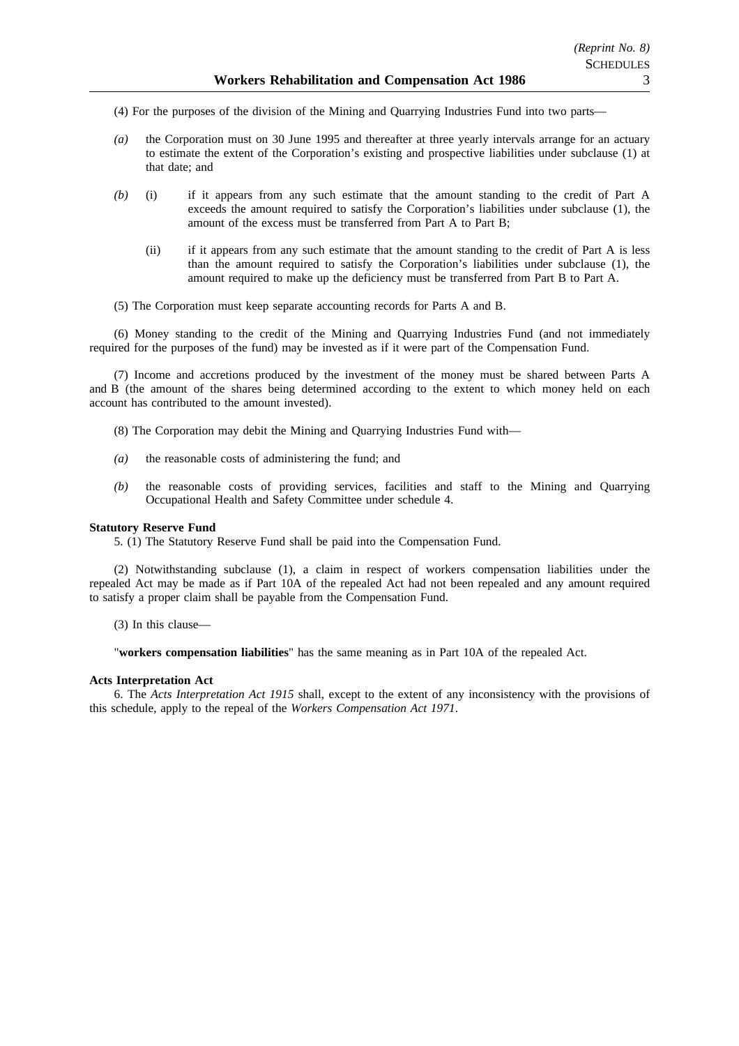(4) For the purposes of the division of the Mining and Quarrying Industries Fund into two parts—

*(a)* the Corporation must on 30 June 1995 and thereafter at three yearly intervals arrange for an actuary to estimate the extent of the Corporation's existing and prospective liabilities under subclause (1) at that date; and

*(b)* (i) if it appears from any such estimate that the amount standing to the credit of Part A exceeds the amount required to satisfy the Corporation's liabilities under subclause (1), the amount of the excess must be transferred from Part A to Part B;

(ii) if it appears from any such estimate that the amount standing to the credit of Part A is less than the amount required to satisfy the Corporation's liabilities under subclause (1), the amount required to make up the deficiency must be transferred from Part B to Part A.

(5) The Corporation must keep separate accounting records for Parts A and B.

(6) Money standing to the credit of the Mining and Quarrying Industries Fund (and not immediately required for the purposes of the fund) may be invested as if it were part of the Compensation Fund.

(7) Income and accretions produced by the investment of the money must be shared between Parts A and B (the amount of the shares being determined according to the extent to which money held on each account has contributed to the amount invested).

(8) The Corporation may debit the Mining and Quarrying Industries Fund with—

*(a)* the reasonable costs of administering the fund; and

*(b)* the reasonable costs of providing services, facilities and staff to the Mining and Quarrying Occupational Health and Safety Committee under schedule 4.

**Statutory Reserve Fund**

5. (1) The Statutory Reserve Fund shall be paid into the Compensation Fund.

(2) Notwithstanding subclause (1), a claim in respect of workers compensation liabilities under the repealed Act may be made as if Part 10A of the repealed Act had not been repealed and any amount required to satisfy a proper claim shall be payable from the Compensation Fund.

(3) In this clause—

"**workers compensation liabilities**" has the same meaning as in Part 10A of the repealed Act.

**Acts Interpretation Act**

6. The *Acts Interpretation Act 1915* shall, except to the extent of any inconsistency with the provisions of this schedule, apply to the repeal of the *Workers Compensation Act 1971*.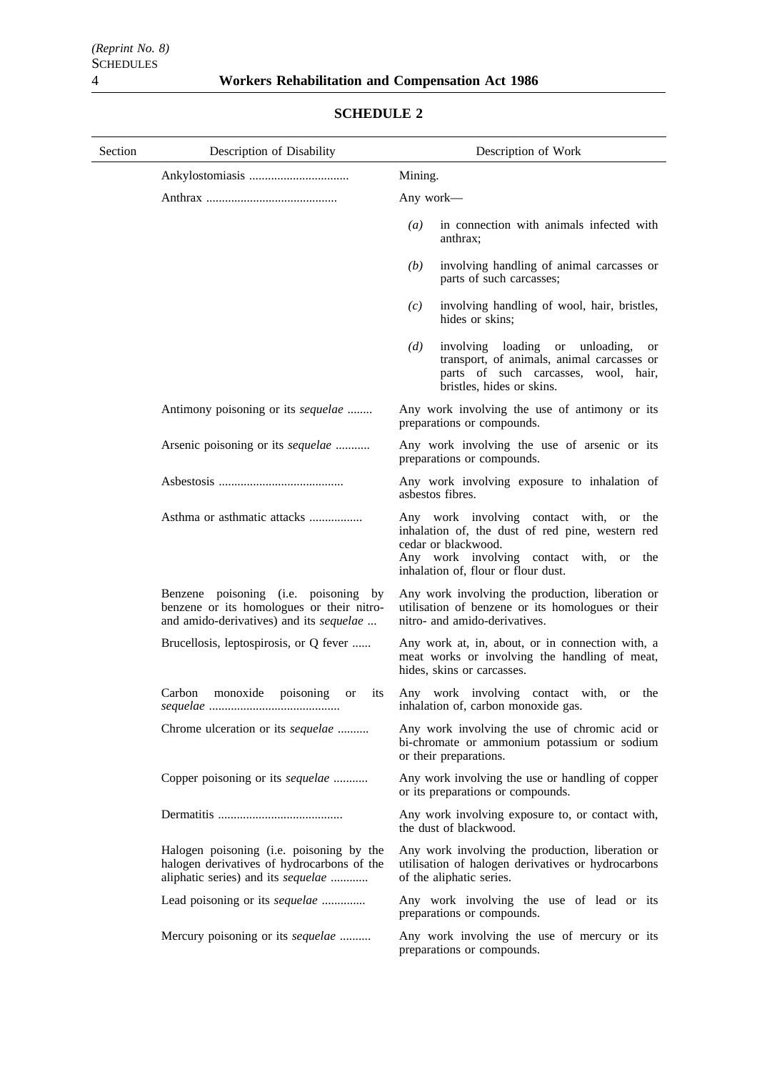## SCHEDULE 2

| Section | Description of Disability | Description of Work |
|---|---|---|
| | Ankylostomiasis | Mining. |
| | Anthrax | Any work— *(a)* in connection with animals infected with anthrax; *(b)* involving handling of animal carcasses or parts of such carcasses; *(c)* involving handling of wool, hair, bristles, hides or skins; *(d)* involving loading or unloading, or transport, of animals, animal carcasses or parts of such carcasses, wool, hair, bristles, hides or skins. |
| | Antimony poisoning or its *sequelae* | Any work involving the use of antimony or its preparations or compounds. |
| | Arsenic poisoning or its *sequelae* | Any work involving the use of arsenic or its preparations or compounds. |
| | Asbestosis | Any work involving exposure to inhalation of asbestos fibres. |
| | Asthma or asthmatic attacks | Any work involving contact with, or the inhalation of, the dust of red pine, western red cedar or blackwood. Any work involving contact with, or the inhalation of, flour or flour dust. |
| | Benzene poisoning (i.e. poisoning by benzene or its homologues or their nitro- and amido-derivatives) and its *sequelae* | Any work involving the production, liberation or utilisation of benzene or its homologues or their nitro- and amido-derivatives. |
| | Brucellosis, leptospirosis, or Q fever | Any work at, in, about, or in connection with, a meat works or involving the handling of meat, hides, skins or carcasses. |
| | Carbon monoxide poisoning or its *sequelae* | Any work involving contact with, or the inhalation of, carbon monoxide gas. |
| | Chrome ulceration or its *sequelae* | Any work involving the use of chromic acid or bi-chromate or ammonium potassium or sodium or their preparations. |
| | Copper poisoning or its *sequelae* | Any work involving the use or handling of copper or its preparations or compounds. |
| | Dermatitis | Any work involving exposure to, or contact with, the dust of blackwood. |
| | Halogen poisoning (i.e. poisoning by the halogen derivatives of hydrocarbons of the aliphatic series) and its *sequelae* | Any work involving the production, liberation or utilisation of halogen derivatives or hydrocarbons of the aliphatic series. |
| | Lead poisoning or its *sequelae* | Any work involving the use of lead or its preparations or compounds. |
| | Mercury poisoning or its *sequelae* | Any work involving the use of mercury or its preparations or compounds. |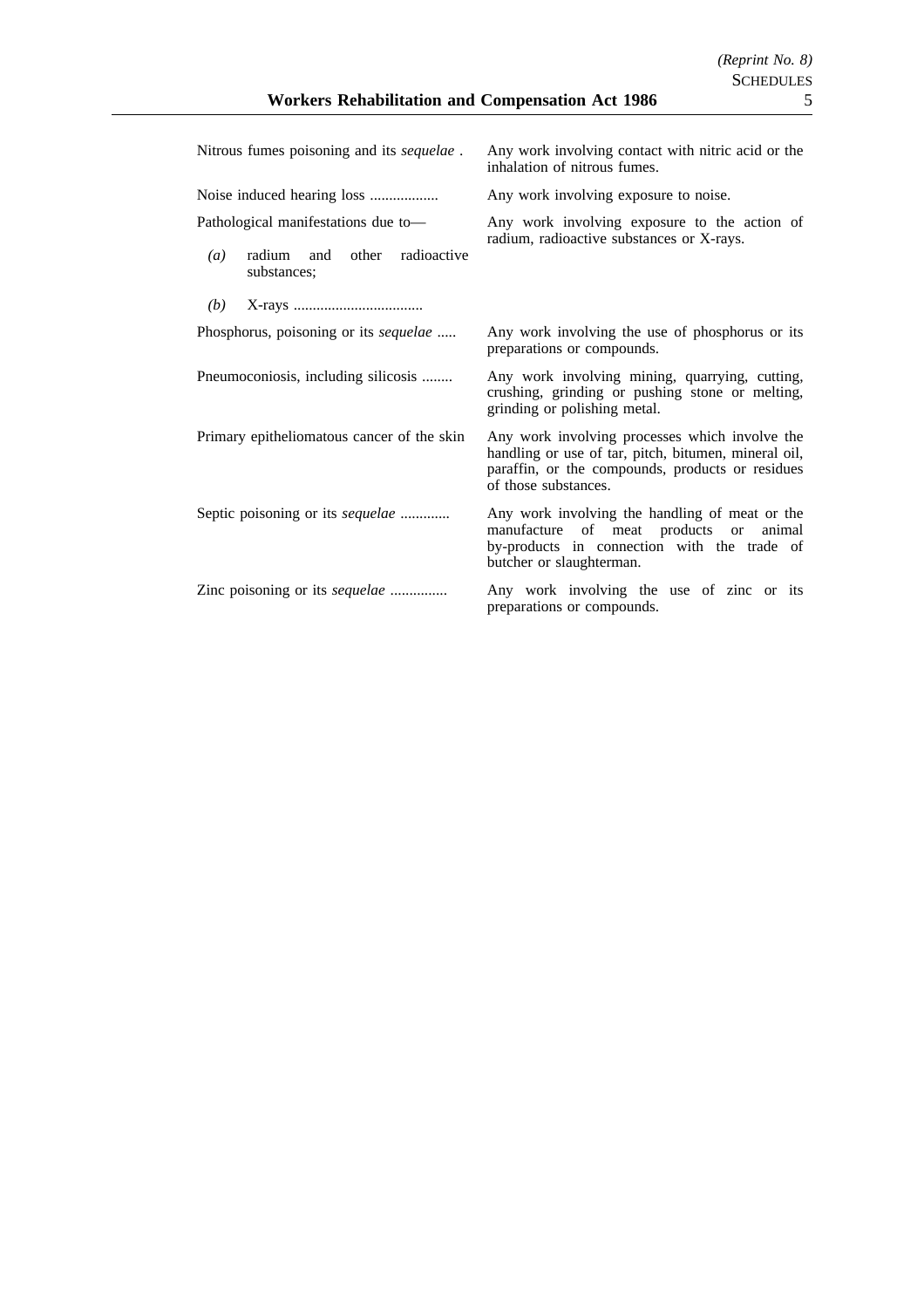| | |
|---|---|
| Nitrous fumes poisoning and its *sequelae* . | Any work involving contact with nitric acid or the inhalation of nitrous fumes. |
| Noise induced hearing loss .................. | Any work involving exposure to noise. |
| Pathological manifestations due to—<br>*(a)* radium and other radioactive substances;<br>*(b)* X-rays .................................. | Any work involving exposure to the action of radium, radioactive substances or X-rays. |
| Phosphorus, poisoning or its *sequelae* ..... | Any work involving the use of phosphorus or its preparations or compounds. |
| Pneumoconiosis, including silicosis ........ | Any work involving mining, quarrying, cutting, crushing, grinding or pushing stone or melting, grinding or polishing metal. |
| Primary epitheliomatous cancer of the skin | Any work involving processes which involve the handling or use of tar, pitch, bitumen, mineral oil, paraffin, or the compounds, products or residues of those substances. |
| Septic poisoning or its *sequelae* ............. | Any work involving the handling of meat or the manufacture of meat products or animal by-products in connection with the trade of butcher or slaughterman. |
| Zinc poisoning or its *sequelae* ............... | Any work involving the use of zinc or its preparations or compounds. |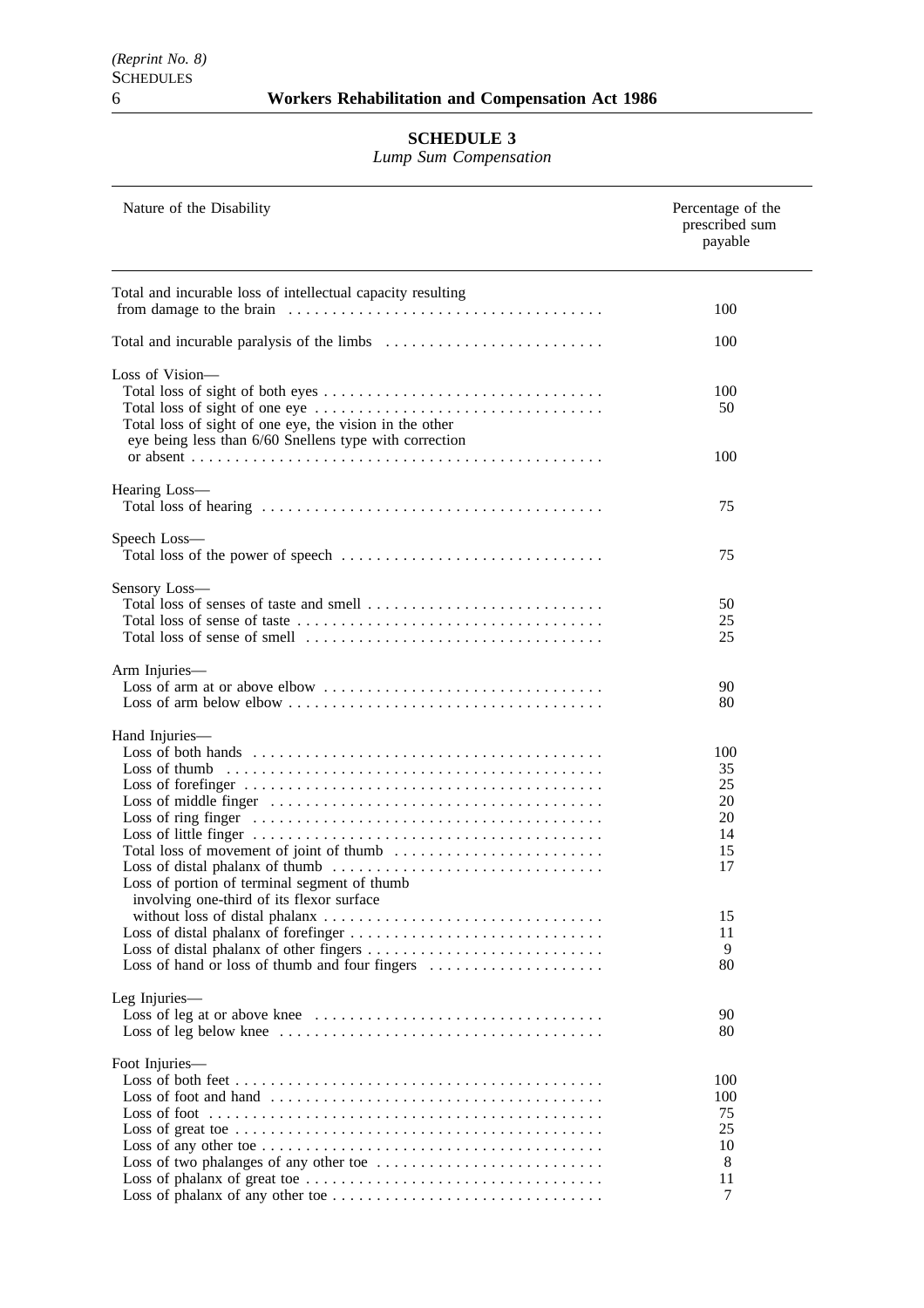## SCHEDULE 3

*Lump Sum Compensation*

| Nature of the Disability | Percentage of the prescribed sum payable |
|---|---|
| Total and incurable loss of intellectual capacity resulting from damage to the brain | 100 |
| Total and incurable paralysis of the limbs | 100 |
| **Loss of Vision—** | |
| Total loss of sight of both eyes | 100 |
| Total loss of sight of one eye | 50 |
| Total loss of sight of one eye, the vision in the other eye being less than 6/60 Snellens type with correction or absent | 100 |
| **Hearing Loss—** | |
| Total loss of hearing | 75 |
| **Speech Loss—** | |
| Total loss of the power of speech | 75 |
| **Sensory Loss—** | |
| Total loss of senses of taste and smell | 50 |
| Total loss of sense of taste | 25 |
| Total loss of sense of smell | 25 |
| **Arm Injuries—** | |
| Loss of arm at or above elbow | 90 |
| Loss of arm below elbow | 80 |
| **Hand Injuries—** | |
| Loss of both hands | 100 |
| Loss of thumb | 35 |
| Loss of forefinger | 25 |
| Loss of middle finger | 20 |
| Loss of ring finger | 20 |
| Loss of little finger | 14 |
| Total loss of movement of joint of thumb | 15 |
| Loss of distal phalanx of thumb | 17 |
| Loss of portion of terminal segment of thumb involving one-third of its flexor surface without loss of distal phalanx | 15 |
| Loss of distal phalanx of forefinger | 11 |
| Loss of distal phalanx of other fingers | 9 |
| Loss of hand or loss of thumb and four fingers | 80 |
| **Leg Injuries—** | |
| Loss of leg at or above knee | 90 |
| Loss of leg below knee | 80 |
| **Foot Injuries—** | |
| Loss of both feet | 100 |
| Loss of foot and hand | 100 |
| Loss of foot | 75 |
| Loss of great toe | 25 |
| Loss of any other toe | 10 |
| Loss of two phalanges of any other toe | 8 |
| Loss of phalanx of great toe | 11 |
| Loss of phalanx of any other toe | 7 |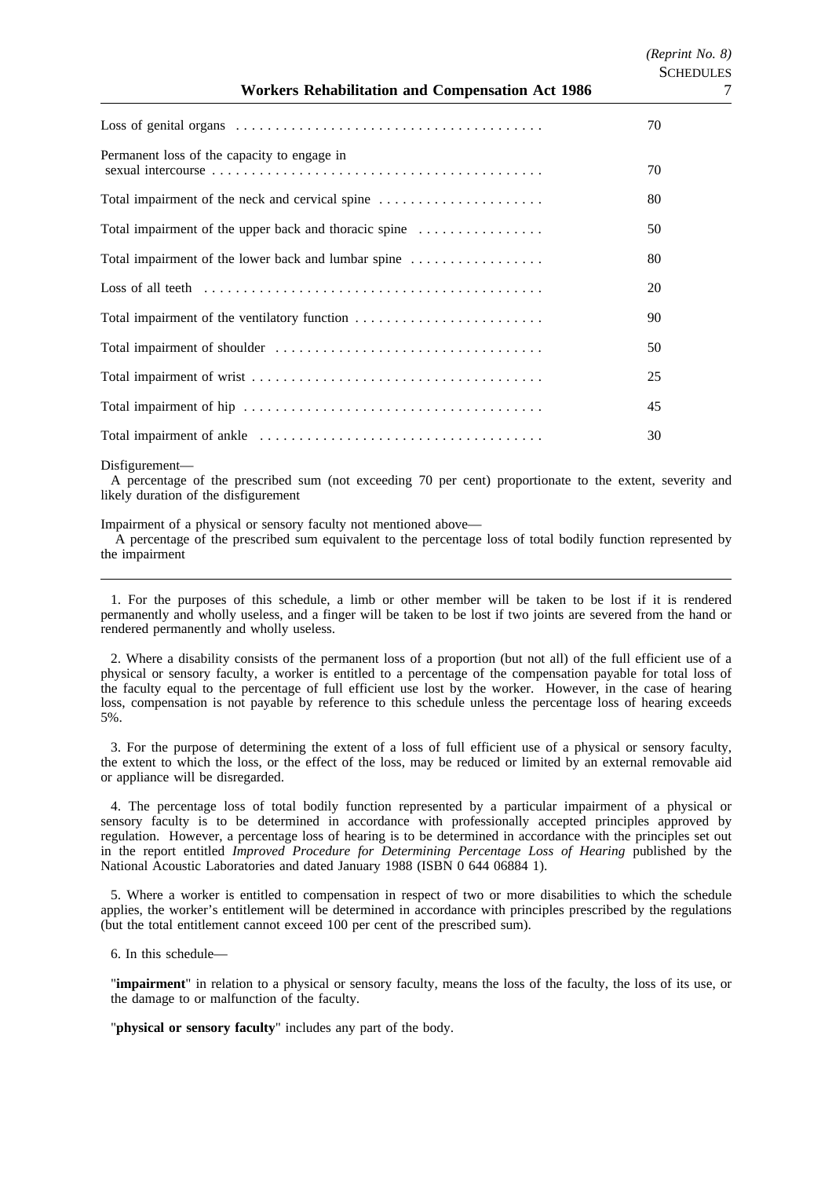| | |
|---|---|
| Loss of genital organs | 70 |
| Permanent loss of the capacity to engage in sexual intercourse | 70 |
| Total impairment of the neck and cervical spine | 80 |
| Total impairment of the upper back and thoracic spine | 50 |
| Total impairment of the lower back and lumbar spine | 80 |
| Loss of all teeth | 20 |
| Total impairment of the ventilatory function | 90 |
| Total impairment of shoulder | 50 |
| Total impairment of wrist | 25 |
| Total impairment of hip | 45 |
| Total impairment of ankle | 30 |

Disfigurement—

A percentage of the prescribed sum (not exceeding 70 per cent) proportionate to the extent, severity and likely duration of the disfigurement

Impairment of a physical or sensory faculty not mentioned above—

A percentage of the prescribed sum equivalent to the percentage loss of total bodily function represented by the impairment

---

1. For the purposes of this schedule, a limb or other member will be taken to be lost if it is rendered permanently and wholly useless, and a finger will be taken to be lost if two joints are severed from the hand or rendered permanently and wholly useless.

2. Where a disability consists of the permanent loss of a proportion (but not all) of the full efficient use of a physical or sensory faculty, a worker is entitled to a percentage of the compensation payable for total loss of the faculty equal to the percentage of full efficient use lost by the worker. However, in the case of hearing loss, compensation is not payable by reference to this schedule unless the percentage loss of hearing exceeds 5%.

3. For the purpose of determining the extent of a loss of full efficient use of a physical or sensory faculty, the extent to which the loss, or the effect of the loss, may be reduced or limited by an external removable aid or appliance will be disregarded.

4. The percentage loss of total bodily function represented by a particular impairment of a physical or sensory faculty is to be determined in accordance with professionally accepted principles approved by regulation. However, a percentage loss of hearing is to be determined in accordance with the principles set out in the report entitled *Improved Procedure for Determining Percentage Loss of Hearing* published by the National Acoustic Laboratories and dated January 1988 (ISBN 0 644 06884 1).

5. Where a worker is entitled to compensation in respect of two or more disabilities to which the schedule applies, the worker's entitlement will be determined in accordance with principles prescribed by the regulations (but the total entitlement cannot exceed 100 per cent of the prescribed sum).

6. In this schedule—

"**impairment**" in relation to a physical or sensory faculty, means the loss of the faculty, the loss of its use, or the damage to or malfunction of the faculty.

"**physical or sensory faculty**" includes any part of the body.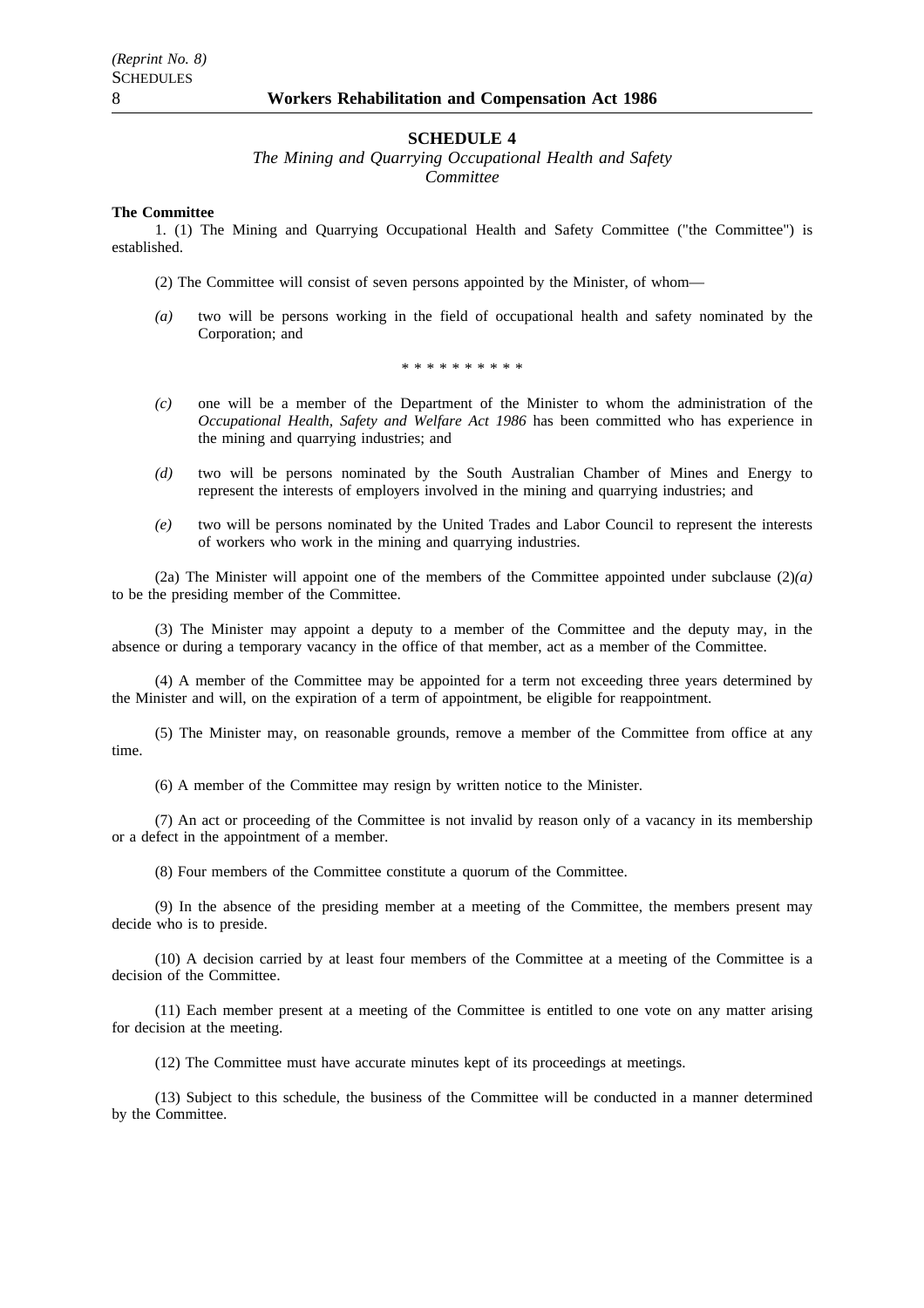## SCHEDULE 4

*The Mining and Quarrying Occupational Health and Safety Committee*

**The Committee**

1. (1) The Mining and Quarrying Occupational Health and Safety Committee ("the Committee") is established.

(2) The Committee will consist of seven persons appointed by the Minister, of whom—

*(a)* two will be persons working in the field of occupational health and safety nominated by the Corporation; and

\* \* \* \* \* \* \* \* \* \*

*(c)* one will be a member of the Department of the Minister to whom the administration of the *Occupational Health, Safety and Welfare Act 1986* has been committed who has experience in the mining and quarrying industries; and

*(d)* two will be persons nominated by the South Australian Chamber of Mines and Energy to represent the interests of employers involved in the mining and quarrying industries; and

*(e)* two will be persons nominated by the United Trades and Labor Council to represent the interests of workers who work in the mining and quarrying industries.

(2a) The Minister will appoint one of the members of the Committee appointed under subclause (2)*(a)* to be the presiding member of the Committee.

(3) The Minister may appoint a deputy to a member of the Committee and the deputy may, in the absence or during a temporary vacancy in the office of that member, act as a member of the Committee.

(4) A member of the Committee may be appointed for a term not exceeding three years determined by the Minister and will, on the expiration of a term of appointment, be eligible for reappointment.

(5) The Minister may, on reasonable grounds, remove a member of the Committee from office at any time.

(6) A member of the Committee may resign by written notice to the Minister.

(7) An act or proceeding of the Committee is not invalid by reason only of a vacancy in its membership or a defect in the appointment of a member.

(8) Four members of the Committee constitute a quorum of the Committee.

(9) In the absence of the presiding member at a meeting of the Committee, the members present may decide who is to preside.

(10) A decision carried by at least four members of the Committee at a meeting of the Committee is a decision of the Committee.

(11) Each member present at a meeting of the Committee is entitled to one vote on any matter arising for decision at the meeting.

(12) The Committee must have accurate minutes kept of its proceedings at meetings.

(13) Subject to this schedule, the business of the Committee will be conducted in a manner determined by the Committee.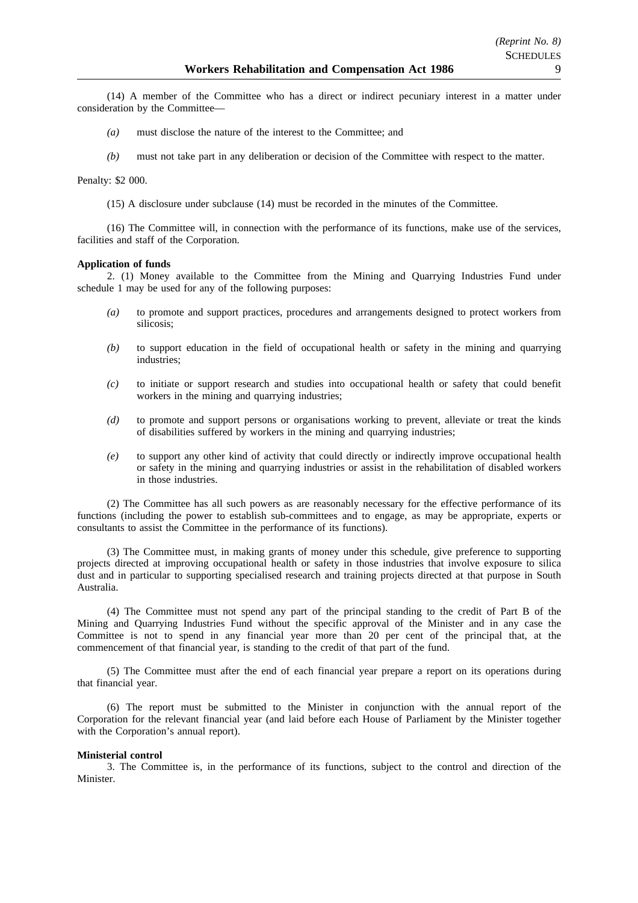(14) A member of the Committee who has a direct or indirect pecuniary interest in a matter under consideration by the Committee—

*(a)* must disclose the nature of the interest to the Committee; and

*(b)* must not take part in any deliberation or decision of the Committee with respect to the matter.

Penalty: $2 000.

(15) A disclosure under subclause (14) must be recorded in the minutes of the Committee.

(16) The Committee will, in connection with the performance of its functions, make use of the services, facilities and staff of the Corporation.

**Application of funds**

2. (1) Money available to the Committee from the Mining and Quarrying Industries Fund under schedule 1 may be used for any of the following purposes:

*(a)* to promote and support practices, procedures and arrangements designed to protect workers from silicosis;

*(b)* to support education in the field of occupational health or safety in the mining and quarrying industries;

*(c)* to initiate or support research and studies into occupational health or safety that could benefit workers in the mining and quarrying industries;

*(d)* to promote and support persons or organisations working to prevent, alleviate or treat the kinds of disabilities suffered by workers in the mining and quarrying industries;

*(e)* to support any other kind of activity that could directly or indirectly improve occupational health or safety in the mining and quarrying industries or assist in the rehabilitation of disabled workers in those industries.

(2) The Committee has all such powers as are reasonably necessary for the effective performance of its functions (including the power to establish sub-committees and to engage, as may be appropriate, experts or consultants to assist the Committee in the performance of its functions).

(3) The Committee must, in making grants of money under this schedule, give preference to supporting projects directed at improving occupational health or safety in those industries that involve exposure to silica dust and in particular to supporting specialised research and training projects directed at that purpose in South Australia.

(4) The Committee must not spend any part of the principal standing to the credit of Part B of the Mining and Quarrying Industries Fund without the specific approval of the Minister and in any case the Committee is not to spend in any financial year more than 20 per cent of the principal that, at the commencement of that financial year, is standing to the credit of that part of the fund.

(5) The Committee must after the end of each financial year prepare a report on its operations during that financial year.

(6) The report must be submitted to the Minister in conjunction with the annual report of the Corporation for the relevant financial year (and laid before each House of Parliament by the Minister together with the Corporation's annual report).

**Ministerial control**

3. The Committee is, in the performance of its functions, subject to the control and direction of the Minister.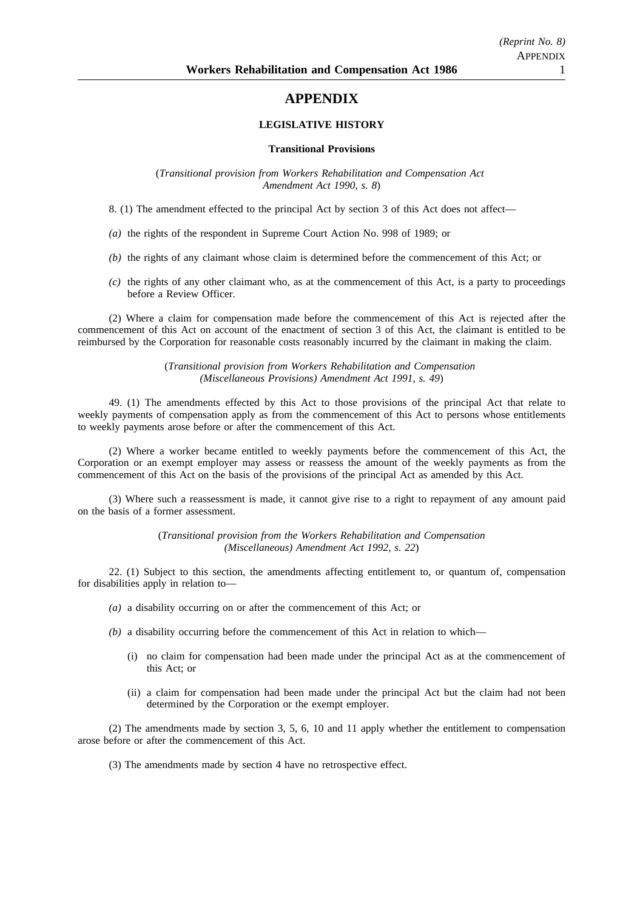# APPENDIX

## LEGISLATIVE HISTORY

### Transitional Provisions

(*Transitional provision from Workers Rehabilitation and Compensation Act Amendment Act 1990, s. 8*)

8. (1) The amendment effected to the principal Act by section 3 of this Act does not affect—

*(a)* the rights of the respondent in Supreme Court Action No. 998 of 1989; or

*(b)* the rights of any claimant whose claim is determined before the commencement of this Act; or

*(c)* the rights of any other claimant who, as at the commencement of this Act, is a party to proceedings before a Review Officer.

(2) Where a claim for compensation made before the commencement of this Act is rejected after the commencement of this Act on account of the enactment of section 3 of this Act, the claimant is entitled to be reimbursed by the Corporation for reasonable costs reasonably incurred by the claimant in making the claim.

(*Transitional provision from Workers Rehabilitation and Compensation (Miscellaneous Provisions) Amendment Act 1991, s. 49*)

49. (1) The amendments effected by this Act to those provisions of the principal Act that relate to weekly payments of compensation apply as from the commencement of this Act to persons whose entitlements to weekly payments arose before or after the commencement of this Act.

(2) Where a worker became entitled to weekly payments before the commencement of this Act, the Corporation or an exempt employer may assess or reassess the amount of the weekly payments as from the commencement of this Act on the basis of the provisions of the principal Act as amended by this Act.

(3) Where such a reassessment is made, it cannot give rise to a right to repayment of any amount paid on the basis of a former assessment.

(*Transitional provision from the Workers Rehabilitation and Compensation (Miscellaneous) Amendment Act 1992, s. 22*)

22. (1) Subject to this section, the amendments affecting entitlement to, or quantum of, compensation for disabilities apply in relation to—

*(a)* a disability occurring on or after the commencement of this Act; or

*(b)* a disability occurring before the commencement of this Act in relation to which—

(i) no claim for compensation had been made under the principal Act as at the commencement of this Act; or

(ii) a claim for compensation had been made under the principal Act but the claim had not been determined by the Corporation or the exempt employer.

(2) The amendments made by section 3, 5, 6, 10 and 11 apply whether the entitlement to compensation arose before or after the commencement of this Act.

(3) The amendments made by section 4 have no retrospective effect.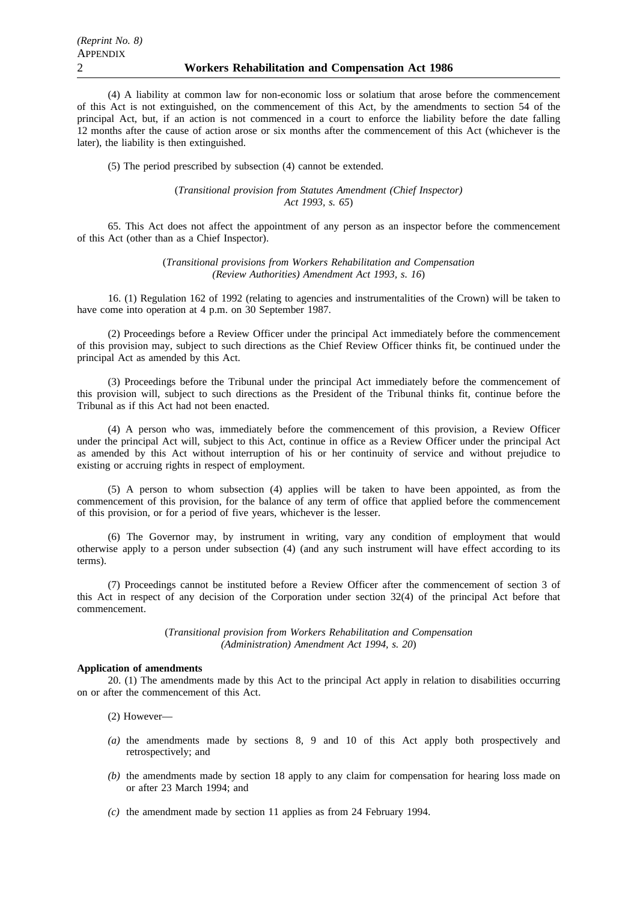(4) A liability at common law for non-economic loss or solatium that arose before the commencement of this Act is not extinguished, on the commencement of this Act, by the amendments to section 54 of the principal Act, but, if an action is not commenced in a court to enforce the liability before the date falling 12 months after the cause of action arose or six months after the commencement of this Act (whichever is the later), the liability is then extinguished.

(5) The period prescribed by subsection (4) cannot be extended.

(*Transitional provision from Statutes Amendment (Chief Inspector) Act 1993, s. 65*)

65. This Act does not affect the appointment of any person as an inspector before the commencement of this Act (other than as a Chief Inspector).

(*Transitional provisions from Workers Rehabilitation and Compensation (Review Authorities) Amendment Act 1993, s. 16*)

16. (1) Regulation 162 of 1992 (relating to agencies and instrumentalities of the Crown) will be taken to have come into operation at 4 p.m. on 30 September 1987.

(2) Proceedings before a Review Officer under the principal Act immediately before the commencement of this provision may, subject to such directions as the Chief Review Officer thinks fit, be continued under the principal Act as amended by this Act.

(3) Proceedings before the Tribunal under the principal Act immediately before the commencement of this provision will, subject to such directions as the President of the Tribunal thinks fit, continue before the Tribunal as if this Act had not been enacted.

(4) A person who was, immediately before the commencement of this provision, a Review Officer under the principal Act will, subject to this Act, continue in office as a Review Officer under the principal Act as amended by this Act without interruption of his or her continuity of service and without prejudice to existing or accruing rights in respect of employment.

(5) A person to whom subsection (4) applies will be taken to have been appointed, as from the commencement of this provision, for the balance of any term of office that applied before the commencement of this provision, or for a period of five years, whichever is the lesser.

(6) The Governor may, by instrument in writing, vary any condition of employment that would otherwise apply to a person under subsection (4) (and any such instrument will have effect according to its terms).

(7) Proceedings cannot be instituted before a Review Officer after the commencement of section 3 of this Act in respect of any decision of the Corporation under section 32(4) of the principal Act before that commencement.

(*Transitional provision from Workers Rehabilitation and Compensation (Administration) Amendment Act 1994, s. 20*)

**Application of amendments**

20. (1) The amendments made by this Act to the principal Act apply in relation to disabilities occurring on or after the commencement of this Act.

(2) However—

*(a)* the amendments made by sections 8, 9 and 10 of this Act apply both prospectively and retrospectively; and

*(b)* the amendments made by section 18 apply to any claim for compensation for hearing loss made on or after 23 March 1994; and

*(c)* the amendment made by section 11 applies as from 24 February 1994.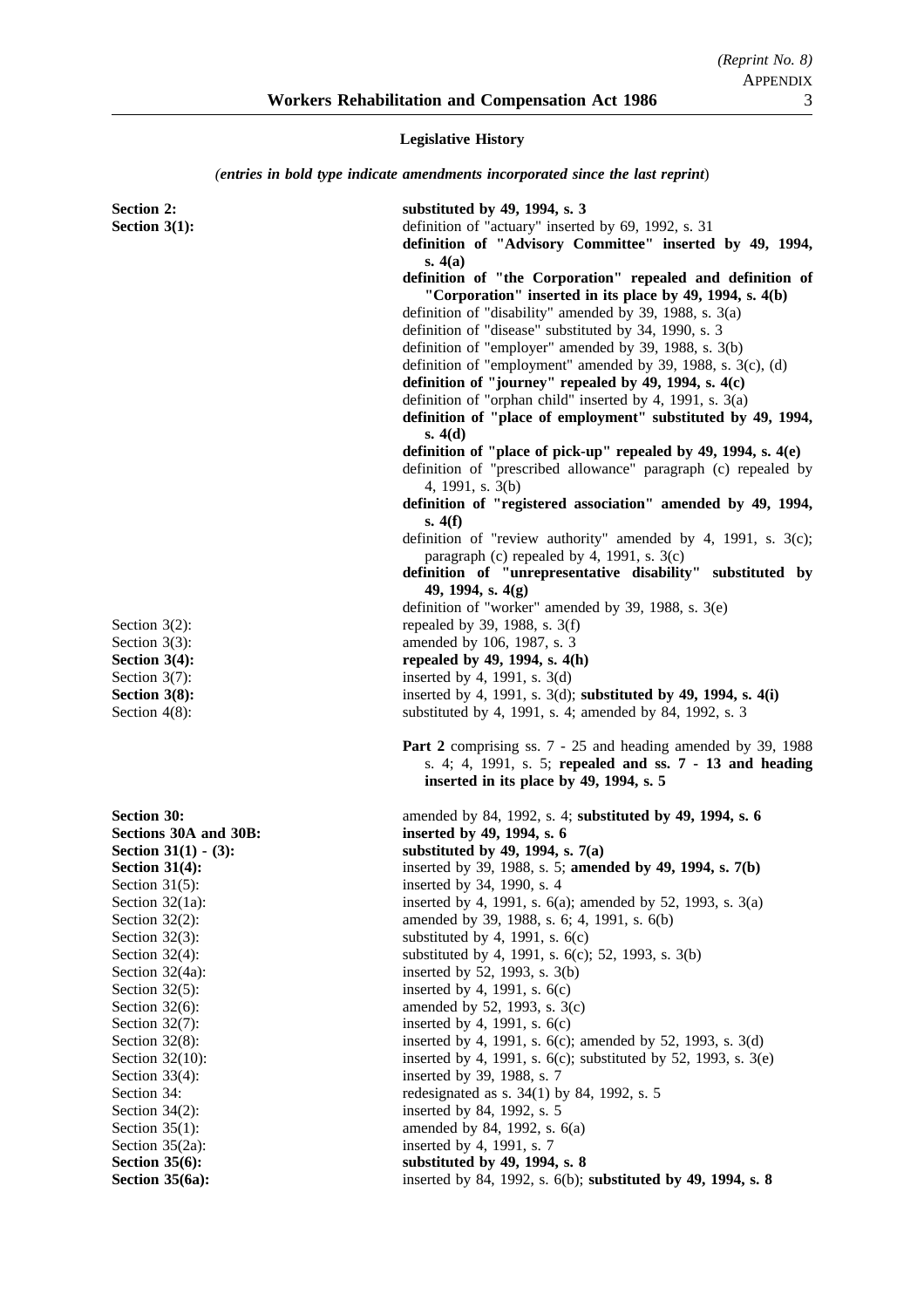## Legislative History

*(entries in bold type indicate amendments incorporated since the last reprint)*

| | |
|---|---|
| **Section 2:** | **substituted by 49, 1994, s. 3** |
| **Section 3(1):** | definition of "actuary" inserted by 69, 1992, s. 31 |
| | **definition of "Advisory Committee" inserted by 49, 1994, s. 4(a)** |
| | **definition of "the Corporation" repealed and definition of "Corporation" inserted in its place by 49, 1994, s. 4(b)** |
| | definition of "disability" amended by 39, 1988, s. 3(a) |
| | definition of "disease" substituted by 34, 1990, s. 3 |
| | definition of "employer" amended by 39, 1988, s. 3(b) |
| | definition of "employment" amended by 39, 1988, s. 3(c), (d) |
| | **definition of "journey" repealed by 49, 1994, s. 4(c)** |
| | definition of "orphan child" inserted by 4, 1991, s. 3(a) |
| | **definition of "place of employment" substituted by 49, 1994, s. 4(d)** |
| | **definition of "place of pick-up" repealed by 49, 1994, s. 4(e)** |
| | definition of "prescribed allowance" paragraph (c) repealed by 4, 1991, s. 3(b) |
| | **definition of "registered association" amended by 49, 1994, s. 4(f)** |
| | definition of "review authority" amended by 4, 1991, s. 3(c); paragraph (c) repealed by 4, 1991, s. 3(c) |
| | **definition of "unrepresentative disability" substituted by 49, 1994, s. 4(g)** |
| | definition of "worker" amended by 39, 1988, s. 3(e) |
| Section 3(2): | repealed by 39, 1988, s. 3(f) |
| Section 3(3): | amended by 106, 1987, s. 3 |
| **Section 3(4):** | **repealed by 49, 1994, s. 4(h)** |
| Section 3(7): | inserted by 4, 1991, s. 3(d) |
| **Section 3(8):** | inserted by 4, 1991, s. 3(d); **substituted by 49, 1994, s. 4(i)** |
| Section 4(8): | substituted by 4, 1991, s. 4; amended by 84, 1992, s. 3 |
| | **Part 2** comprising ss. 7 - 25 and heading amended by 39, 1988 s. 4; 4, 1991, s. 5; **repealed and ss. 7 - 13 and heading inserted in its place by 49, 1994, s. 5** |
| **Section 30:** | amended by 84, 1992, s. 4; **substituted by 49, 1994, s. 6** |
| **Sections 30A and 30B:** | **inserted by 49, 1994, s. 6** |
| **Section 31(1) - (3):** | **substituted by 49, 1994, s. 7(a)** |
| **Section 31(4):** | inserted by 39, 1988, s. 5; **amended by 49, 1994, s. 7(b)** |
| Section 31(5): | inserted by 34, 1990, s. 4 |
| Section 32(1a): | inserted by 4, 1991, s. 6(a); amended by 52, 1993, s. 3(a) |
| Section 32(2): | amended by 39, 1988, s. 6; 4, 1991, s. 6(b) |
| Section 32(3): | substituted by 4, 1991, s. 6(c) |
| Section 32(4): | substituted by 4, 1991, s. 6(c); 52, 1993, s. 3(b) |
| Section 32(4a): | inserted by 52, 1993, s. 3(b) |
| Section 32(5): | inserted by 4, 1991, s. 6(c) |
| Section 32(6): | amended by 52, 1993, s. 3(c) |
| Section 32(7): | inserted by 4, 1991, s. 6(c) |
| Section 32(8): | inserted by 4, 1991, s. 6(c); amended by 52, 1993, s. 3(d) |
| Section 32(10): | inserted by 4, 1991, s. 6(c); substituted by 52, 1993, s. 3(e) |
| Section 33(4): | inserted by 39, 1988, s. 7 |
| Section 34: | redesignated as s. 34(1) by 84, 1992, s. 5 |
| Section 34(2): | inserted by 84, 1992, s. 5 |
| Section 35(1): | amended by 84, 1992, s. 6(a) |
| Section 35(2a): | inserted by 4, 1991, s. 7 |
| **Section 35(6):** | **substituted by 49, 1994, s. 8** |
| **Section 35(6a):** | inserted by 84, 1992, s. 6(b); **substituted by 49, 1994, s. 8** |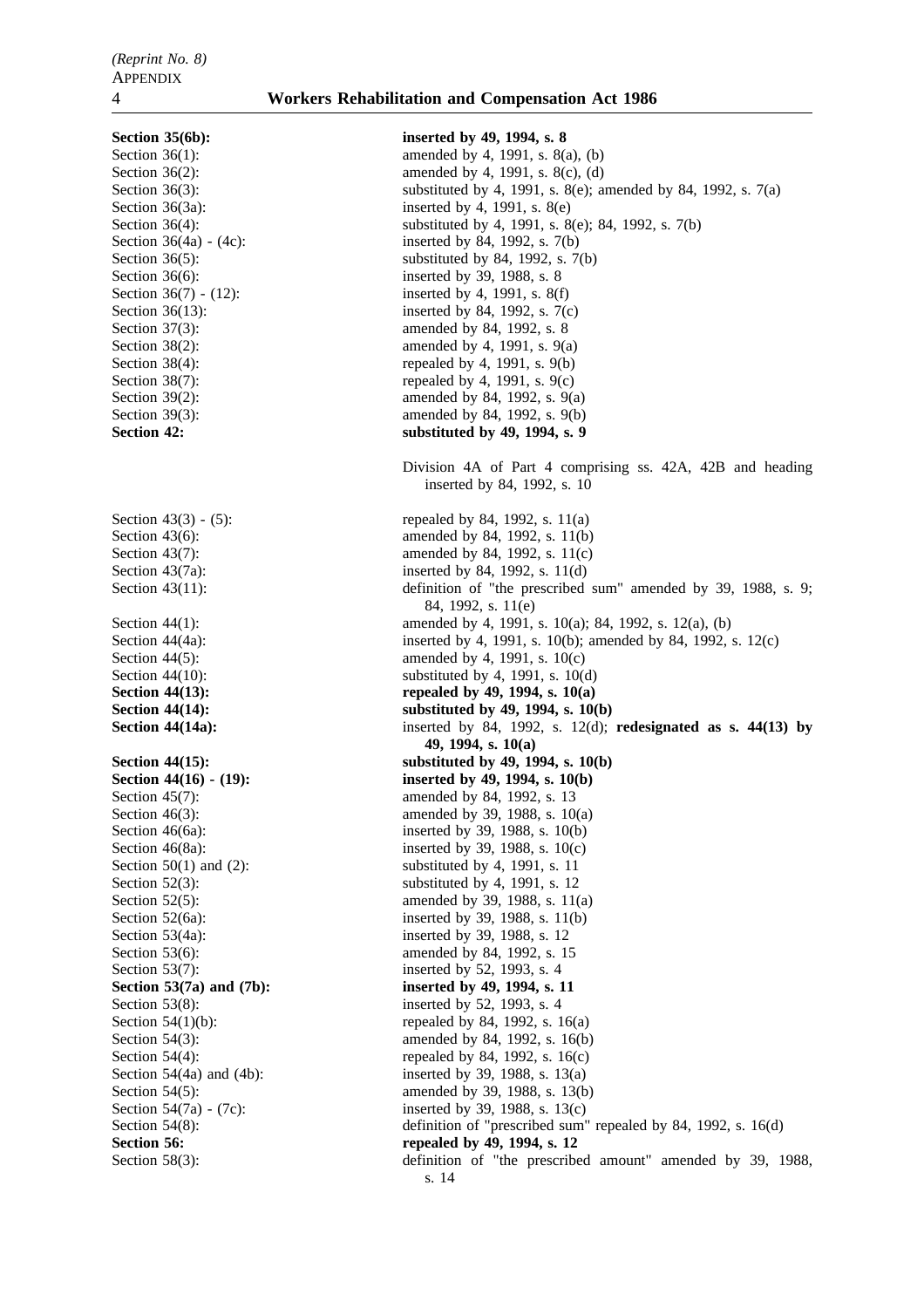| | |
|---|---|
| **Section 35(6b):** | **inserted by 49, 1994, s. 8** |
| Section 36(1): | amended by 4, 1991, s. 8(a), (b) |
| Section 36(2): | amended by 4, 1991, s. 8(c), (d) |
| Section 36(3): | substituted by 4, 1991, s. 8(e); amended by 84, 1992, s. 7(a) |
| Section 36(3a): | inserted by 4, 1991, s. 8(e) |
| Section 36(4): | substituted by 4, 1991, s. 8(e); 84, 1992, s. 7(b) |
| Section 36(4a) - (4c): | inserted by 84, 1992, s. 7(b) |
| Section 36(5): | substituted by 84, 1992, s. 7(b) |
| Section 36(6): | inserted by 39, 1988, s. 8 |
| Section 36(7) - (12): | inserted by 4, 1991, s. 8(f) |
| Section 36(13): | inserted by 84, 1992, s. 7(c) |
| Section 37(3): | amended by 84, 1992, s. 8 |
| Section 38(2): | amended by 4, 1991, s. 9(a) |
| Section 38(4): | repealed by 4, 1991, s. 9(b) |
| Section 38(7): | repealed by 4, 1991, s. 9(c) |
| Section 39(2): | amended by 84, 1992, s. 9(a) |
| Section 39(3): | amended by 84, 1992, s. 9(b) |
| **Section 42:** | **substituted by 49, 1994, s. 9** |
| | Division 4A of Part 4 comprising ss. 42A, 42B and heading inserted by 84, 1992, s. 10 |
| Section 43(3) - (5): | repealed by 84, 1992, s. 11(a) |
| Section 43(6): | amended by 84, 1992, s. 11(b) |
| Section 43(7): | amended by 84, 1992, s. 11(c) |
| Section 43(7a): | inserted by 84, 1992, s. 11(d) |
| Section 43(11): | definition of "the prescribed sum" amended by 39, 1988, s. 9; 84, 1992, s. 11(e) |
| Section 44(1): | amended by 4, 1991, s. 10(a); 84, 1992, s. 12(a), (b) |
| Section 44(4a): | inserted by 4, 1991, s. 10(b); amended by 84, 1992, s. 12(c) |
| Section 44(5): | amended by 4, 1991, s. 10(c) |
| Section 44(10): | substituted by 4, 1991, s. 10(d) |
| **Section 44(13):** | **repealed by 49, 1994, s. 10(a)** |
| **Section 44(14):** | **substituted by 49, 1994, s. 10(b)** |
| **Section 44(14a):** | inserted by 84, 1992, s. 12(d); **redesignated as s. 44(13) by 49, 1994, s. 10(a)** |
| **Section 44(15):** | **substituted by 49, 1994, s. 10(b)** |
| **Section 44(16) - (19):** | **inserted by 49, 1994, s. 10(b)** |
| Section 45(7): | amended by 84, 1992, s. 13 |
| Section 46(3): | amended by 39, 1988, s. 10(a) |
| Section 46(6a): | inserted by 39, 1988, s. 10(b) |
| Section 46(8a): | inserted by 39, 1988, s. 10(c) |
| Section 50(1) and (2): | substituted by 4, 1991, s. 11 |
| Section 52(3): | substituted by 4, 1991, s. 12 |
| Section 52(5): | amended by 39, 1988, s. 11(a) |
| Section 52(6a): | inserted by 39, 1988, s. 11(b) |
| Section 53(4a): | inserted by 39, 1988, s. 12 |
| Section 53(6): | amended by 84, 1992, s. 15 |
| Section 53(7): | inserted by 52, 1993, s. 4 |
| **Section 53(7a) and (7b):** | **inserted by 49, 1994, s. 11** |
| Section 53(8): | inserted by 52, 1993, s. 4 |
| Section 54(1)(b): | repealed by 84, 1992, s. 16(a) |
| Section 54(3): | amended by 84, 1992, s. 16(b) |
| Section 54(4): | repealed by 84, 1992, s. 16(c) |
| Section 54(4a) and (4b): | inserted by 39, 1988, s. 13(a) |
| Section 54(5): | amended by 39, 1988, s. 13(b) |
| Section 54(7a) - (7c): | inserted by 39, 1988, s. 13(c) |
| Section 54(8): | definition of "prescribed sum" repealed by 84, 1992, s. 16(d) |
| **Section 56:** | **repealed by 49, 1994, s. 12** |
| Section 58(3): | definition of "the prescribed amount" amended by 39, 1988, s. 14 |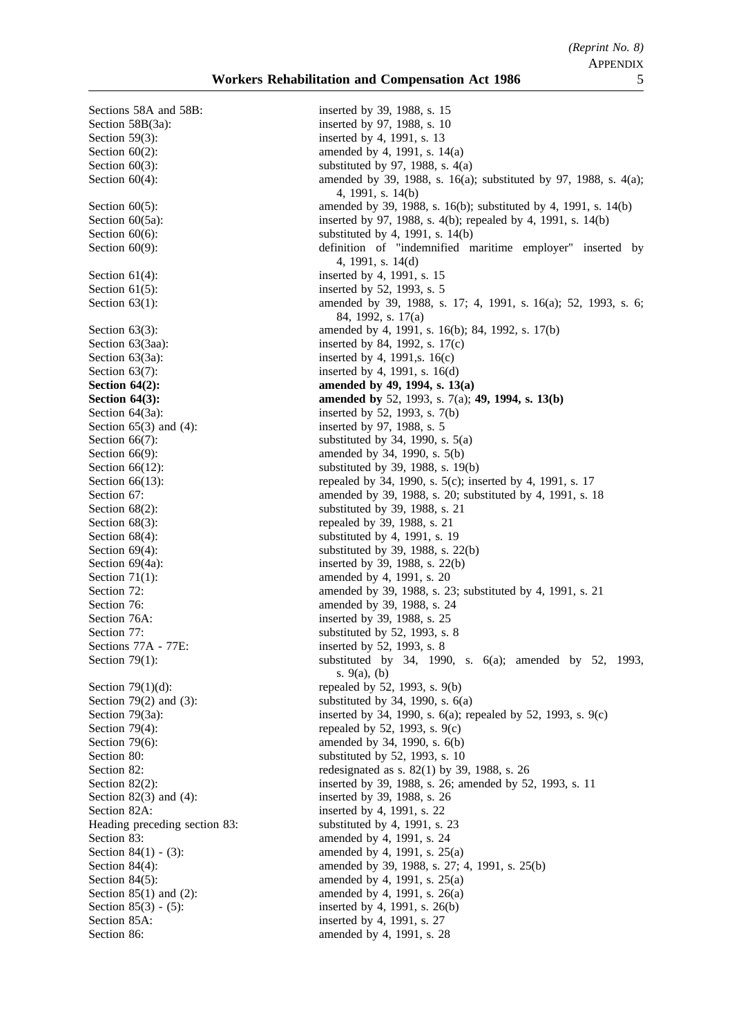| | |
|---|---|
| Sections 58A and 58B: | inserted by 39, 1988, s. 15 |
| Section 58B(3a): | inserted by 97, 1988, s. 10 |
| Section 59(3): | inserted by 4, 1991, s. 13 |
| Section 60(2): | amended by 4, 1991, s. 14(a) |
| Section 60(3): | substituted by 97, 1988, s. 4(a) |
| Section 60(4): | amended by 39, 1988, s. 16(a); substituted by 97, 1988, s. 4(a); 4, 1991, s. 14(b) |
| Section 60(5): | amended by 39, 1988, s. 16(b); substituted by 4, 1991, s. 14(b) |
| Section 60(5a): | inserted by 97, 1988, s. 4(b); repealed by 4, 1991, s. 14(b) |
| Section 60(6): | substituted by 4, 1991, s. 14(b) |
| Section 60(9): | definition of "indemnified maritime employer" inserted by 4, 1991, s. 14(d) |
| Section 61(4): | inserted by 4, 1991, s. 15 |
| Section 61(5): | inserted by 52, 1993, s. 5 |
| Section 63(1): | amended by 39, 1988, s. 17; 4, 1991, s. 16(a); 52, 1993, s. 6; 84, 1992, s. 17(a) |
| Section 63(3): | amended by 4, 1991, s. 16(b); 84, 1992, s. 17(b) |
| Section 63(3aa): | inserted by 84, 1992, s. 17(c) |
| Section 63(3a): | inserted by 4, 1991,s. 16(c) |
| Section 63(7): | inserted by 4, 1991, s. 16(d) |
| **Section 64(2):** | **amended by 49, 1994, s. 13(a)** |
| **Section 64(3):** | **amended by** 52, 1993, s. 7(a); **49, 1994, s. 13(b)** |
| Section 64(3a): | inserted by 52, 1993, s. 7(b) |
| Section 65(3) and (4): | inserted by 97, 1988, s. 5 |
| Section 66(7): | substituted by 34, 1990, s. 5(a) |
| Section 66(9): | amended by 34, 1990, s. 5(b) |
| Section 66(12): | substituted by 39, 1988, s. 19(b) |
| Section 66(13): | repealed by 34, 1990, s. 5(c); inserted by 4, 1991, s. 17 |
| Section 67: | amended by 39, 1988, s. 20; substituted by 4, 1991, s. 18 |
| Section 68(2): | substituted by 39, 1988, s. 21 |
| Section 68(3): | repealed by 39, 1988, s. 21 |
| Section 68(4): | substituted by 4, 1991, s. 19 |
| Section 69(4): | substituted by 39, 1988, s. 22(b) |
| Section 69(4a): | inserted by 39, 1988, s. 22(b) |
| Section 71(1): | amended by 4, 1991, s. 20 |
| Section 72: | amended by 39, 1988, s. 23; substituted by 4, 1991, s. 21 |
| Section 76: | amended by 39, 1988, s. 24 |
| Section 76A: | inserted by 39, 1988, s. 25 |
| Section 77: | substituted by 52, 1993, s. 8 |
| Sections 77A - 77E: | inserted by 52, 1993, s. 8 |
| Section 79(1): | substituted by 34, 1990, s. 6(a); amended by 52, 1993, s. 9(a), (b) |
| Section 79(1)(d): | repealed by 52, 1993, s. 9(b) |
| Section 79(2) and (3): | substituted by 34, 1990, s. 6(a) |
| Section 79(3a): | inserted by 34, 1990, s. 6(a); repealed by 52, 1993, s. 9(c) |
| Section 79(4): | repealed by 52, 1993, s. 9(c) |
| Section 79(6): | amended by 34, 1990, s. 6(b) |
| Section 80: | substituted by 52, 1993, s. 10 |
| Section 82: | redesignated as s. 82(1) by 39, 1988, s. 26 |
| Section 82(2): | inserted by 39, 1988, s. 26; amended by 52, 1993, s. 11 |
| Section 82(3) and (4): | inserted by 39, 1988, s. 26 |
| Section 82A: | inserted by 4, 1991, s. 22 |
| Heading preceding section 83: | substituted by 4, 1991, s. 23 |
| Section 83: | amended by 4, 1991, s. 24 |
| Section 84(1) - (3): | amended by 4, 1991, s. 25(a) |
| Section 84(4): | amended by 39, 1988, s. 27; 4, 1991, s. 25(b) |
| Section 84(5): | amended by 4, 1991, s. 25(a) |
| Section 85(1) and (2): | amended by 4, 1991, s. 26(a) |
| Section 85(3) - (5): | inserted by 4, 1991, s. 26(b) |
| Section 85A: | inserted by 4, 1991, s. 27 |
| Section 86: | amended by 4, 1991, s. 28 |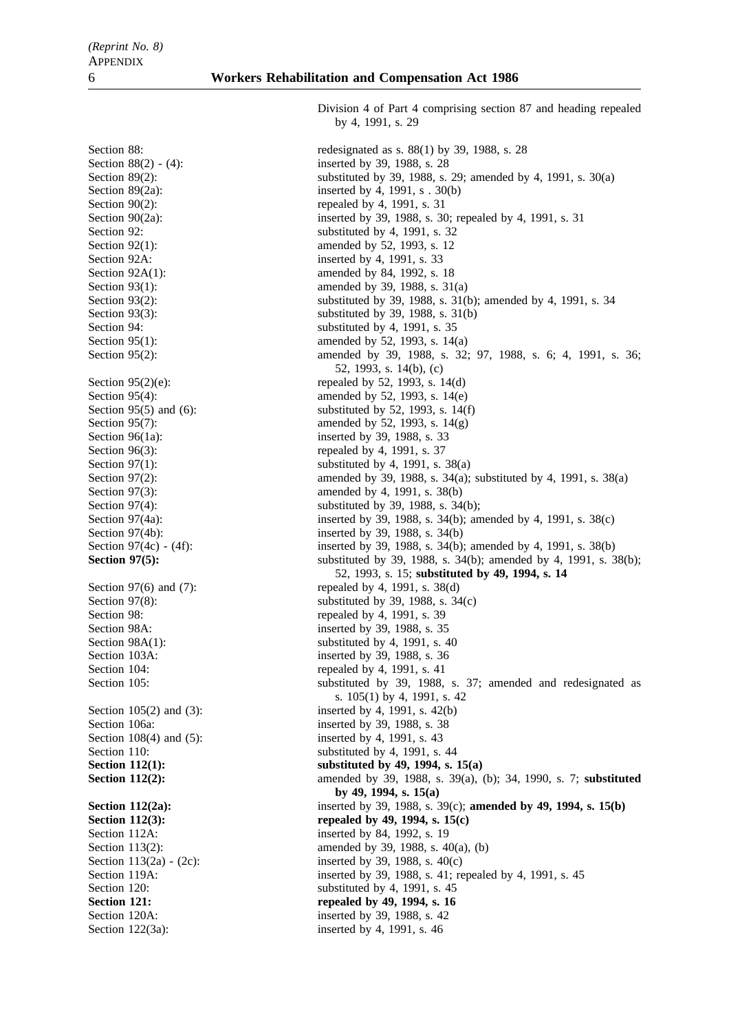Division 4 of Part 4 comprising section 87 and heading repealed by 4, 1991, s. 29

| | |
|---|---|
| Section 88: | redesignated as s. 88(1) by 39, 1988, s. 28 |
| Section 88(2) - (4): | inserted by 39, 1988, s. 28 |
| Section 89(2): | substituted by 39, 1988, s. 29; amended by 4, 1991, s. 30(a) |
| Section 89(2a): | inserted by 4, 1991, s . 30(b) |
| Section 90(2): | repealed by 4, 1991, s. 31 |
| Section 90(2a): | inserted by 39, 1988, s. 30; repealed by 4, 1991, s. 31 |
| Section 92: | substituted by 4, 1991, s. 32 |
| Section 92(1): | amended by 52, 1993, s. 12 |
| Section 92A: | inserted by 4, 1991, s. 33 |
| Section 92A(1): | amended by 84, 1992, s. 18 |
| Section 93(1): | amended by 39, 1988, s. 31(a) |
| Section 93(2): | substituted by 39, 1988, s. 31(b); amended by 4, 1991, s. 34 |
| Section 93(3): | substituted by 39, 1988, s. 31(b) |
| Section 94: | substituted by 4, 1991, s. 35 |
| Section 95(1): | amended by 52, 1993, s. 14(a) |
| Section 95(2): | amended by 39, 1988, s. 32; 97, 1988, s. 6; 4, 1991, s. 36; 52, 1993, s. 14(b), (c) |
| Section 95(2)(e): | repealed by 52, 1993, s. 14(d) |
| Section 95(4): | amended by 52, 1993, s. 14(e) |
| Section 95(5) and (6): | substituted by 52, 1993, s. 14(f) |
| Section 95(7): | amended by 52, 1993, s. 14(g) |
| Section 96(1a): | inserted by 39, 1988, s. 33 |
| Section 96(3): | repealed by 4, 1991, s. 37 |
| Section 97(1): | substituted by 4, 1991, s. 38(a) |
| Section 97(2): | amended by 39, 1988, s. 34(a); substituted by 4, 1991, s. 38(a) |
| Section 97(3): | amended by 4, 1991, s. 38(b) |
| Section 97(4): | substituted by 39, 1988, s. 34(b); |
| Section 97(4a): | inserted by 39, 1988, s. 34(b); amended by 4, 1991, s. 38(c) |
| Section 97(4b): | inserted by 39, 1988, s. 34(b) |
| Section 97(4c) - (4f): | inserted by 39, 1988, s. 34(b); amended by 4, 1991, s. 38(b) |
| **Section 97(5):** | substituted by 39, 1988, s. 34(b); amended by 4, 1991, s. 38(b); 52, 1993, s. 15; **substituted by 49, 1994, s. 14** |
| Section 97(6) and (7): | repealed by 4, 1991, s. 38(d) |
| Section 97(8): | substituted by 39, 1988, s. 34(c) |
| Section 98: | repealed by 4, 1991, s. 39 |
| Section 98A: | inserted by 39, 1988, s. 35 |
| Section 98A(1): | substituted by 4, 1991, s. 40 |
| Section 103A: | inserted by 39, 1988, s. 36 |
| Section 104: | repealed by 4, 1991, s. 41 |
| Section 105: | substituted by 39, 1988, s. 37; amended and redesignated as s. 105(1) by 4, 1991, s. 42 |
| Section 105(2) and (3): | inserted by 4, 1991, s. 42(b) |
| Section 106a: | inserted by 39, 1988, s. 38 |
| Section 108(4) and (5): | inserted by 4, 1991, s. 43 |
| Section 110: | substituted by 4, 1991, s. 44 |
| **Section 112(1):** | **substituted by 49, 1994, s. 15(a)** |
| **Section 112(2):** | amended by 39, 1988, s. 39(a), (b); 34, 1990, s. 7; **substituted by 49, 1994, s. 15(a)** |
| **Section 112(2a):** | inserted by 39, 1988, s. 39(c); **amended by 49, 1994, s. 15(b)** |
| **Section 112(3):** | **repealed by 49, 1994, s. 15(c)** |
| Section 112A: | inserted by 84, 1992, s. 19 |
| Section 113(2): | amended by 39, 1988, s. 40(a), (b) |
| Section 113(2a) - (2c): | inserted by 39, 1988, s. 40(c) |
| Section 119A: | inserted by 39, 1988, s. 41; repealed by 4, 1991, s. 45 |
| Section 120: | substituted by 4, 1991, s. 45 |
| **Section 121:** | **repealed by 49, 1994, s. 16** |
| Section 120A: | inserted by 39, 1988, s. 42 |
| Section 122(3a): | inserted by 4, 1991, s. 46 |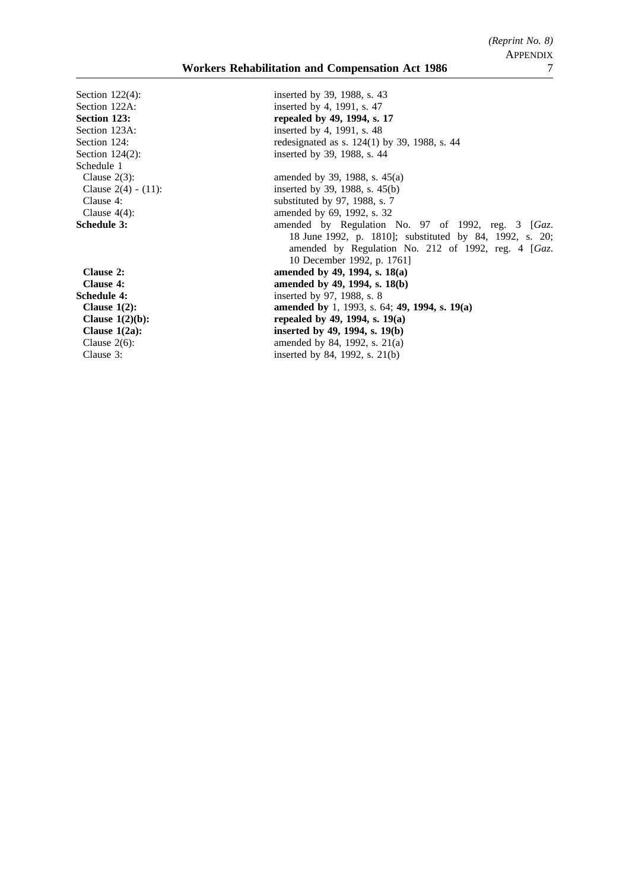| | |
|---|---|
| Section 122(4): | inserted by 39, 1988, s. 43 |
| Section 122A: | inserted by 4, 1991, s. 47 |
| **Section 123:** | **repealed by 49, 1994, s. 17** |
| Section 123A: | inserted by 4, 1991, s. 48 |
| Section 124: | redesignated as s. 124(1) by 39, 1988, s. 44 |
| Section 124(2): | inserted by 39, 1988, s. 44 |
| Schedule 1 | |
| Clause 2(3): | amended by 39, 1988, s. 45(a) |
| Clause 2(4) - (11): | inserted by 39, 1988, s. 45(b) |
| Clause 4: | substituted by 97, 1988, s. 7 |
| Clause 4(4): | amended by 69, 1992, s. 32 |
| **Schedule 3:** | amended by Regulation No. 97 of 1992, reg. 3 [*Gaz.* 18 June 1992, p. 1810]; substituted by 84, 1992, s. 20; amended by Regulation No. 212 of 1992, reg. 4 [*Gaz.* 10 December 1992, p. 1761] |
| **Clause 2:** | **amended by 49, 1994, s. 18(a)** |
| **Clause 4:** | **amended by 49, 1994, s. 18(b)** |
| **Schedule 4:** | inserted by 97, 1988, s. 8 |
| **Clause 1(2):** | **amended by** 1, 1993, s. 64; **49, 1994, s. 19(a)** |
| **Clause 1(2)(b):** | **repealed by 49, 1994, s. 19(a)** |
| **Clause 1(2a):** | **inserted by 49, 1994, s. 19(b)** |
| Clause 2(6): | amended by 84, 1992, s. 21(a) |
| Clause 3: | inserted by 84, 1992, s. 21(b) |